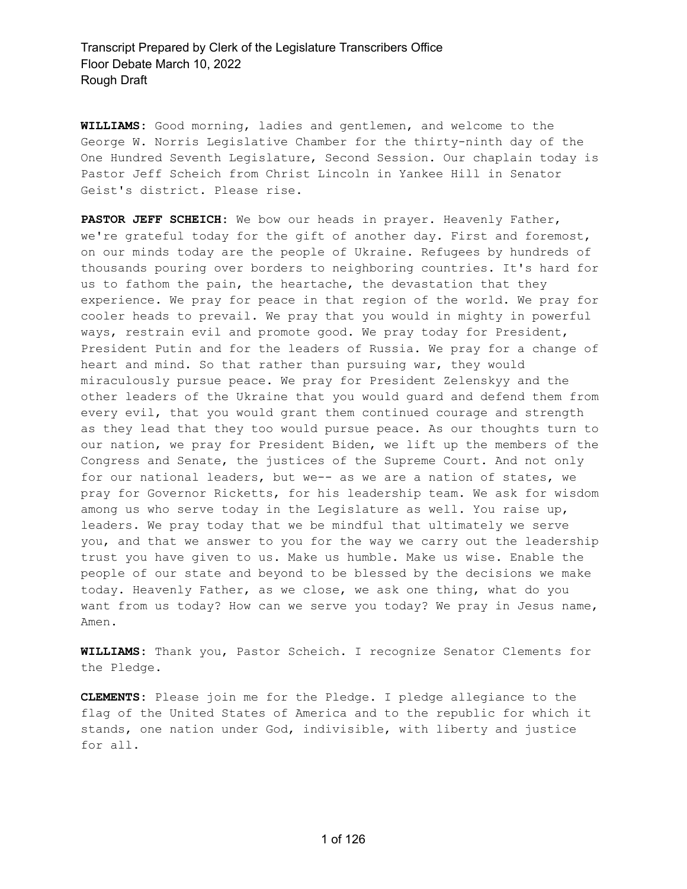**WILLIAMS:** Good morning, ladies and gentlemen, and welcome to the George W. Norris Legislative Chamber for the thirty-ninth day of the One Hundred Seventh Legislature, Second Session. Our chaplain today is Pastor Jeff Scheich from Christ Lincoln in Yankee Hill in Senator Geist's district. Please rise.

**PASTOR JEFF SCHEICH:** We bow our heads in prayer. Heavenly Father, we're grateful today for the gift of another day. First and foremost, on our minds today are the people of Ukraine. Refugees by hundreds of thousands pouring over borders to neighboring countries. It's hard for us to fathom the pain, the heartache, the devastation that they experience. We pray for peace in that region of the world. We pray for cooler heads to prevail. We pray that you would in mighty in powerful ways, restrain evil and promote good. We pray today for President, President Putin and for the leaders of Russia. We pray for a change of heart and mind. So that rather than pursuing war, they would miraculously pursue peace. We pray for President Zelenskyy and the other leaders of the Ukraine that you would guard and defend them from every evil, that you would grant them continued courage and strength as they lead that they too would pursue peace. As our thoughts turn to our nation, we pray for President Biden, we lift up the members of the Congress and Senate, the justices of the Supreme Court. And not only for our national leaders, but we-- as we are a nation of states, we pray for Governor Ricketts, for his leadership team. We ask for wisdom among us who serve today in the Legislature as well. You raise up, leaders. We pray today that we be mindful that ultimately we serve you, and that we answer to you for the way we carry out the leadership trust you have given to us. Make us humble. Make us wise. Enable the people of our state and beyond to be blessed by the decisions we make today. Heavenly Father, as we close, we ask one thing, what do you want from us today? How can we serve you today? We pray in Jesus name, Amen.

**WILLIAMS:** Thank you, Pastor Scheich. I recognize Senator Clements for the Pledge.

**CLEMENTS:** Please join me for the Pledge. I pledge allegiance to the flag of the United States of America and to the republic for which it stands, one nation under God, indivisible, with liberty and justice for all.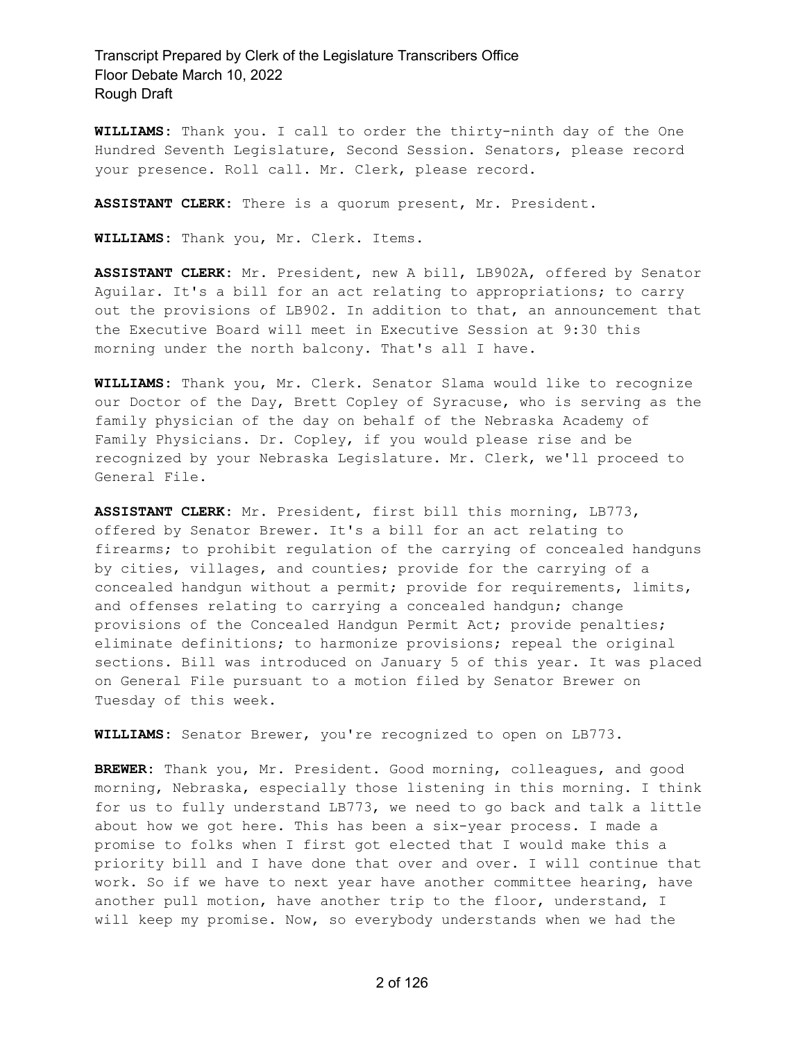**WILLIAMS:** Thank you. I call to order the thirty-ninth day of the One Hundred Seventh Legislature, Second Session. Senators, please record your presence. Roll call. Mr. Clerk, please record.

**ASSISTANT CLERK:** There is a quorum present, Mr. President.

**WILLIAMS:** Thank you, Mr. Clerk. Items.

**ASSISTANT CLERK:** Mr. President, new A bill, LB902A, offered by Senator Aguilar. It's a bill for an act relating to appropriations; to carry out the provisions of LB902. In addition to that, an announcement that the Executive Board will meet in Executive Session at 9:30 this morning under the north balcony. That's all I have.

**WILLIAMS:** Thank you, Mr. Clerk. Senator Slama would like to recognize our Doctor of the Day, Brett Copley of Syracuse, who is serving as the family physician of the day on behalf of the Nebraska Academy of Family Physicians. Dr. Copley, if you would please rise and be recognized by your Nebraska Legislature. Mr. Clerk, we'll proceed to General File.

**ASSISTANT CLERK:** Mr. President, first bill this morning, LB773, offered by Senator Brewer. It's a bill for an act relating to firearms; to prohibit regulation of the carrying of concealed handguns by cities, villages, and counties; provide for the carrying of a concealed handgun without a permit; provide for requirements, limits, and offenses relating to carrying a concealed handgun; change provisions of the Concealed Handgun Permit Act; provide penalties; eliminate definitions; to harmonize provisions; repeal the original sections. Bill was introduced on January 5 of this year. It was placed on General File pursuant to a motion filed by Senator Brewer on Tuesday of this week.

**WILLIAMS:** Senator Brewer, you're recognized to open on LB773.

**BREWER:** Thank you, Mr. President. Good morning, colleagues, and good morning, Nebraska, especially those listening in this morning. I think for us to fully understand LB773, we need to go back and talk a little about how we got here. This has been a six-year process. I made a promise to folks when I first got elected that I would make this a priority bill and I have done that over and over. I will continue that work. So if we have to next year have another committee hearing, have another pull motion, have another trip to the floor, understand, I will keep my promise. Now, so everybody understands when we had the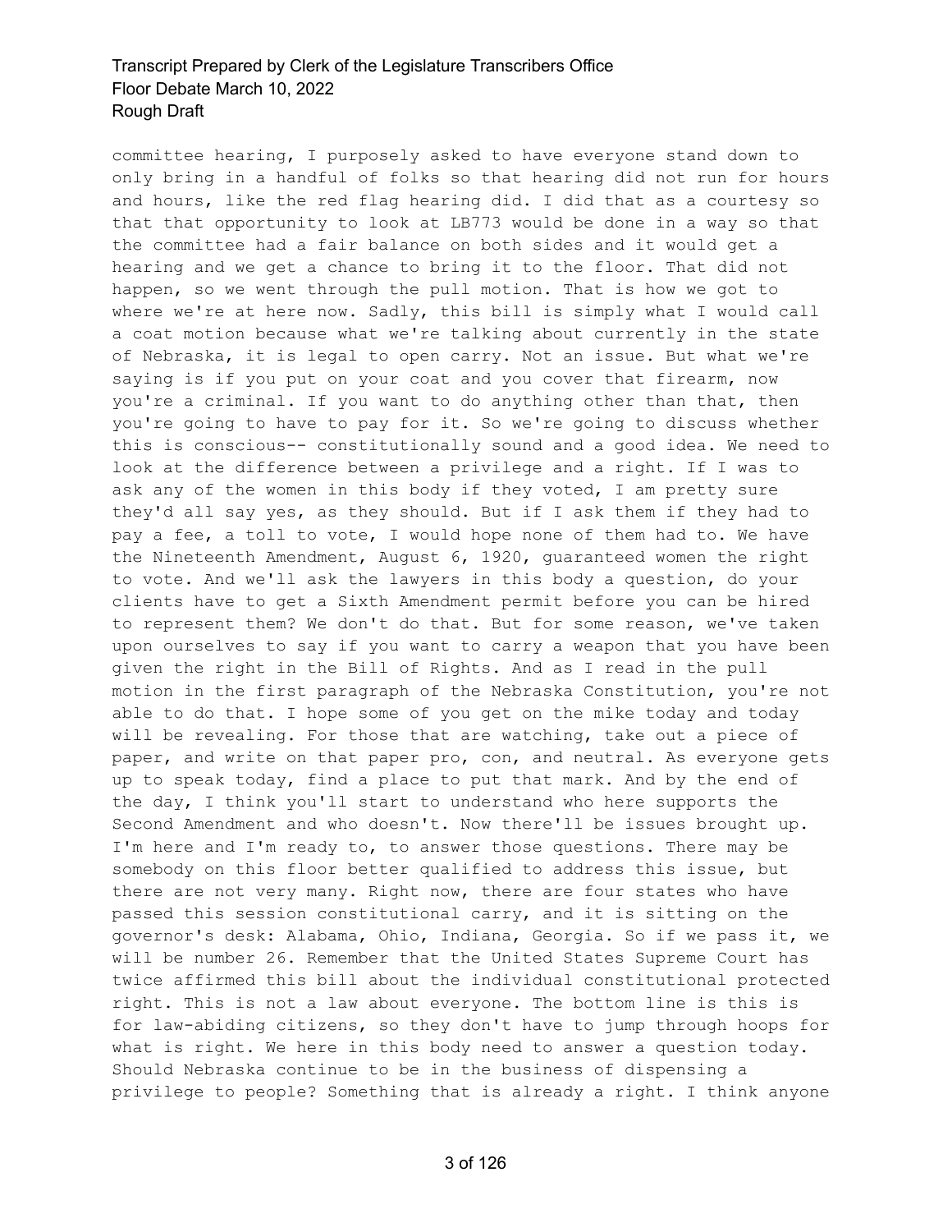committee hearing, I purposely asked to have everyone stand down to only bring in a handful of folks so that hearing did not run for hours and hours, like the red flag hearing did. I did that as a courtesy so that that opportunity to look at LB773 would be done in a way so that the committee had a fair balance on both sides and it would get a hearing and we get a chance to bring it to the floor. That did not happen, so we went through the pull motion. That is how we got to where we're at here now. Sadly, this bill is simply what I would call a coat motion because what we're talking about currently in the state of Nebraska, it is legal to open carry. Not an issue. But what we're saying is if you put on your coat and you cover that firearm, now you're a criminal. If you want to do anything other than that, then you're going to have to pay for it. So we're going to discuss whether this is conscious-- constitutionally sound and a good idea. We need to look at the difference between a privilege and a right. If I was to ask any of the women in this body if they voted, I am pretty sure they'd all say yes, as they should. But if I ask them if they had to pay a fee, a toll to vote, I would hope none of them had to. We have the Nineteenth Amendment, August 6, 1920, guaranteed women the right to vote. And we'll ask the lawyers in this body a question, do your clients have to get a Sixth Amendment permit before you can be hired to represent them? We don't do that. But for some reason, we've taken upon ourselves to say if you want to carry a weapon that you have been given the right in the Bill of Rights. And as I read in the pull motion in the first paragraph of the Nebraska Constitution, you're not able to do that. I hope some of you get on the mike today and today will be revealing. For those that are watching, take out a piece of paper, and write on that paper pro, con, and neutral. As everyone gets up to speak today, find a place to put that mark. And by the end of the day, I think you'll start to understand who here supports the Second Amendment and who doesn't. Now there'll be issues brought up. I'm here and I'm ready to, to answer those questions. There may be somebody on this floor better qualified to address this issue, but there are not very many. Right now, there are four states who have passed this session constitutional carry, and it is sitting on the governor's desk: Alabama, Ohio, Indiana, Georgia. So if we pass it, we will be number 26. Remember that the United States Supreme Court has twice affirmed this bill about the individual constitutional protected right. This is not a law about everyone. The bottom line is this is for law-abiding citizens, so they don't have to jump through hoops for what is right. We here in this body need to answer a question today. Should Nebraska continue to be in the business of dispensing a privilege to people? Something that is already a right. I think anyone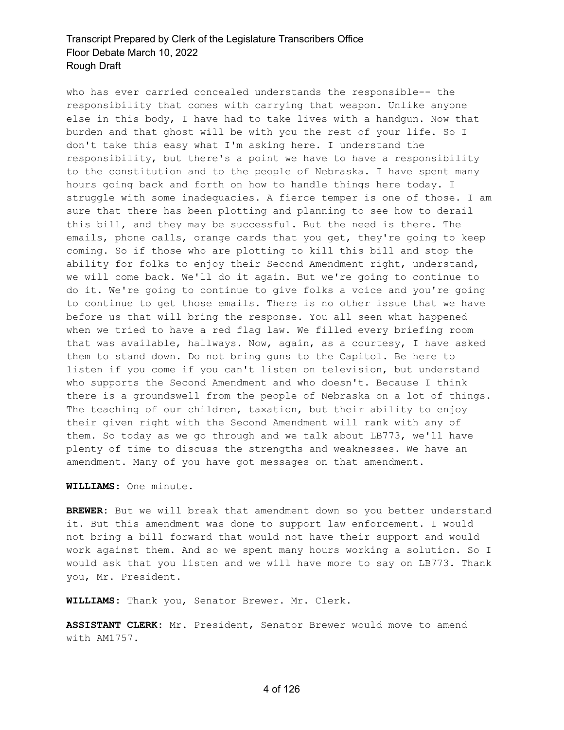who has ever carried concealed understands the responsible-- the responsibility that comes with carrying that weapon. Unlike anyone else in this body, I have had to take lives with a handgun. Now that burden and that ghost will be with you the rest of your life. So I don't take this easy what I'm asking here. I understand the responsibility, but there's a point we have to have a responsibility to the constitution and to the people of Nebraska. I have spent many hours going back and forth on how to handle things here today. I struggle with some inadequacies. A fierce temper is one of those. I am sure that there has been plotting and planning to see how to derail this bill, and they may be successful. But the need is there. The emails, phone calls, orange cards that you get, they're going to keep coming. So if those who are plotting to kill this bill and stop the ability for folks to enjoy their Second Amendment right, understand, we will come back. We'll do it again. But we're going to continue to do it. We're going to continue to give folks a voice and you're going to continue to get those emails. There is no other issue that we have before us that will bring the response. You all seen what happened when we tried to have a red flag law. We filled every briefing room that was available, hallways. Now, again, as a courtesy, I have asked them to stand down. Do not bring guns to the Capitol. Be here to listen if you come if you can't listen on television, but understand who supports the Second Amendment and who doesn't. Because I think there is a groundswell from the people of Nebraska on a lot of things. The teaching of our children, taxation, but their ability to enjoy their given right with the Second Amendment will rank with any of them. So today as we go through and we talk about LB773, we'll have plenty of time to discuss the strengths and weaknesses. We have an amendment. Many of you have got messages on that amendment.

**WILLIAMS:** One minute.

**BREWER:** But we will break that amendment down so you better understand it. But this amendment was done to support law enforcement. I would not bring a bill forward that would not have their support and would work against them. And so we spent many hours working a solution. So I would ask that you listen and we will have more to say on LB773. Thank you, Mr. President.

**WILLIAMS:** Thank you, Senator Brewer. Mr. Clerk.

**ASSISTANT CLERK:** Mr. President, Senator Brewer would move to amend with AM1757.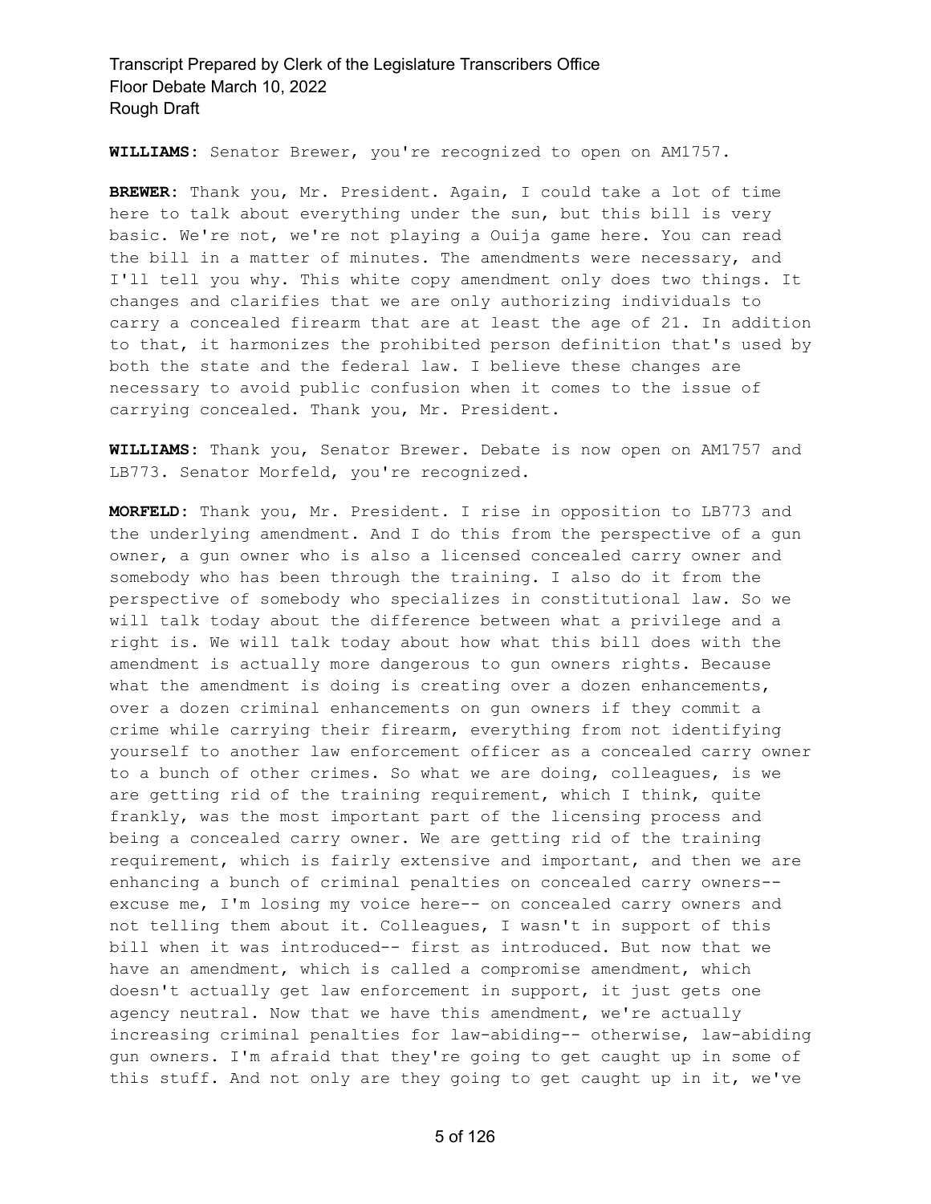**WILLIAMS:** Senator Brewer, you're recognized to open on AM1757.

**BREWER:** Thank you, Mr. President. Again, I could take a lot of time here to talk about everything under the sun, but this bill is very basic. We're not, we're not playing a Ouija game here. You can read the bill in a matter of minutes. The amendments were necessary, and I'll tell you why. This white copy amendment only does two things. It changes and clarifies that we are only authorizing individuals to carry a concealed firearm that are at least the age of 21. In addition to that, it harmonizes the prohibited person definition that's used by both the state and the federal law. I believe these changes are necessary to avoid public confusion when it comes to the issue of carrying concealed. Thank you, Mr. President.

**WILLIAMS:** Thank you, Senator Brewer. Debate is now open on AM1757 and LB773. Senator Morfeld, you're recognized.

**MORFELD:** Thank you, Mr. President. I rise in opposition to LB773 and the underlying amendment. And I do this from the perspective of a gun owner, a gun owner who is also a licensed concealed carry owner and somebody who has been through the training. I also do it from the perspective of somebody who specializes in constitutional law. So we will talk today about the difference between what a privilege and a right is. We will talk today about how what this bill does with the amendment is actually more dangerous to gun owners rights. Because what the amendment is doing is creating over a dozen enhancements, over a dozen criminal enhancements on gun owners if they commit a crime while carrying their firearm, everything from not identifying yourself to another law enforcement officer as a concealed carry owner to a bunch of other crimes. So what we are doing, colleagues, is we are getting rid of the training requirement, which I think, quite frankly, was the most important part of the licensing process and being a concealed carry owner. We are getting rid of the training requirement, which is fairly extensive and important, and then we are enhancing a bunch of criminal penalties on concealed carry owners-- excuse me, I'm losing my voice here-- on concealed carry owners and not telling them about it. Colleagues, I wasn't in support of this bill when it was introduced-- first as introduced. But now that we have an amendment, which is called a compromise amendment, which doesn't actually get law enforcement in support, it just gets one agency neutral. Now that we have this amendment, we're actually increasing criminal penalties for law-abiding-- otherwise, law-abiding gun owners. I'm afraid that they're going to get caught up in some of this stuff. And not only are they going to get caught up in it, we've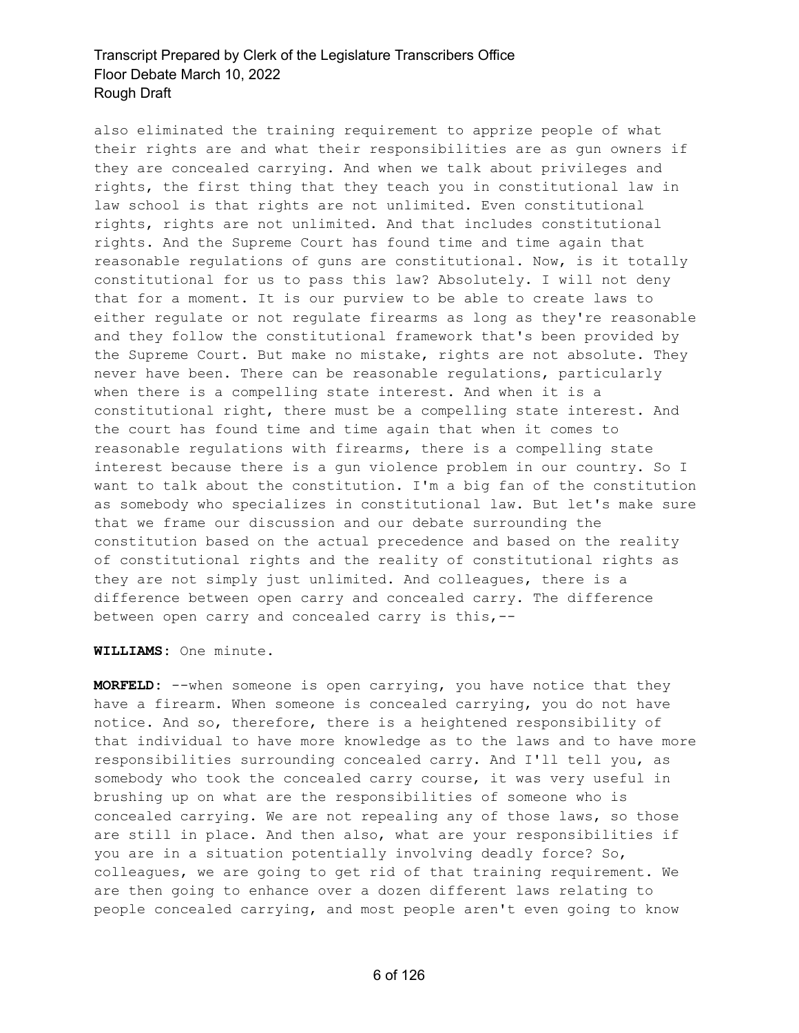also eliminated the training requirement to apprize people of what their rights are and what their responsibilities are as gun owners if they are concealed carrying. And when we talk about privileges and rights, the first thing that they teach you in constitutional law in law school is that rights are not unlimited. Even constitutional rights, rights are not unlimited. And that includes constitutional rights. And the Supreme Court has found time and time again that reasonable regulations of guns are constitutional. Now, is it totally constitutional for us to pass this law? Absolutely. I will not deny that for a moment. It is our purview to be able to create laws to either regulate or not regulate firearms as long as they're reasonable and they follow the constitutional framework that's been provided by the Supreme Court. But make no mistake, rights are not absolute. They never have been. There can be reasonable regulations, particularly when there is a compelling state interest. And when it is a constitutional right, there must be a compelling state interest. And the court has found time and time again that when it comes to reasonable regulations with firearms, there is a compelling state interest because there is a gun violence problem in our country. So I want to talk about the constitution. I'm a big fan of the constitution as somebody who specializes in constitutional law. But let's make sure that we frame our discussion and our debate surrounding the constitution based on the actual precedence and based on the reality of constitutional rights and the reality of constitutional rights as they are not simply just unlimited. And colleagues, there is a difference between open carry and concealed carry. The difference between open carry and concealed carry is this,--

**WILLIAMS:** One minute.

**MORFELD:** --when someone is open carrying, you have notice that they have a firearm. When someone is concealed carrying, you do not have notice. And so, therefore, there is a heightened responsibility of that individual to have more knowledge as to the laws and to have more responsibilities surrounding concealed carry. And I'll tell you, as somebody who took the concealed carry course, it was very useful in brushing up on what are the responsibilities of someone who is concealed carrying. We are not repealing any of those laws, so those are still in place. And then also, what are your responsibilities if you are in a situation potentially involving deadly force? So, colleagues, we are going to get rid of that training requirement. We are then going to enhance over a dozen different laws relating to people concealed carrying, and most people aren't even going to know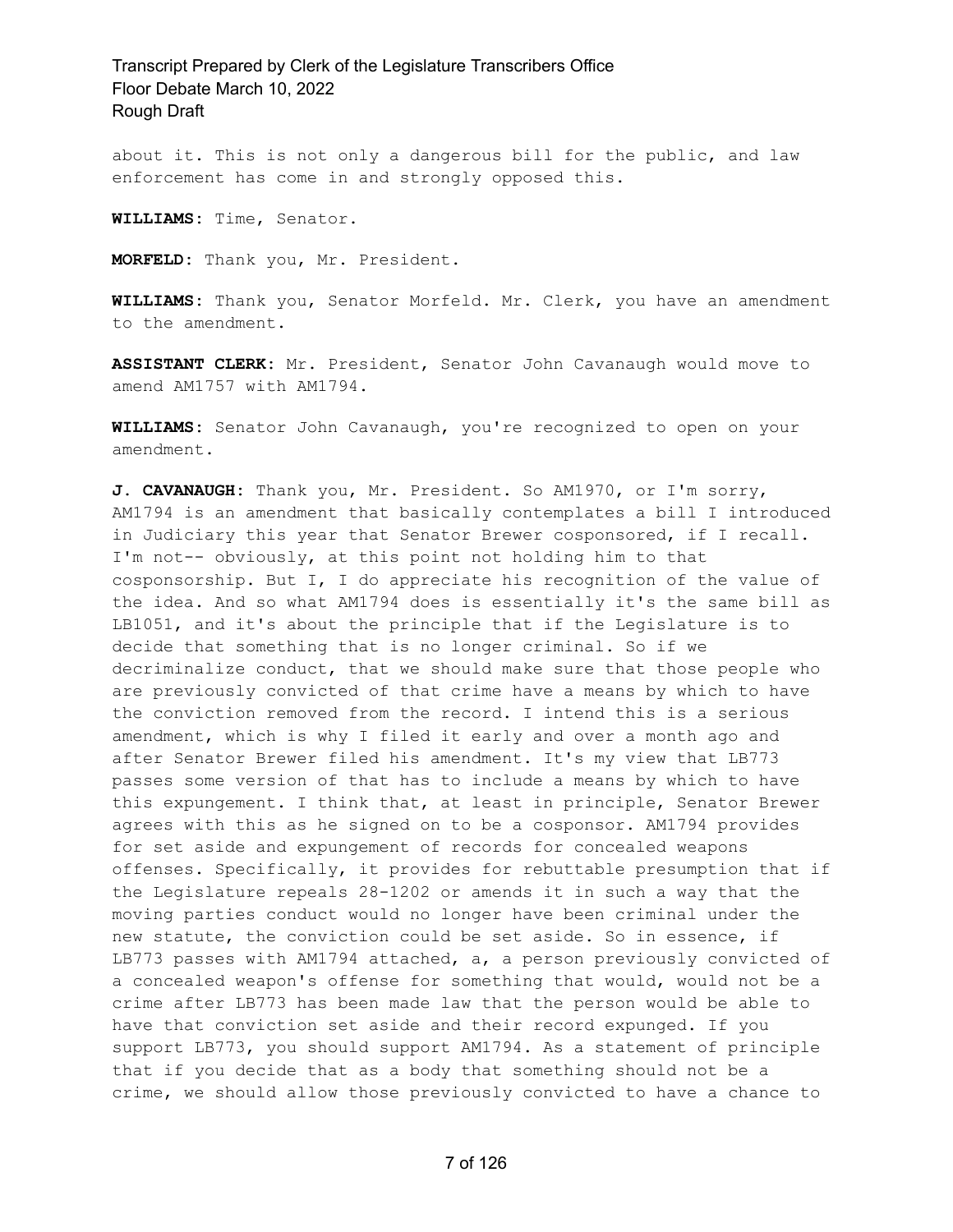about it. This is not only a dangerous bill for the public, and law enforcement has come in and strongly opposed this.

**WILLIAMS:** Time, Senator.

**MORFELD:** Thank you, Mr. President.

**WILLIAMS:** Thank you, Senator Morfeld. Mr. Clerk, you have an amendment to the amendment.

**ASSISTANT CLERK:** Mr. President, Senator John Cavanaugh would move to amend AM1757 with AM1794.

**WILLIAMS:** Senator John Cavanaugh, you're recognized to open on your amendment.

**J. CAVANAUGH:** Thank you, Mr. President. So AM1970, or I'm sorry, AM1794 is an amendment that basically contemplates a bill I introduced in Judiciary this year that Senator Brewer cosponsored, if I recall. I'm not-- obviously, at this point not holding him to that cosponsorship. But I, I do appreciate his recognition of the value of the idea. And so what AM1794 does is essentially it's the same bill as LB1051, and it's about the principle that if the Legislature is to decide that something that is no longer criminal. So if we decriminalize conduct, that we should make sure that those people who are previously convicted of that crime have a means by which to have the conviction removed from the record. I intend this is a serious amendment, which is why I filed it early and over a month ago and after Senator Brewer filed his amendment. It's my view that LB773 passes some version of that has to include a means by which to have this expungement. I think that, at least in principle, Senator Brewer agrees with this as he signed on to be a cosponsor. AM1794 provides for set aside and expungement of records for concealed weapons offenses. Specifically, it provides for rebuttable presumption that if the Legislature repeals 28-1202 or amends it in such a way that the moving parties conduct would no longer have been criminal under the new statute, the conviction could be set aside. So in essence, if LB773 passes with AM1794 attached, a, a person previously convicted of a concealed weapon's offense for something that would, would not be a crime after LB773 has been made law that the person would be able to have that conviction set aside and their record expunged. If you support LB773, you should support AM1794. As a statement of principle that if you decide that as a body that something should not be a crime, we should allow those previously convicted to have a chance to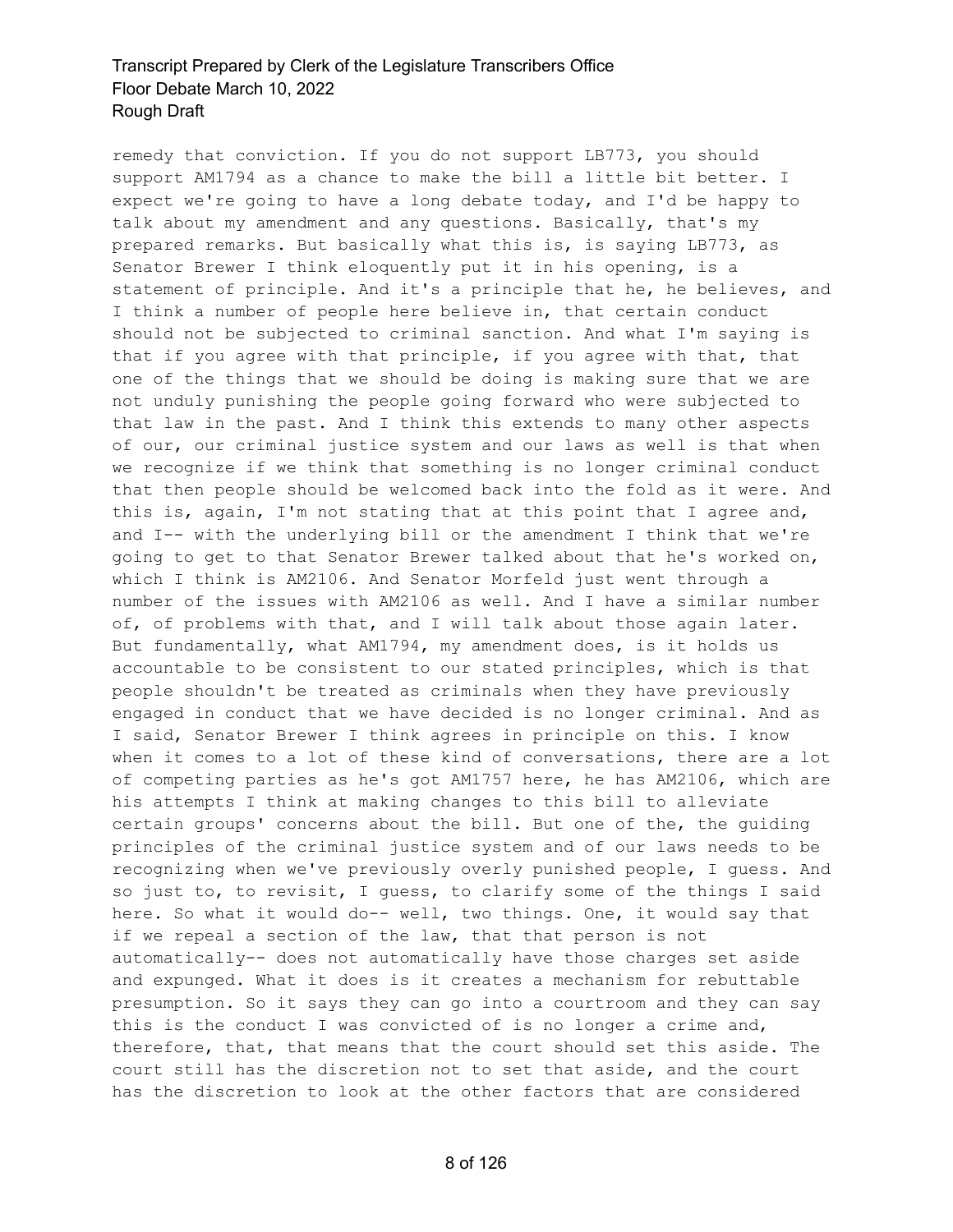remedy that conviction. If you do not support LB773, you should support AM1794 as a chance to make the bill a little bit better. I expect we're going to have a long debate today, and I'd be happy to talk about my amendment and any questions. Basically, that's my prepared remarks. But basically what this is, is saying LB773, as Senator Brewer I think eloquently put it in his opening, is a statement of principle. And it's a principle that he, he believes, and I think a number of people here believe in, that certain conduct should not be subjected to criminal sanction. And what I'm saying is that if you agree with that principle, if you agree with that, that one of the things that we should be doing is making sure that we are not unduly punishing the people going forward who were subjected to that law in the past. And I think this extends to many other aspects of our, our criminal justice system and our laws as well is that when we recognize if we think that something is no longer criminal conduct that then people should be welcomed back into the fold as it were. And this is, again, I'm not stating that at this point that I agree and, and I-- with the underlying bill or the amendment I think that we're going to get to that Senator Brewer talked about that he's worked on, which I think is AM2106. And Senator Morfeld just went through a number of the issues with AM2106 as well. And I have a similar number of, of problems with that, and I will talk about those again later. But fundamentally, what AM1794, my amendment does, is it holds us accountable to be consistent to our stated principles, which is that people shouldn't be treated as criminals when they have previously engaged in conduct that we have decided is no longer criminal. And as I said, Senator Brewer I think agrees in principle on this. I know when it comes to a lot of these kind of conversations, there are a lot of competing parties as he's got AM1757 here, he has AM2106, which are his attempts I think at making changes to this bill to alleviate certain groups' concerns about the bill. But one of the, the guiding principles of the criminal justice system and of our laws needs to be recognizing when we've previously overly punished people, I guess. And so just to, to revisit, I guess, to clarify some of the things I said here. So what it would do-- well, two things. One, it would say that if we repeal a section of the law, that that person is not automatically-- does not automatically have those charges set aside and expunged. What it does is it creates a mechanism for rebuttable presumption. So it says they can go into a courtroom and they can say this is the conduct I was convicted of is no longer a crime and, therefore, that, that means that the court should set this aside. The court still has the discretion not to set that aside, and the court has the discretion to look at the other factors that are considered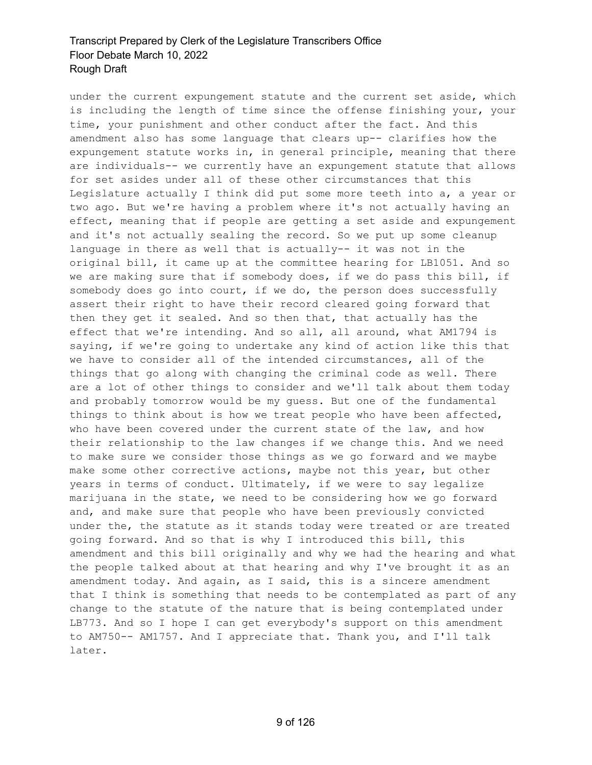under the current expungement statute and the current set aside, which is including the length of time since the offense finishing your, your time, your punishment and other conduct after the fact. And this amendment also has some language that clears up-- clarifies how the expungement statute works in, in general principle, meaning that there are individuals-- we currently have an expungement statute that allows for set asides under all of these other circumstances that this Legislature actually I think did put some more teeth into a, a year or two ago. But we're having a problem where it's not actually having an effect, meaning that if people are getting a set aside and expungement and it's not actually sealing the record. So we put up some cleanup language in there as well that is actually-- it was not in the original bill, it came up at the committee hearing for LB1051. And so we are making sure that if somebody does, if we do pass this bill, if somebody does go into court, if we do, the person does successfully assert their right to have their record cleared going forward that then they get it sealed. And so then that, that actually has the effect that we're intending. And so all, all around, what AM1794 is saying, if we're going to undertake any kind of action like this that we have to consider all of the intended circumstances, all of the things that go along with changing the criminal code as well. There are a lot of other things to consider and we'll talk about them today and probably tomorrow would be my guess. But one of the fundamental things to think about is how we treat people who have been affected, who have been covered under the current state of the law, and how their relationship to the law changes if we change this. And we need to make sure we consider those things as we go forward and we maybe make some other corrective actions, maybe not this year, but other years in terms of conduct. Ultimately, if we were to say legalize marijuana in the state, we need to be considering how we go forward and, and make sure that people who have been previously convicted under the, the statute as it stands today were treated or are treated going forward. And so that is why I introduced this bill, this amendment and this bill originally and why we had the hearing and what the people talked about at that hearing and why I've brought it as an amendment today. And again, as I said, this is a sincere amendment that I think is something that needs to be contemplated as part of any change to the statute of the nature that is being contemplated under LB773. And so I hope I can get everybody's support on this amendment to AM750-- AM1757. And I appreciate that. Thank you, and I'll talk later.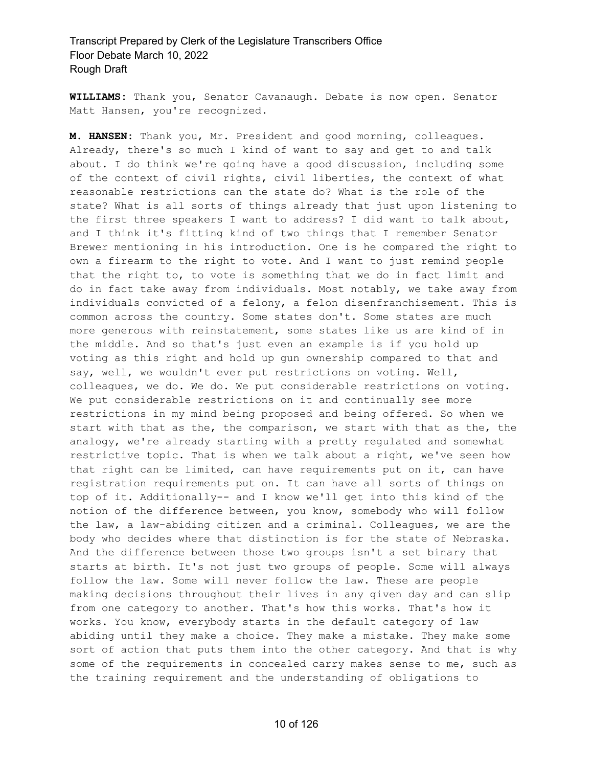**WILLIAMS:** Thank you, Senator Cavanaugh. Debate is now open. Senator Matt Hansen, you're recognized.

**M. HANSEN:** Thank you, Mr. President and good morning, colleagues. Already, there's so much I kind of want to say and get to and talk about. I do think we're going have a good discussion, including some of the context of civil rights, civil liberties, the context of what reasonable restrictions can the state do? What is the role of the state? What is all sorts of things already that just upon listening to the first three speakers I want to address? I did want to talk about, and I think it's fitting kind of two things that I remember Senator Brewer mentioning in his introduction. One is he compared the right to own a firearm to the right to vote. And I want to just remind people that the right to, to vote is something that we do in fact limit and do in fact take away from individuals. Most notably, we take away from individuals convicted of a felony, a felon disenfranchisement. This is common across the country. Some states don't. Some states are much more generous with reinstatement, some states like us are kind of in the middle. And so that's just even an example is if you hold up voting as this right and hold up gun ownership compared to that and say, well, we wouldn't ever put restrictions on voting. Well, colleagues, we do. We do. We put considerable restrictions on voting. We put considerable restrictions on it and continually see more restrictions in my mind being proposed and being offered. So when we start with that as the, the comparison, we start with that as the, the analogy, we're already starting with a pretty regulated and somewhat restrictive topic. That is when we talk about a right, we've seen how that right can be limited, can have requirements put on it, can have registration requirements put on. It can have all sorts of things on top of it. Additionally-- and I know we'll get into this kind of the notion of the difference between, you know, somebody who will follow the law, a law-abiding citizen and a criminal. Colleagues, we are the body who decides where that distinction is for the state of Nebraska. And the difference between those two groups isn't a set binary that starts at birth. It's not just two groups of people. Some will always follow the law. Some will never follow the law. These are people making decisions throughout their lives in any given day and can slip from one category to another. That's how this works. That's how it works. You know, everybody starts in the default category of law abiding until they make a choice. They make a mistake. They make some sort of action that puts them into the other category. And that is why some of the requirements in concealed carry makes sense to me, such as the training requirement and the understanding of obligations to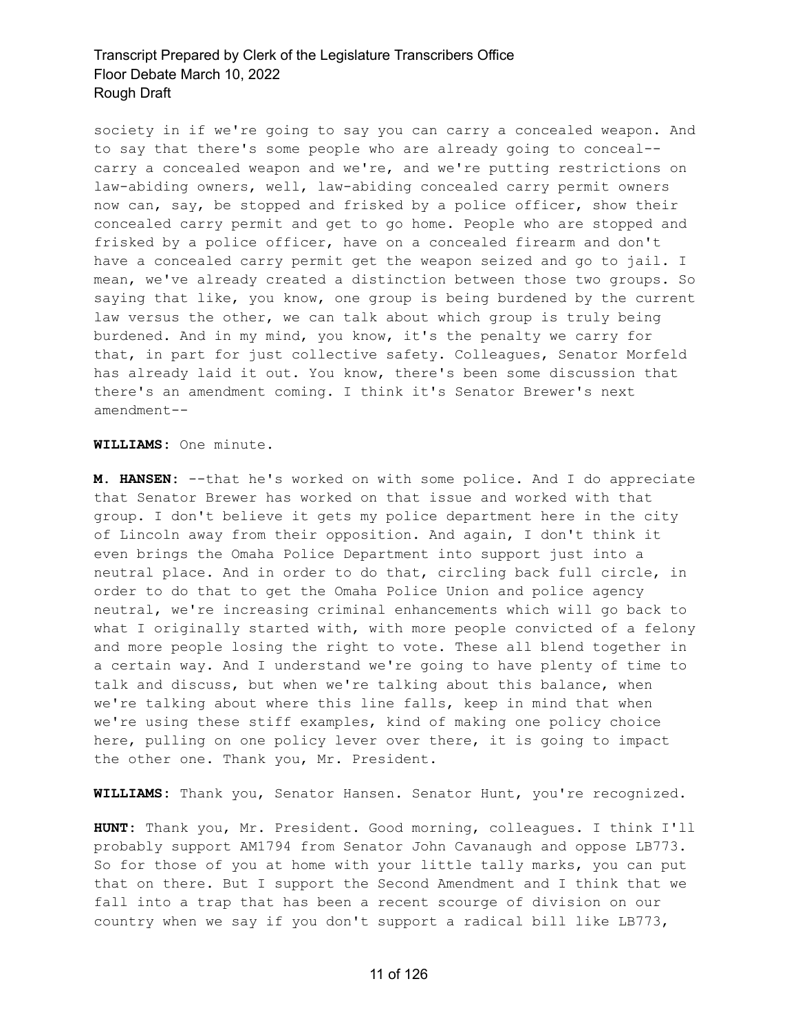society in if we're going to say you can carry a concealed weapon. And to say that there's some people who are already going to conceal-- carry a concealed weapon and we're, and we're putting restrictions on law-abiding owners, well, law-abiding concealed carry permit owners now can, say, be stopped and frisked by a police officer, show their concealed carry permit and get to go home. People who are stopped and frisked by a police officer, have on a concealed firearm and don't have a concealed carry permit get the weapon seized and go to jail. I mean, we've already created a distinction between those two groups. So saying that like, you know, one group is being burdened by the current law versus the other, we can talk about which group is truly being burdened. And in my mind, you know, it's the penalty we carry for that, in part for just collective safety. Colleagues, Senator Morfeld has already laid it out. You know, there's been some discussion that there's an amendment coming. I think it's Senator Brewer's next amendment--

**WILLIAMS:** One minute.

**M. HANSEN:** --that he's worked on with some police. And I do appreciate that Senator Brewer has worked on that issue and worked with that group. I don't believe it gets my police department here in the city of Lincoln away from their opposition. And again, I don't think it even brings the Omaha Police Department into support just into a neutral place. And in order to do that, circling back full circle, in order to do that to get the Omaha Police Union and police agency neutral, we're increasing criminal enhancements which will go back to what I originally started with, with more people convicted of a felony and more people losing the right to vote. These all blend together in a certain way. And I understand we're going to have plenty of time to talk and discuss, but when we're talking about this balance, when we're talking about where this line falls, keep in mind that when we're using these stiff examples, kind of making one policy choice here, pulling on one policy lever over there, it is going to impact the other one. Thank you, Mr. President.

**WILLIAMS:** Thank you, Senator Hansen. Senator Hunt, you're recognized.

**HUNT:** Thank you, Mr. President. Good morning, colleagues. I think I'll probably support AM1794 from Senator John Cavanaugh and oppose LB773. So for those of you at home with your little tally marks, you can put that on there. But I support the Second Amendment and I think that we fall into a trap that has been a recent scourge of division on our country when we say if you don't support a radical bill like LB773,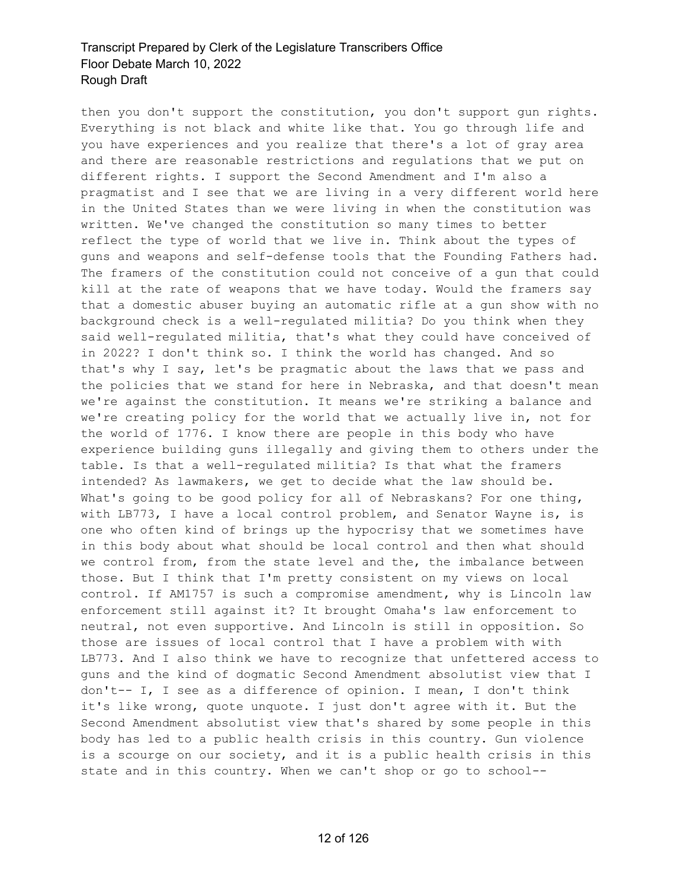then you don't support the constitution, you don't support gun rights. Everything is not black and white like that. You go through life and you have experiences and you realize that there's a lot of gray area and there are reasonable restrictions and regulations that we put on different rights. I support the Second Amendment and I'm also a pragmatist and I see that we are living in a very different world here in the United States than we were living in when the constitution was written. We've changed the constitution so many times to better reflect the type of world that we live in. Think about the types of guns and weapons and self-defense tools that the Founding Fathers had. The framers of the constitution could not conceive of a gun that could kill at the rate of weapons that we have today. Would the framers say that a domestic abuser buying an automatic rifle at a gun show with no background check is a well-regulated militia? Do you think when they said well-regulated militia, that's what they could have conceived of in 2022? I don't think so. I think the world has changed. And so that's why I say, let's be pragmatic about the laws that we pass and the policies that we stand for here in Nebraska, and that doesn't mean we're against the constitution. It means we're striking a balance and we're creating policy for the world that we actually live in, not for the world of 1776. I know there are people in this body who have experience building guns illegally and giving them to others under the table. Is that a well-regulated militia? Is that what the framers intended? As lawmakers, we get to decide what the law should be. What's going to be good policy for all of Nebraskans? For one thing, with LB773, I have a local control problem, and Senator Wayne is, is one who often kind of brings up the hypocrisy that we sometimes have in this body about what should be local control and then what should we control from, from the state level and the, the imbalance between those. But I think that I'm pretty consistent on my views on local control. If AM1757 is such a compromise amendment, why is Lincoln law enforcement still against it? It brought Omaha's law enforcement to neutral, not even supportive. And Lincoln is still in opposition. So those are issues of local control that I have a problem with with LB773. And I also think we have to recognize that unfettered access to guns and the kind of dogmatic Second Amendment absolutist view that I don't-- I, I see as a difference of opinion. I mean, I don't think it's like wrong, quote unquote. I just don't agree with it. But the Second Amendment absolutist view that's shared by some people in this body has led to a public health crisis in this country. Gun violence is a scourge on our society, and it is a public health crisis in this state and in this country. When we can't shop or go to school--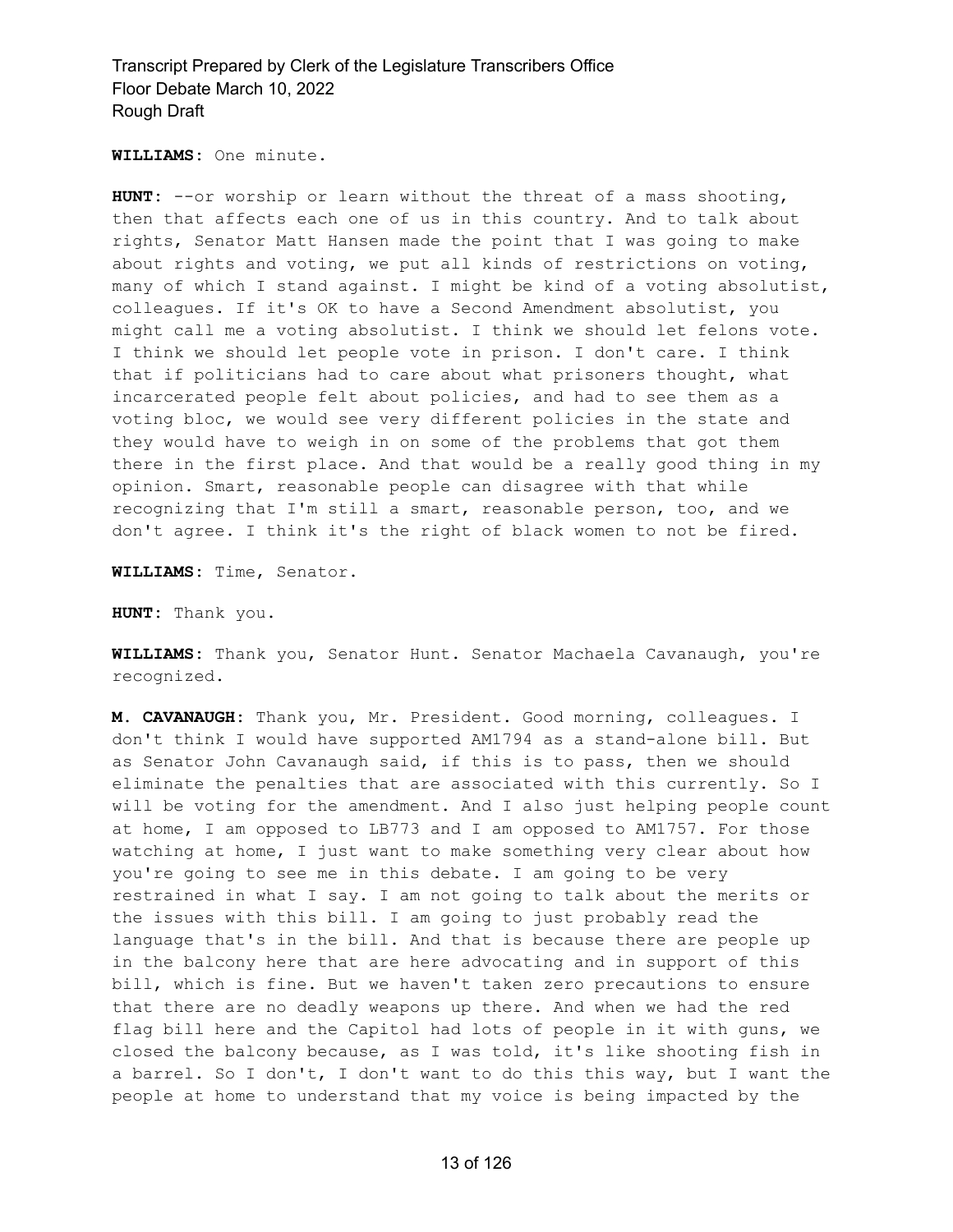**WILLIAMS:** One minute.

**HUNT:** --or worship or learn without the threat of a mass shooting, then that affects each one of us in this country. And to talk about rights, Senator Matt Hansen made the point that I was going to make about rights and voting, we put all kinds of restrictions on voting, many of which I stand against. I might be kind of a voting absolutist, colleagues. If it's OK to have a Second Amendment absolutist, you might call me a voting absolutist. I think we should let felons vote. I think we should let people vote in prison. I don't care. I think that if politicians had to care about what prisoners thought, what incarcerated people felt about policies, and had to see them as a voting bloc, we would see very different policies in the state and they would have to weigh in on some of the problems that got them there in the first place. And that would be a really good thing in my opinion. Smart, reasonable people can disagree with that while recognizing that I'm still a smart, reasonable person, too, and we don't agree. I think it's the right of black women to not be fired.

**WILLIAMS:** Time, Senator.

**HUNT:** Thank you.

**WILLIAMS:** Thank you, Senator Hunt. Senator Machaela Cavanaugh, you're recognized.

**M. CAVANAUGH:** Thank you, Mr. President. Good morning, colleagues. I don't think I would have supported AM1794 as a stand-alone bill. But as Senator John Cavanaugh said, if this is to pass, then we should eliminate the penalties that are associated with this currently. So I will be voting for the amendment. And I also just helping people count at home, I am opposed to LB773 and I am opposed to AM1757. For those watching at home, I just want to make something very clear about how you're going to see me in this debate. I am going to be very restrained in what I say. I am not going to talk about the merits or the issues with this bill. I am going to just probably read the language that's in the bill. And that is because there are people up in the balcony here that are here advocating and in support of this bill, which is fine. But we haven't taken zero precautions to ensure that there are no deadly weapons up there. And when we had the red flag bill here and the Capitol had lots of people in it with guns, we closed the balcony because, as I was told, it's like shooting fish in a barrel. So I don't, I don't want to do this this way, but I want the people at home to understand that my voice is being impacted by the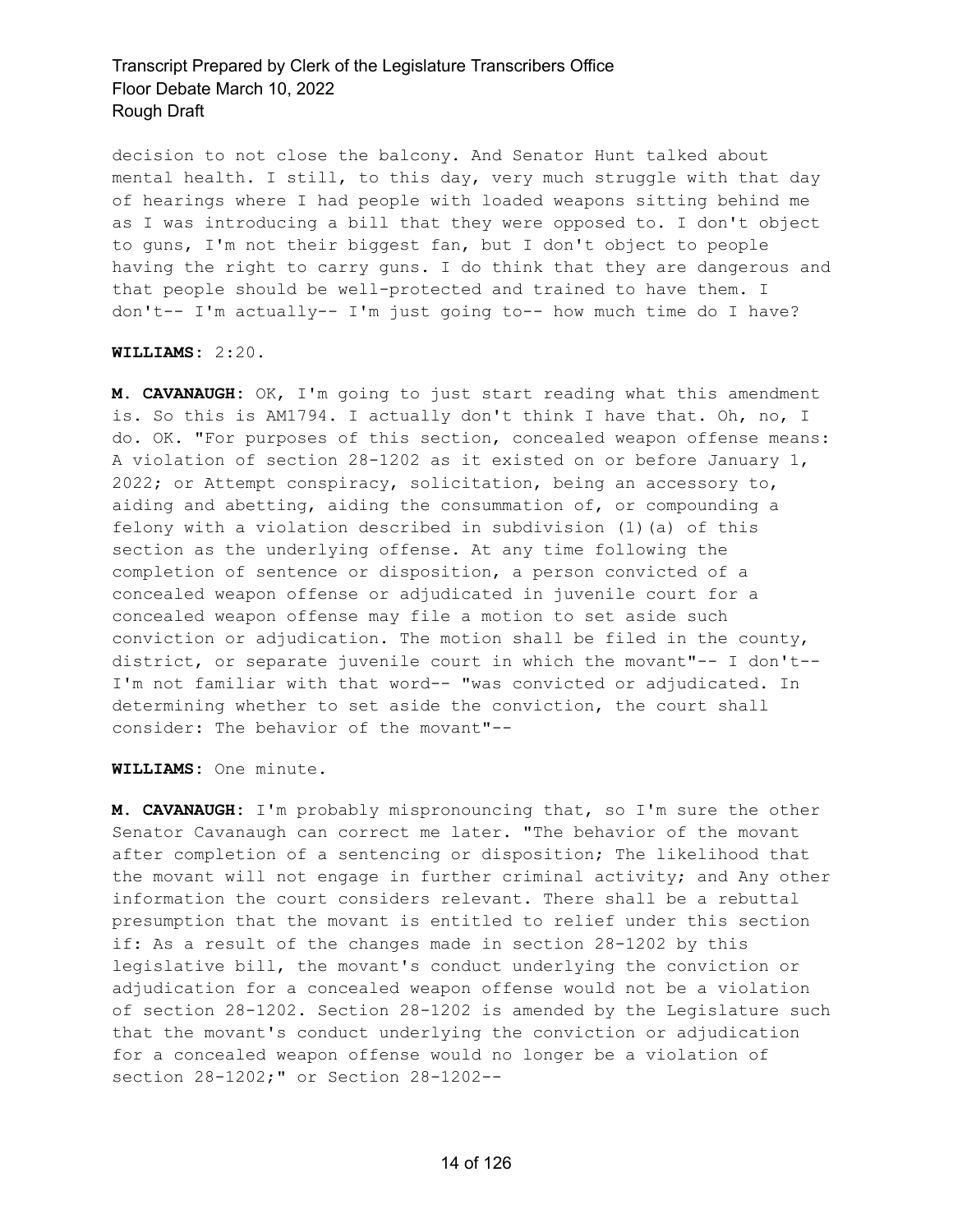decision to not close the balcony. And Senator Hunt talked about mental health. I still, to this day, very much struggle with that day of hearings where I had people with loaded weapons sitting behind me as I was introducing a bill that they were opposed to. I don't object to guns, I'm not their biggest fan, but I don't object to people having the right to carry guns. I do think that they are dangerous and that people should be well-protected and trained to have them. I don't-- I'm actually-- I'm just going to-- how much time do I have?

**WILLIAMS:** 2:20.

**M. CAVANAUGH:** OK, I'm going to just start reading what this amendment is. So this is AM1794. I actually don't think I have that. Oh, no, I do. OK. "For purposes of this section, concealed weapon offense means: A violation of section 28-1202 as it existed on or before January 1, 2022; or Attempt conspiracy, solicitation, being an accessory to, aiding and abetting, aiding the consummation of, or compounding a felony with a violation described in subdivision (1)(a) of this section as the underlying offense. At any time following the completion of sentence or disposition, a person convicted of a concealed weapon offense or adjudicated in juvenile court for a concealed weapon offense may file a motion to set aside such conviction or adjudication. The motion shall be filed in the county, district, or separate juvenile court in which the movant"-- I don't-- I'm not familiar with that word-- "was convicted or adjudicated. In determining whether to set aside the conviction, the court shall consider: The behavior of the movant"--

**WILLIAMS:** One minute.

**M. CAVANAUGH:** I'm probably mispronouncing that, so I'm sure the other Senator Cavanaugh can correct me later. "The behavior of the movant after completion of a sentencing or disposition; The likelihood that the movant will not engage in further criminal activity; and Any other information the court considers relevant. There shall be a rebuttal presumption that the movant is entitled to relief under this section if: As a result of the changes made in section 28-1202 by this legislative bill, the movant's conduct underlying the conviction or adjudication for a concealed weapon offense would not be a violation of section 28-1202. Section 28-1202 is amended by the Legislature such that the movant's conduct underlying the conviction or adjudication for a concealed weapon offense would no longer be a violation of section 28-1202;" or Section 28-1202--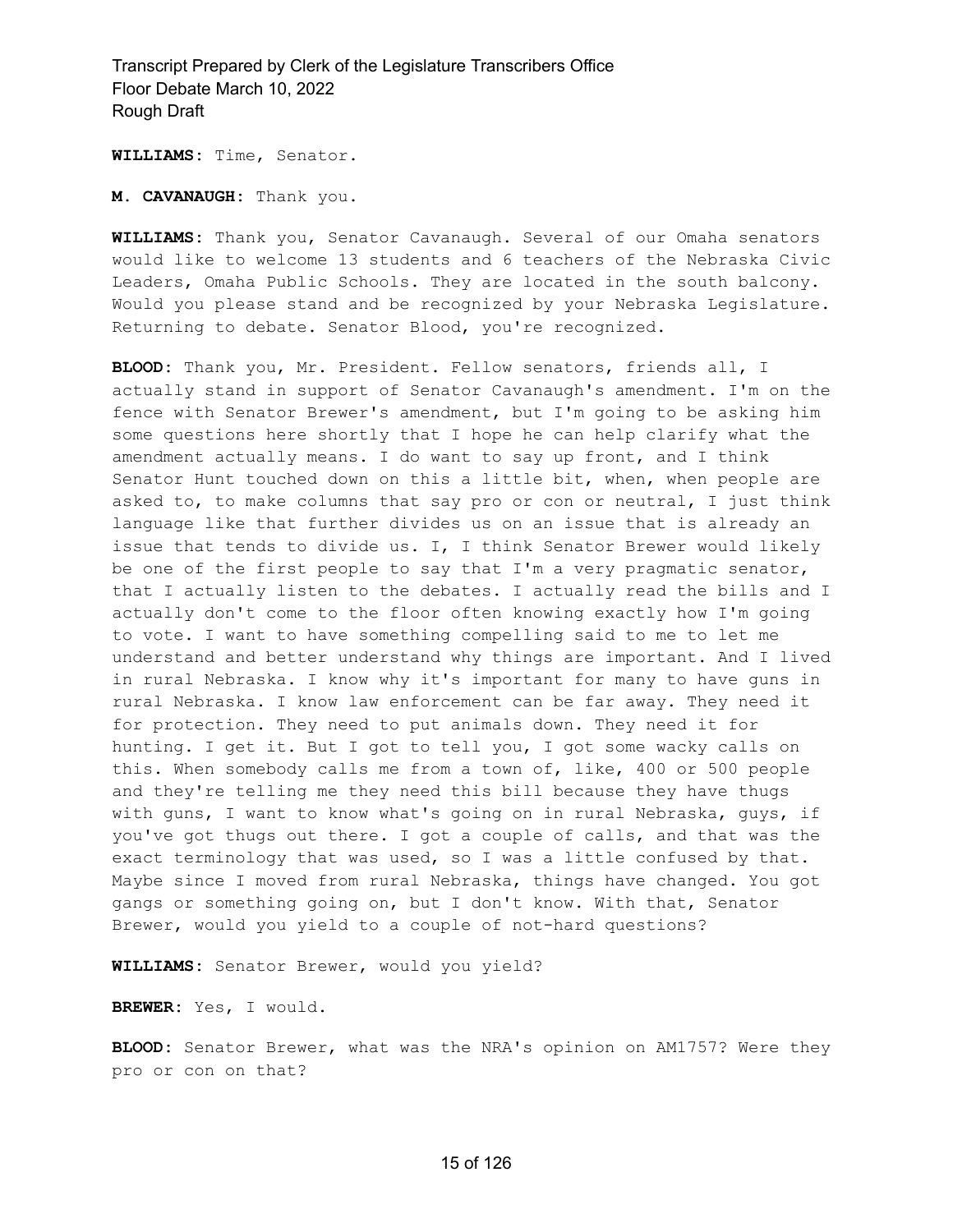**WILLIAMS:** Time, Senator.

**M. CAVANAUGH:** Thank you.

**WILLIAMS:** Thank you, Senator Cavanaugh. Several of our Omaha senators would like to welcome 13 students and 6 teachers of the Nebraska Civic Leaders, Omaha Public Schools. They are located in the south balcony. Would you please stand and be recognized by your Nebraska Legislature. Returning to debate. Senator Blood, you're recognized.

**BLOOD:** Thank you, Mr. President. Fellow senators, friends all, I actually stand in support of Senator Cavanaugh's amendment. I'm on the fence with Senator Brewer's amendment, but I'm going to be asking him some questions here shortly that I hope he can help clarify what the amendment actually means. I do want to say up front, and I think Senator Hunt touched down on this a little bit, when, when people are asked to, to make columns that say pro or con or neutral, I just think language like that further divides us on an issue that is already an issue that tends to divide us. I, I think Senator Brewer would likely be one of the first people to say that I'm a very pragmatic senator, that I actually listen to the debates. I actually read the bills and I actually don't come to the floor often knowing exactly how I'm going to vote. I want to have something compelling said to me to let me understand and better understand why things are important. And I lived in rural Nebraska. I know why it's important for many to have guns in rural Nebraska. I know law enforcement can be far away. They need it for protection. They need to put animals down. They need it for hunting. I get it. But I got to tell you, I got some wacky calls on this. When somebody calls me from a town of, like, 400 or 500 people and they're telling me they need this bill because they have thugs with guns, I want to know what's going on in rural Nebraska, guys, if you've got thugs out there. I got a couple of calls, and that was the exact terminology that was used, so I was a little confused by that. Maybe since I moved from rural Nebraska, things have changed. You got gangs or something going on, but I don't know. With that, Senator Brewer, would you yield to a couple of not-hard questions?

**WILLIAMS:** Senator Brewer, would you yield?

**BREWER:** Yes, I would.

**BLOOD:** Senator Brewer, what was the NRA's opinion on AM1757? Were they pro or con on that?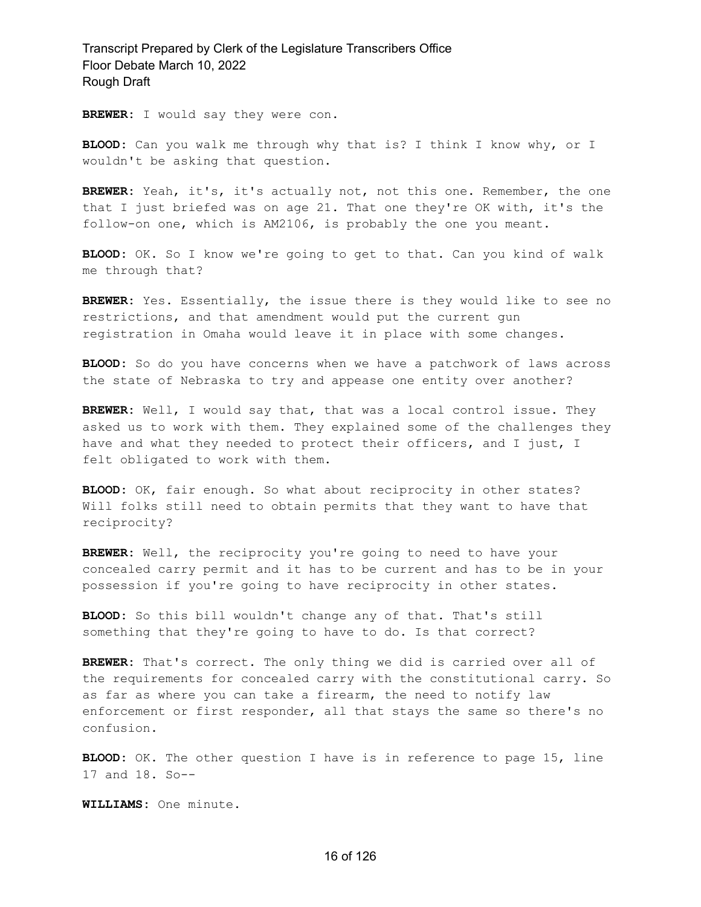**BREWER:** I would say they were con.

**BLOOD:** Can you walk me through why that is? I think I know why, or I wouldn't be asking that question.

**BREWER:** Yeah, it's, it's actually not, not this one. Remember, the one that I just briefed was on age 21. That one they're OK with, it's the follow-on one, which is AM2106, is probably the one you meant.

**BLOOD:** OK. So I know we're going to get to that. Can you kind of walk me through that?

**BREWER:** Yes. Essentially, the issue there is they would like to see no restrictions, and that amendment would put the current gun registration in Omaha would leave it in place with some changes.

**BLOOD:** So do you have concerns when we have a patchwork of laws across the state of Nebraska to try and appease one entity over another?

**BREWER:** Well, I would say that, that was a local control issue. They asked us to work with them. They explained some of the challenges they have and what they needed to protect their officers, and I just, I felt obligated to work with them.

**BLOOD:** OK, fair enough. So what about reciprocity in other states? Will folks still need to obtain permits that they want to have that reciprocity?

**BREWER:** Well, the reciprocity you're going to need to have your concealed carry permit and it has to be current and has to be in your possession if you're going to have reciprocity in other states.

**BLOOD:** So this bill wouldn't change any of that. That's still something that they're going to have to do. Is that correct?

**BREWER:** That's correct. The only thing we did is carried over all of the requirements for concealed carry with the constitutional carry. So as far as where you can take a firearm, the need to notify law enforcement or first responder, all that stays the same so there's no confusion.

**BLOOD:** OK. The other question I have is in reference to page 15, line 17 and 18. So--

**WILLIAMS:** One minute.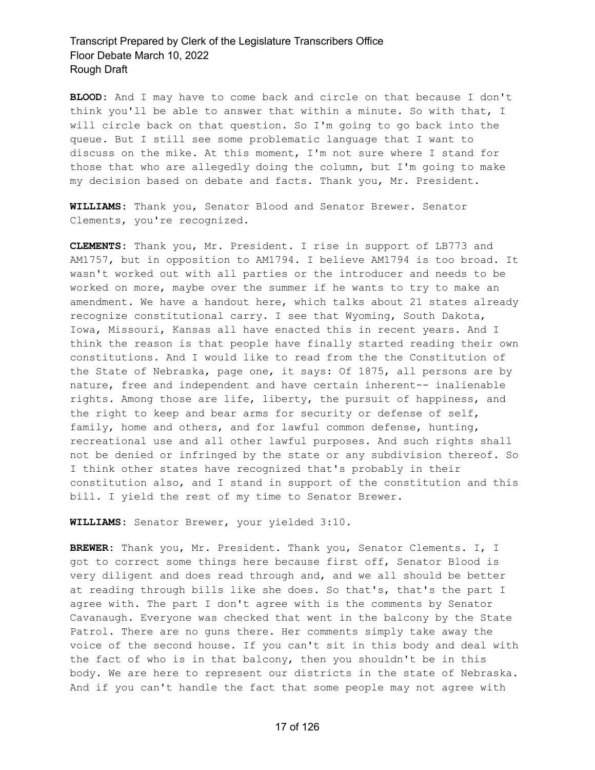**BLOOD:** And I may have to come back and circle on that because I don't think you'll be able to answer that within a minute. So with that, I will circle back on that question. So I'm going to go back into the queue. But I still see some problematic language that I want to discuss on the mike. At this moment, I'm not sure where I stand for those that who are allegedly doing the column, but I'm going to make my decision based on debate and facts. Thank you, Mr. President.

**WILLIAMS:** Thank you, Senator Blood and Senator Brewer. Senator Clements, you're recognized.

**CLEMENTS:** Thank you, Mr. President. I rise in support of LB773 and AM1757, but in opposition to AM1794. I believe AM1794 is too broad. It wasn't worked out with all parties or the introducer and needs to be worked on more, maybe over the summer if he wants to try to make an amendment. We have a handout here, which talks about 21 states already recognize constitutional carry. I see that Wyoming, South Dakota, Iowa, Missouri, Kansas all have enacted this in recent years. And I think the reason is that people have finally started reading their own constitutions. And I would like to read from the the Constitution of the State of Nebraska, page one, it says: Of 1875, all persons are by nature, free and independent and have certain inherent-- inalienable rights. Among those are life, liberty, the pursuit of happiness, and the right to keep and bear arms for security or defense of self, family, home and others, and for lawful common defense, hunting, recreational use and all other lawful purposes. And such rights shall not be denied or infringed by the state or any subdivision thereof. So I think other states have recognized that's probably in their constitution also, and I stand in support of the constitution and this bill. I yield the rest of my time to Senator Brewer.

**WILLIAMS:** Senator Brewer, your yielded 3:10.

**BREWER:** Thank you, Mr. President. Thank you, Senator Clements. I, I got to correct some things here because first off, Senator Blood is very diligent and does read through and, and we all should be better at reading through bills like she does. So that's, that's the part I agree with. The part I don't agree with is the comments by Senator Cavanaugh. Everyone was checked that went in the balcony by the State Patrol. There are no guns there. Her comments simply take away the voice of the second house. If you can't sit in this body and deal with the fact of who is in that balcony, then you shouldn't be in this body. We are here to represent our districts in the state of Nebraska. And if you can't handle the fact that some people may not agree with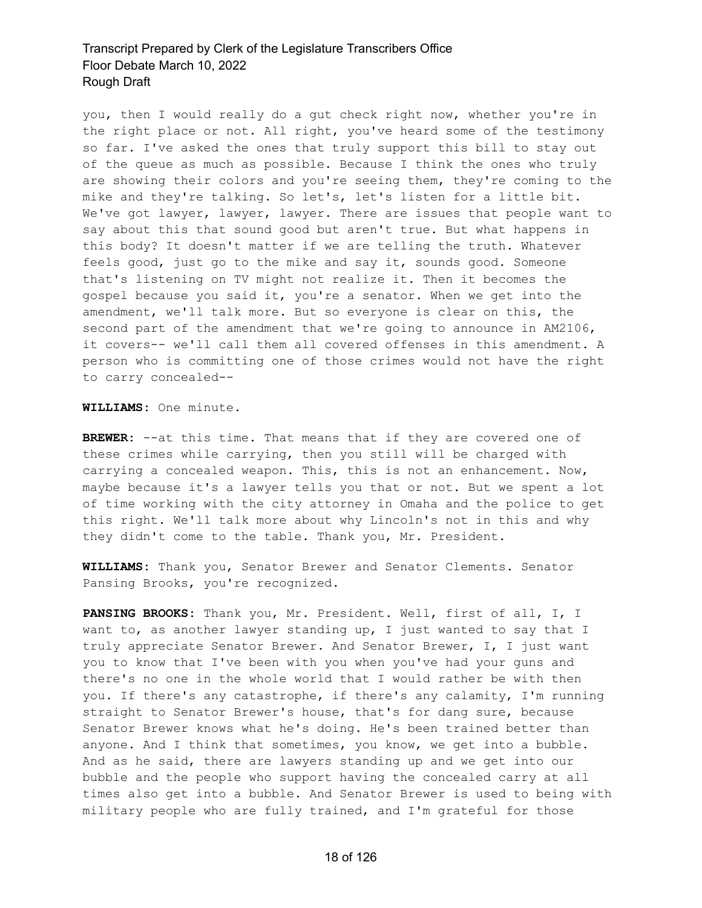you, then I would really do a gut check right now, whether you're in the right place or not. All right, you've heard some of the testimony so far. I've asked the ones that truly support this bill to stay out of the queue as much as possible. Because I think the ones who truly are showing their colors and you're seeing them, they're coming to the mike and they're talking. So let's, let's listen for a little bit. We've got lawyer, lawyer, lawyer. There are issues that people want to say about this that sound good but aren't true. But what happens in this body? It doesn't matter if we are telling the truth. Whatever feels good, just go to the mike and say it, sounds good. Someone that's listening on TV might not realize it. Then it becomes the gospel because you said it, you're a senator. When we get into the amendment, we'll talk more. But so everyone is clear on this, the second part of the amendment that we're going to announce in AM2106, it covers-- we'll call them all covered offenses in this amendment. A person who is committing one of those crimes would not have the right to carry concealed--

**WILLIAMS:** One minute.

**BREWER:** --at this time. That means that if they are covered one of these crimes while carrying, then you still will be charged with carrying a concealed weapon. This, this is not an enhancement. Now, maybe because it's a lawyer tells you that or not. But we spent a lot of time working with the city attorney in Omaha and the police to get this right. We'll talk more about why Lincoln's not in this and why they didn't come to the table. Thank you, Mr. President.

**WILLIAMS:** Thank you, Senator Brewer and Senator Clements. Senator Pansing Brooks, you're recognized.

**PANSING BROOKS:** Thank you, Mr. President. Well, first of all, I, I want to, as another lawyer standing up, I just wanted to say that I truly appreciate Senator Brewer. And Senator Brewer, I, I just want you to know that I've been with you when you've had your guns and there's no one in the whole world that I would rather be with then you. If there's any catastrophe, if there's any calamity, I'm running straight to Senator Brewer's house, that's for dang sure, because Senator Brewer knows what he's doing. He's been trained better than anyone. And I think that sometimes, you know, we get into a bubble. And as he said, there are lawyers standing up and we get into our bubble and the people who support having the concealed carry at all times also get into a bubble. And Senator Brewer is used to being with military people who are fully trained, and I'm grateful for those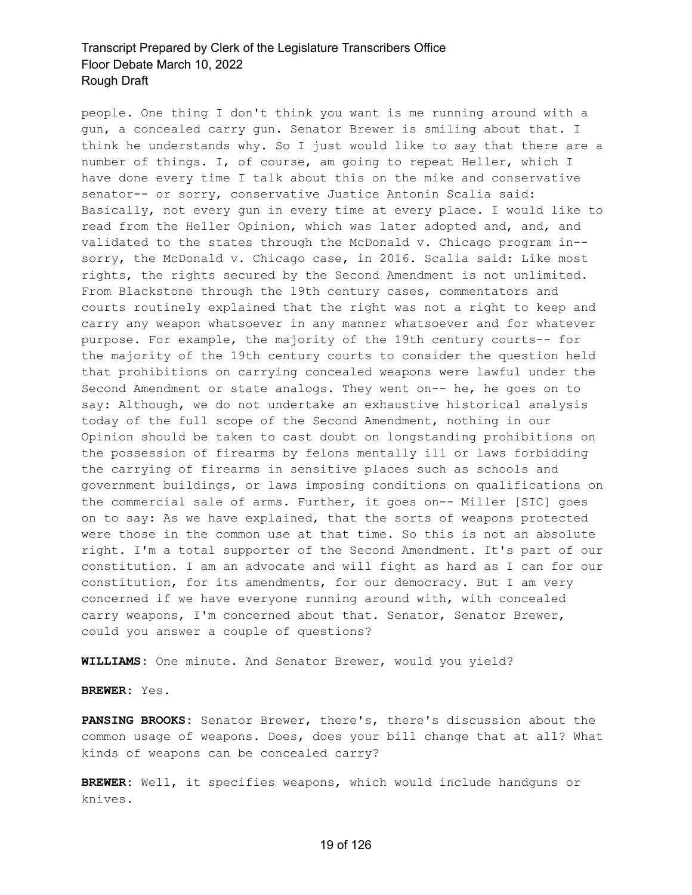people. One thing I don't think you want is me running around with a gun, a concealed carry gun. Senator Brewer is smiling about that. I think he understands why. So I just would like to say that there are a number of things. I, of course, am going to repeat Heller, which I have done every time I talk about this on the mike and conservative senator-- or sorry, conservative Justice Antonin Scalia said: Basically, not every gun in every time at every place. I would like to read from the Heller Opinion, which was later adopted and, and, and validated to the states through the McDonald v. Chicago program in-- sorry, the McDonald v. Chicago case, in 2016. Scalia said: Like most rights, the rights secured by the Second Amendment is not unlimited. From Blackstone through the 19th century cases, commentators and courts routinely explained that the right was not a right to keep and carry any weapon whatsoever in any manner whatsoever and for whatever purpose. For example, the majority of the 19th century courts-- for the majority of the 19th century courts to consider the question held that prohibitions on carrying concealed weapons were lawful under the Second Amendment or state analogs. They went on-- he, he goes on to say: Although, we do not undertake an exhaustive historical analysis today of the full scope of the Second Amendment, nothing in our Opinion should be taken to cast doubt on longstanding prohibitions on the possession of firearms by felons mentally ill or laws forbidding the carrying of firearms in sensitive places such as schools and government buildings, or laws imposing conditions on qualifications on the commercial sale of arms. Further, it goes on-- Miller [SIC] goes on to say: As we have explained, that the sorts of weapons protected were those in the common use at that time. So this is not an absolute right. I'm a total supporter of the Second Amendment. It's part of our constitution. I am an advocate and will fight as hard as I can for our constitution, for its amendments, for our democracy. But I am very concerned if we have everyone running around with, with concealed carry weapons, I'm concerned about that. Senator, Senator Brewer, could you answer a couple of questions?

**WILLIAMS:** One minute. And Senator Brewer, would you yield?

**BREWER:** Yes.

**PANSING BROOKS:** Senator Brewer, there's, there's discussion about the common usage of weapons. Does, does your bill change that at all? What kinds of weapons can be concealed carry?

**BREWER:** Well, it specifies weapons, which would include handguns or knives.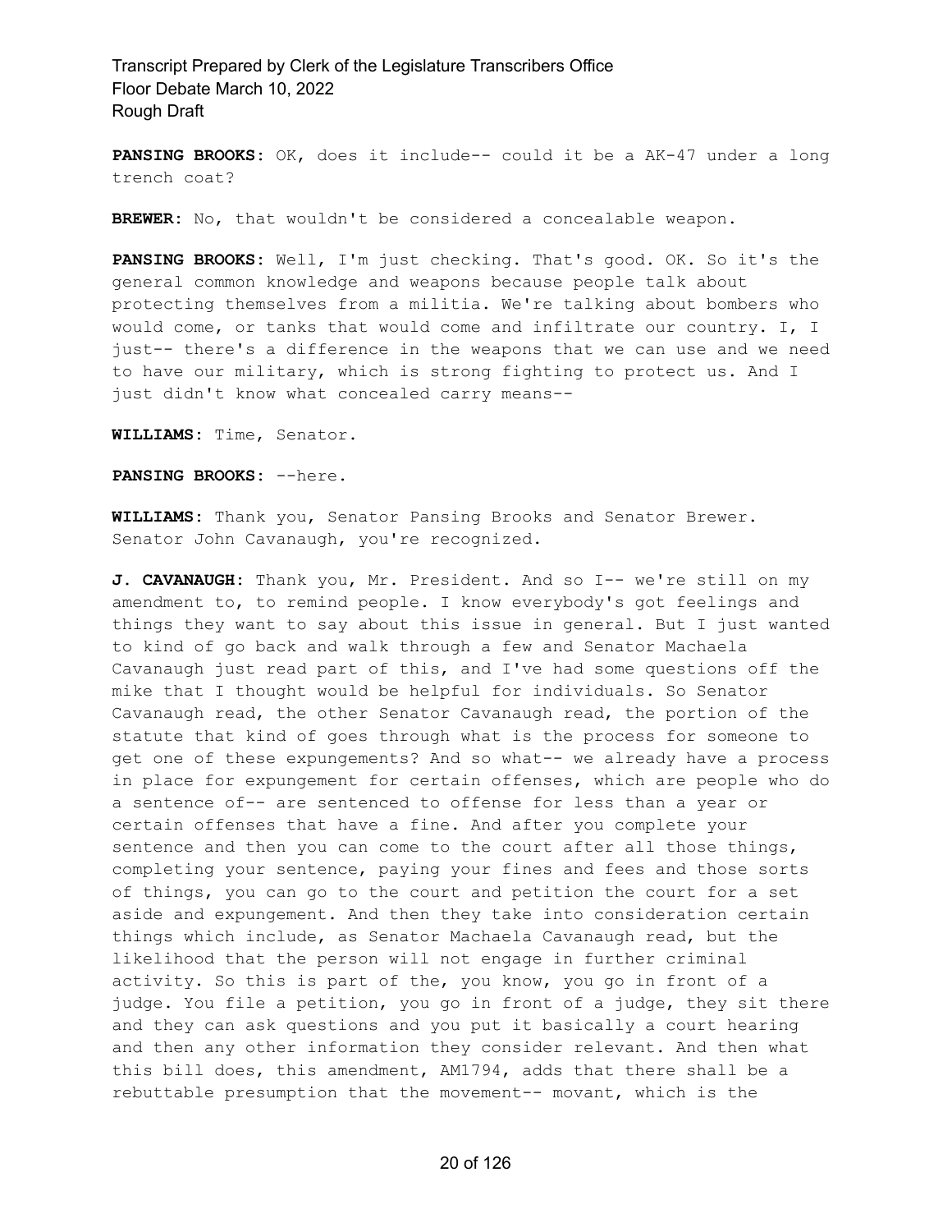**PANSING BROOKS:** OK, does it include-- could it be a AK-47 under a long trench coat?

**BREWER:** No, that wouldn't be considered a concealable weapon.

**PANSING BROOKS:** Well, I'm just checking. That's good. OK. So it's the general common knowledge and weapons because people talk about protecting themselves from a militia. We're talking about bombers who would come, or tanks that would come and infiltrate our country. I, I just-- there's a difference in the weapons that we can use and we need to have our military, which is strong fighting to protect us. And I just didn't know what concealed carry means--

**WILLIAMS:** Time, Senator.

**PANSING BROOKS:** --here.

**WILLIAMS:** Thank you, Senator Pansing Brooks and Senator Brewer. Senator John Cavanaugh, you're recognized.

**J. CAVANAUGH:** Thank you, Mr. President. And so I-- we're still on my amendment to, to remind people. I know everybody's got feelings and things they want to say about this issue in general. But I just wanted to kind of go back and walk through a few and Senator Machaela Cavanaugh just read part of this, and I've had some questions off the mike that I thought would be helpful for individuals. So Senator Cavanaugh read, the other Senator Cavanaugh read, the portion of the statute that kind of goes through what is the process for someone to get one of these expungements? And so what-- we already have a process in place for expungement for certain offenses, which are people who do a sentence of-- are sentenced to offense for less than a year or certain offenses that have a fine. And after you complete your sentence and then you can come to the court after all those things, completing your sentence, paying your fines and fees and those sorts of things, you can go to the court and petition the court for a set aside and expungement. And then they take into consideration certain things which include, as Senator Machaela Cavanaugh read, but the likelihood that the person will not engage in further criminal activity. So this is part of the, you know, you go in front of a judge. You file a petition, you go in front of a judge, they sit there and they can ask questions and you put it basically a court hearing and then any other information they consider relevant. And then what this bill does, this amendment, AM1794, adds that there shall be a rebuttable presumption that the movement-- movant, which is the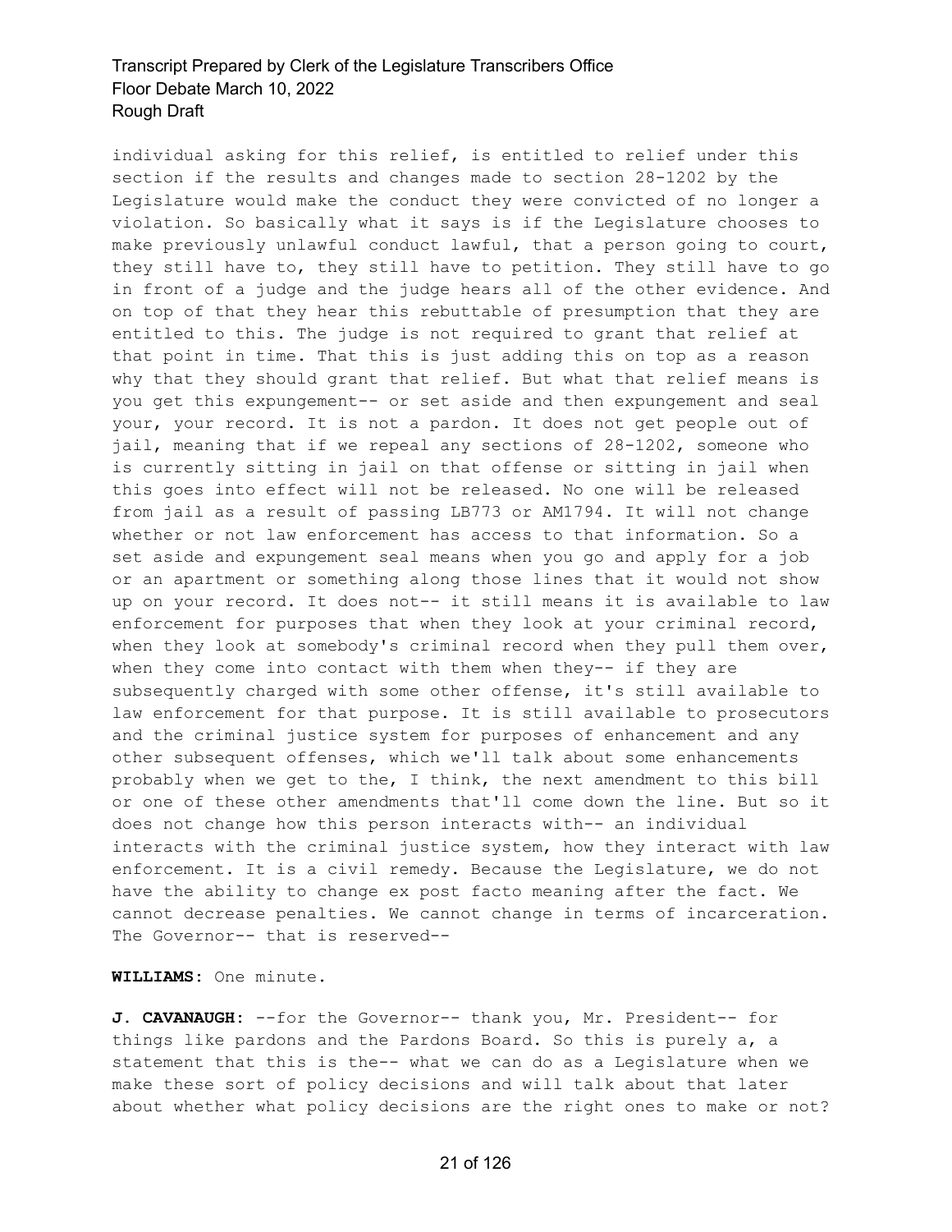individual asking for this relief, is entitled to relief under this section if the results and changes made to section 28-1202 by the Legislature would make the conduct they were convicted of no longer a violation. So basically what it says is if the Legislature chooses to make previously unlawful conduct lawful, that a person going to court, they still have to, they still have to petition. They still have to go in front of a judge and the judge hears all of the other evidence. And on top of that they hear this rebuttable of presumption that they are entitled to this. The judge is not required to grant that relief at that point in time. That this is just adding this on top as a reason why that they should grant that relief. But what that relief means is you get this expungement-- or set aside and then expungement and seal your, your record. It is not a pardon. It does not get people out of jail, meaning that if we repeal any sections of 28-1202, someone who is currently sitting in jail on that offense or sitting in jail when this goes into effect will not be released. No one will be released from jail as a result of passing LB773 or AM1794. It will not change whether or not law enforcement has access to that information. So a set aside and expungement seal means when you go and apply for a job or an apartment or something along those lines that it would not show up on your record. It does not-- it still means it is available to law enforcement for purposes that when they look at your criminal record, when they look at somebody's criminal record when they pull them over, when they come into contact with them when they-- if they are subsequently charged with some other offense, it's still available to law enforcement for that purpose. It is still available to prosecutors and the criminal justice system for purposes of enhancement and any other subsequent offenses, which we'll talk about some enhancements probably when we get to the, I think, the next amendment to this bill or one of these other amendments that'll come down the line. But so it does not change how this person interacts with-- an individual interacts with the criminal justice system, how they interact with law enforcement. It is a civil remedy. Because the Legislature, we do not have the ability to change ex post facto meaning after the fact. We cannot decrease penalties. We cannot change in terms of incarceration. The Governor-- that is reserved--

**WILLIAMS:** One minute.

**J. CAVANAUGH:** --for the Governor-- thank you, Mr. President-- for things like pardons and the Pardons Board. So this is purely a, a statement that this is the-- what we can do as a Legislature when we make these sort of policy decisions and will talk about that later about whether what policy decisions are the right ones to make or not?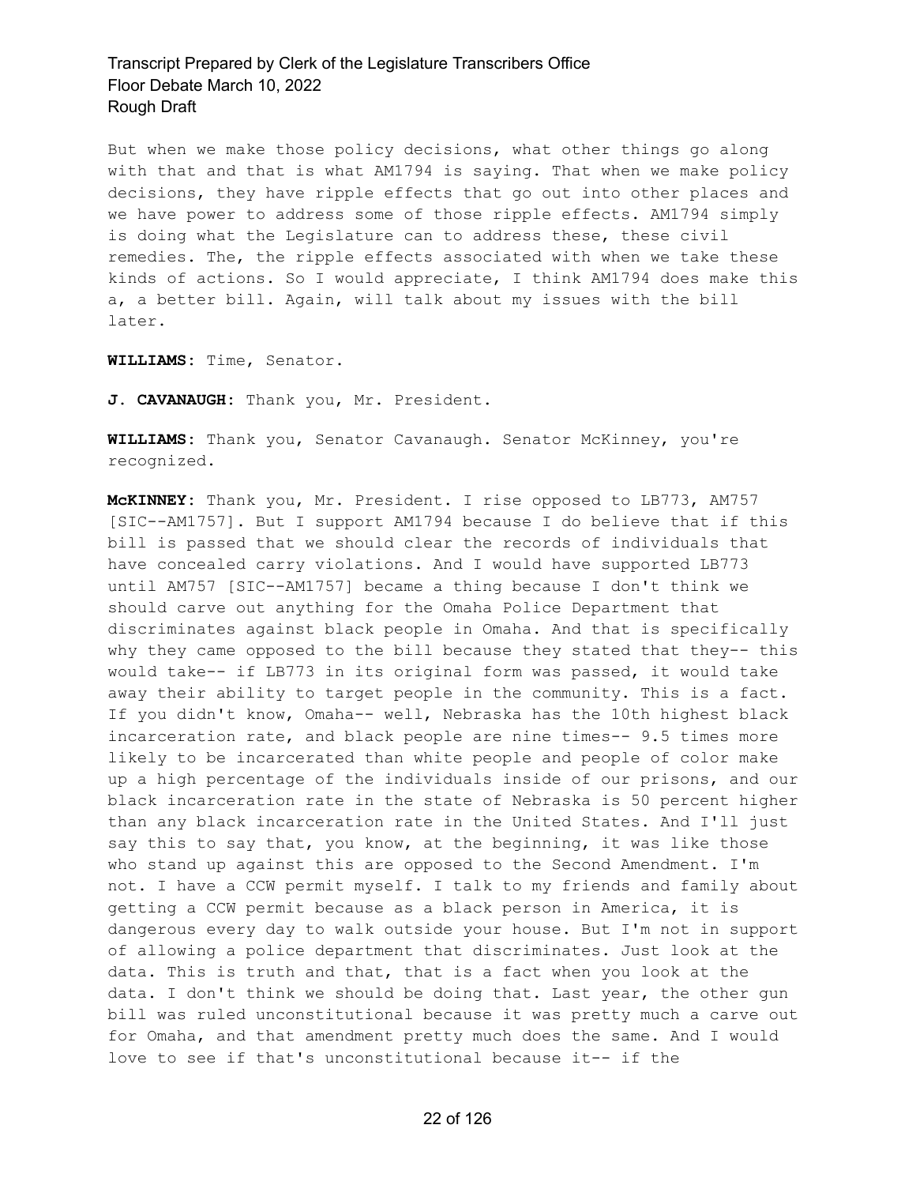But when we make those policy decisions, what other things go along with that and that is what AM1794 is saying. That when we make policy decisions, they have ripple effects that go out into other places and we have power to address some of those ripple effects. AM1794 simply is doing what the Legislature can to address these, these civil remedies. The, the ripple effects associated with when we take these kinds of actions. So I would appreciate, I think AM1794 does make this a, a better bill. Again, will talk about my issues with the bill later.

**WILLIAMS:** Time, Senator.

**J. CAVANAUGH:** Thank you, Mr. President.

**WILLIAMS:** Thank you, Senator Cavanaugh. Senator McKinney, you're recognized.

**McKINNEY:** Thank you, Mr. President. I rise opposed to LB773, AM757 [SIC--AM1757]. But I support AM1794 because I do believe that if this bill is passed that we should clear the records of individuals that have concealed carry violations. And I would have supported LB773 until AM757 [SIC--AM1757] became a thing because I don't think we should carve out anything for the Omaha Police Department that discriminates against black people in Omaha. And that is specifically why they came opposed to the bill because they stated that they-- this would take-- if LB773 in its original form was passed, it would take away their ability to target people in the community. This is a fact. If you didn't know, Omaha-- well, Nebraska has the 10th highest black incarceration rate, and black people are nine times-- 9.5 times more likely to be incarcerated than white people and people of color make up a high percentage of the individuals inside of our prisons, and our black incarceration rate in the state of Nebraska is 50 percent higher than any black incarceration rate in the United States. And I'll just say this to say that, you know, at the beginning, it was like those who stand up against this are opposed to the Second Amendment. I'm not. I have a CCW permit myself. I talk to my friends and family about getting a CCW permit because as a black person in America, it is dangerous every day to walk outside your house. But I'm not in support of allowing a police department that discriminates. Just look at the data. This is truth and that, that is a fact when you look at the data. I don't think we should be doing that. Last year, the other gun bill was ruled unconstitutional because it was pretty much a carve out for Omaha, and that amendment pretty much does the same. And I would love to see if that's unconstitutional because it-- if the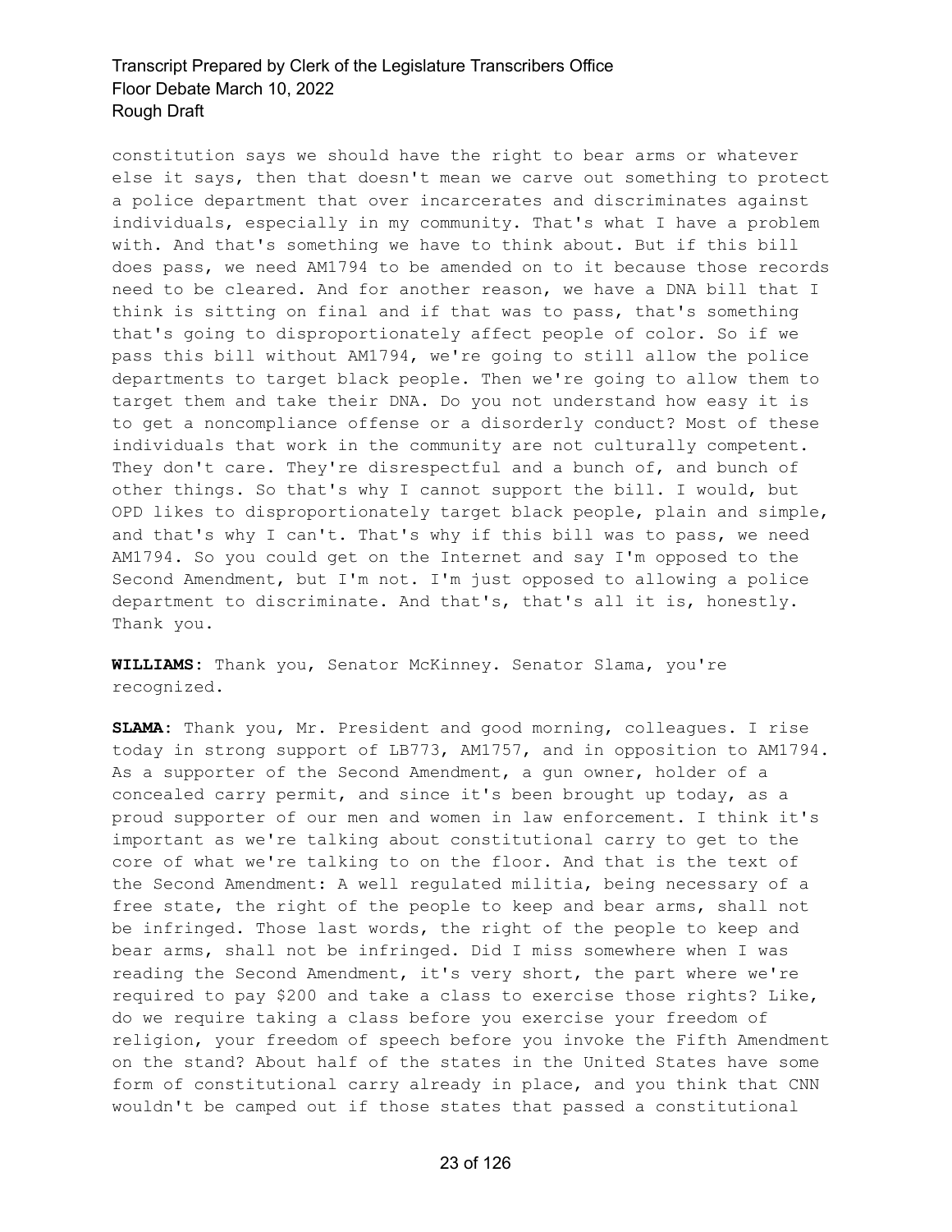constitution says we should have the right to bear arms or whatever else it says, then that doesn't mean we carve out something to protect a police department that over incarcerates and discriminates against individuals, especially in my community. That's what I have a problem with. And that's something we have to think about. But if this bill does pass, we need AM1794 to be amended on to it because those records need to be cleared. And for another reason, we have a DNA bill that I think is sitting on final and if that was to pass, that's something that's going to disproportionately affect people of color. So if we pass this bill without AM1794, we're going to still allow the police departments to target black people. Then we're going to allow them to target them and take their DNA. Do you not understand how easy it is to get a noncompliance offense or a disorderly conduct? Most of these individuals that work in the community are not culturally competent. They don't care. They're disrespectful and a bunch of, and bunch of other things. So that's why I cannot support the bill. I would, but OPD likes to disproportionately target black people, plain and simple, and that's why I can't. That's why if this bill was to pass, we need AM1794. So you could get on the Internet and say I'm opposed to the Second Amendment, but I'm not. I'm just opposed to allowing a police department to discriminate. And that's, that's all it is, honestly. Thank you.

**WILLIAMS:** Thank you, Senator McKinney. Senator Slama, you're recognized.

**SLAMA:** Thank you, Mr. President and good morning, colleagues. I rise today in strong support of LB773, AM1757, and in opposition to AM1794. As a supporter of the Second Amendment, a gun owner, holder of a concealed carry permit, and since it's been brought up today, as a proud supporter of our men and women in law enforcement. I think it's important as we're talking about constitutional carry to get to the core of what we're talking to on the floor. And that is the text of the Second Amendment: A well regulated militia, being necessary of a free state, the right of the people to keep and bear arms, shall not be infringed. Those last words, the right of the people to keep and bear arms, shall not be infringed. Did I miss somewhere when I was reading the Second Amendment, it's very short, the part where we're required to pay $200 and take a class to exercise those rights? Like, do we require taking a class before you exercise your freedom of religion, your freedom of speech before you invoke the Fifth Amendment on the stand? About half of the states in the United States have some form of constitutional carry already in place, and you think that CNN wouldn't be camped out if those states that passed a constitutional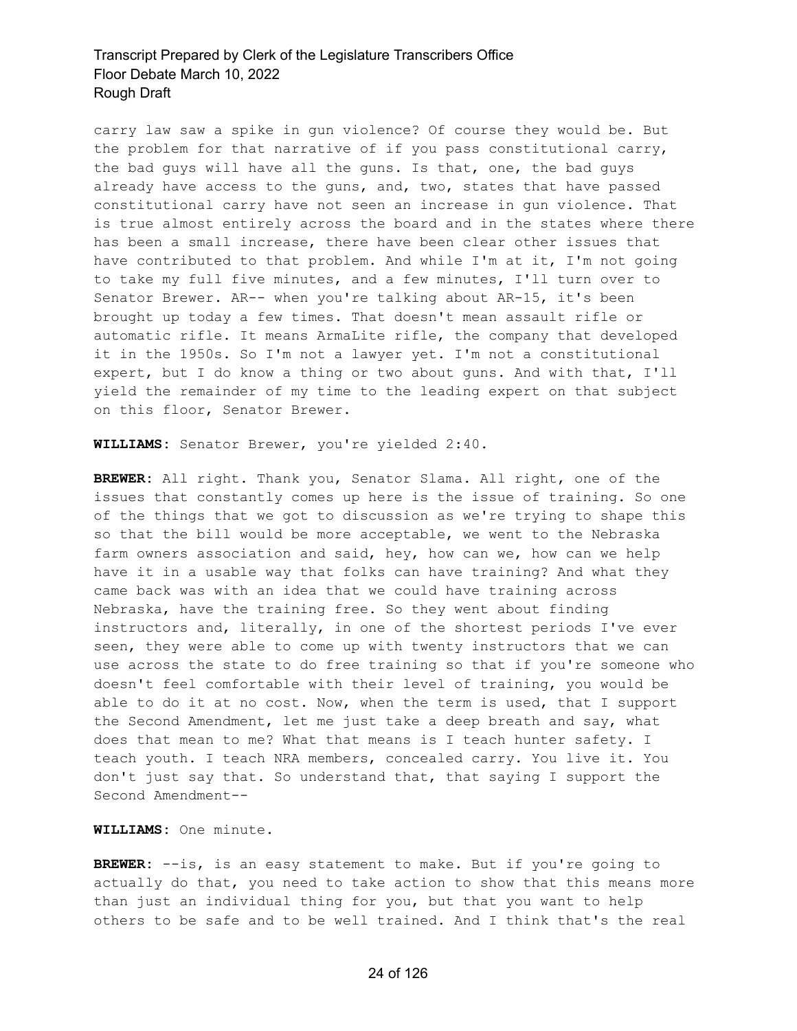carry law saw a spike in gun violence? Of course they would be. But the problem for that narrative of if you pass constitutional carry, the bad guys will have all the guns. Is that, one, the bad guys already have access to the guns, and, two, states that have passed constitutional carry have not seen an increase in gun violence. That is true almost entirely across the board and in the states where there has been a small increase, there have been clear other issues that have contributed to that problem. And while I'm at it, I'm not going to take my full five minutes, and a few minutes, I'll turn over to Senator Brewer. AR-- when you're talking about AR-15, it's been brought up today a few times. That doesn't mean assault rifle or automatic rifle. It means ArmaLite rifle, the company that developed it in the 1950s. So I'm not a lawyer yet. I'm not a constitutional expert, but I do know a thing or two about guns. And with that, I'll yield the remainder of my time to the leading expert on that subject on this floor, Senator Brewer.

**WILLIAMS:** Senator Brewer, you're yielded 2:40.

**BREWER:** All right. Thank you, Senator Slama. All right, one of the issues that constantly comes up here is the issue of training. So one of the things that we got to discussion as we're trying to shape this so that the bill would be more acceptable, we went to the Nebraska farm owners association and said, hey, how can we, how can we help have it in a usable way that folks can have training? And what they came back was with an idea that we could have training across Nebraska, have the training free. So they went about finding instructors and, literally, in one of the shortest periods I've ever seen, they were able to come up with twenty instructors that we can use across the state to do free training so that if you're someone who doesn't feel comfortable with their level of training, you would be able to do it at no cost. Now, when the term is used, that I support the Second Amendment, let me just take a deep breath and say, what does that mean to me? What that means is I teach hunter safety. I teach youth. I teach NRA members, concealed carry. You live it. You don't just say that. So understand that, that saying I support the Second Amendment--

**WILLIAMS:** One minute.

**BREWER:** --is, is an easy statement to make. But if you're going to actually do that, you need to take action to show that this means more than just an individual thing for you, but that you want to help others to be safe and to be well trained. And I think that's the real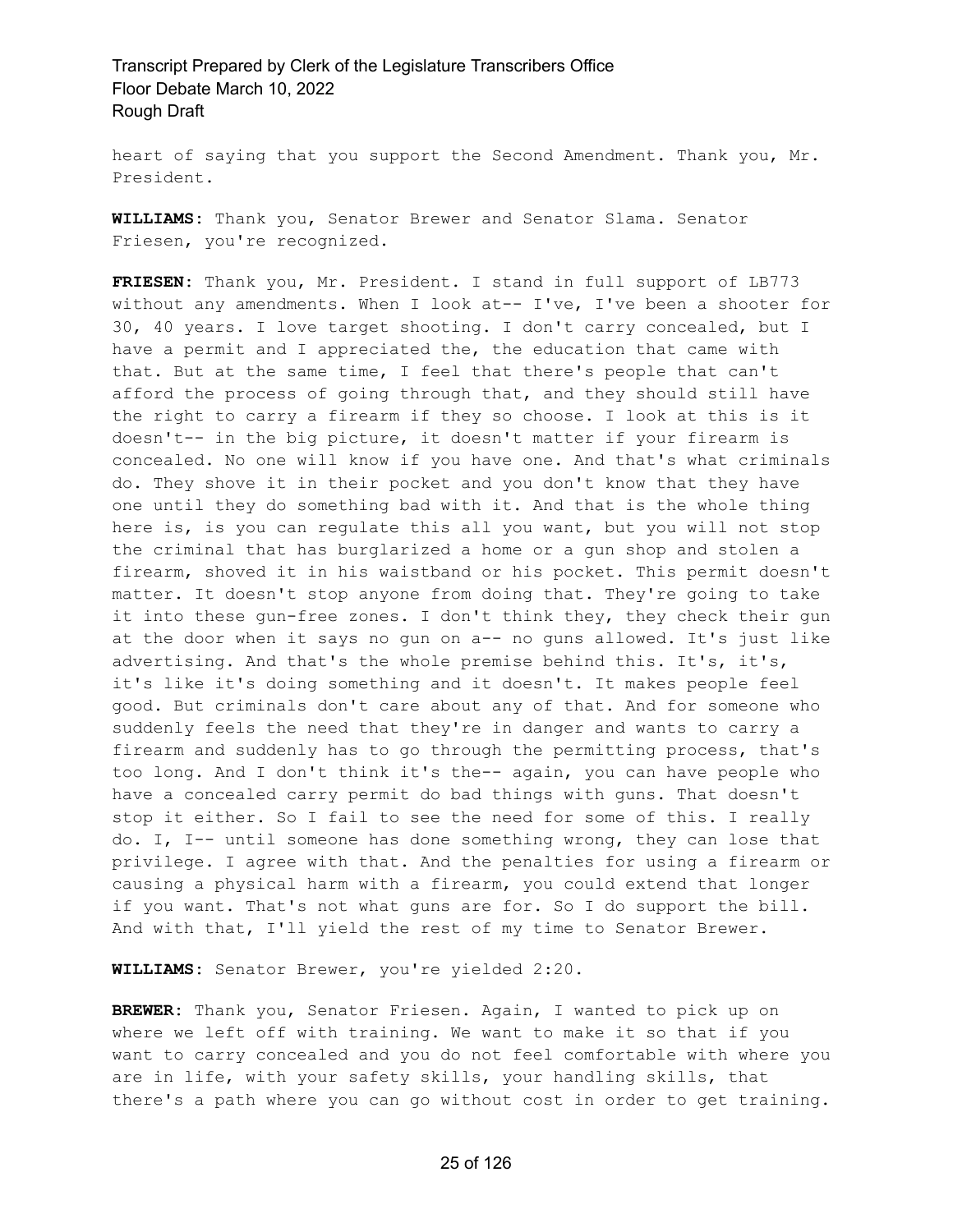heart of saying that you support the Second Amendment. Thank you, Mr. President.

**WILLIAMS**: Thank you, Senator Brewer and Senator Slama. Senator Friesen, you're recognized.

**FRIESEN**: Thank you, Mr. President. I stand in full support of LB773 without any amendments. When I look at-- I've, I've been a shooter for 30, 40 years. I love target shooting. I don't carry concealed, but I have a permit and I appreciated the, the education that came with that. But at the same time, I feel that there's people that can't afford the process of going through that, and they should still have the right to carry a firearm if they so choose. I look at this is it doesn't-- in the big picture, it doesn't matter if your firearm is concealed. No one will know if you have one. And that's what criminals do. They shove it in their pocket and you don't know that they have one until they do something bad with it. And that is the whole thing here is, is you can regulate this all you want, but you will not stop the criminal that has burglarized a home or a gun shop and stolen a firearm, shoved it in his waistband or his pocket. This permit doesn't matter. It doesn't stop anyone from doing that. They're going to take it into these gun-free zones. I don't think they, they check their gun at the door when it says no gun on a-- no guns allowed. It's just like advertising. And that's the whole premise behind this. It's, it's, it's like it's doing something and it doesn't. It makes people feel good. But criminals don't care about any of that. And for someone who suddenly feels the need that they're in danger and wants to carry a firearm and suddenly has to go through the permitting process, that's too long. And I don't think it's the-- again, you can have people who have a concealed carry permit do bad things with guns. That doesn't stop it either. So I fail to see the need for some of this. I really do. I, I-- until someone has done something wrong, they can lose that privilege. I agree with that. And the penalties for using a firearm or causing a physical harm with a firearm, you could extend that longer if you want. That's not what guns are for. So I do support the bill. And with that, I'll yield the rest of my time to Senator Brewer.

**WILLIAMS**: Senator Brewer, you're yielded 2:20.

**BREWER**: Thank you, Senator Friesen. Again, I wanted to pick up on where we left off with training. We want to make it so that if you want to carry concealed and you do not feel comfortable with where you are in life, with your safety skills, your handling skills, that there's a path where you can go without cost in order to get training.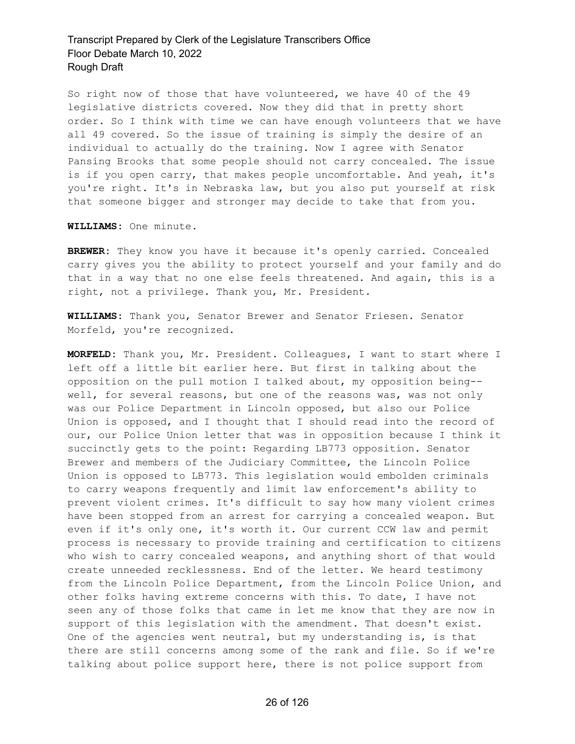So right now of those that have volunteered, we have 40 of the 49 legislative districts covered. Now they did that in pretty short order. So I think with time we can have enough volunteers that we have all 49 covered. So the issue of training is simply the desire of an individual to actually do the training. Now I agree with Senator Pansing Brooks that some people should not carry concealed. The issue is if you open carry, that makes people uncomfortable. And yeah, it's you're right. It's in Nebraska law, but you also put yourself at risk that someone bigger and stronger may decide to take that from you.

**WILLIAMS:** One minute.

**BREWER:** They know you have it because it's openly carried. Concealed carry gives you the ability to protect yourself and your family and do that in a way that no one else feels threatened. And again, this is a right, not a privilege. Thank you, Mr. President.

**WILLIAMS:** Thank you, Senator Brewer and Senator Friesen. Senator Morfeld, you're recognized.

**MORFELD:** Thank you, Mr. President. Colleagues, I want to start where I left off a little bit earlier here. But first in talking about the opposition on the pull motion I talked about, my opposition being-- well, for several reasons, but one of the reasons was, was not only was our Police Department in Lincoln opposed, but also our Police Union is opposed, and I thought that I should read into the record of our, our Police Union letter that was in opposition because I think it succinctly gets to the point: Regarding LB773 opposition. Senator Brewer and members of the Judiciary Committee, the Lincoln Police Union is opposed to LB773. This legislation would embolden criminals to carry weapons frequently and limit law enforcement's ability to prevent violent crimes. It's difficult to say how many violent crimes have been stopped from an arrest for carrying a concealed weapon. But even if it's only one, it's worth it. Our current CCW law and permit process is necessary to provide training and certification to citizens who wish to carry concealed weapons, and anything short of that would create unneeded recklessness. End of the letter. We heard testimony from the Lincoln Police Department, from the Lincoln Police Union, and other folks having extreme concerns with this. To date, I have not seen any of those folks that came in let me know that they are now in support of this legislation with the amendment. That doesn't exist. One of the agencies went neutral, but my understanding is, is that there are still concerns among some of the rank and file. So if we're talking about police support here, there is not police support from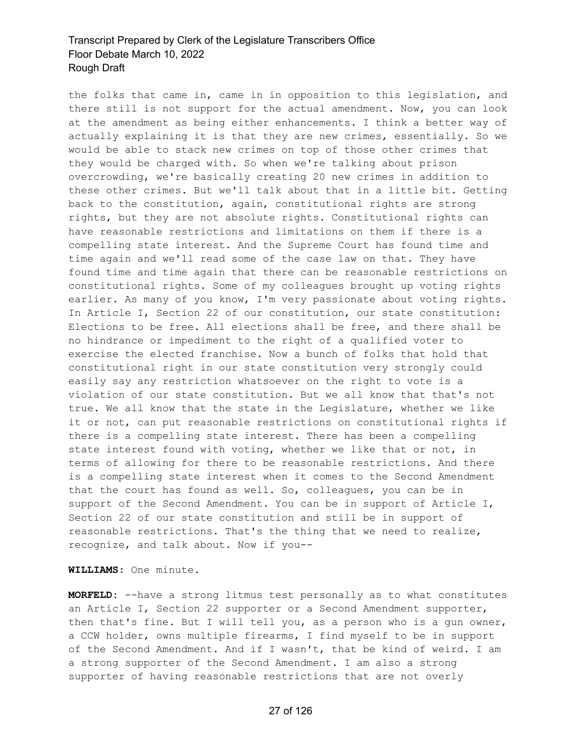the folks that came in, came in in opposition to this legislation, and there still is not support for the actual amendment. Now, you can look at the amendment as being either enhancements. I think a better way of actually explaining it is that they are new crimes, essentially. So we would be able to stack new crimes on top of those other crimes that they would be charged with. So when we're talking about prison overcrowding, we're basically creating 20 new crimes in addition to these other crimes. But we'll talk about that in a little bit. Getting back to the constitution, again, constitutional rights are strong rights, but they are not absolute rights. Constitutional rights can have reasonable restrictions and limitations on them if there is a compelling state interest. And the Supreme Court has found time and time again and we'll read some of the case law on that. They have found time and time again that there can be reasonable restrictions on constitutional rights. Some of my colleagues brought up voting rights earlier. As many of you know, I'm very passionate about voting rights. In Article I, Section 22 of our constitution, our state constitution: Elections to be free. All elections shall be free, and there shall be no hindrance or impediment to the right of a qualified voter to exercise the elected franchise. Now a bunch of folks that hold that constitutional right in our state constitution very strongly could easily say any restriction whatsoever on the right to vote is a violation of our state constitution. But we all know that that's not true. We all know that the state in the Legislature, whether we like it or not, can put reasonable restrictions on constitutional rights if there is a compelling state interest. There has been a compelling state interest found with voting, whether we like that or not, in terms of allowing for there to be reasonable restrictions. And there is a compelling state interest when it comes to the Second Amendment that the court has found as well. So, colleagues, you can be in support of the Second Amendment. You can be in support of Article I, Section 22 of our state constitution and still be in support of reasonable restrictions. That's the thing that we need to realize, recognize, and talk about. Now if you--

**WILLIAMS:** One minute.

**MORFELD:** --have a strong litmus test personally as to what constitutes an Article I, Section 22 supporter or a Second Amendment supporter, then that's fine. But I will tell you, as a person who is a gun owner, a CCW holder, owns multiple firearms, I find myself to be in support of the Second Amendment. And if I wasn't, that be kind of weird. I am a strong supporter of the Second Amendment. I am also a strong supporter of having reasonable restrictions that are not overly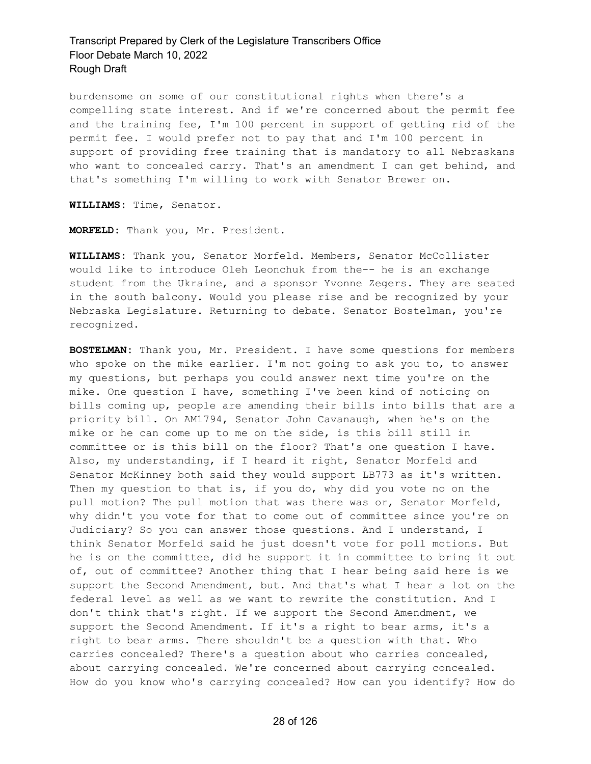burdensome on some of our constitutional rights when there's a compelling state interest. And if we're concerned about the permit fee and the training fee, I'm 100 percent in support of getting rid of the permit fee. I would prefer not to pay that and I'm 100 percent in support of providing free training that is mandatory to all Nebraskans who want to concealed carry. That's an amendment I can get behind, and that's something I'm willing to work with Senator Brewer on.

**WILLIAMS:** Time, Senator.

**MORFELD:** Thank you, Mr. President.

**WILLIAMS:** Thank you, Senator Morfeld. Members, Senator McCollister would like to introduce Oleh Leonchuk from the-- he is an exchange student from the Ukraine, and a sponsor Yvonne Zegers. They are seated in the south balcony. Would you please rise and be recognized by your Nebraska Legislature. Returning to debate. Senator Bostelman, you're recognized.

**BOSTELMAN:** Thank you, Mr. President. I have some questions for members who spoke on the mike earlier. I'm not going to ask you to, to answer my questions, but perhaps you could answer next time you're on the mike. One question I have, something I've been kind of noticing on bills coming up, people are amending their bills into bills that are a priority bill. On AM1794, Senator John Cavanaugh, when he's on the mike or he can come up to me on the side, is this bill still in committee or is this bill on the floor? That's one question I have. Also, my understanding, if I heard it right, Senator Morfeld and Senator McKinney both said they would support LB773 as it's written. Then my question to that is, if you do, why did you vote no on the pull motion? The pull motion that was there was or, Senator Morfeld, why didn't you vote for that to come out of committee since you're on Judiciary? So you can answer those questions. And I understand, I think Senator Morfeld said he just doesn't vote for poll motions. But he is on the committee, did he support it in committee to bring it out of, out of committee? Another thing that I hear being said here is we support the Second Amendment, but. And that's what I hear a lot on the federal level as well as we want to rewrite the constitution. And I don't think that's right. If we support the Second Amendment, we support the Second Amendment. If it's a right to bear arms, it's a right to bear arms. There shouldn't be a question with that. Who carries concealed? There's a question about who carries concealed, about carrying concealed. We're concerned about carrying concealed. How do you know who's carrying concealed? How can you identify? How do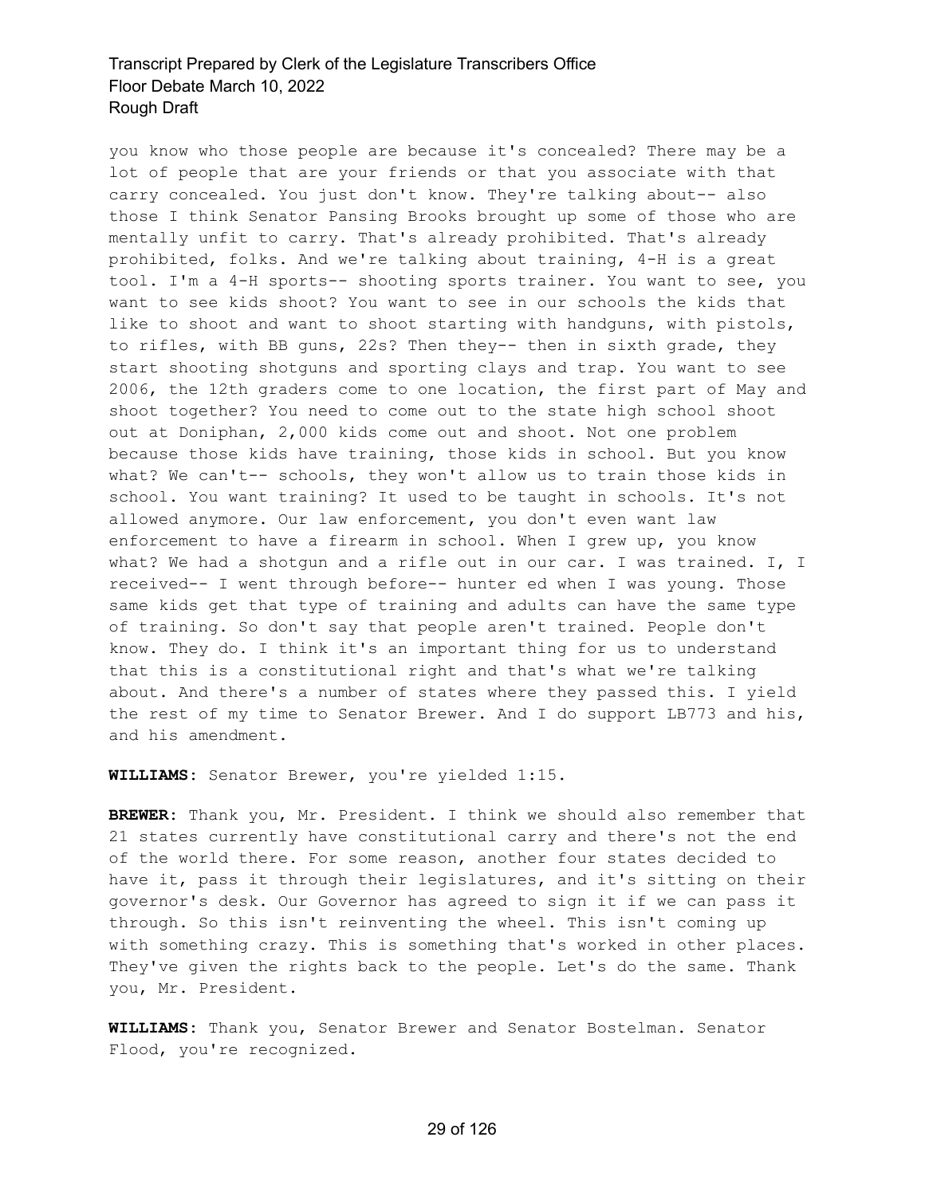you know who those people are because it's concealed? There may be a lot of people that are your friends or that you associate with that carry concealed. You just don't know. They're talking about-- also those I think Senator Pansing Brooks brought up some of those who are mentally unfit to carry. That's already prohibited. That's already prohibited, folks. And we're talking about training, 4-H is a great tool. I'm a 4-H sports-- shooting sports trainer. You want to see, you want to see kids shoot? You want to see in our schools the kids that like to shoot and want to shoot starting with handguns, with pistols, to rifles, with BB guns, 22s? Then they-- then in sixth grade, they start shooting shotguns and sporting clays and trap. You want to see 2006, the 12th graders come to one location, the first part of May and shoot together? You need to come out to the state high school shoot out at Doniphan, 2,000 kids come out and shoot. Not one problem because those kids have training, those kids in school. But you know what? We can't-- schools, they won't allow us to train those kids in school. You want training? It used to be taught in schools. It's not allowed anymore. Our law enforcement, you don't even want law enforcement to have a firearm in school. When I grew up, you know what? We had a shotgun and a rifle out in our car. I was trained. I, I received-- I went through before-- hunter ed when I was young. Those same kids get that type of training and adults can have the same type of training. So don't say that people aren't trained. People don't know. They do. I think it's an important thing for us to understand that this is a constitutional right and that's what we're talking about. And there's a number of states where they passed this. I yield the rest of my time to Senator Brewer. And I do support LB773 and his, and his amendment.

**WILLIAMS:** Senator Brewer, you're yielded 1:15.

**BREWER:** Thank you, Mr. President. I think we should also remember that 21 states currently have constitutional carry and there's not the end of the world there. For some reason, another four states decided to have it, pass it through their legislatures, and it's sitting on their governor's desk. Our Governor has agreed to sign it if we can pass it through. So this isn't reinventing the wheel. This isn't coming up with something crazy. This is something that's worked in other places. They've given the rights back to the people. Let's do the same. Thank you, Mr. President.

**WILLIAMS:** Thank you, Senator Brewer and Senator Bostelman. Senator Flood, you're recognized.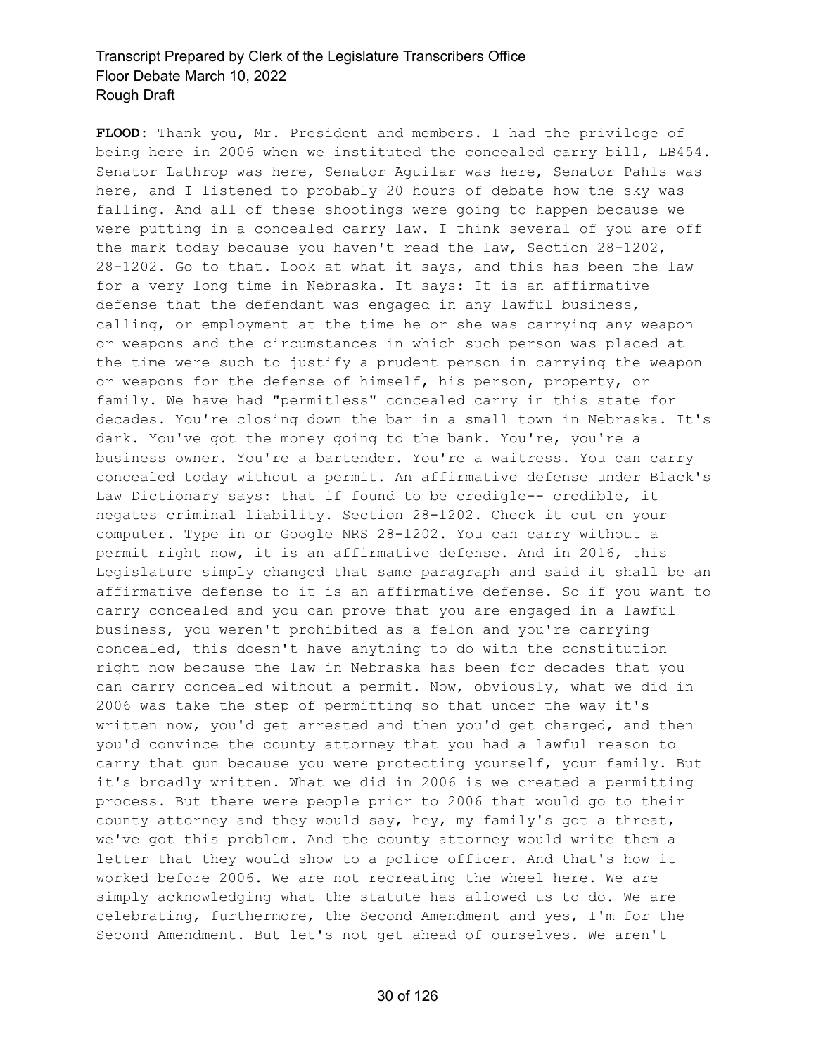**FLOOD:** Thank you, Mr. President and members. I had the privilege of being here in 2006 when we instituted the concealed carry bill, LB454. Senator Lathrop was here, Senator Aguilar was here, Senator Pahls was here, and I listened to probably 20 hours of debate how the sky was falling. And all of these shootings were going to happen because we were putting in a concealed carry law. I think several of you are off the mark today because you haven't read the law, Section 28-1202, 28-1202. Go to that. Look at what it says, and this has been the law for a very long time in Nebraska. It says: It is an affirmative defense that the defendant was engaged in any lawful business, calling, or employment at the time he or she was carrying any weapon or weapons and the circumstances in which such person was placed at the time were such to justify a prudent person in carrying the weapon or weapons for the defense of himself, his person, property, or family. We have had "permitless" concealed carry in this state for decades. You're closing down the bar in a small town in Nebraska. It's dark. You've got the money going to the bank. You're, you're a business owner. You're a bartender. You're a waitress. You can carry concealed today without a permit. An affirmative defense under Black's Law Dictionary says: that if found to be credigle-- credible, it negates criminal liability. Section 28-1202. Check it out on your computer. Type in or Google NRS 28-1202. You can carry without a permit right now, it is an affirmative defense. And in 2016, this Legislature simply changed that same paragraph and said it shall be an affirmative defense to it is an affirmative defense. So if you want to carry concealed and you can prove that you are engaged in a lawful business, you weren't prohibited as a felon and you're carrying concealed, this doesn't have anything to do with the constitution right now because the law in Nebraska has been for decades that you can carry concealed without a permit. Now, obviously, what we did in 2006 was take the step of permitting so that under the way it's written now, you'd get arrested and then you'd get charged, and then you'd convince the county attorney that you had a lawful reason to carry that gun because you were protecting yourself, your family. But it's broadly written. What we did in 2006 is we created a permitting process. But there were people prior to 2006 that would go to their county attorney and they would say, hey, my family's got a threat, we've got this problem. And the county attorney would write them a letter that they would show to a police officer. And that's how it worked before 2006. We are not recreating the wheel here. We are simply acknowledging what the statute has allowed us to do. We are celebrating, furthermore, the Second Amendment and yes, I'm for the Second Amendment. But let's not get ahead of ourselves. We aren't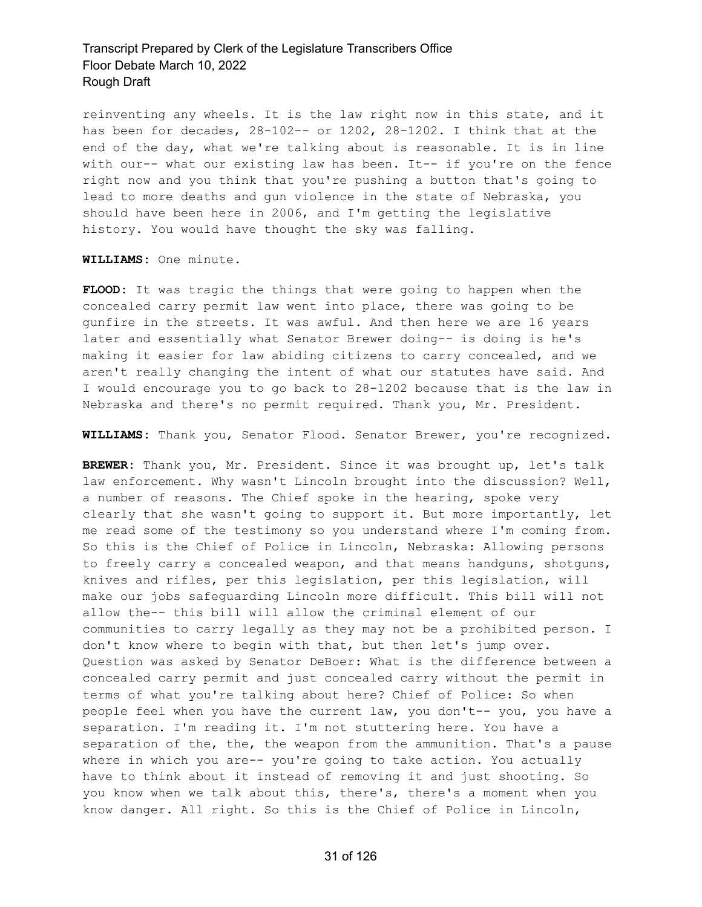reinventing any wheels. It is the law right now in this state, and it has been for decades, 28-102-- or 1202, 28-1202. I think that at the end of the day, what we're talking about is reasonable. It is in line with our-- what our existing law has been. It-- if you're on the fence right now and you think that you're pushing a button that's going to lead to more deaths and gun violence in the state of Nebraska, you should have been here in 2006, and I'm getting the legislative history. You would have thought the sky was falling.

**WILLIAMS:** One minute.

**FLOOD:** It was tragic the things that were going to happen when the concealed carry permit law went into place, there was going to be gunfire in the streets. It was awful. And then here we are 16 years later and essentially what Senator Brewer doing-- is doing is he's making it easier for law abiding citizens to carry concealed, and we aren't really changing the intent of what our statutes have said. And I would encourage you to go back to 28-1202 because that is the law in Nebraska and there's no permit required. Thank you, Mr. President.

**WILLIAMS:** Thank you, Senator Flood. Senator Brewer, you're recognized.

**BREWER:** Thank you, Mr. President. Since it was brought up, let's talk law enforcement. Why wasn't Lincoln brought into the discussion? Well, a number of reasons. The Chief spoke in the hearing, spoke very clearly that she wasn't going to support it. But more importantly, let me read some of the testimony so you understand where I'm coming from. So this is the Chief of Police in Lincoln, Nebraska: Allowing persons to freely carry a concealed weapon, and that means handguns, shotguns, knives and rifles, per this legislation, per this legislation, will make our jobs safeguarding Lincoln more difficult. This bill will not allow the-- this bill will allow the criminal element of our communities to carry legally as they may not be a prohibited person. I don't know where to begin with that, but then let's jump over. Question was asked by Senator DeBoer: What is the difference between a concealed carry permit and just concealed carry without the permit in terms of what you're talking about here? Chief of Police: So when people feel when you have the current law, you don't-- you, you have a separation. I'm reading it. I'm not stuttering here. You have a separation of the, the, the weapon from the ammunition. That's a pause where in which you are-- you're going to take action. You actually have to think about it instead of removing it and just shooting. So you know when we talk about this, there's, there's a moment when you know danger. All right. So this is the Chief of Police in Lincoln,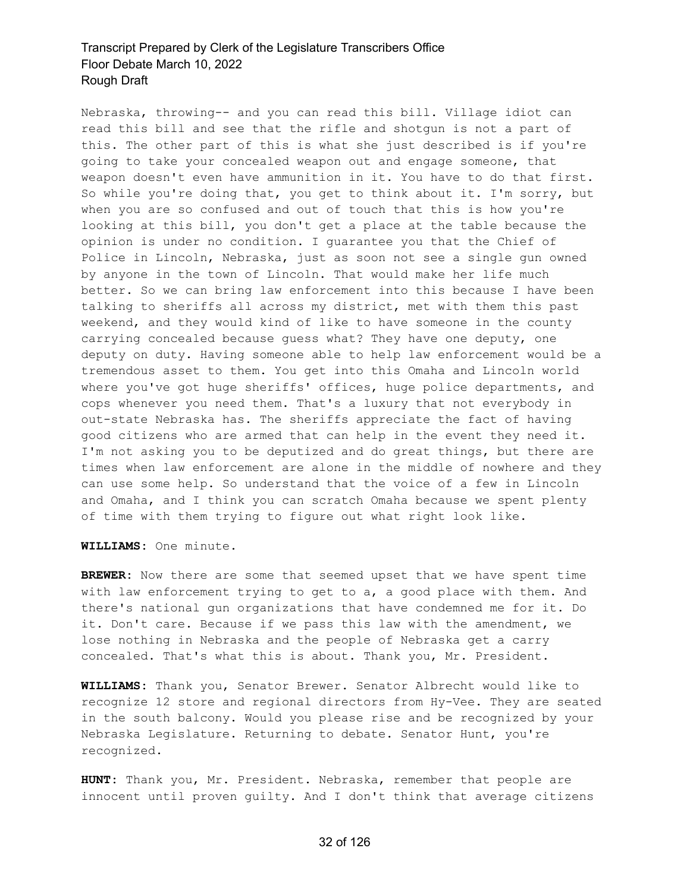Nebraska, throwing-- and you can read this bill. Village idiot can read this bill and see that the rifle and shotgun is not a part of this. The other part of this is what she just described is if you're going to take your concealed weapon out and engage someone, that weapon doesn't even have ammunition in it. You have to do that first. So while you're doing that, you get to think about it. I'm sorry, but when you are so confused and out of touch that this is how you're looking at this bill, you don't get a place at the table because the opinion is under no condition. I guarantee you that the Chief of Police in Lincoln, Nebraska, just as soon not see a single gun owned by anyone in the town of Lincoln. That would make her life much better. So we can bring law enforcement into this because I have been talking to sheriffs all across my district, met with them this past weekend, and they would kind of like to have someone in the county carrying concealed because guess what? They have one deputy, one deputy on duty. Having someone able to help law enforcement would be a tremendous asset to them. You get into this Omaha and Lincoln world where you've got huge sheriffs' offices, huge police departments, and cops whenever you need them. That's a luxury that not everybody in out-state Nebraska has. The sheriffs appreciate the fact of having good citizens who are armed that can help in the event they need it. I'm not asking you to be deputized and do great things, but there are times when law enforcement are alone in the middle of nowhere and they can use some help. So understand that the voice of a few in Lincoln and Omaha, and I think you can scratch Omaha because we spent plenty of time with them trying to figure out what right look like.

**WILLIAMS:** One minute.

**BREWER:** Now there are some that seemed upset that we have spent time with law enforcement trying to get to a, a good place with them. And there's national gun organizations that have condemned me for it. Do it. Don't care. Because if we pass this law with the amendment, we lose nothing in Nebraska and the people of Nebraska get a carry concealed. That's what this is about. Thank you, Mr. President.

**WILLIAMS:** Thank you, Senator Brewer. Senator Albrecht would like to recognize 12 store and regional directors from Hy-Vee. They are seated in the south balcony. Would you please rise and be recognized by your Nebraska Legislature. Returning to debate. Senator Hunt, you're recognized.

**HUNT:** Thank you, Mr. President. Nebraska, remember that people are innocent until proven guilty. And I don't think that average citizens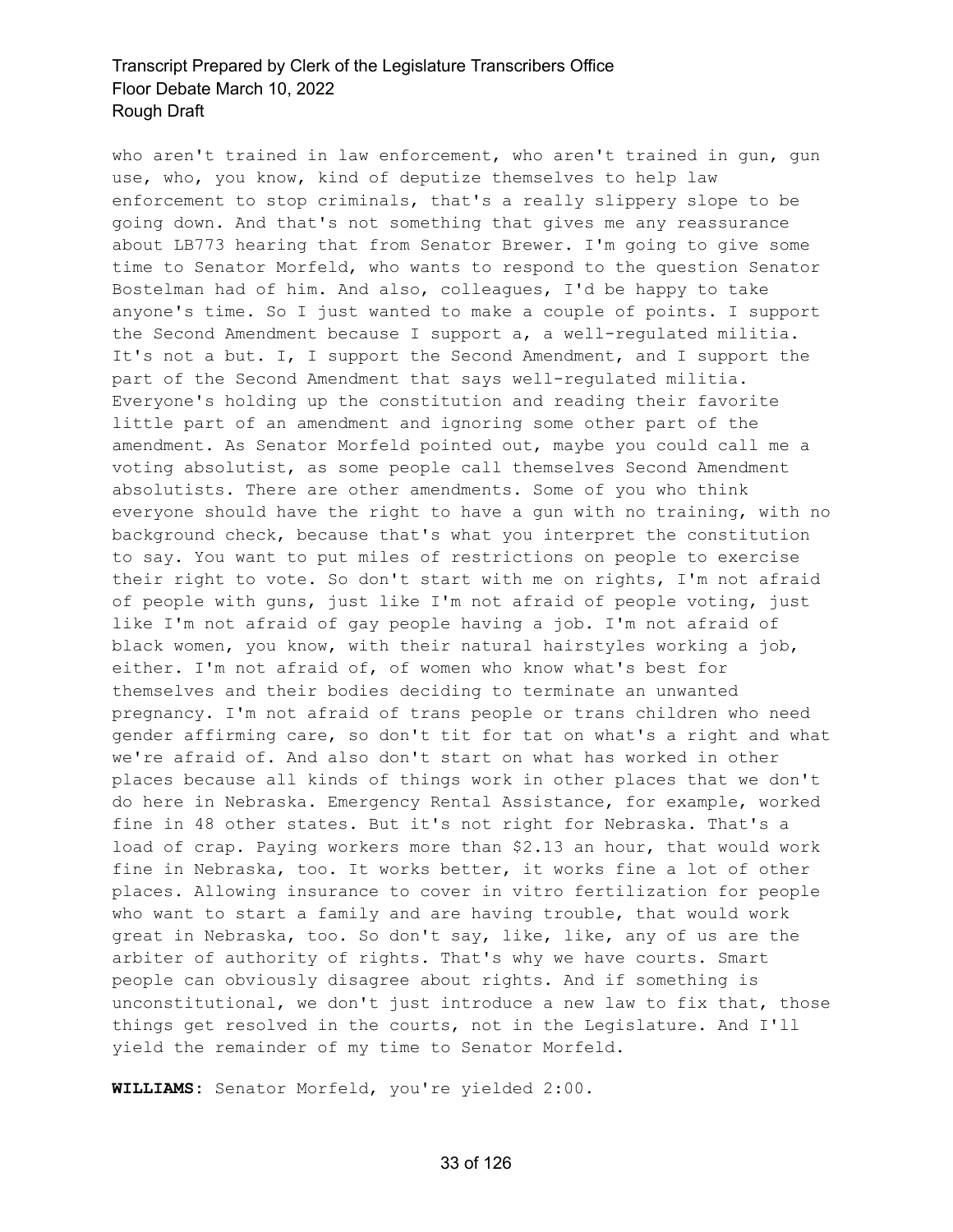who aren't trained in law enforcement, who aren't trained in gun, gun use, who, you know, kind of deputize themselves to help law enforcement to stop criminals, that's a really slippery slope to be going down. And that's not something that gives me any reassurance about LB773 hearing that from Senator Brewer. I'm going to give some time to Senator Morfeld, who wants to respond to the question Senator Bostelman had of him. And also, colleagues, I'd be happy to take anyone's time. So I just wanted to make a couple of points. I support the Second Amendment because I support a, a well-regulated militia. It's not a but. I, I support the Second Amendment, and I support the part of the Second Amendment that says well-regulated militia. Everyone's holding up the constitution and reading their favorite little part of an amendment and ignoring some other part of the amendment. As Senator Morfeld pointed out, maybe you could call me a voting absolutist, as some people call themselves Second Amendment absolutists. There are other amendments. Some of you who think everyone should have the right to have a gun with no training, with no background check, because that's what you interpret the constitution to say. You want to put miles of restrictions on people to exercise their right to vote. So don't start with me on rights, I'm not afraid of people with guns, just like I'm not afraid of people voting, just like I'm not afraid of gay people having a job. I'm not afraid of black women, you know, with their natural hairstyles working a job, either. I'm not afraid of, of women who know what's best for themselves and their bodies deciding to terminate an unwanted pregnancy. I'm not afraid of trans people or trans children who need gender affirming care, so don't tit for tat on what's a right and what we're afraid of. And also don't start on what has worked in other places because all kinds of things work in other places that we don't do here in Nebraska. Emergency Rental Assistance, for example, worked fine in 48 other states. But it's not right for Nebraska. That's a load of crap. Paying workers more than $2.13 an hour, that would work fine in Nebraska, too. It works better, it works fine a lot of other places. Allowing insurance to cover in vitro fertilization for people who want to start a family and are having trouble, that would work great in Nebraska, too. So don't say, like, like, any of us are the arbiter of authority of rights. That's why we have courts. Smart people can obviously disagree about rights. And if something is unconstitutional, we don't just introduce a new law to fix that, those things get resolved in the courts, not in the Legislature. And I'll yield the remainder of my time to Senator Morfeld.

**WILLIAMS:** Senator Morfeld, you're yielded 2:00.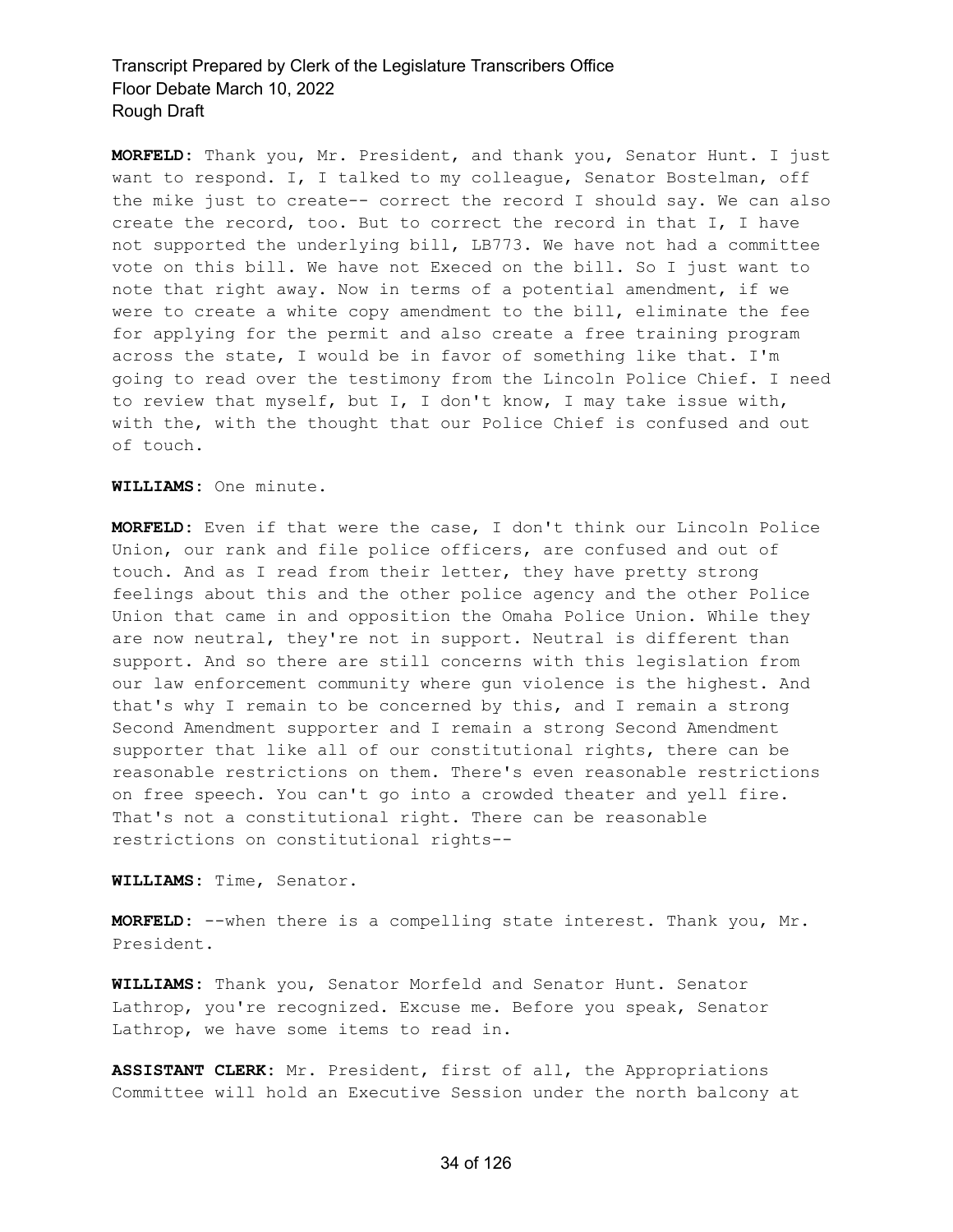**MORFELD:** Thank you, Mr. President, and thank you, Senator Hunt. I just want to respond. I, I talked to my colleague, Senator Bostelman, off the mike just to create-- correct the record I should say. We can also create the record, too. But to correct the record in that I, I have not supported the underlying bill, LB773. We have not had a committee vote on this bill. We have not Execed on the bill. So I just want to note that right away. Now in terms of a potential amendment, if we were to create a white copy amendment to the bill, eliminate the fee for applying for the permit and also create a free training program across the state, I would be in favor of something like that. I'm going to read over the testimony from the Lincoln Police Chief. I need to review that myself, but I, I don't know, I may take issue with, with the, with the thought that our Police Chief is confused and out of touch.

**WILLIAMS:** One minute.

**MORFELD:** Even if that were the case, I don't think our Lincoln Police Union, our rank and file police officers, are confused and out of touch. And as I read from their letter, they have pretty strong feelings about this and the other police agency and the other Police Union that came in and opposition the Omaha Police Union. While they are now neutral, they're not in support. Neutral is different than support. And so there are still concerns with this legislation from our law enforcement community where gun violence is the highest. And that's why I remain to be concerned by this, and I remain a strong Second Amendment supporter and I remain a strong Second Amendment supporter that like all of our constitutional rights, there can be reasonable restrictions on them. There's even reasonable restrictions on free speech. You can't go into a crowded theater and yell fire. That's not a constitutional right. There can be reasonable restrictions on constitutional rights--

**WILLIAMS:** Time, Senator.

**MORFELD:** --when there is a compelling state interest. Thank you, Mr. President.

**WILLIAMS:** Thank you, Senator Morfeld and Senator Hunt. Senator Lathrop, you're recognized. Excuse me. Before you speak, Senator Lathrop, we have some items to read in.

**ASSISTANT CLERK:** Mr. President, first of all, the Appropriations Committee will hold an Executive Session under the north balcony at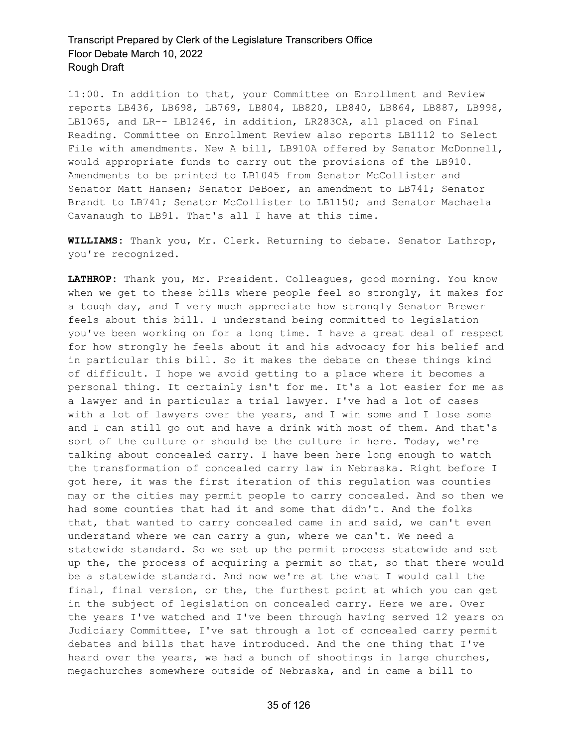11:00. In addition to that, your Committee on Enrollment and Review reports LB436, LB698, LB769, LB804, LB820, LB840, LB864, LB887, LB998, LB1065, and LR-- LB1246, in addition, LR283CA, all placed on Final Reading. Committee on Enrollment Review also reports LB1112 to Select File with amendments. New A bill, LB910A offered by Senator McDonnell, would appropriate funds to carry out the provisions of the LB910. Amendments to be printed to LB1045 from Senator McCollister and Senator Matt Hansen; Senator DeBoer, an amendment to LB741; Senator Brandt to LB741; Senator McCollister to LB1150; and Senator Machaela Cavanaugh to LB91. That's all I have at this time.

**WILLIAMS:** Thank you, Mr. Clerk. Returning to debate. Senator Lathrop, you're recognized.

**LATHROP:** Thank you, Mr. President. Colleagues, good morning. You know when we get to these bills where people feel so strongly, it makes for a tough day, and I very much appreciate how strongly Senator Brewer feels about this bill. I understand being committed to legislation you've been working on for a long time. I have a great deal of respect for how strongly he feels about it and his advocacy for his belief and in particular this bill. So it makes the debate on these things kind of difficult. I hope we avoid getting to a place where it becomes a personal thing. It certainly isn't for me. It's a lot easier for me as a lawyer and in particular a trial lawyer. I've had a lot of cases with a lot of lawyers over the years, and I win some and I lose some and I can still go out and have a drink with most of them. And that's sort of the culture or should be the culture in here. Today, we're talking about concealed carry. I have been here long enough to watch the transformation of concealed carry law in Nebraska. Right before I got here, it was the first iteration of this regulation was counties may or the cities may permit people to carry concealed. And so then we had some counties that had it and some that didn't. And the folks that, that wanted to carry concealed came in and said, we can't even understand where we can carry a gun, where we can't. We need a statewide standard. So we set up the permit process statewide and set up the, the process of acquiring a permit so that, so that there would be a statewide standard. And now we're at the what I would call the final, final version, or the, the furthest point at which you can get in the subject of legislation on concealed carry. Here we are. Over the years I've watched and I've been through having served 12 years on Judiciary Committee, I've sat through a lot of concealed carry permit debates and bills that have introduced. And the one thing that I've heard over the years, we had a bunch of shootings in large churches, megachurches somewhere outside of Nebraska, and in came a bill to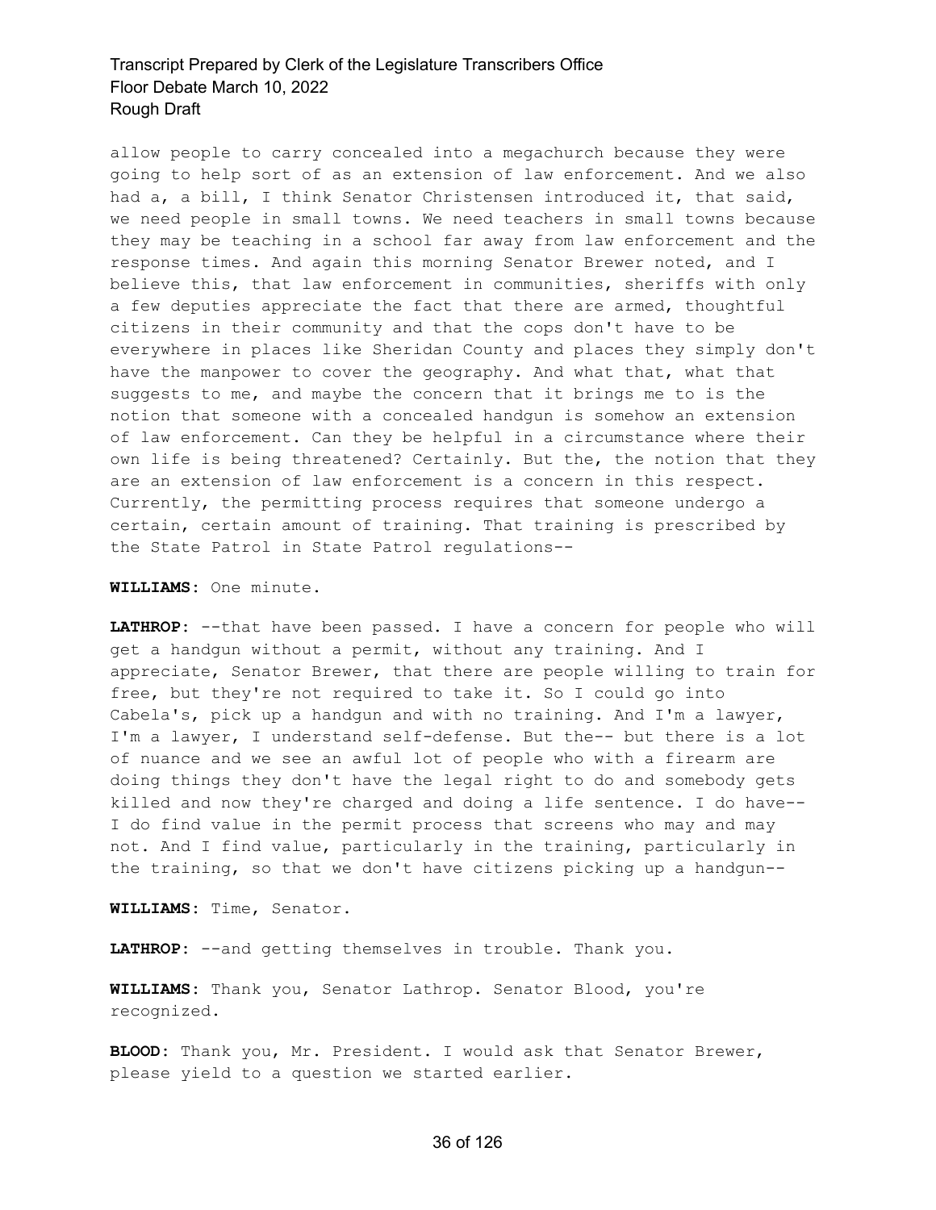allow people to carry concealed into a megachurch because they were going to help sort of as an extension of law enforcement. And we also had a, a bill, I think Senator Christensen introduced it, that said, we need people in small towns. We need teachers in small towns because they may be teaching in a school far away from law enforcement and the response times. And again this morning Senator Brewer noted, and I believe this, that law enforcement in communities, sheriffs with only a few deputies appreciate the fact that there are armed, thoughtful citizens in their community and that the cops don't have to be everywhere in places like Sheridan County and places they simply don't have the manpower to cover the geography. And what that, what that suggests to me, and maybe the concern that it brings me to is the notion that someone with a concealed handgun is somehow an extension of law enforcement. Can they be helpful in a circumstance where their own life is being threatened? Certainly. But the, the notion that they are an extension of law enforcement is a concern in this respect. Currently, the permitting process requires that someone undergo a certain, certain amount of training. That training is prescribed by the State Patrol in State Patrol regulations--

**WILLIAMS:** One minute.

**LATHROP:** --that have been passed. I have a concern for people who will get a handgun without a permit, without any training. And I appreciate, Senator Brewer, that there are people willing to train for free, but they're not required to take it. So I could go into Cabela's, pick up a handgun and with no training. And I'm a lawyer, I'm a lawyer, I understand self-defense. But the-- but there is a lot of nuance and we see an awful lot of people who with a firearm are doing things they don't have the legal right to do and somebody gets killed and now they're charged and doing a life sentence. I do have-- I do find value in the permit process that screens who may and may not. And I find value, particularly in the training, particularly in the training, so that we don't have citizens picking up a handgun--

**WILLIAMS:** Time, Senator.

**LATHROP:** --and getting themselves in trouble. Thank you.

**WILLIAMS:** Thank you, Senator Lathrop. Senator Blood, you're recognized.

**BLOOD:** Thank you, Mr. President. I would ask that Senator Brewer, please yield to a question we started earlier.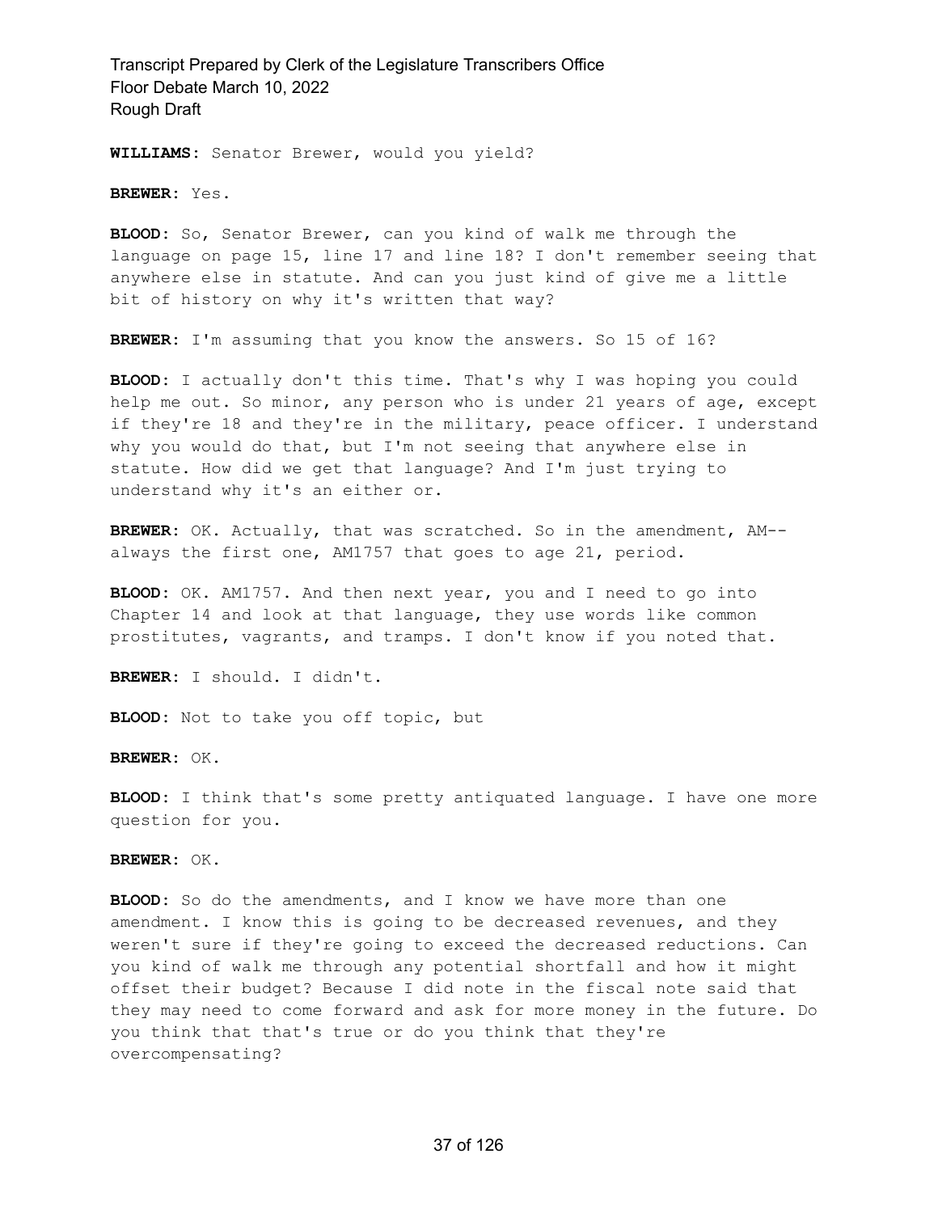**WILLIAMS:** Senator Brewer, would you yield?

**BREWER:** Yes.

**BLOOD:** So, Senator Brewer, can you kind of walk me through the language on page 15, line 17 and line 18? I don't remember seeing that anywhere else in statute. And can you just kind of give me a little bit of history on why it's written that way?

**BREWER:** I'm assuming that you know the answers. So 15 of 16?

**BLOOD:** I actually don't this time. That's why I was hoping you could help me out. So minor, any person who is under 21 years of age, except if they're 18 and they're in the military, peace officer. I understand why you would do that, but I'm not seeing that anywhere else in statute. How did we get that language? And I'm just trying to understand why it's an either or.

**BREWER:** OK. Actually, that was scratched. So in the amendment, AM-- always the first one, AM1757 that goes to age 21, period.

**BLOOD:** OK. AM1757. And then next year, you and I need to go into Chapter 14 and look at that language, they use words like common prostitutes, vagrants, and tramps. I don't know if you noted that.

**BREWER:** I should. I didn't.

**BLOOD:** Not to take you off topic, but

**BREWER:** OK.

**BLOOD:** I think that's some pretty antiquated language. I have one more question for you.

**BREWER:** OK.

**BLOOD:** So do the amendments, and I know we have more than one amendment. I know this is going to be decreased revenues, and they weren't sure if they're going to exceed the decreased reductions. Can you kind of walk me through any potential shortfall and how it might offset their budget? Because I did note in the fiscal note said that they may need to come forward and ask for more money in the future. Do you think that that's true or do you think that they're overcompensating?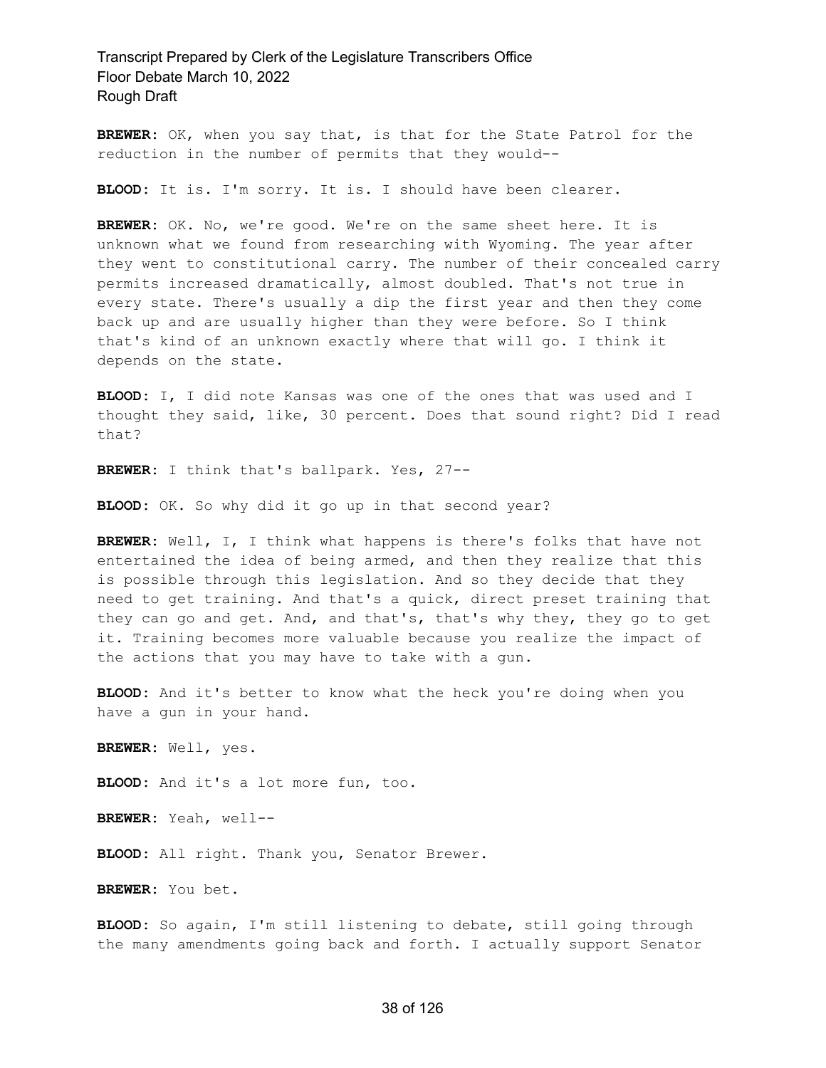**BREWER:** OK, when you say that, is that for the State Patrol for the reduction in the number of permits that they would--

**BLOOD:** It is. I'm sorry. It is. I should have been clearer.

**BREWER:** OK. No, we're good. We're on the same sheet here. It is unknown what we found from researching with Wyoming. The year after they went to constitutional carry. The number of their concealed carry permits increased dramatically, almost doubled. That's not true in every state. There's usually a dip the first year and then they come back up and are usually higher than they were before. So I think that's kind of an unknown exactly where that will go. I think it depends on the state.

**BLOOD:** I, I did note Kansas was one of the ones that was used and I thought they said, like, 30 percent. Does that sound right? Did I read that?

**BREWER:** I think that's ballpark. Yes, 27--

**BLOOD:** OK. So why did it go up in that second year?

**BREWER:** Well, I, I think what happens is there's folks that have not entertained the idea of being armed, and then they realize that this is possible through this legislation. And so they decide that they need to get training. And that's a quick, direct preset training that they can go and get. And, and that's, that's why they, they go to get it. Training becomes more valuable because you realize the impact of the actions that you may have to take with a gun.

**BLOOD:** And it's better to know what the heck you're doing when you have a gun in your hand.

**BREWER:** Well, yes.

**BLOOD:** And it's a lot more fun, too.

**BREWER:** Yeah, well--

**BLOOD:** All right. Thank you, Senator Brewer.

**BREWER:** You bet.

**BLOOD:** So again, I'm still listening to debate, still going through the many amendments going back and forth. I actually support Senator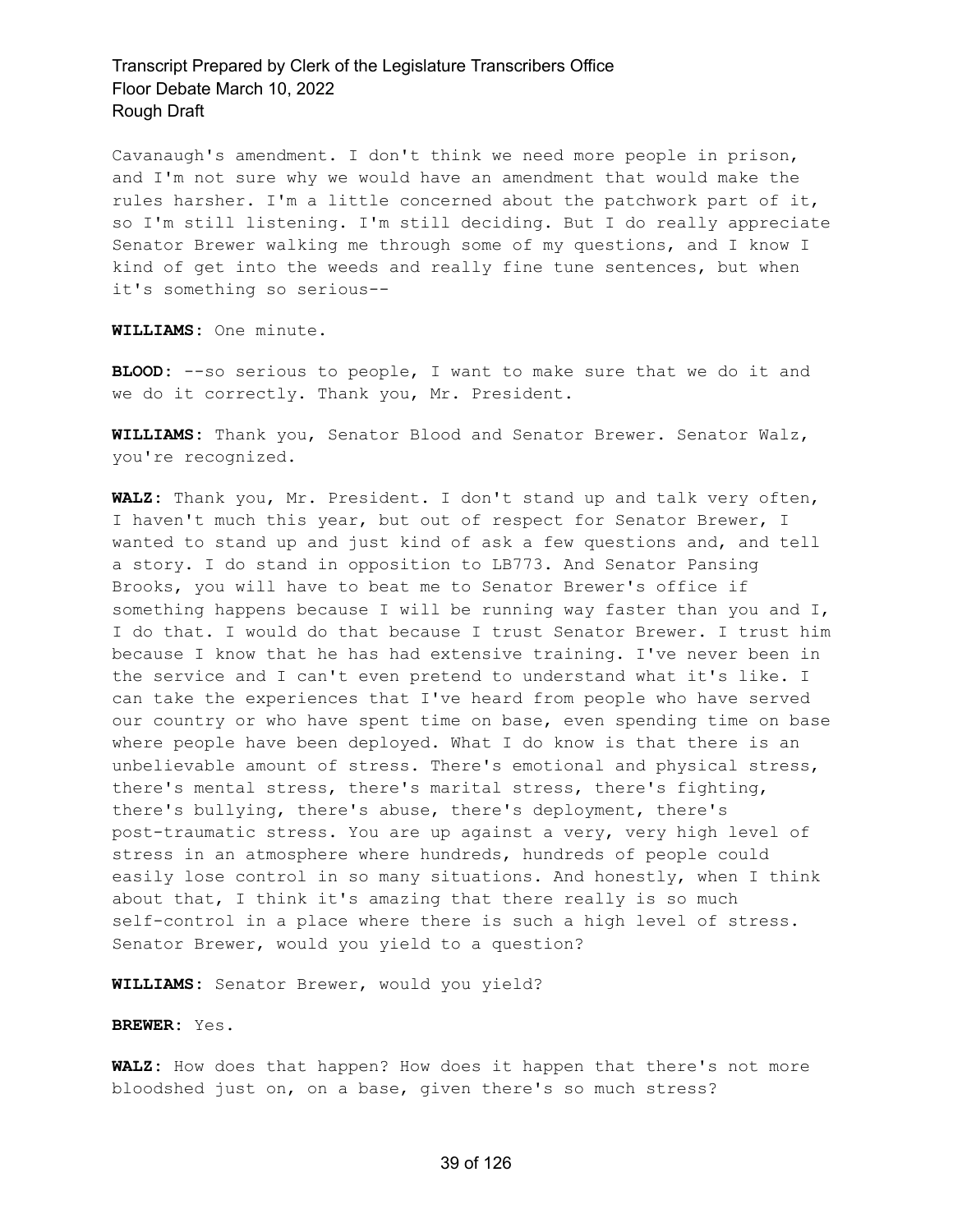Cavanaugh's amendment. I don't think we need more people in prison, and I'm not sure why we would have an amendment that would make the rules harsher. I'm a little concerned about the patchwork part of it, so I'm still listening. I'm still deciding. But I do really appreciate Senator Brewer walking me through some of my questions, and I know I kind of get into the weeds and really fine tune sentences, but when it's something so serious--

**WILLIAMS:** One minute.

**BLOOD:** --so serious to people, I want to make sure that we do it and we do it correctly. Thank you, Mr. President.

**WILLIAMS:** Thank you, Senator Blood and Senator Brewer. Senator Walz, you're recognized.

**WALZ:** Thank you, Mr. President. I don't stand up and talk very often, I haven't much this year, but out of respect for Senator Brewer, I wanted to stand up and just kind of ask a few questions and, and tell a story. I do stand in opposition to LB773. And Senator Pansing Brooks, you will have to beat me to Senator Brewer's office if something happens because I will be running way faster than you and I, I do that. I would do that because I trust Senator Brewer. I trust him because I know that he has had extensive training. I've never been in the service and I can't even pretend to understand what it's like. I can take the experiences that I've heard from people who have served our country or who have spent time on base, even spending time on base where people have been deployed. What I do know is that there is an unbelievable amount of stress. There's emotional and physical stress, there's mental stress, there's marital stress, there's fighting, there's bullying, there's abuse, there's deployment, there's post-traumatic stress. You are up against a very, very high level of stress in an atmosphere where hundreds, hundreds of people could easily lose control in so many situations. And honestly, when I think about that, I think it's amazing that there really is so much self-control in a place where there is such a high level of stress. Senator Brewer, would you yield to a question?

**WILLIAMS:** Senator Brewer, would you yield?

**BREWER:** Yes.

**WALZ:** How does that happen? How does it happen that there's not more bloodshed just on, on a base, given there's so much stress?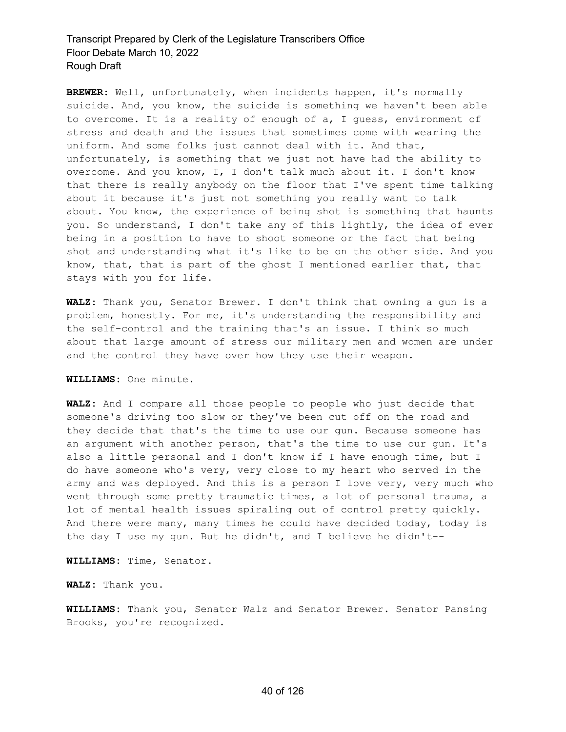**BREWER:** Well, unfortunately, when incidents happen, it's normally suicide. And, you know, the suicide is something we haven't been able to overcome. It is a reality of enough of a, I guess, environment of stress and death and the issues that sometimes come with wearing the uniform. And some folks just cannot deal with it. And that, unfortunately, is something that we just not have had the ability to overcome. And you know, I, I don't talk much about it. I don't know that there is really anybody on the floor that I've spent time talking about it because it's just not something you really want to talk about. You know, the experience of being shot is something that haunts you. So understand, I don't take any of this lightly, the idea of ever being in a position to have to shoot someone or the fact that being shot and understanding what it's like to be on the other side. And you know, that, that is part of the ghost I mentioned earlier that, that stays with you for life.

**WALZ:** Thank you, Senator Brewer. I don't think that owning a gun is a problem, honestly. For me, it's understanding the responsibility and the self-control and the training that's an issue. I think so much about that large amount of stress our military men and women are under and the control they have over how they use their weapon.

**WILLIAMS:** One minute.

**WALZ:** And I compare all those people to people who just decide that someone's driving too slow or they've been cut off on the road and they decide that that's the time to use our gun. Because someone has an argument with another person, that's the time to use our gun. It's also a little personal and I don't know if I have enough time, but I do have someone who's very, very close to my heart who served in the army and was deployed. And this is a person I love very, very much who went through some pretty traumatic times, a lot of personal trauma, a lot of mental health issues spiraling out of control pretty quickly. And there were many, many times he could have decided today, today is the day I use my gun. But he didn't, and I believe he didn't--

**WILLIAMS:** Time, Senator.

**WALZ:** Thank you.

**WILLIAMS:** Thank you, Senator Walz and Senator Brewer. Senator Pansing Brooks, you're recognized.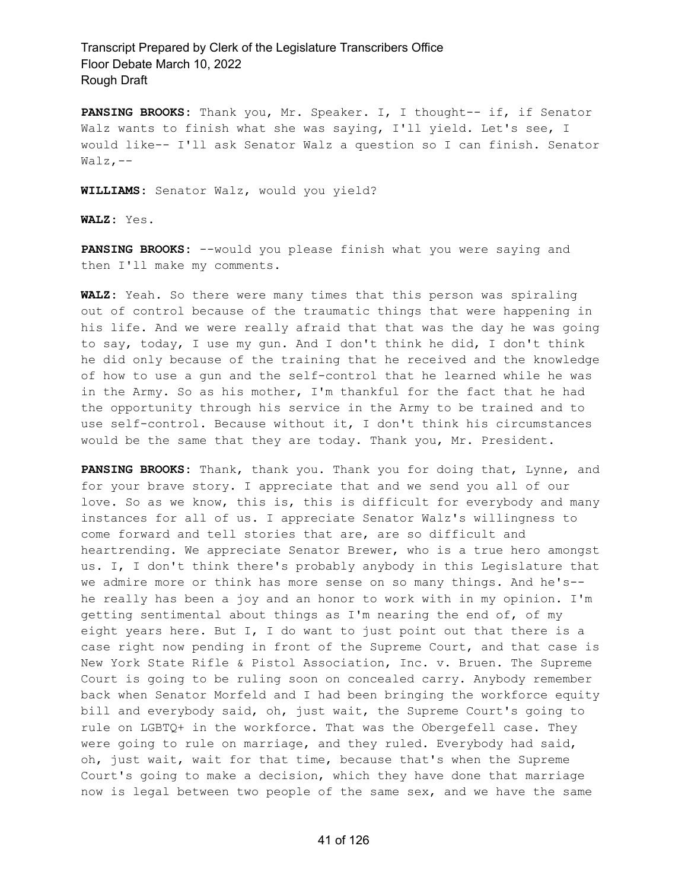**PANSING BROOKS:** Thank you, Mr. Speaker. I, I thought-- if, if Senator Walz wants to finish what she was saying, I'll yield. Let's see, I would like-- I'll ask Senator Walz a question so I can finish. Senator Walz,--

**WILLIAMS:** Senator Walz, would you yield?

**WALZ:** Yes.

**PANSING BROOKS:** --would you please finish what you were saying and then I'll make my comments.

**WALZ:** Yeah. So there were many times that this person was spiraling out of control because of the traumatic things that were happening in his life. And we were really afraid that that was the day he was going to say, today, I use my gun. And I don't think he did, I don't think he did only because of the training that he received and the knowledge of how to use a gun and the self-control that he learned while he was in the Army. So as his mother, I'm thankful for the fact that he had the opportunity through his service in the Army to be trained and to use self-control. Because without it, I don't think his circumstances would be the same that they are today. Thank you, Mr. President.

**PANSING BROOKS:** Thank, thank you. Thank you for doing that, Lynne, and for your brave story. I appreciate that and we send you all of our love. So as we know, this is, this is difficult for everybody and many instances for all of us. I appreciate Senator Walz's willingness to come forward and tell stories that are, are so difficult and heartrending. We appreciate Senator Brewer, who is a true hero amongst us. I, I don't think there's probably anybody in this Legislature that we admire more or think has more sense on so many things. And he's-- he really has been a joy and an honor to work with in my opinion. I'm getting sentimental about things as I'm nearing the end of, of my eight years here. But I, I do want to just point out that there is a case right now pending in front of the Supreme Court, and that case is New York State Rifle & Pistol Association, Inc. v. Bruen. The Supreme Court is going to be ruling soon on concealed carry. Anybody remember back when Senator Morfeld and I had been bringing the workforce equity bill and everybody said, oh, just wait, the Supreme Court's going to rule on LGBTQ+ in the workforce. That was the Obergefell case. They were going to rule on marriage, and they ruled. Everybody had said, oh, just wait, wait for that time, because that's when the Supreme Court's going to make a decision, which they have done that marriage now is legal between two people of the same sex, and we have the same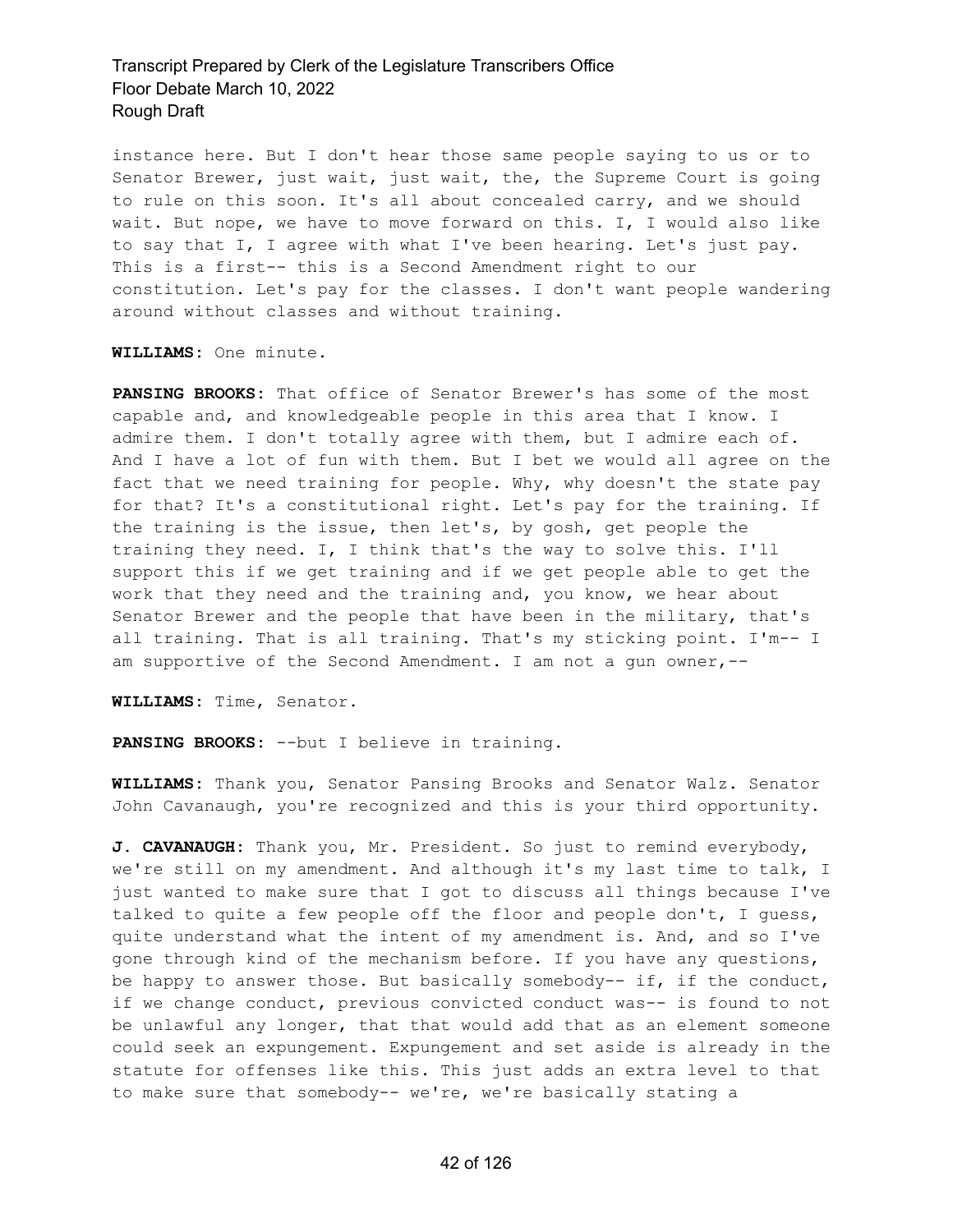instance here. But I don't hear those same people saying to us or to Senator Brewer, just wait, just wait, the, the Supreme Court is going to rule on this soon. It's all about concealed carry, and we should wait. But nope, we have to move forward on this. I, I would also like to say that I, I agree with what I've been hearing. Let's just pay. This is a first-- this is a Second Amendment right to our constitution. Let's pay for the classes. I don't want people wandering around without classes and without training.

**WILLIAMS:** One minute.

**PANSING BROOKS:** That office of Senator Brewer's has some of the most capable and, and knowledgeable people in this area that I know. I admire them. I don't totally agree with them, but I admire each of. And I have a lot of fun with them. But I bet we would all agree on the fact that we need training for people. Why, why doesn't the state pay for that? It's a constitutional right. Let's pay for the training. If the training is the issue, then let's, by gosh, get people the training they need. I, I think that's the way to solve this. I'll support this if we get training and if we get people able to get the work that they need and the training and, you know, we hear about Senator Brewer and the people that have been in the military, that's all training. That is all training. That's my sticking point. I'm-- I am supportive of the Second Amendment. I am not a gun owner,--

**WILLIAMS:** Time, Senator.

**PANSING BROOKS:** --but I believe in training.

**WILLIAMS:** Thank you, Senator Pansing Brooks and Senator Walz. Senator John Cavanaugh, you're recognized and this is your third opportunity.

**J. CAVANAUGH:** Thank you, Mr. President. So just to remind everybody, we're still on my amendment. And although it's my last time to talk, I just wanted to make sure that I got to discuss all things because I've talked to quite a few people off the floor and people don't, I guess, quite understand what the intent of my amendment is. And, and so I've gone through kind of the mechanism before. If you have any questions, be happy to answer those. But basically somebody-- if, if the conduct, if we change conduct, previous convicted conduct was-- is found to not be unlawful any longer, that that would add that as an element someone could seek an expungement. Expungement and set aside is already in the statute for offenses like this. This just adds an extra level to that to make sure that somebody-- we're, we're basically stating a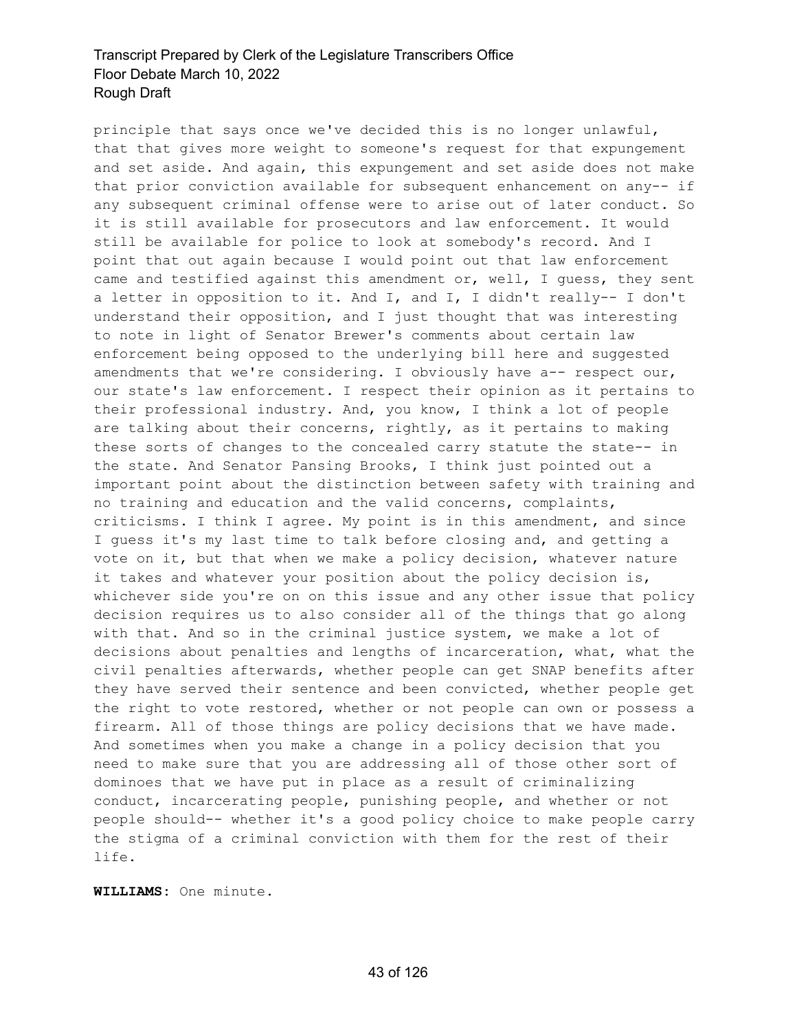principle that says once we've decided this is no longer unlawful, that that gives more weight to someone's request for that expungement and set aside. And again, this expungement and set aside does not make that prior conviction available for subsequent enhancement on any-- if any subsequent criminal offense were to arise out of later conduct. So it is still available for prosecutors and law enforcement. It would still be available for police to look at somebody's record. And I point that out again because I would point out that law enforcement came and testified against this amendment or, well, I guess, they sent a letter in opposition to it. And I, and I, I didn't really-- I don't understand their opposition, and I just thought that was interesting to note in light of Senator Brewer's comments about certain law enforcement being opposed to the underlying bill here and suggested amendments that we're considering. I obviously have a-- respect our, our state's law enforcement. I respect their opinion as it pertains to their professional industry. And, you know, I think a lot of people are talking about their concerns, rightly, as it pertains to making these sorts of changes to the concealed carry statute the state-- in the state. And Senator Pansing Brooks, I think just pointed out a important point about the distinction between safety with training and no training and education and the valid concerns, complaints, criticisms. I think I agree. My point is in this amendment, and since I guess it's my last time to talk before closing and, and getting a vote on it, but that when we make a policy decision, whatever nature it takes and whatever your position about the policy decision is, whichever side you're on on this issue and any other issue that policy decision requires us to also consider all of the things that go along with that. And so in the criminal justice system, we make a lot of decisions about penalties and lengths of incarceration, what, what the civil penalties afterwards, whether people can get SNAP benefits after they have served their sentence and been convicted, whether people get the right to vote restored, whether or not people can own or possess a firearm. All of those things are policy decisions that we have made. And sometimes when you make a change in a policy decision that you need to make sure that you are addressing all of those other sort of dominoes that we have put in place as a result of criminalizing conduct, incarcerating people, punishing people, and whether or not people should-- whether it's a good policy choice to make people carry the stigma of a criminal conviction with them for the rest of their life.

**WILLIAMS:** One minute.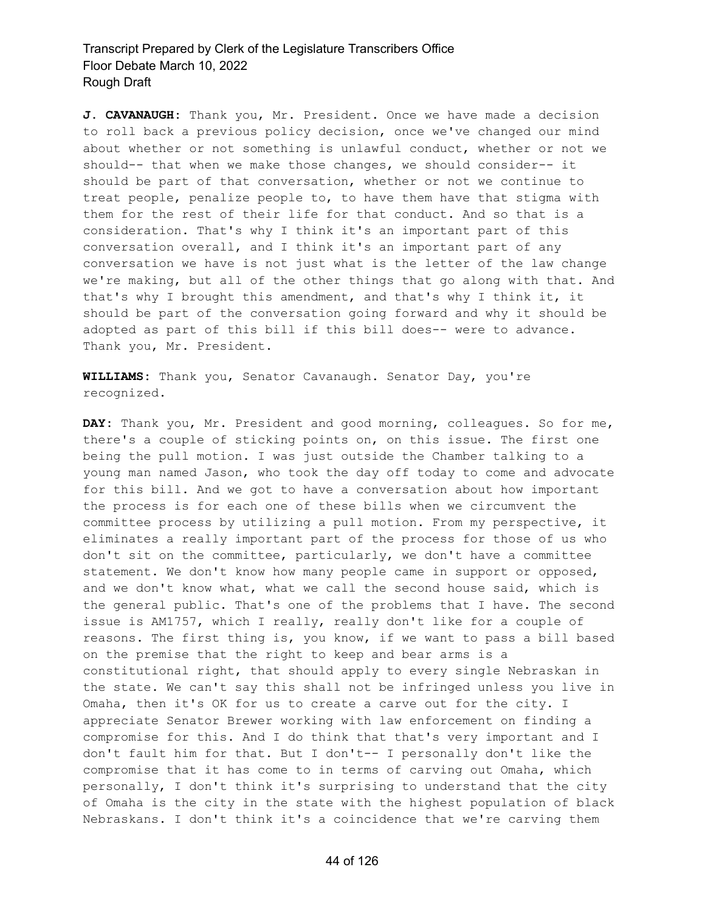**J. CAVANAUGH:** Thank you, Mr. President. Once we have made a decision to roll back a previous policy decision, once we've changed our mind about whether or not something is unlawful conduct, whether or not we should-- that when we make those changes, we should consider-- it should be part of that conversation, whether or not we continue to treat people, penalize people to, to have them have that stigma with them for the rest of their life for that conduct. And so that is a consideration. That's why I think it's an important part of this conversation overall, and I think it's an important part of any conversation we have is not just what is the letter of the law change we're making, but all of the other things that go along with that. And that's why I brought this amendment, and that's why I think it, it should be part of the conversation going forward and why it should be adopted as part of this bill if this bill does-- were to advance. Thank you, Mr. President.

**WILLIAMS:** Thank you, Senator Cavanaugh. Senator Day, you're recognized.

**DAY:** Thank you, Mr. President and good morning, colleagues. So for me, there's a couple of sticking points on, on this issue. The first one being the pull motion. I was just outside the Chamber talking to a young man named Jason, who took the day off today to come and advocate for this bill. And we got to have a conversation about how important the process is for each one of these bills when we circumvent the committee process by utilizing a pull motion. From my perspective, it eliminates a really important part of the process for those of us who don't sit on the committee, particularly, we don't have a committee statement. We don't know how many people came in support or opposed, and we don't know what, what we call the second house said, which is the general public. That's one of the problems that I have. The second issue is AM1757, which I really, really don't like for a couple of reasons. The first thing is, you know, if we want to pass a bill based on the premise that the right to keep and bear arms is a constitutional right, that should apply to every single Nebraskan in the state. We can't say this shall not be infringed unless you live in Omaha, then it's OK for us to create a carve out for the city. I appreciate Senator Brewer working with law enforcement on finding a compromise for this. And I do think that that's very important and I don't fault him for that. But I don't-- I personally don't like the compromise that it has come to in terms of carving out Omaha, which personally, I don't think it's surprising to understand that the city of Omaha is the city in the state with the highest population of black Nebraskans. I don't think it's a coincidence that we're carving them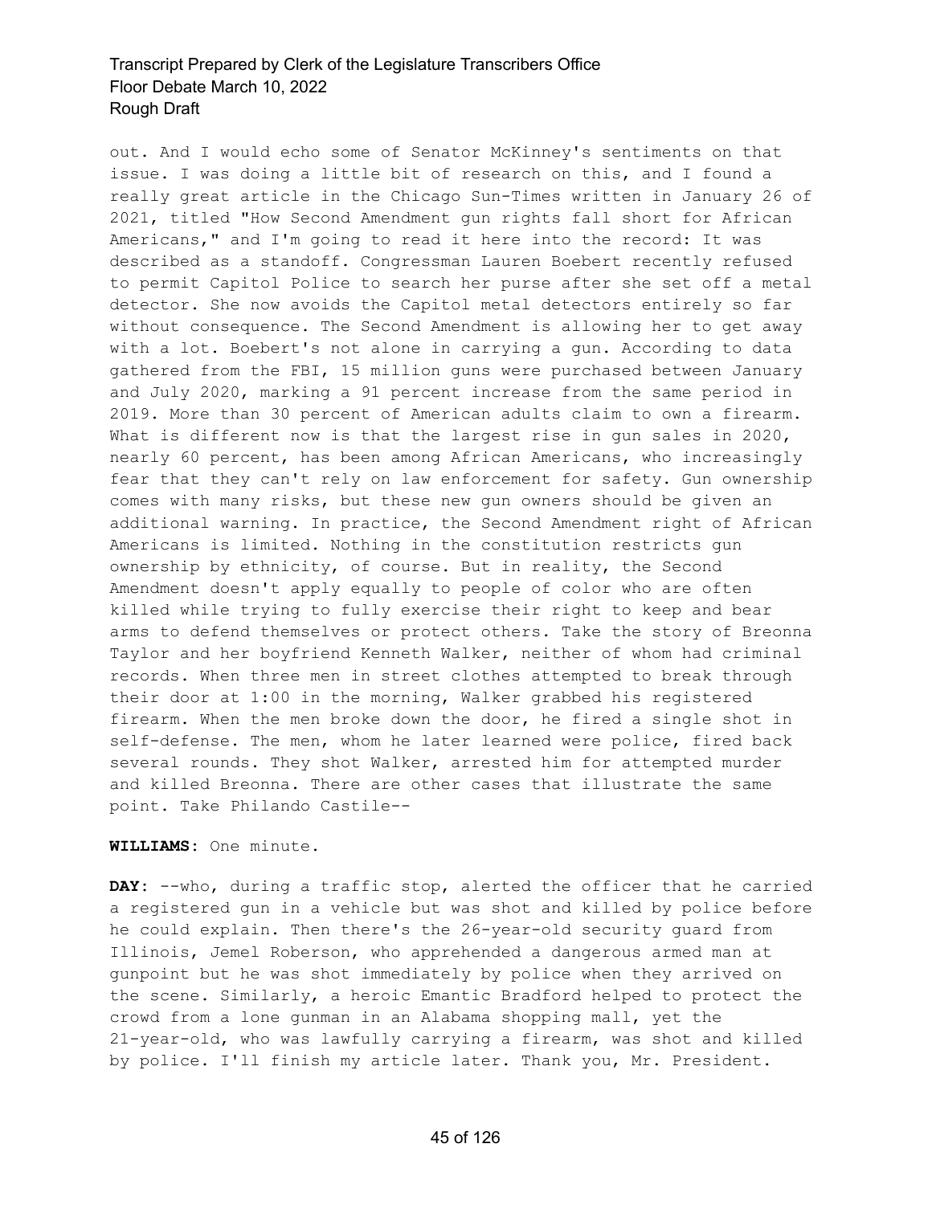out. And I would echo some of Senator McKinney's sentiments on that issue. I was doing a little bit of research on this, and I found a really great article in the Chicago Sun-Times written in January 26 of 2021, titled "How Second Amendment gun rights fall short for African Americans," and I'm going to read it here into the record: It was described as a standoff. Congressman Lauren Boebert recently refused to permit Capitol Police to search her purse after she set off a metal detector. She now avoids the Capitol metal detectors entirely so far without consequence. The Second Amendment is allowing her to get away with a lot. Boebert's not alone in carrying a gun. According to data gathered from the FBI, 15 million guns were purchased between January and July 2020, marking a 91 percent increase from the same period in 2019. More than 30 percent of American adults claim to own a firearm. What is different now is that the largest rise in gun sales in 2020, nearly 60 percent, has been among African Americans, who increasingly fear that they can't rely on law enforcement for safety. Gun ownership comes with many risks, but these new gun owners should be given an additional warning. In practice, the Second Amendment right of African Americans is limited. Nothing in the constitution restricts gun ownership by ethnicity, of course. But in reality, the Second Amendment doesn't apply equally to people of color who are often killed while trying to fully exercise their right to keep and bear arms to defend themselves or protect others. Take the story of Breonna Taylor and her boyfriend Kenneth Walker, neither of whom had criminal records. When three men in street clothes attempted to break through their door at 1:00 in the morning, Walker grabbed his registered firearm. When the men broke down the door, he fired a single shot in self-defense. The men, whom he later learned were police, fired back several rounds. They shot Walker, arrested him for attempted murder and killed Breonna. There are other cases that illustrate the same point. Take Philando Castile--

**WILLIAMS:** One minute.

**DAY:** --who, during a traffic stop, alerted the officer that he carried a registered gun in a vehicle but was shot and killed by police before he could explain. Then there's the 26-year-old security guard from Illinois, Jemel Roberson, who apprehended a dangerous armed man at gunpoint but he was shot immediately by police when they arrived on the scene. Similarly, a heroic Emantic Bradford helped to protect the crowd from a lone gunman in an Alabama shopping mall, yet the 21-year-old, who was lawfully carrying a firearm, was shot and killed by police. I'll finish my article later. Thank you, Mr. President.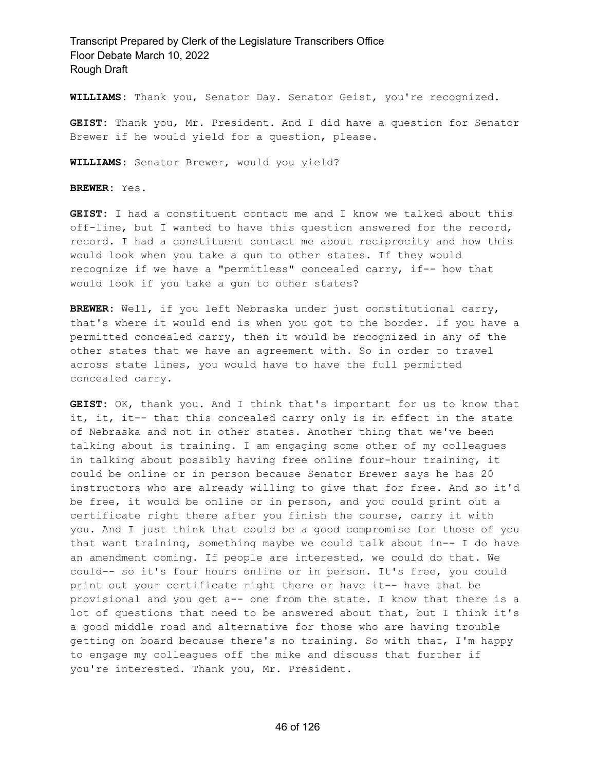**WILLIAMS:** Thank you, Senator Day. Senator Geist, you're recognized.

**GEIST:** Thank you, Mr. President. And I did have a question for Senator Brewer if he would yield for a question, please.

**WILLIAMS:** Senator Brewer, would you yield?

**BREWER:** Yes.

**GEIST:** I had a constituent contact me and I know we talked about this off-line, but I wanted to have this question answered for the record, record. I had a constituent contact me about reciprocity and how this would look when you take a gun to other states. If they would recognize if we have a "permitless" concealed carry, if-- how that would look if you take a gun to other states?

**BREWER:** Well, if you left Nebraska under just constitutional carry, that's where it would end is when you got to the border. If you have a permitted concealed carry, then it would be recognized in any of the other states that we have an agreement with. So in order to travel across state lines, you would have to have the full permitted concealed carry.

**GEIST:** OK, thank you. And I think that's important for us to know that it, it, it-- that this concealed carry only is in effect in the state of Nebraska and not in other states. Another thing that we've been talking about is training. I am engaging some other of my colleagues in talking about possibly having free online four-hour training, it could be online or in person because Senator Brewer says he has 20 instructors who are already willing to give that for free. And so it'd be free, it would be online or in person, and you could print out a certificate right there after you finish the course, carry it with you. And I just think that could be a good compromise for those of you that want training, something maybe we could talk about in-- I do have an amendment coming. If people are interested, we could do that. We could-- so it's four hours online or in person. It's free, you could print out your certificate right there or have it-- have that be provisional and you get a-- one from the state. I know that there is a lot of questions that need to be answered about that, but I think it's a good middle road and alternative for those who are having trouble getting on board because there's no training. So with that, I'm happy to engage my colleagues off the mike and discuss that further if you're interested. Thank you, Mr. President.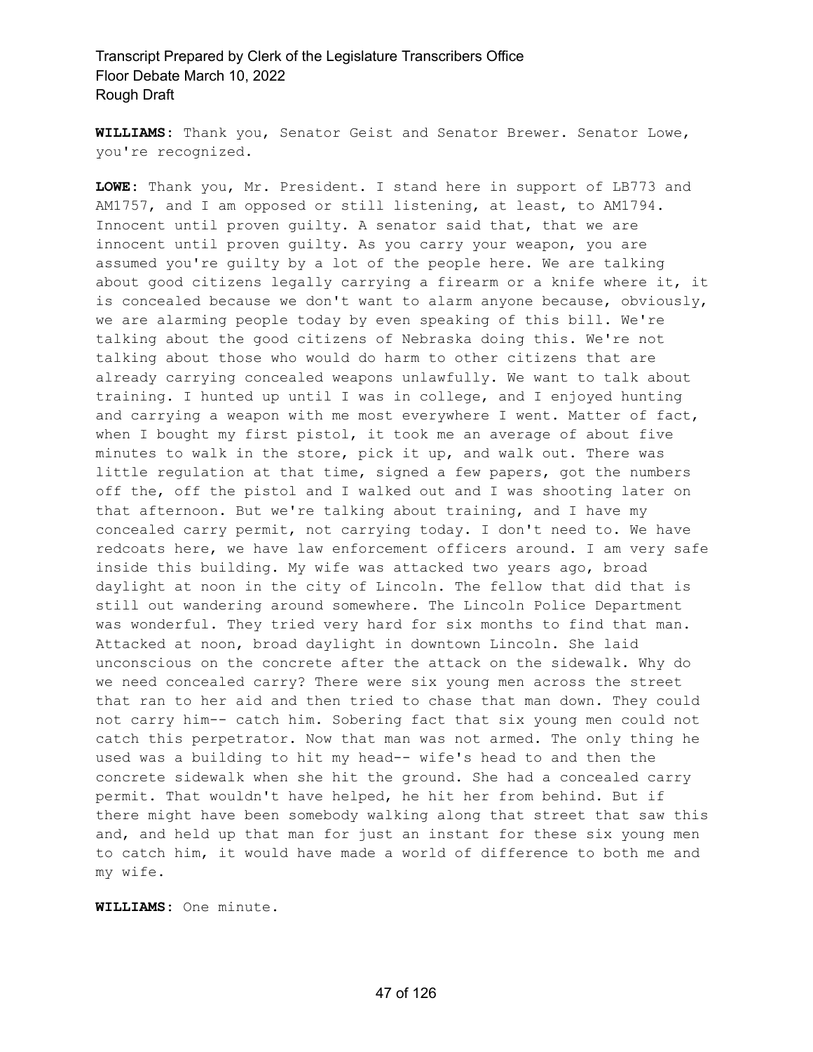**WILLIAMS:** Thank you, Senator Geist and Senator Brewer. Senator Lowe, you're recognized.

**LOWE:** Thank you, Mr. President. I stand here in support of LB773 and AM1757, and I am opposed or still listening, at least, to AM1794. Innocent until proven guilty. A senator said that, that we are innocent until proven guilty. As you carry your weapon, you are assumed you're guilty by a lot of the people here. We are talking about good citizens legally carrying a firearm or a knife where it, it is concealed because we don't want to alarm anyone because, obviously, we are alarming people today by even speaking of this bill. We're talking about the good citizens of Nebraska doing this. We're not talking about those who would do harm to other citizens that are already carrying concealed weapons unlawfully. We want to talk about training. I hunted up until I was in college, and I enjoyed hunting and carrying a weapon with me most everywhere I went. Matter of fact, when I bought my first pistol, it took me an average of about five minutes to walk in the store, pick it up, and walk out. There was little regulation at that time, signed a few papers, got the numbers off the, off the pistol and I walked out and I was shooting later on that afternoon. But we're talking about training, and I have my concealed carry permit, not carrying today. I don't need to. We have redcoats here, we have law enforcement officers around. I am very safe inside this building. My wife was attacked two years ago, broad daylight at noon in the city of Lincoln. The fellow that did that is still out wandering around somewhere. The Lincoln Police Department was wonderful. They tried very hard for six months to find that man. Attacked at noon, broad daylight in downtown Lincoln. She laid unconscious on the concrete after the attack on the sidewalk. Why do we need concealed carry? There were six young men across the street that ran to her aid and then tried to chase that man down. They could not carry him-- catch him. Sobering fact that six young men could not catch this perpetrator. Now that man was not armed. The only thing he used was a building to hit my head-- wife's head to and then the concrete sidewalk when she hit the ground. She had a concealed carry permit. That wouldn't have helped, he hit her from behind. But if there might have been somebody walking along that street that saw this and, and held up that man for just an instant for these six young men to catch him, it would have made a world of difference to both me and my wife.

**WILLIAMS:** One minute.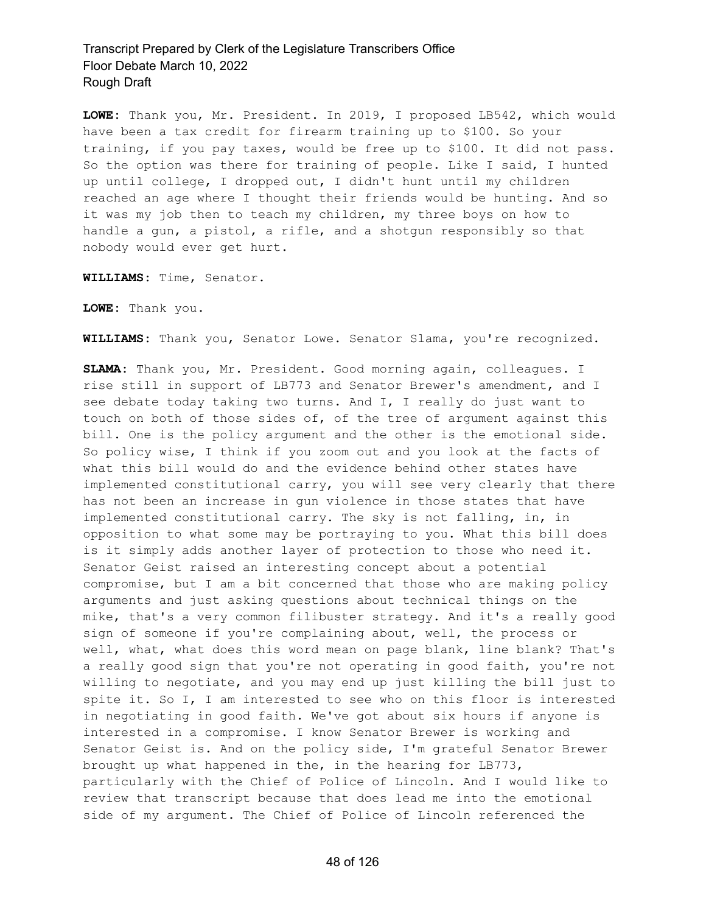**LOWE:** Thank you, Mr. President. In 2019, I proposed LB542, which would have been a tax credit for firearm training up to $100. So your training, if you pay taxes, would be free up to $100. It did not pass. So the option was there for training of people. Like I said, I hunted up until college, I dropped out, I didn't hunt until my children reached an age where I thought their friends would be hunting. And so it was my job then to teach my children, my three boys on how to handle a gun, a pistol, a rifle, and a shotgun responsibly so that nobody would ever get hurt.

**WILLIAMS:** Time, Senator.

**LOWE:** Thank you.

**WILLIAMS:** Thank you, Senator Lowe. Senator Slama, you're recognized.

**SLAMA:** Thank you, Mr. President. Good morning again, colleagues. I rise still in support of LB773 and Senator Brewer's amendment, and I see debate today taking two turns. And I, I really do just want to touch on both of those sides of, of the tree of argument against this bill. One is the policy argument and the other is the emotional side. So policy wise, I think if you zoom out and you look at the facts of what this bill would do and the evidence behind other states have implemented constitutional carry, you will see very clearly that there has not been an increase in gun violence in those states that have implemented constitutional carry. The sky is not falling, in, in opposition to what some may be portraying to you. What this bill does is it simply adds another layer of protection to those who need it. Senator Geist raised an interesting concept about a potential compromise, but I am a bit concerned that those who are making policy arguments and just asking questions about technical things on the mike, that's a very common filibuster strategy. And it's a really good sign of someone if you're complaining about, well, the process or well, what, what does this word mean on page blank, line blank? That's a really good sign that you're not operating in good faith, you're not willing to negotiate, and you may end up just killing the bill just to spite it. So I, I am interested to see who on this floor is interested in negotiating in good faith. We've got about six hours if anyone is interested in a compromise. I know Senator Brewer is working and Senator Geist is. And on the policy side, I'm grateful Senator Brewer brought up what happened in the, in the hearing for LB773, particularly with the Chief of Police of Lincoln. And I would like to review that transcript because that does lead me into the emotional side of my argument. The Chief of Police of Lincoln referenced the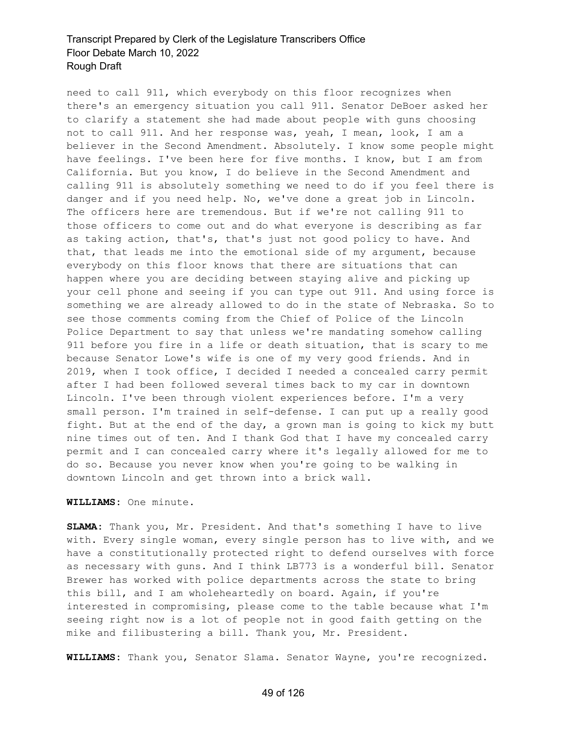need to call 911, which everybody on this floor recognizes when there's an emergency situation you call 911. Senator DeBoer asked her to clarify a statement she had made about people with guns choosing not to call 911. And her response was, yeah, I mean, look, I am a believer in the Second Amendment. Absolutely. I know some people might have feelings. I've been here for five months. I know, but I am from California. But you know, I do believe in the Second Amendment and calling 911 is absolutely something we need to do if you feel there is danger and if you need help. No, we've done a great job in Lincoln. The officers here are tremendous. But if we're not calling 911 to those officers to come out and do what everyone is describing as far as taking action, that's, that's just not good policy to have. And that, that leads me into the emotional side of my argument, because everybody on this floor knows that there are situations that can happen where you are deciding between staying alive and picking up your cell phone and seeing if you can type out 911. And using force is something we are already allowed to do in the state of Nebraska. So to see those comments coming from the Chief of Police of the Lincoln Police Department to say that unless we're mandating somehow calling 911 before you fire in a life or death situation, that is scary to me because Senator Lowe's wife is one of my very good friends. And in 2019, when I took office, I decided I needed a concealed carry permit after I had been followed several times back to my car in downtown Lincoln. I've been through violent experiences before. I'm a very small person. I'm trained in self-defense. I can put up a really good fight. But at the end of the day, a grown man is going to kick my butt nine times out of ten. And I thank God that I have my concealed carry permit and I can concealed carry where it's legally allowed for me to do so. Because you never know when you're going to be walking in downtown Lincoln and get thrown into a brick wall.

**WILLIAMS:** One minute.

**SLAMA:** Thank you, Mr. President. And that's something I have to live with. Every single woman, every single person has to live with, and we have a constitutionally protected right to defend ourselves with force as necessary with guns. And I think LB773 is a wonderful bill. Senator Brewer has worked with police departments across the state to bring this bill, and I am wholeheartedly on board. Again, if you're interested in compromising, please come to the table because what I'm seeing right now is a lot of people not in good faith getting on the mike and filibustering a bill. Thank you, Mr. President.

**WILLIAMS:** Thank you, Senator Slama. Senator Wayne, you're recognized.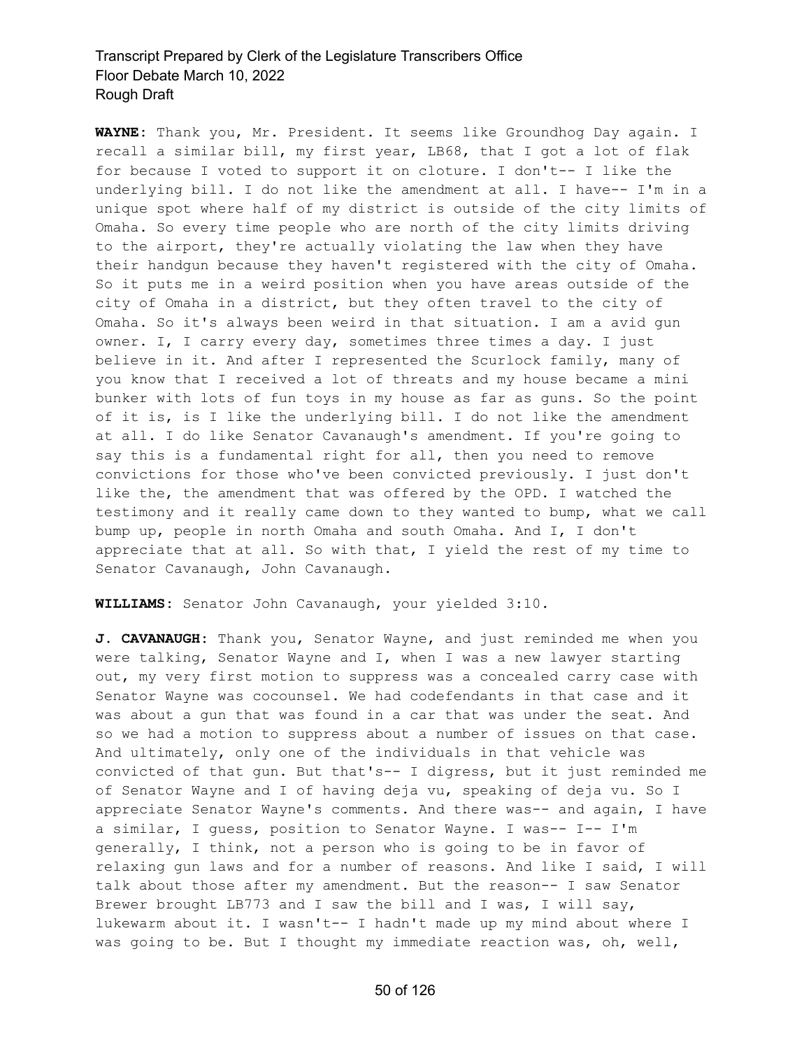**WAYNE:** Thank you, Mr. President. It seems like Groundhog Day again. I recall a similar bill, my first year, LB68, that I got a lot of flak for because I voted to support it on cloture. I don't-- I like the underlying bill. I do not like the amendment at all. I have-- I'm in a unique spot where half of my district is outside of the city limits of Omaha. So every time people who are north of the city limits driving to the airport, they're actually violating the law when they have their handgun because they haven't registered with the city of Omaha. So it puts me in a weird position when you have areas outside of the city of Omaha in a district, but they often travel to the city of Omaha. So it's always been weird in that situation. I am a avid gun owner. I, I carry every day, sometimes three times a day. I just believe in it. And after I represented the Scurlock family, many of you know that I received a lot of threats and my house became a mini bunker with lots of fun toys in my house as far as guns. So the point of it is, is I like the underlying bill. I do not like the amendment at all. I do like Senator Cavanaugh's amendment. If you're going to say this is a fundamental right for all, then you need to remove convictions for those who've been convicted previously. I just don't like the, the amendment that was offered by the OPD. I watched the testimony and it really came down to they wanted to bump, what we call bump up, people in north Omaha and south Omaha. And I, I don't appreciate that at all. So with that, I yield the rest of my time to Senator Cavanaugh, John Cavanaugh.

**WILLIAMS:** Senator John Cavanaugh, your yielded 3:10.

**J. CAVANAUGH:** Thank you, Senator Wayne, and just reminded me when you were talking, Senator Wayne and I, when I was a new lawyer starting out, my very first motion to suppress was a concealed carry case with Senator Wayne was cocounsel. We had codefendants in that case and it was about a gun that was found in a car that was under the seat. And so we had a motion to suppress about a number of issues on that case. And ultimately, only one of the individuals in that vehicle was convicted of that gun. But that's-- I digress, but it just reminded me of Senator Wayne and I of having deja vu, speaking of deja vu. So I appreciate Senator Wayne's comments. And there was-- and again, I have a similar, I guess, position to Senator Wayne. I was-- I-- I'm generally, I think, not a person who is going to be in favor of relaxing gun laws and for a number of reasons. And like I said, I will talk about those after my amendment. But the reason-- I saw Senator Brewer brought LB773 and I saw the bill and I was, I will say, lukewarm about it. I wasn't-- I hadn't made up my mind about where I was going to be. But I thought my immediate reaction was, oh, well,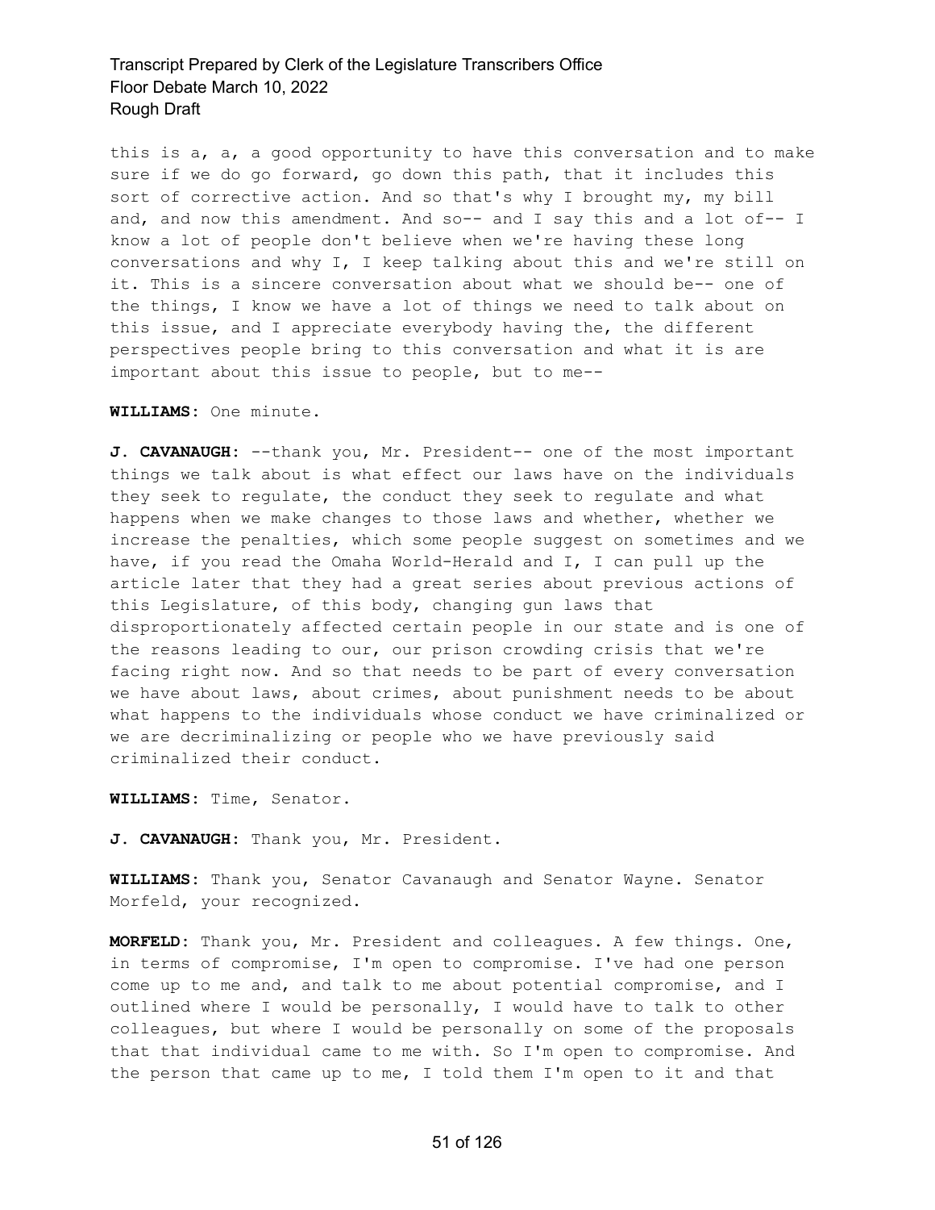this is a, a, a good opportunity to have this conversation and to make sure if we do go forward, go down this path, that it includes this sort of corrective action. And so that's why I brought my, my bill and, and now this amendment. And so-- and I say this and a lot of-- I know a lot of people don't believe when we're having these long conversations and why I, I keep talking about this and we're still on it. This is a sincere conversation about what we should be-- one of the things, I know we have a lot of things we need to talk about on this issue, and I appreciate everybody having the, the different perspectives people bring to this conversation and what it is are important about this issue to people, but to me--

**WILLIAMS:** One minute.

**J. CAVANAUGH:** --thank you, Mr. President-- one of the most important things we talk about is what effect our laws have on the individuals they seek to regulate, the conduct they seek to regulate and what happens when we make changes to those laws and whether, whether we increase the penalties, which some people suggest on sometimes and we have, if you read the Omaha World-Herald and I, I can pull up the article later that they had a great series about previous actions of this Legislature, of this body, changing gun laws that disproportionately affected certain people in our state and is one of the reasons leading to our, our prison crowding crisis that we're facing right now. And so that needs to be part of every conversation we have about laws, about crimes, about punishment needs to be about what happens to the individuals whose conduct we have criminalized or we are decriminalizing or people who we have previously said criminalized their conduct.

**WILLIAMS:** Time, Senator.

**J. CAVANAUGH:** Thank you, Mr. President.

**WILLIAMS:** Thank you, Senator Cavanaugh and Senator Wayne. Senator Morfeld, your recognized.

**MORFELD:** Thank you, Mr. President and colleagues. A few things. One, in terms of compromise, I'm open to compromise. I've had one person come up to me and, and talk to me about potential compromise, and I outlined where I would be personally, I would have to talk to other colleagues, but where I would be personally on some of the proposals that that individual came to me with. So I'm open to compromise. And the person that came up to me, I told them I'm open to it and that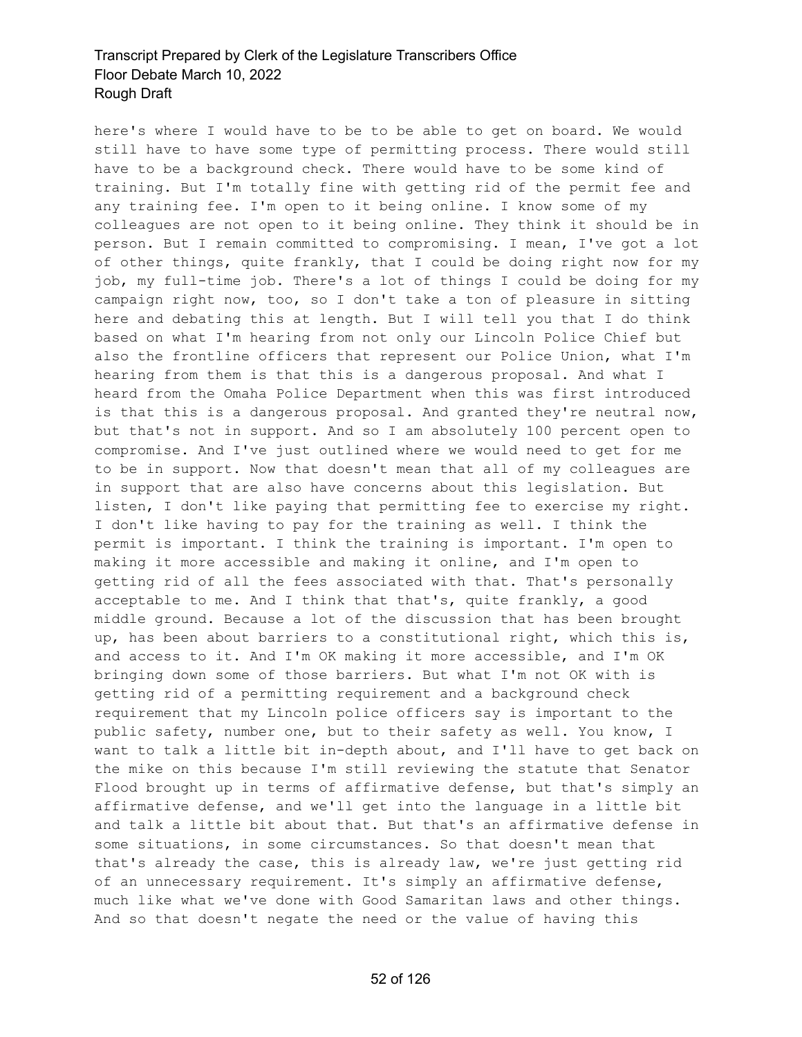here's where I would have to be to be able to get on board. We would still have to have some type of permitting process. There would still have to be a background check. There would have to be some kind of training. But I'm totally fine with getting rid of the permit fee and any training fee. I'm open to it being online. I know some of my colleagues are not open to it being online. They think it should be in person. But I remain committed to compromising. I mean, I've got a lot of other things, quite frankly, that I could be doing right now for my job, my full-time job. There's a lot of things I could be doing for my campaign right now, too, so I don't take a ton of pleasure in sitting here and debating this at length. But I will tell you that I do think based on what I'm hearing from not only our Lincoln Police Chief but also the frontline officers that represent our Police Union, what I'm hearing from them is that this is a dangerous proposal. And what I heard from the Omaha Police Department when this was first introduced is that this is a dangerous proposal. And granted they're neutral now, but that's not in support. And so I am absolutely 100 percent open to compromise. And I've just outlined where we would need to get for me to be in support. Now that doesn't mean that all of my colleagues are in support that are also have concerns about this legislation. But listen, I don't like paying that permitting fee to exercise my right. I don't like having to pay for the training as well. I think the permit is important. I think the training is important. I'm open to making it more accessible and making it online, and I'm open to getting rid of all the fees associated with that. That's personally acceptable to me. And I think that that's, quite frankly, a good middle ground. Because a lot of the discussion that has been brought up, has been about barriers to a constitutional right, which this is, and access to it. And I'm OK making it more accessible, and I'm OK bringing down some of those barriers. But what I'm not OK with is getting rid of a permitting requirement and a background check requirement that my Lincoln police officers say is important to the public safety, number one, but to their safety as well. You know, I want to talk a little bit in-depth about, and I'll have to get back on the mike on this because I'm still reviewing the statute that Senator Flood brought up in terms of affirmative defense, but that's simply an affirmative defense, and we'll get into the language in a little bit and talk a little bit about that. But that's an affirmative defense in some situations, in some circumstances. So that doesn't mean that that's already the case, this is already law, we're just getting rid of an unnecessary requirement. It's simply an affirmative defense, much like what we've done with Good Samaritan laws and other things. And so that doesn't negate the need or the value of having this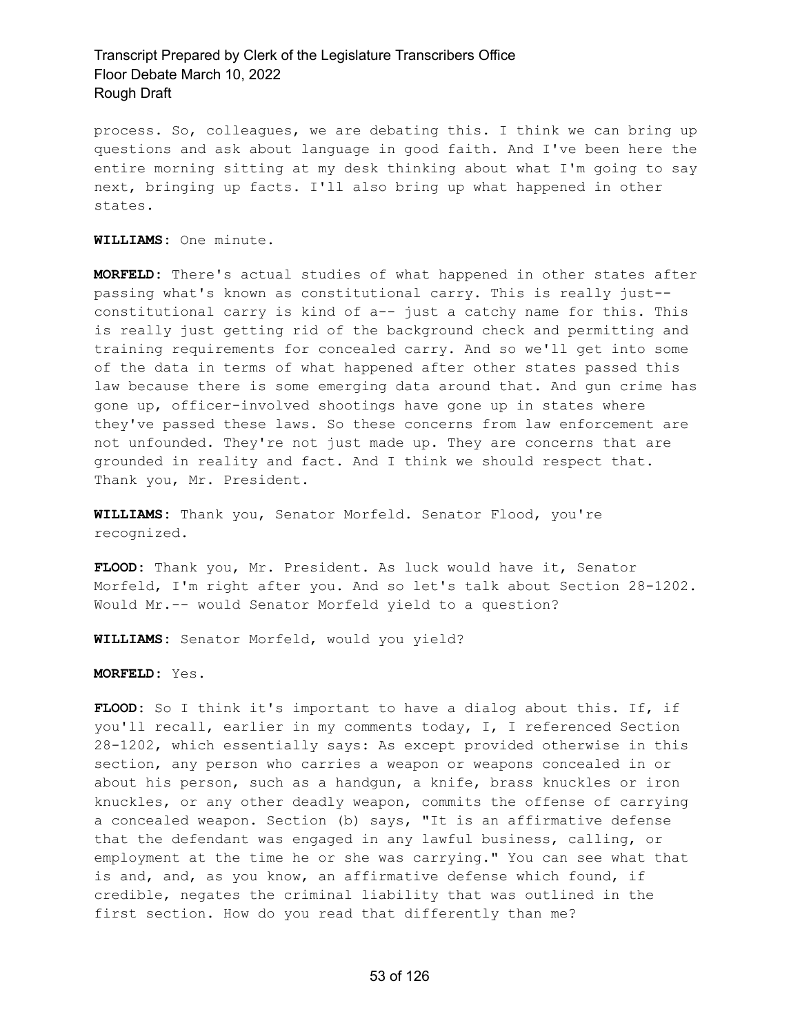process. So, colleagues, we are debating this. I think we can bring up questions and ask about language in good faith. And I've been here the entire morning sitting at my desk thinking about what I'm going to say next, bringing up facts. I'll also bring up what happened in other states.

**WILLIAMS:** One minute.

**MORFELD:** There's actual studies of what happened in other states after passing what's known as constitutional carry. This is really just-- constitutional carry is kind of a-- just a catchy name for this. This is really just getting rid of the background check and permitting and training requirements for concealed carry. And so we'll get into some of the data in terms of what happened after other states passed this law because there is some emerging data around that. And gun crime has gone up, officer-involved shootings have gone up in states where they've passed these laws. So these concerns from law enforcement are not unfounded. They're not just made up. They are concerns that are grounded in reality and fact. And I think we should respect that. Thank you, Mr. President.

**WILLIAMS:** Thank you, Senator Morfeld. Senator Flood, you're recognized.

**FLOOD:** Thank you, Mr. President. As luck would have it, Senator Morfeld, I'm right after you. And so let's talk about Section 28-1202. Would Mr.-- would Senator Morfeld yield to a question?

**WILLIAMS:** Senator Morfeld, would you yield?

**MORFELD:** Yes.

**FLOOD:** So I think it's important to have a dialog about this. If, if you'll recall, earlier in my comments today, I, I referenced Section 28-1202, which essentially says: As except provided otherwise in this section, any person who carries a weapon or weapons concealed in or about his person, such as a handgun, a knife, brass knuckles or iron knuckles, or any other deadly weapon, commits the offense of carrying a concealed weapon. Section (b) says, "It is an affirmative defense that the defendant was engaged in any lawful business, calling, or employment at the time he or she was carrying." You can see what that is and, and, as you know, an affirmative defense which found, if credible, negates the criminal liability that was outlined in the first section. How do you read that differently than me?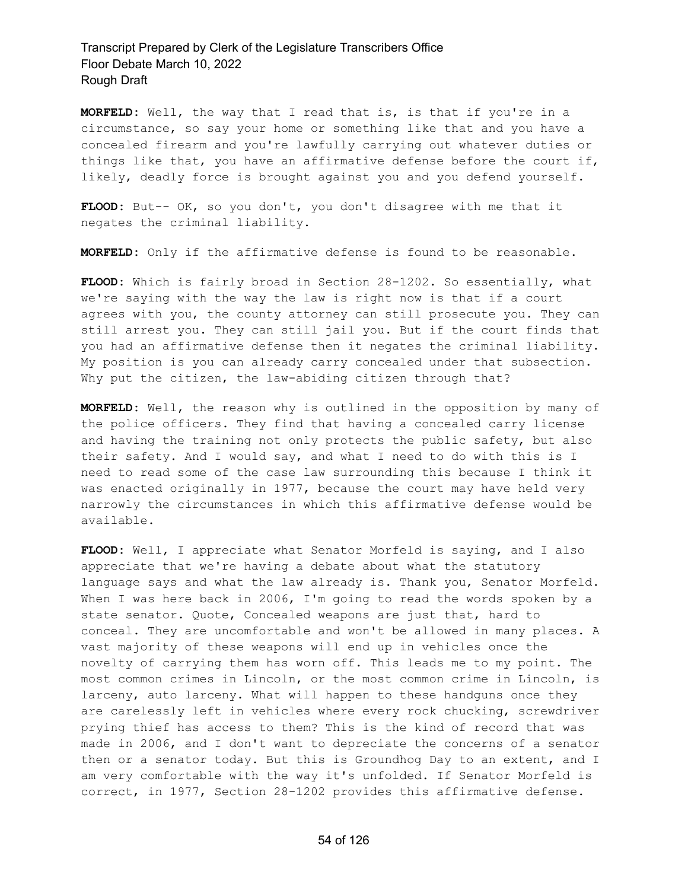**MORFELD:** Well, the way that I read that is, is that if you're in a circumstance, so say your home or something like that and you have a concealed firearm and you're lawfully carrying out whatever duties or things like that, you have an affirmative defense before the court if, likely, deadly force is brought against you and you defend yourself.

**FLOOD:** But-- OK, so you don't, you don't disagree with me that it negates the criminal liability.

**MORFELD:** Only if the affirmative defense is found to be reasonable.

**FLOOD:** Which is fairly broad in Section 28-1202. So essentially, what we're saying with the way the law is right now is that if a court agrees with you, the county attorney can still prosecute you. They can still arrest you. They can still jail you. But if the court finds that you had an affirmative defense then it negates the criminal liability. My position is you can already carry concealed under that subsection. Why put the citizen, the law-abiding citizen through that?

**MORFELD:** Well, the reason why is outlined in the opposition by many of the police officers. They find that having a concealed carry license and having the training not only protects the public safety, but also their safety. And I would say, and what I need to do with this is I need to read some of the case law surrounding this because I think it was enacted originally in 1977, because the court may have held very narrowly the circumstances in which this affirmative defense would be available.

**FLOOD:** Well, I appreciate what Senator Morfeld is saying, and I also appreciate that we're having a debate about what the statutory language says and what the law already is. Thank you, Senator Morfeld. When I was here back in 2006, I'm going to read the words spoken by a state senator. Quote, Concealed weapons are just that, hard to conceal. They are uncomfortable and won't be allowed in many places. A vast majority of these weapons will end up in vehicles once the novelty of carrying them has worn off. This leads me to my point. The most common crimes in Lincoln, or the most common crime in Lincoln, is larceny, auto larceny. What will happen to these handguns once they are carelessly left in vehicles where every rock chucking, screwdriver prying thief has access to them? This is the kind of record that was made in 2006, and I don't want to depreciate the concerns of a senator then or a senator today. But this is Groundhog Day to an extent, and I am very comfortable with the way it's unfolded. If Senator Morfeld is correct, in 1977, Section 28-1202 provides this affirmative defense.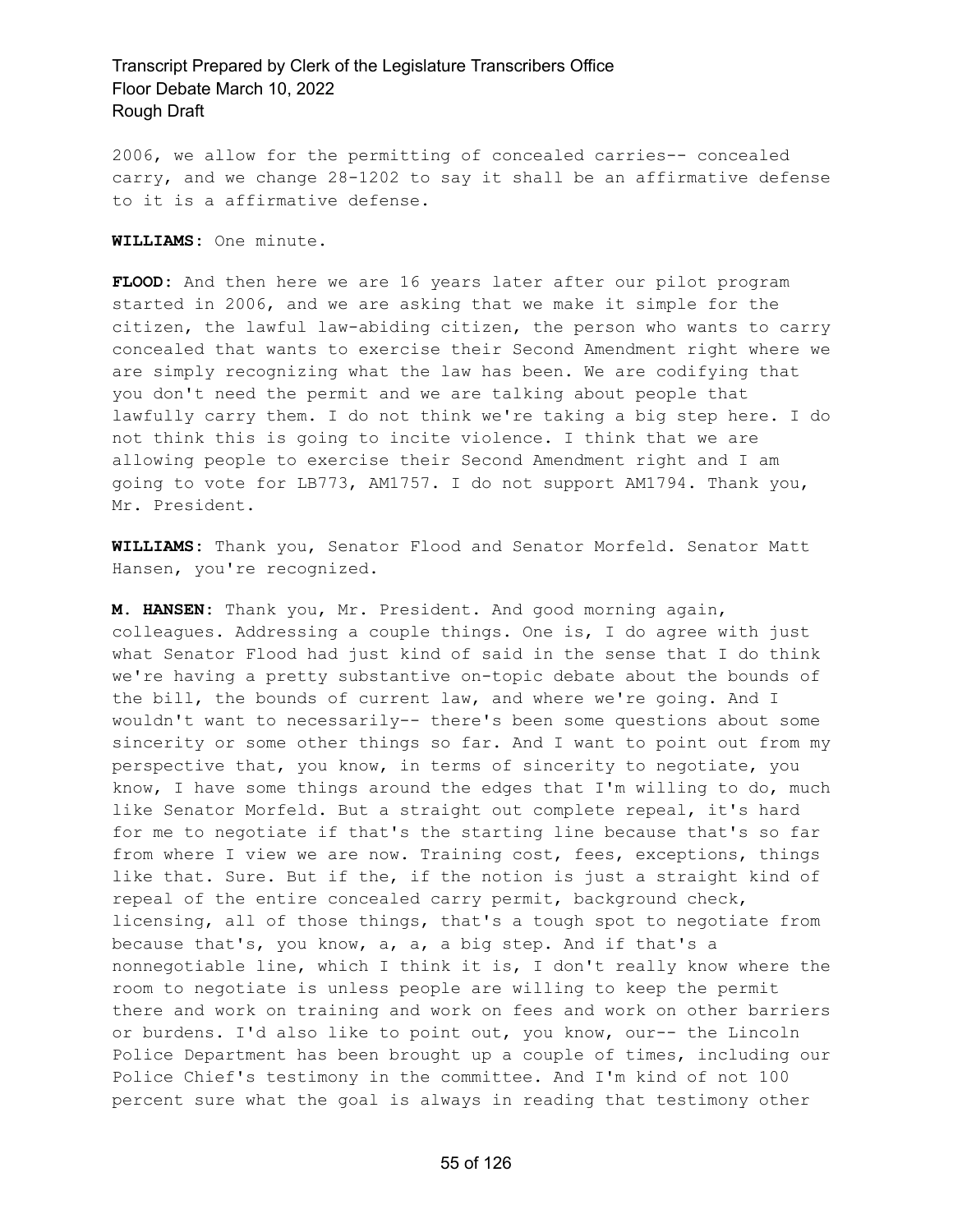2006, we allow for the permitting of concealed carries-- concealed carry, and we change 28-1202 to say it shall be an affirmative defense to it is a affirmative defense.

**WILLIAMS:** One minute.

**FLOOD:** And then here we are 16 years later after our pilot program started in 2006, and we are asking that we make it simple for the citizen, the lawful law-abiding citizen, the person who wants to carry concealed that wants to exercise their Second Amendment right where we are simply recognizing what the law has been. We are codifying that you don't need the permit and we are talking about people that lawfully carry them. I do not think we're taking a big step here. I do not think this is going to incite violence. I think that we are allowing people to exercise their Second Amendment right and I am going to vote for LB773, AM1757. I do not support AM1794. Thank you, Mr. President.

**WILLIAMS:** Thank you, Senator Flood and Senator Morfeld. Senator Matt Hansen, you're recognized.

**M. HANSEN:** Thank you, Mr. President. And good morning again, colleagues. Addressing a couple things. One is, I do agree with just what Senator Flood had just kind of said in the sense that I do think we're having a pretty substantive on-topic debate about the bounds of the bill, the bounds of current law, and where we're going. And I wouldn't want to necessarily-- there's been some questions about some sincerity or some other things so far. And I want to point out from my perspective that, you know, in terms of sincerity to negotiate, you know, I have some things around the edges that I'm willing to do, much like Senator Morfeld. But a straight out complete repeal, it's hard for me to negotiate if that's the starting line because that's so far from where I view we are now. Training cost, fees, exceptions, things like that. Sure. But if the, if the notion is just a straight kind of repeal of the entire concealed carry permit, background check, licensing, all of those things, that's a tough spot to negotiate from because that's, you know, a, a, a big step. And if that's a nonnegotiable line, which I think it is, I don't really know where the room to negotiate is unless people are willing to keep the permit there and work on training and work on fees and work on other barriers or burdens. I'd also like to point out, you know, our-- the Lincoln Police Department has been brought up a couple of times, including our Police Chief's testimony in the committee. And I'm kind of not 100 percent sure what the goal is always in reading that testimony other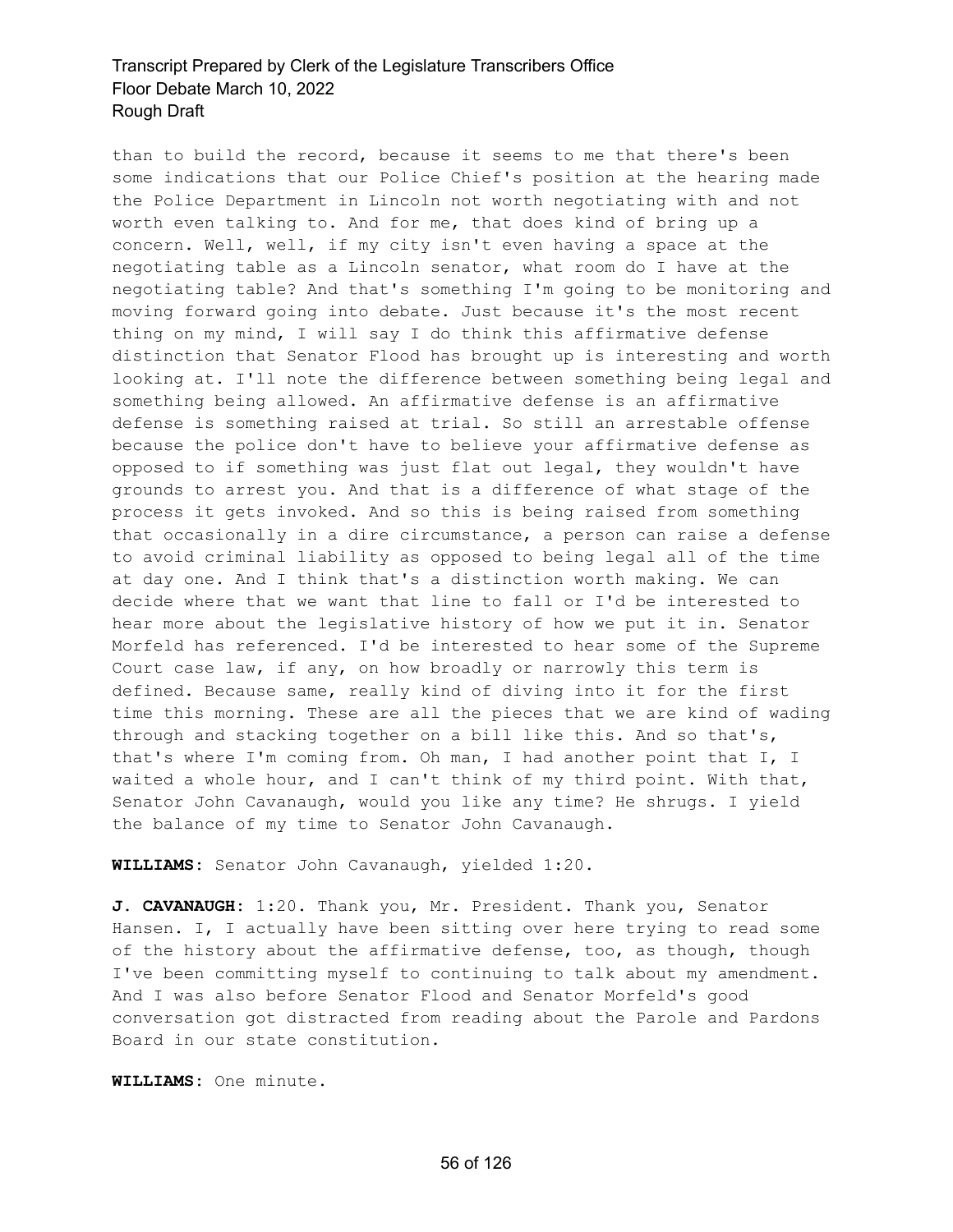than to build the record, because it seems to me that there's been some indications that our Police Chief's position at the hearing made the Police Department in Lincoln not worth negotiating with and not worth even talking to. And for me, that does kind of bring up a concern. Well, well, if my city isn't even having a space at the negotiating table as a Lincoln senator, what room do I have at the negotiating table? And that's something I'm going to be monitoring and moving forward going into debate. Just because it's the most recent thing on my mind, I will say I do think this affirmative defense distinction that Senator Flood has brought up is interesting and worth looking at. I'll note the difference between something being legal and something being allowed. An affirmative defense is an affirmative defense is something raised at trial. So still an arrestable offense because the police don't have to believe your affirmative defense as opposed to if something was just flat out legal, they wouldn't have grounds to arrest you. And that is a difference of what stage of the process it gets invoked. And so this is being raised from something that occasionally in a dire circumstance, a person can raise a defense to avoid criminal liability as opposed to being legal all of the time at day one. And I think that's a distinction worth making. We can decide where that we want that line to fall or I'd be interested to hear more about the legislative history of how we put it in. Senator Morfeld has referenced. I'd be interested to hear some of the Supreme Court case law, if any, on how broadly or narrowly this term is defined. Because same, really kind of diving into it for the first time this morning. These are all the pieces that we are kind of wading through and stacking together on a bill like this. And so that's, that's where I'm coming from. Oh man, I had another point that I, I waited a whole hour, and I can't think of my third point. With that, Senator John Cavanaugh, would you like any time? He shrugs. I yield the balance of my time to Senator John Cavanaugh.

**WILLIAMS:** Senator John Cavanaugh, yielded 1:20.

**J. CAVANAUGH:** 1:20. Thank you, Mr. President. Thank you, Senator Hansen. I, I actually have been sitting over here trying to read some of the history about the affirmative defense, too, as though, though I've been committing myself to continuing to talk about my amendment. And I was also before Senator Flood and Senator Morfeld's good conversation got distracted from reading about the Parole and Pardons Board in our state constitution.

**WILLIAMS:** One minute.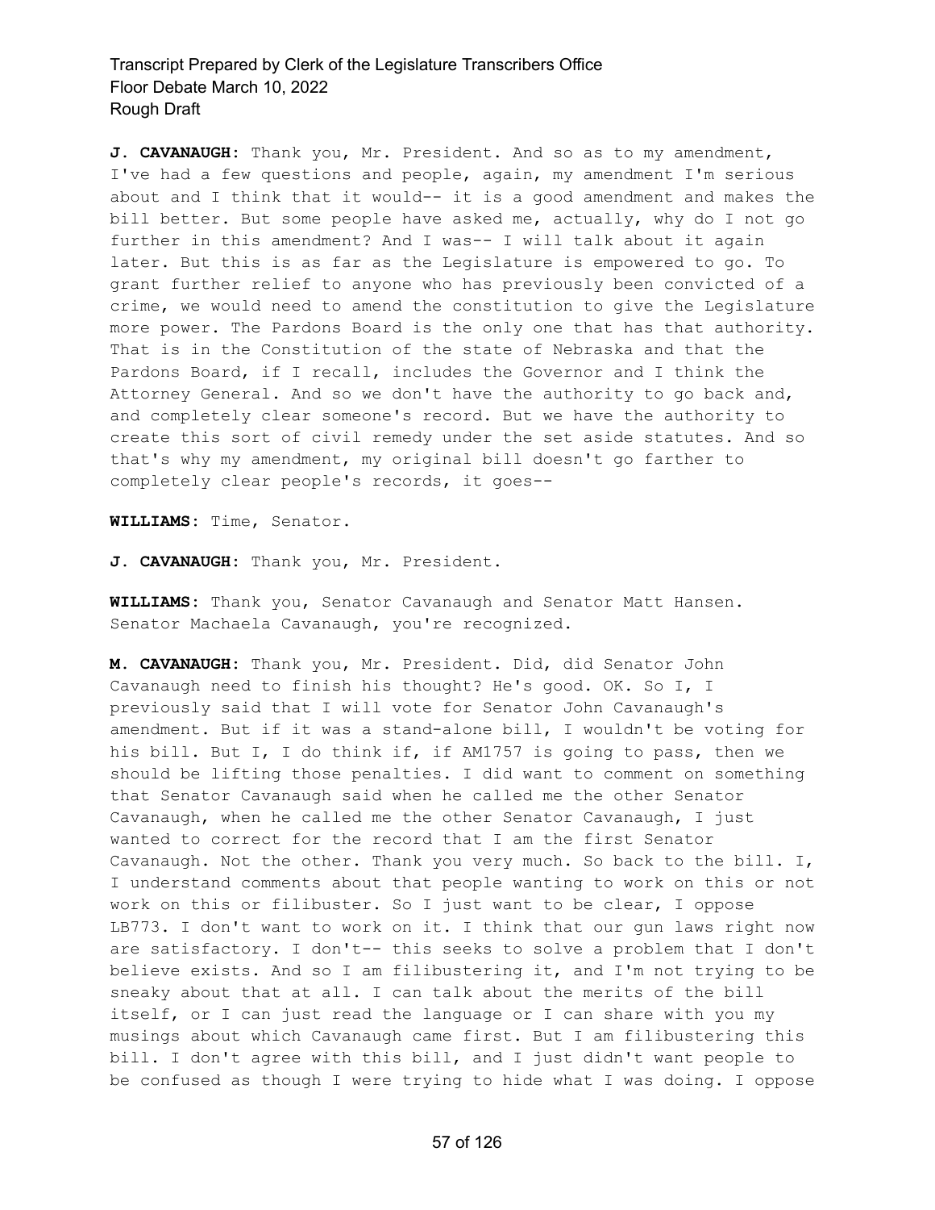**J. CAVANAUGH:** Thank you, Mr. President. And so as to my amendment, I've had a few questions and people, again, my amendment I'm serious about and I think that it would-- it is a good amendment and makes the bill better. But some people have asked me, actually, why do I not go further in this amendment? And I was-- I will talk about it again later. But this is as far as the Legislature is empowered to go. To grant further relief to anyone who has previously been convicted of a crime, we would need to amend the constitution to give the Legislature more power. The Pardons Board is the only one that has that authority. That is in the Constitution of the state of Nebraska and that the Pardons Board, if I recall, includes the Governor and I think the Attorney General. And so we don't have the authority to go back and, and completely clear someone's record. But we have the authority to create this sort of civil remedy under the set aside statutes. And so that's why my amendment, my original bill doesn't go farther to completely clear people's records, it goes--

**WILLIAMS:** Time, Senator.

**J. CAVANAUGH:** Thank you, Mr. President.

**WILLIAMS:** Thank you, Senator Cavanaugh and Senator Matt Hansen. Senator Machaela Cavanaugh, you're recognized.

**M. CAVANAUGH:** Thank you, Mr. President. Did, did Senator John Cavanaugh need to finish his thought? He's good. OK. So I, I previously said that I will vote for Senator John Cavanaugh's amendment. But if it was a stand-alone bill, I wouldn't be voting for his bill. But I, I do think if, if AM1757 is going to pass, then we should be lifting those penalties. I did want to comment on something that Senator Cavanaugh said when he called me the other Senator Cavanaugh, when he called me the other Senator Cavanaugh, I just wanted to correct for the record that I am the first Senator Cavanaugh. Not the other. Thank you very much. So back to the bill. I, I understand comments about that people wanting to work on this or not work on this or filibuster. So I just want to be clear, I oppose LB773. I don't want to work on it. I think that our gun laws right now are satisfactory. I don't-- this seeks to solve a problem that I don't believe exists. And so I am filibustering it, and I'm not trying to be sneaky about that at all. I can talk about the merits of the bill itself, or I can just read the language or I can share with you my musings about which Cavanaugh came first. But I am filibustering this bill. I don't agree with this bill, and I just didn't want people to be confused as though I were trying to hide what I was doing. I oppose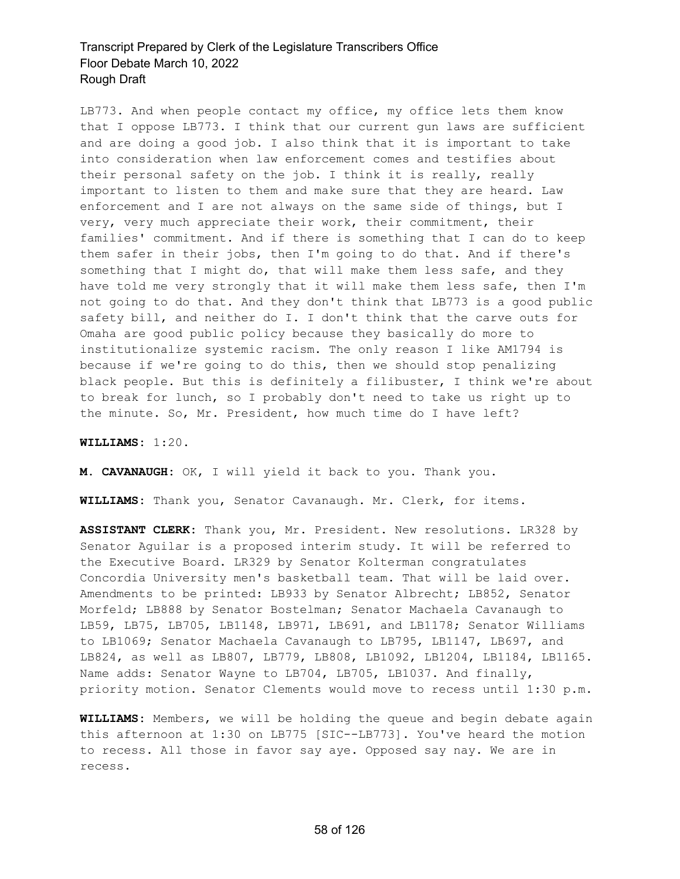LB773. And when people contact my office, my office lets them know that I oppose LB773. I think that our current gun laws are sufficient and are doing a good job. I also think that it is important to take into consideration when law enforcement comes and testifies about their personal safety on the job. I think it is really, really important to listen to them and make sure that they are heard. Law enforcement and I are not always on the same side of things, but I very, very much appreciate their work, their commitment, their families' commitment. And if there is something that I can do to keep them safer in their jobs, then I'm going to do that. And if there's something that I might do, that will make them less safe, and they have told me very strongly that it will make them less safe, then I'm not going to do that. And they don't think that LB773 is a good public safety bill, and neither do I. I don't think that the carve outs for Omaha are good public policy because they basically do more to institutionalize systemic racism. The only reason I like AM1794 is because if we're going to do this, then we should stop penalizing black people. But this is definitely a filibuster, I think we're about to break for lunch, so I probably don't need to take us right up to the minute. So, Mr. President, how much time do I have left?

**WILLIAMS:** 1:20.

**M. CAVANAUGH:** OK, I will yield it back to you. Thank you.

**WILLIAMS:** Thank you, Senator Cavanaugh. Mr. Clerk, for items.

**ASSISTANT CLERK:** Thank you, Mr. President. New resolutions. LR328 by Senator Aguilar is a proposed interim study. It will be referred to the Executive Board. LR329 by Senator Kolterman congratulates Concordia University men's basketball team. That will be laid over. Amendments to be printed: LB933 by Senator Albrecht; LB852, Senator Morfeld; LB888 by Senator Bostelman; Senator Machaela Cavanaugh to LB59, LB75, LB705, LB1148, LB971, LB691, and LB1178; Senator Williams to LB1069; Senator Machaela Cavanaugh to LB795, LB1147, LB697, and LB824, as well as LB807, LB779, LB808, LB1092, LB1204, LB1184, LB1165. Name adds: Senator Wayne to LB704, LB705, LB1037. And finally, priority motion. Senator Clements would move to recess until 1:30 p.m.

**WILLIAMS:** Members, we will be holding the queue and begin debate again this afternoon at 1:30 on LB775 [SIC--LB773]. You've heard the motion to recess. All those in favor say aye. Opposed say nay. We are in recess.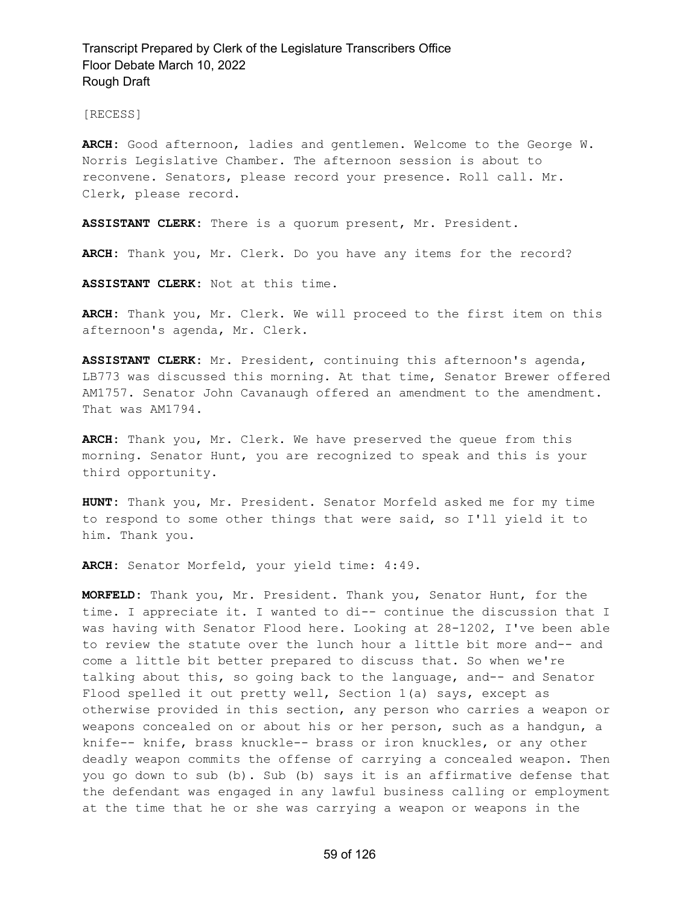[RECESS]

**ARCH:** Good afternoon, ladies and gentlemen. Welcome to the George W. Norris Legislative Chamber. The afternoon session is about to reconvene. Senators, please record your presence. Roll call. Mr. Clerk, please record.

**ASSISTANT CLERK:** There is a quorum present, Mr. President.

**ARCH:** Thank you, Mr. Clerk. Do you have any items for the record?

**ASSISTANT CLERK:** Not at this time.

**ARCH:** Thank you, Mr. Clerk. We will proceed to the first item on this afternoon's agenda, Mr. Clerk.

**ASSISTANT CLERK:** Mr. President, continuing this afternoon's agenda, LB773 was discussed this morning. At that time, Senator Brewer offered AM1757. Senator John Cavanaugh offered an amendment to the amendment. That was AM1794.

**ARCH:** Thank you, Mr. Clerk. We have preserved the queue from this morning. Senator Hunt, you are recognized to speak and this is your third opportunity.

**HUNT:** Thank you, Mr. President. Senator Morfeld asked me for my time to respond to some other things that were said, so I'll yield it to him. Thank you.

**ARCH:** Senator Morfeld, your yield time: 4:49.

**MORFELD:** Thank you, Mr. President. Thank you, Senator Hunt, for the time. I appreciate it. I wanted to di-- continue the discussion that I was having with Senator Flood here. Looking at 28-1202, I've been able to review the statute over the lunch hour a little bit more and-- and come a little bit better prepared to discuss that. So when we're talking about this, so going back to the language, and-- and Senator Flood spelled it out pretty well, Section 1(a) says, except as otherwise provided in this section, any person who carries a weapon or weapons concealed on or about his or her person, such as a handgun, a knife-- knife, brass knuckle-- brass or iron knuckles, or any other deadly weapon commits the offense of carrying a concealed weapon. Then you go down to sub (b). Sub (b) says it is an affirmative defense that the defendant was engaged in any lawful business calling or employment at the time that he or she was carrying a weapon or weapons in the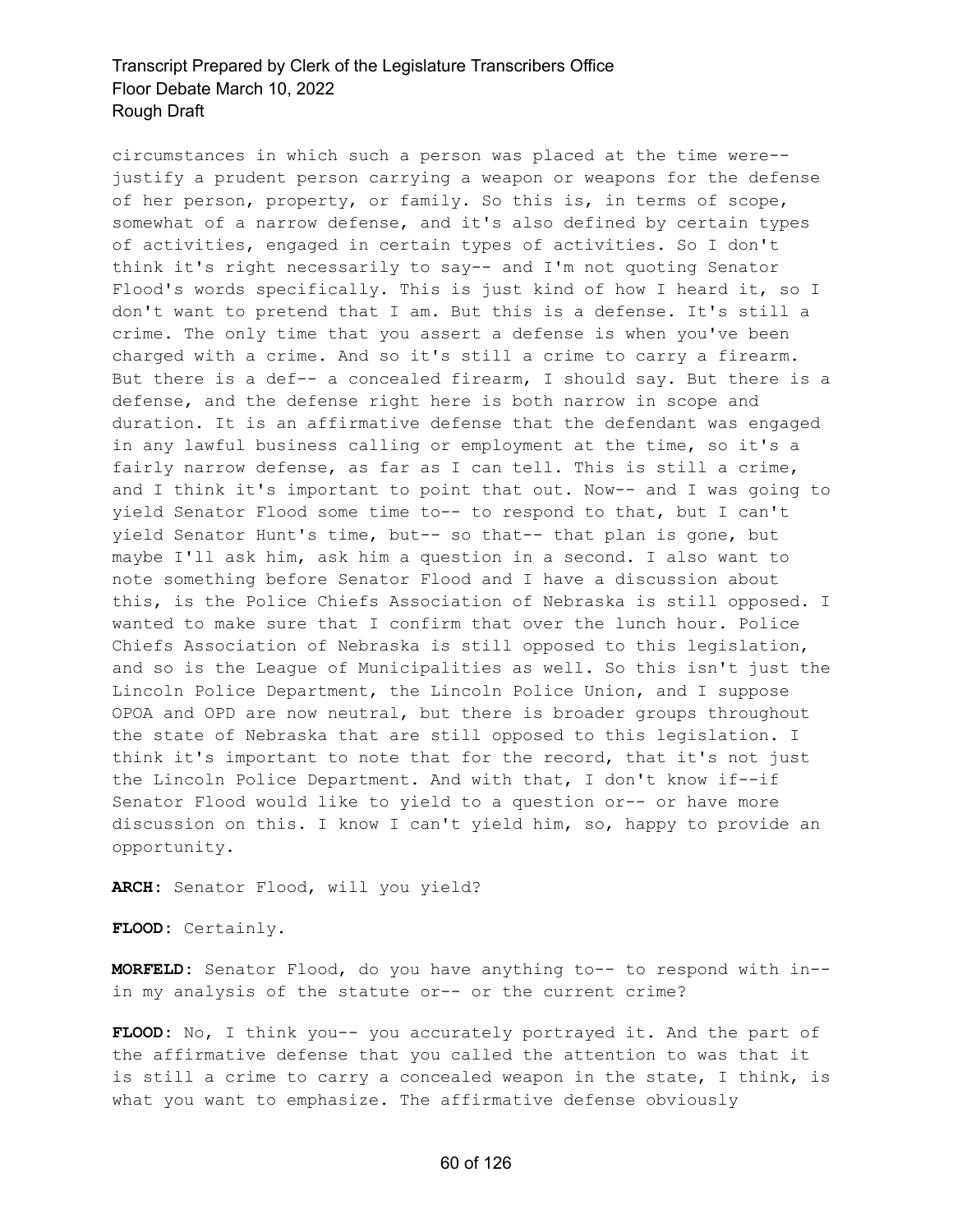circumstances in which such a person was placed at the time were-- justify a prudent person carrying a weapon or weapons for the defense of her person, property, or family. So this is, in terms of scope, somewhat of a narrow defense, and it's also defined by certain types of activities, engaged in certain types of activities. So I don't think it's right necessarily to say-- and I'm not quoting Senator Flood's words specifically. This is just kind of how I heard it, so I don't want to pretend that I am. But this is a defense. It's still a crime. The only time that you assert a defense is when you've been charged with a crime. And so it's still a crime to carry a firearm. But there is a def-- a concealed firearm, I should say. But there is a defense, and the defense right here is both narrow in scope and duration. It is an affirmative defense that the defendant was engaged in any lawful business calling or employment at the time, so it's a fairly narrow defense, as far as I can tell. This is still a crime, and I think it's important to point that out. Now-- and I was going to yield Senator Flood some time to-- to respond to that, but I can't yield Senator Hunt's time, but-- so that-- that plan is gone, but maybe I'll ask him, ask him a question in a second. I also want to note something before Senator Flood and I have a discussion about this, is the Police Chiefs Association of Nebraska is still opposed. I wanted to make sure that I confirm that over the lunch hour. Police Chiefs Association of Nebraska is still opposed to this legislation, and so is the League of Municipalities as well. So this isn't just the Lincoln Police Department, the Lincoln Police Union, and I suppose OPOA and OPD are now neutral, but there is broader groups throughout the state of Nebraska that are still opposed to this legislation. I think it's important to note that for the record, that it's not just the Lincoln Police Department. And with that, I don't know if--if Senator Flood would like to yield to a question or-- or have more discussion on this. I know I can't yield him, so, happy to provide an opportunity.

**ARCH:** Senator Flood, will you yield?

**FLOOD:** Certainly.

**MORFELD:** Senator Flood, do you have anything to-- to respond with in-- in my analysis of the statute or-- or the current crime?

**FLOOD:** No, I think you-- you accurately portrayed it. And the part of the affirmative defense that you called the attention to was that it is still a crime to carry a concealed weapon in the state, I think, is what you want to emphasize. The affirmative defense obviously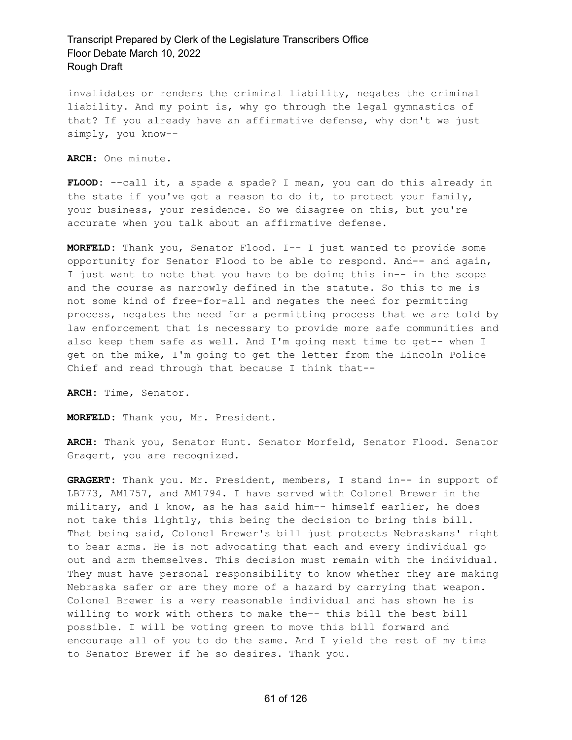invalidates or renders the criminal liability, negates the criminal liability. And my point is, why go through the legal gymnastics of that? If you already have an affirmative defense, why don't we just simply, you know--

**ARCH:** One minute.

**FLOOD:** --call it, a spade a spade? I mean, you can do this already in the state if you've got a reason to do it, to protect your family, your business, your residence. So we disagree on this, but you're accurate when you talk about an affirmative defense.

**MORFELD:** Thank you, Senator Flood. I-- I just wanted to provide some opportunity for Senator Flood to be able to respond. And-- and again, I just want to note that you have to be doing this in-- in the scope and the course as narrowly defined in the statute. So this to me is not some kind of free-for-all and negates the need for permitting process, negates the need for a permitting process that we are told by law enforcement that is necessary to provide more safe communities and also keep them safe as well. And I'm going next time to get-- when I get on the mike, I'm going to get the letter from the Lincoln Police Chief and read through that because I think that--

**ARCH:** Time, Senator.

**MORFELD:** Thank you, Mr. President.

**ARCH:** Thank you, Senator Hunt. Senator Morfeld, Senator Flood. Senator Gragert, you are recognized.

**GRAGERT:** Thank you. Mr. President, members, I stand in-- in support of LB773, AM1757, and AM1794. I have served with Colonel Brewer in the military, and I know, as he has said him-- himself earlier, he does not take this lightly, this being the decision to bring this bill. That being said, Colonel Brewer's bill just protects Nebraskans' right to bear arms. He is not advocating that each and every individual go out and arm themselves. This decision must remain with the individual. They must have personal responsibility to know whether they are making Nebraska safer or are they more of a hazard by carrying that weapon. Colonel Brewer is a very reasonable individual and has shown he is willing to work with others to make the-- this bill the best bill possible. I will be voting green to move this bill forward and encourage all of you to do the same. And I yield the rest of my time to Senator Brewer if he so desires. Thank you.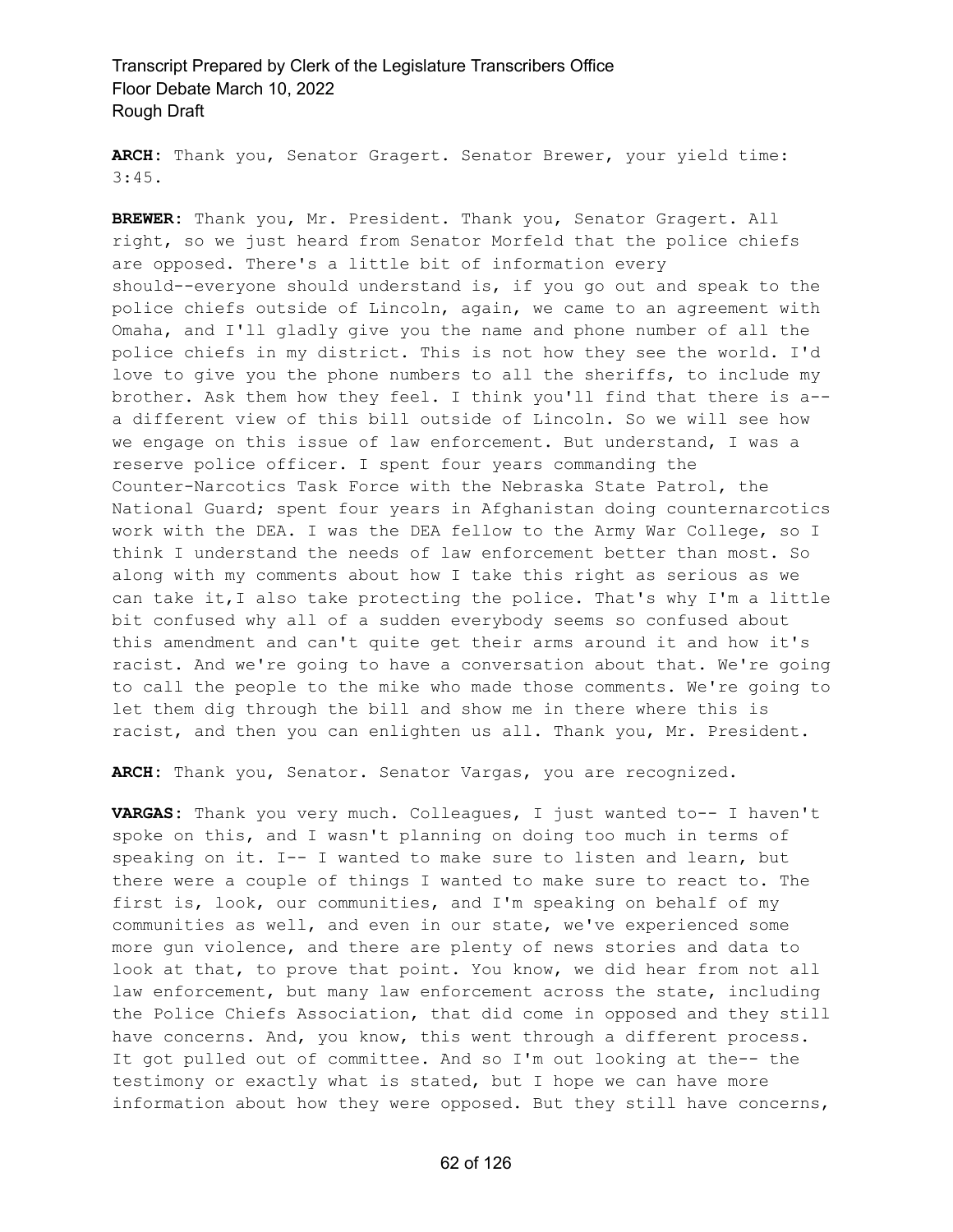**ARCH:** Thank you, Senator Gragert. Senator Brewer, your yield time: 3:45.

**BREWER:** Thank you, Mr. President. Thank you, Senator Gragert. All right, so we just heard from Senator Morfeld that the police chiefs are opposed. There's a little bit of information every should--everyone should understand is, if you go out and speak to the police chiefs outside of Lincoln, again, we came to an agreement with Omaha, and I'll gladly give you the name and phone number of all the police chiefs in my district. This is not how they see the world. I'd love to give you the phone numbers to all the sheriffs, to include my brother. Ask them how they feel. I think you'll find that there is a-- a different view of this bill outside of Lincoln. So we will see how we engage on this issue of law enforcement. But understand, I was a reserve police officer. I spent four years commanding the Counter-Narcotics Task Force with the Nebraska State Patrol, the National Guard; spent four years in Afghanistan doing counternarcotics work with the DEA. I was the DEA fellow to the Army War College, so I think I understand the needs of law enforcement better than most. So along with my comments about how I take this right as serious as we can take it,I also take protecting the police. That's why I'm a little bit confused why all of a sudden everybody seems so confused about this amendment and can't quite get their arms around it and how it's racist. And we're going to have a conversation about that. We're going to call the people to the mike who made those comments. We're going to let them dig through the bill and show me in there where this is racist, and then you can enlighten us all. Thank you, Mr. President.

**ARCH:** Thank you, Senator. Senator Vargas, you are recognized.

**VARGAS:** Thank you very much. Colleagues, I just wanted to-- I haven't spoke on this, and I wasn't planning on doing too much in terms of speaking on it. I-- I wanted to make sure to listen and learn, but there were a couple of things I wanted to make sure to react to. The first is, look, our communities, and I'm speaking on behalf of my communities as well, and even in our state, we've experienced some more gun violence, and there are plenty of news stories and data to look at that, to prove that point. You know, we did hear from not all law enforcement, but many law enforcement across the state, including the Police Chiefs Association, that did come in opposed and they still have concerns. And, you know, this went through a different process. It got pulled out of committee. And so I'm out looking at the-- the testimony or exactly what is stated, but I hope we can have more information about how they were opposed. But they still have concerns,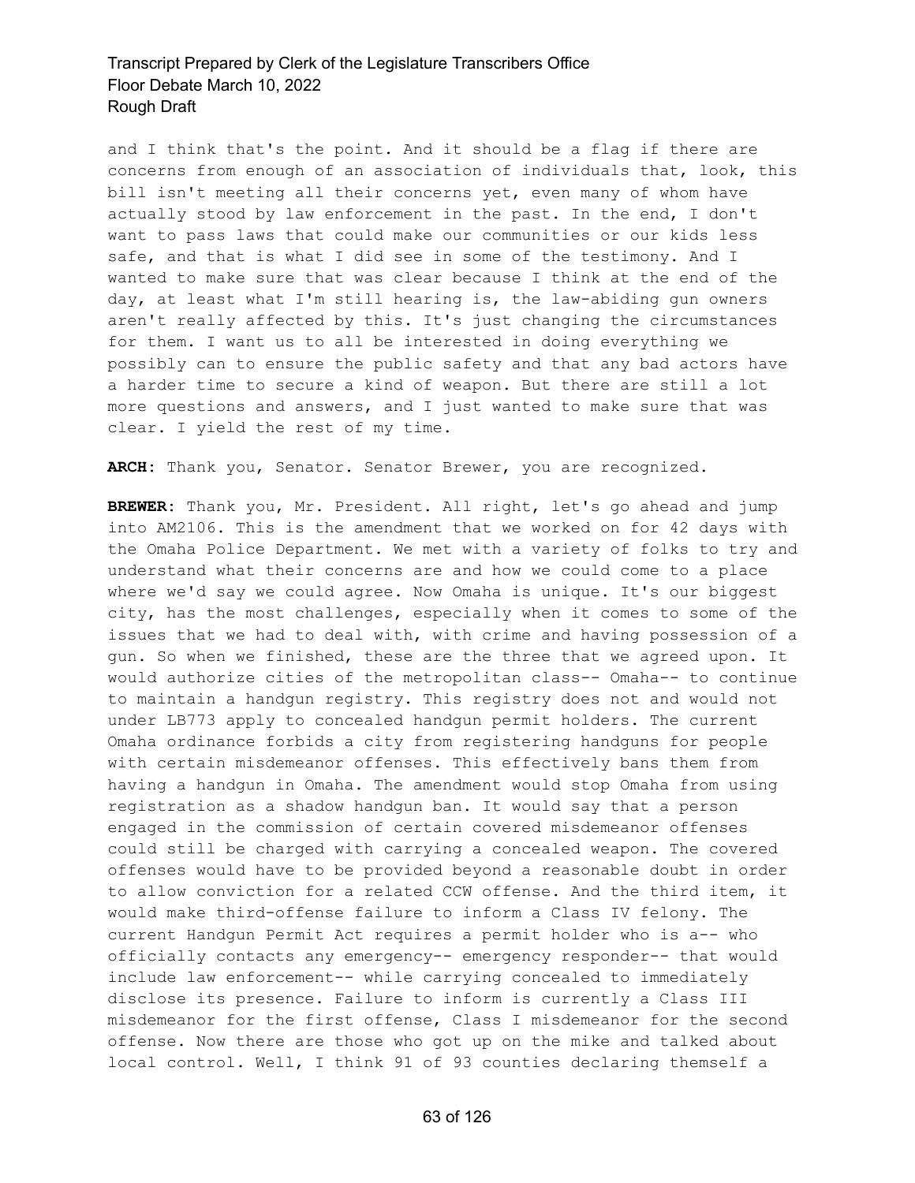and I think that's the point. And it should be a flag if there are concerns from enough of an association of individuals that, look, this bill isn't meeting all their concerns yet, even many of whom have actually stood by law enforcement in the past. In the end, I don't want to pass laws that could make our communities or our kids less safe, and that is what I did see in some of the testimony. And I wanted to make sure that was clear because I think at the end of the day, at least what I'm still hearing is, the law-abiding gun owners aren't really affected by this. It's just changing the circumstances for them. I want us to all be interested in doing everything we possibly can to ensure the public safety and that any bad actors have a harder time to secure a kind of weapon. But there are still a lot more questions and answers, and I just wanted to make sure that was clear. I yield the rest of my time.

**ARCH:** Thank you, Senator. Senator Brewer, you are recognized.

**BREWER:** Thank you, Mr. President. All right, let's go ahead and jump into AM2106. This is the amendment that we worked on for 42 days with the Omaha Police Department. We met with a variety of folks to try and understand what their concerns are and how we could come to a place where we'd say we could agree. Now Omaha is unique. It's our biggest city, has the most challenges, especially when it comes to some of the issues that we had to deal with, with crime and having possession of a gun. So when we finished, these are the three that we agreed upon. It would authorize cities of the metropolitan class-- Omaha-- to continue to maintain a handgun registry. This registry does not and would not under LB773 apply to concealed handgun permit holders. The current Omaha ordinance forbids a city from registering handguns for people with certain misdemeanor offenses. This effectively bans them from having a handgun in Omaha. The amendment would stop Omaha from using registration as a shadow handgun ban. It would say that a person engaged in the commission of certain covered misdemeanor offenses could still be charged with carrying a concealed weapon. The covered offenses would have to be provided beyond a reasonable doubt in order to allow conviction for a related CCW offense. And the third item, it would make third-offense failure to inform a Class IV felony. The current Handgun Permit Act requires a permit holder who is a-- who officially contacts any emergency-- emergency responder-- that would include law enforcement-- while carrying concealed to immediately disclose its presence. Failure to inform is currently a Class III misdemeanor for the first offense, Class I misdemeanor for the second offense. Now there are those who got up on the mike and talked about local control. Well, I think 91 of 93 counties declaring themself a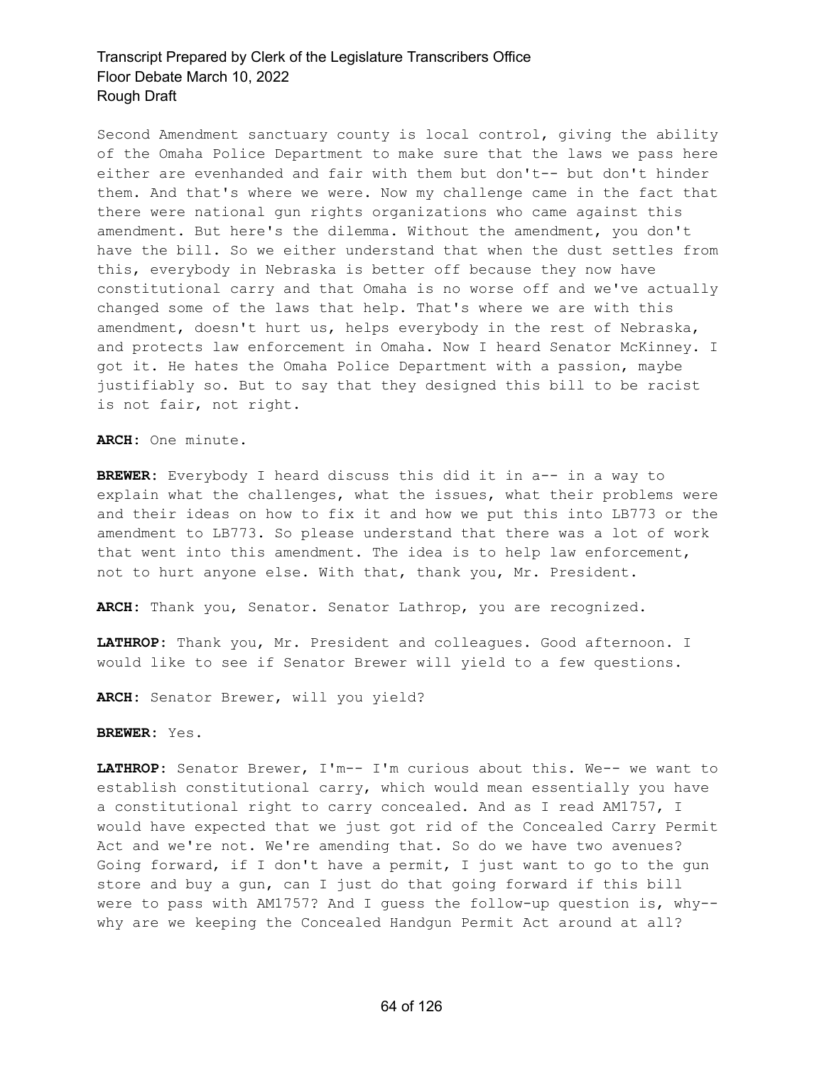Second Amendment sanctuary county is local control, giving the ability of the Omaha Police Department to make sure that the laws we pass here either are evenhanded and fair with them but don't-- but don't hinder them. And that's where we were. Now my challenge came in the fact that there were national gun rights organizations who came against this amendment. But here's the dilemma. Without the amendment, you don't have the bill. So we either understand that when the dust settles from this, everybody in Nebraska is better off because they now have constitutional carry and that Omaha is no worse off and we've actually changed some of the laws that help. That's where we are with this amendment, doesn't hurt us, helps everybody in the rest of Nebraska, and protects law enforcement in Omaha. Now I heard Senator McKinney. I got it. He hates the Omaha Police Department with a passion, maybe justifiably so. But to say that they designed this bill to be racist is not fair, not right.

**ARCH:** One minute.

**BREWER:** Everybody I heard discuss this did it in a-- in a way to explain what the challenges, what the issues, what their problems were and their ideas on how to fix it and how we put this into LB773 or the amendment to LB773. So please understand that there was a lot of work that went into this amendment. The idea is to help law enforcement, not to hurt anyone else. With that, thank you, Mr. President.

**ARCH:** Thank you, Senator. Senator Lathrop, you are recognized.

**LATHROP:** Thank you, Mr. President and colleagues. Good afternoon. I would like to see if Senator Brewer will yield to a few questions.

**ARCH:** Senator Brewer, will you yield?

**BREWER:** Yes.

**LATHROP:** Senator Brewer, I'm-- I'm curious about this. We-- we want to establish constitutional carry, which would mean essentially you have a constitutional right to carry concealed. And as I read AM1757, I would have expected that we just got rid of the Concealed Carry Permit Act and we're not. We're amending that. So do we have two avenues? Going forward, if I don't have a permit, I just want to go to the gun store and buy a gun, can I just do that going forward if this bill were to pass with AM1757? And I guess the follow-up question is, why-- why are we keeping the Concealed Handgun Permit Act around at all?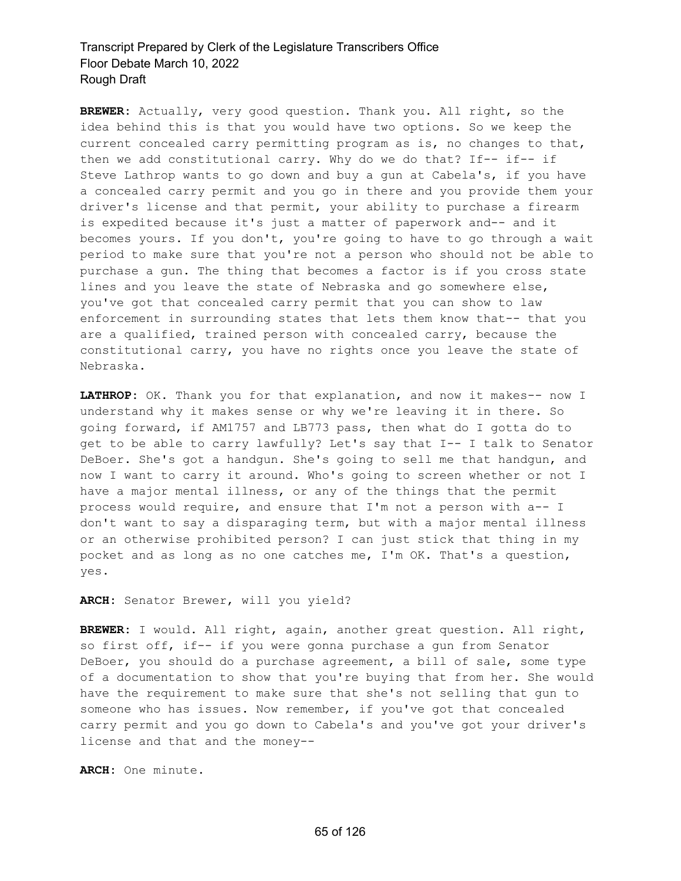**BREWER:** Actually, very good question. Thank you. All right, so the idea behind this is that you would have two options. So we keep the current concealed carry permitting program as is, no changes to that, then we add constitutional carry. Why do we do that? If-- if-- if Steve Lathrop wants to go down and buy a gun at Cabela's, if you have a concealed carry permit and you go in there and you provide them your driver's license and that permit, your ability to purchase a firearm is expedited because it's just a matter of paperwork and-- and it becomes yours. If you don't, you're going to have to go through a wait period to make sure that you're not a person who should not be able to purchase a gun. The thing that becomes a factor is if you cross state lines and you leave the state of Nebraska and go somewhere else, you've got that concealed carry permit that you can show to law enforcement in surrounding states that lets them know that-- that you are a qualified, trained person with concealed carry, because the constitutional carry, you have no rights once you leave the state of Nebraska.

**LATHROP:** OK. Thank you for that explanation, and now it makes-- now I understand why it makes sense or why we're leaving it in there. So going forward, if AM1757 and LB773 pass, then what do I gotta do to get to be able to carry lawfully? Let's say that I-- I talk to Senator DeBoer. She's got a handgun. She's going to sell me that handgun, and now I want to carry it around. Who's going to screen whether or not I have a major mental illness, or any of the things that the permit process would require, and ensure that I'm not a person with a-- I don't want to say a disparaging term, but with a major mental illness or an otherwise prohibited person? I can just stick that thing in my pocket and as long as no one catches me, I'm OK. That's a question, yes.

**ARCH:** Senator Brewer, will you yield?

**BREWER:** I would. All right, again, another great question. All right, so first off, if-- if you were gonna purchase a gun from Senator DeBoer, you should do a purchase agreement, a bill of sale, some type of a documentation to show that you're buying that from her. She would have the requirement to make sure that she's not selling that gun to someone who has issues. Now remember, if you've got that concealed carry permit and you go down to Cabela's and you've got your driver's license and that and the money--

**ARCH:** One minute.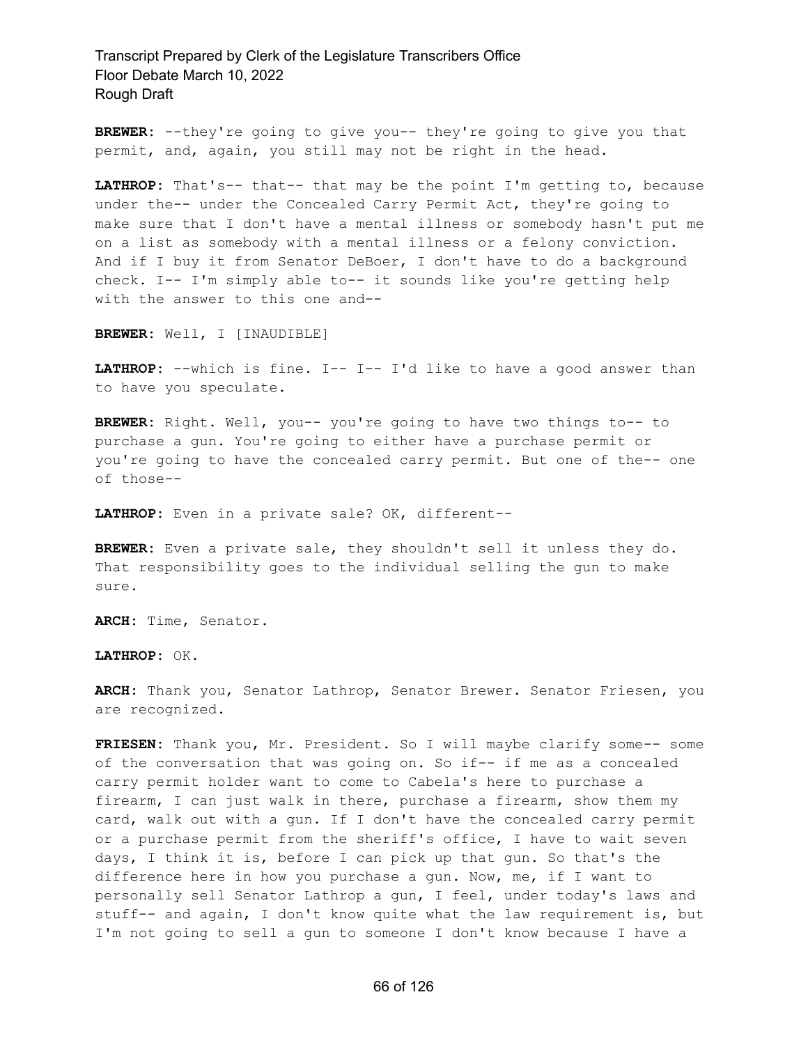**BREWER:** --they're going to give you-- they're going to give you that permit, and, again, you still may not be right in the head.

**LATHROP:** That's-- that-- that may be the point I'm getting to, because under the-- under the Concealed Carry Permit Act, they're going to make sure that I don't have a mental illness or somebody hasn't put me on a list as somebody with a mental illness or a felony conviction. And if I buy it from Senator DeBoer, I don't have to do a background check. I-- I'm simply able to-- it sounds like you're getting help with the answer to this one and--

**BREWER:** Well, I [INAUDIBLE]

**LATHROP:** --which is fine. I-- I-- I'd like to have a good answer than to have you speculate.

**BREWER:** Right. Well, you-- you're going to have two things to-- to purchase a gun. You're going to either have a purchase permit or you're going to have the concealed carry permit. But one of the-- one of those--

**LATHROP:** Even in a private sale? OK, different--

**BREWER:** Even a private sale, they shouldn't sell it unless they do. That responsibility goes to the individual selling the gun to make sure.

**ARCH:** Time, Senator.

**LATHROP:** OK.

**ARCH:** Thank you, Senator Lathrop, Senator Brewer. Senator Friesen, you are recognized.

**FRIESEN:** Thank you, Mr. President. So I will maybe clarify some-- some of the conversation that was going on. So if-- if me as a concealed carry permit holder want to come to Cabela's here to purchase a firearm, I can just walk in there, purchase a firearm, show them my card, walk out with a gun. If I don't have the concealed carry permit or a purchase permit from the sheriff's office, I have to wait seven days, I think it is, before I can pick up that gun. So that's the difference here in how you purchase a gun. Now, me, if I want to personally sell Senator Lathrop a gun, I feel, under today's laws and stuff-- and again, I don't know quite what the law requirement is, but I'm not going to sell a gun to someone I don't know because I have a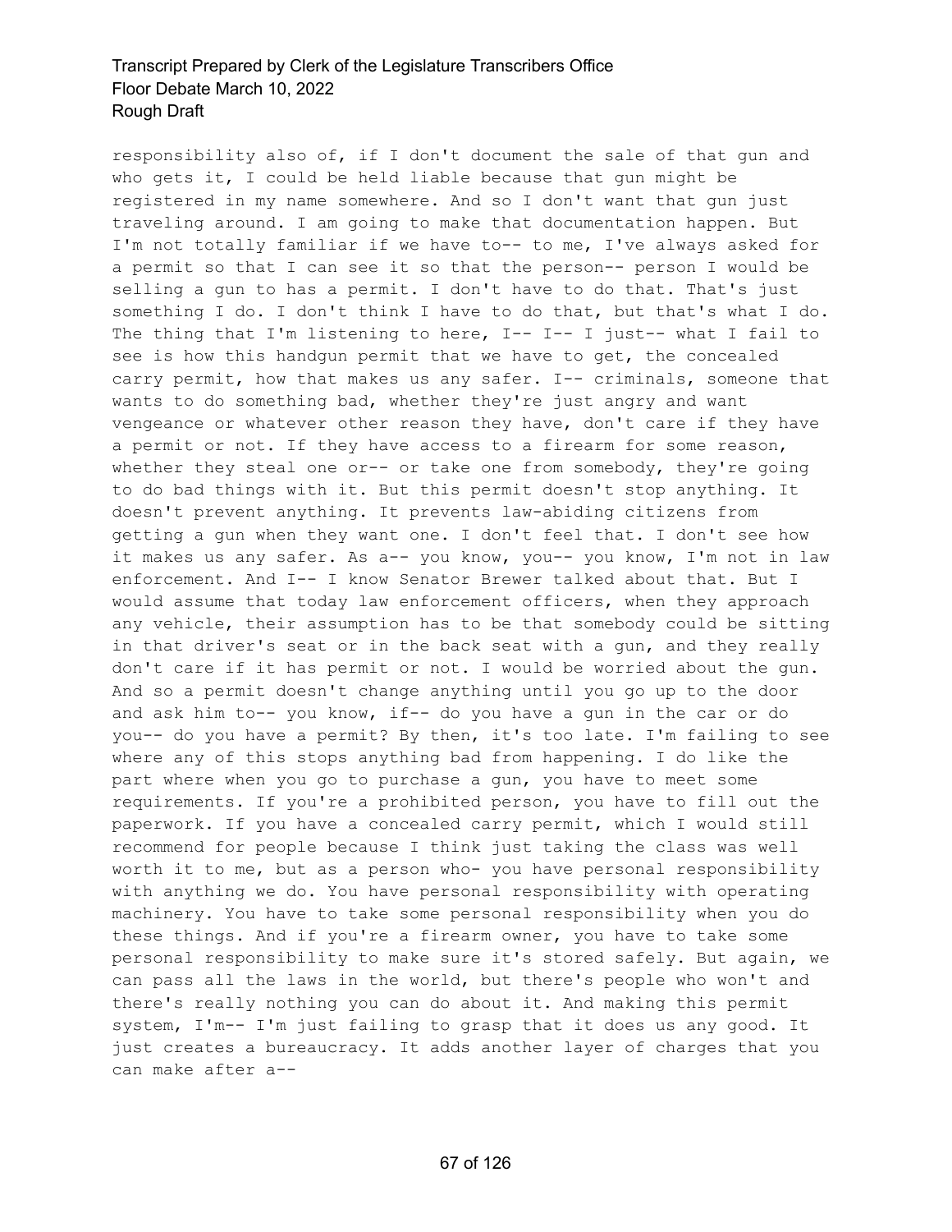responsibility also of, if I don't document the sale of that gun and who gets it, I could be held liable because that gun might be registered in my name somewhere. And so I don't want that gun just traveling around. I am going to make that documentation happen. But I'm not totally familiar if we have to-- to me, I've always asked for a permit so that I can see it so that the person-- person I would be selling a gun to has a permit. I don't have to do that. That's just something I do. I don't think I have to do that, but that's what I do. The thing that I'm listening to here, I-- I-- I just-- what I fail to see is how this handgun permit that we have to get, the concealed carry permit, how that makes us any safer. I-- criminals, someone that wants to do something bad, whether they're just angry and want vengeance or whatever other reason they have, don't care if they have a permit or not. If they have access to a firearm for some reason, whether they steal one or-- or take one from somebody, they're going to do bad things with it. But this permit doesn't stop anything. It doesn't prevent anything. It prevents law-abiding citizens from getting a gun when they want one. I don't feel that. I don't see how it makes us any safer. As a-- you know, you-- you know, I'm not in law enforcement. And I-- I know Senator Brewer talked about that. But I would assume that today law enforcement officers, when they approach any vehicle, their assumption has to be that somebody could be sitting in that driver's seat or in the back seat with a gun, and they really don't care if it has permit or not. I would be worried about the gun. And so a permit doesn't change anything until you go up to the door and ask him to-- you know, if-- do you have a gun in the car or do you-- do you have a permit? By then, it's too late. I'm failing to see where any of this stops anything bad from happening. I do like the part where when you go to purchase a gun, you have to meet some requirements. If you're a prohibited person, you have to fill out the paperwork. If you have a concealed carry permit, which I would still recommend for people because I think just taking the class was well worth it to me, but as a person who- you have personal responsibility with anything we do. You have personal responsibility with operating machinery. You have to take some personal responsibility when you do these things. And if you're a firearm owner, you have to take some personal responsibility to make sure it's stored safely. But again, we can pass all the laws in the world, but there's people who won't and there's really nothing you can do about it. And making this permit system, I'm-- I'm just failing to grasp that it does us any good. It just creates a bureaucracy. It adds another layer of charges that you can make after a--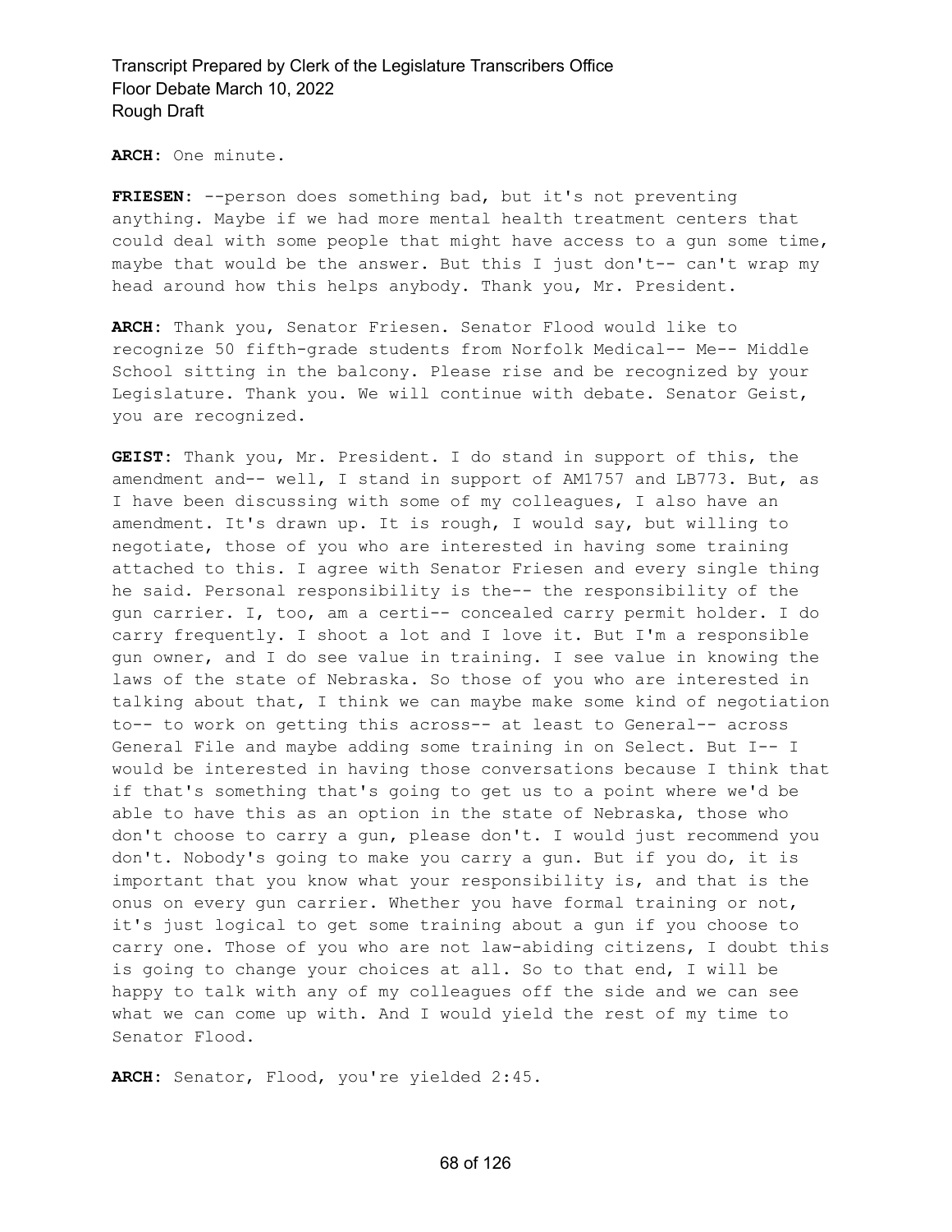**ARCH:** One minute.

**FRIESEN:** --person does something bad, but it's not preventing anything. Maybe if we had more mental health treatment centers that could deal with some people that might have access to a gun some time, maybe that would be the answer. But this I just don't-- can't wrap my head around how this helps anybody. Thank you, Mr. President.

**ARCH:** Thank you, Senator Friesen. Senator Flood would like to recognize 50 fifth-grade students from Norfolk Medical-- Me-- Middle School sitting in the balcony. Please rise and be recognized by your Legislature. Thank you. We will continue with debate. Senator Geist, you are recognized.

**GEIST:** Thank you, Mr. President. I do stand in support of this, the amendment and-- well, I stand in support of AM1757 and LB773. But, as I have been discussing with some of my colleagues, I also have an amendment. It's drawn up. It is rough, I would say, but willing to negotiate, those of you who are interested in having some training attached to this. I agree with Senator Friesen and every single thing he said. Personal responsibility is the-- the responsibility of the gun carrier. I, too, am a certi-- concealed carry permit holder. I do carry frequently. I shoot a lot and I love it. But I'm a responsible gun owner, and I do see value in training. I see value in knowing the laws of the state of Nebraska. So those of you who are interested in talking about that, I think we can maybe make some kind of negotiation to-- to work on getting this across-- at least to General-- across General File and maybe adding some training in on Select. But I-- I would be interested in having those conversations because I think that if that's something that's going to get us to a point where we'd be able to have this as an option in the state of Nebraska, those who don't choose to carry a gun, please don't. I would just recommend you don't. Nobody's going to make you carry a gun. But if you do, it is important that you know what your responsibility is, and that is the onus on every gun carrier. Whether you have formal training or not, it's just logical to get some training about a gun if you choose to carry one. Those of you who are not law-abiding citizens, I doubt this is going to change your choices at all. So to that end, I will be happy to talk with any of my colleagues off the side and we can see what we can come up with. And I would yield the rest of my time to Senator Flood.

**ARCH:** Senator, Flood, you're yielded 2:45.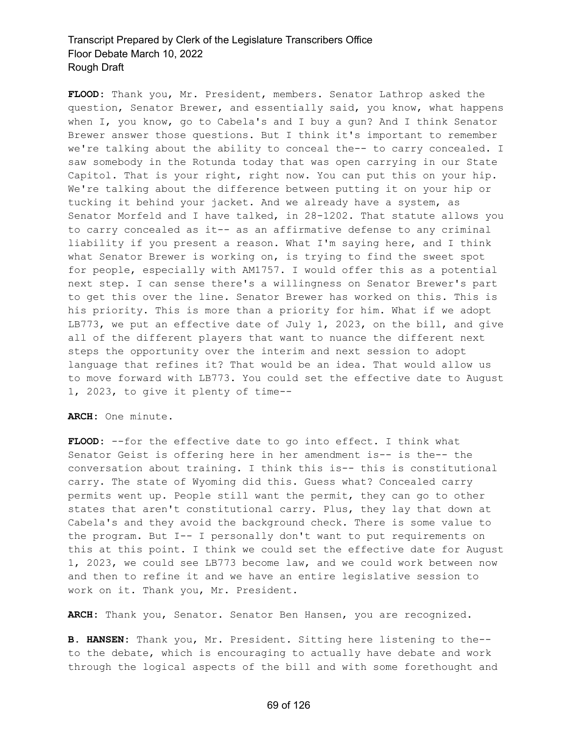**FLOOD:** Thank you, Mr. President, members. Senator Lathrop asked the question, Senator Brewer, and essentially said, you know, what happens when I, you know, go to Cabela's and I buy a gun? And I think Senator Brewer answer those questions. But I think it's important to remember we're talking about the ability to conceal the-- to carry concealed. I saw somebody in the Rotunda today that was open carrying in our State Capitol. That is your right, right now. You can put this on your hip. We're talking about the difference between putting it on your hip or tucking it behind your jacket. And we already have a system, as Senator Morfeld and I have talked, in 28-1202. That statute allows you to carry concealed as it-- as an affirmative defense to any criminal liability if you present a reason. What I'm saying here, and I think what Senator Brewer is working on, is trying to find the sweet spot for people, especially with AM1757. I would offer this as a potential next step. I can sense there's a willingness on Senator Brewer's part to get this over the line. Senator Brewer has worked on this. This is his priority. This is more than a priority for him. What if we adopt LB773, we put an effective date of July 1, 2023, on the bill, and give all of the different players that want to nuance the different next steps the opportunity over the interim and next session to adopt language that refines it? That would be an idea. That would allow us to move forward with LB773. You could set the effective date to August 1, 2023, to give it plenty of time--

**ARCH:** One minute.

**FLOOD:** --for the effective date to go into effect. I think what Senator Geist is offering here in her amendment is-- is the-- the conversation about training. I think this is-- this is constitutional carry. The state of Wyoming did this. Guess what? Concealed carry permits went up. People still want the permit, they can go to other states that aren't constitutional carry. Plus, they lay that down at Cabela's and they avoid the background check. There is some value to the program. But I-- I personally don't want to put requirements on this at this point. I think we could set the effective date for August 1, 2023, we could see LB773 become law, and we could work between now and then to refine it and we have an entire legislative session to work on it. Thank you, Mr. President.

**ARCH:** Thank you, Senator. Senator Ben Hansen, you are recognized.

**B. HANSEN:** Thank you, Mr. President. Sitting here listening to the-- to the debate, which is encouraging to actually have debate and work through the logical aspects of the bill and with some forethought and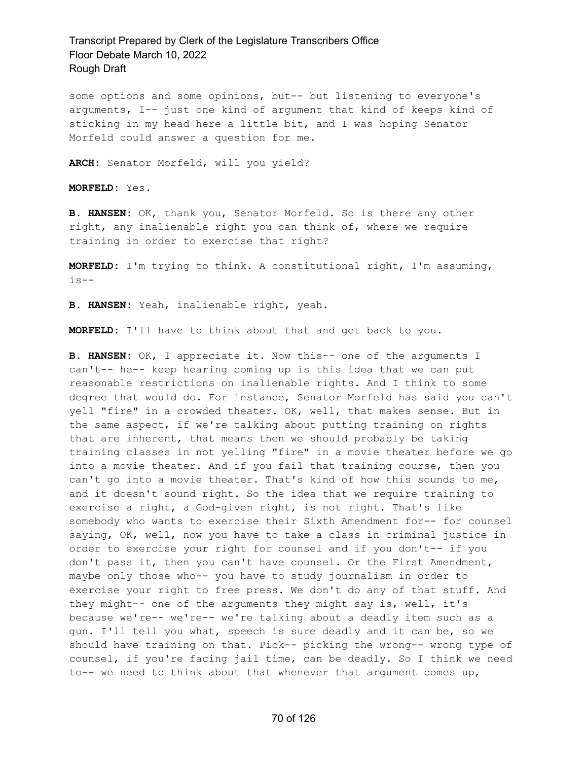some options and some opinions, but-- but listening to everyone's arguments, I-- just one kind of argument that kind of keeps kind of sticking in my head here a little bit, and I was hoping Senator Morfeld could answer a question for me.

**ARCH:** Senator Morfeld, will you yield?

**MORFELD:** Yes.

**B. HANSEN:** OK, thank you, Senator Morfeld. So is there any other right, any inalienable right you can think of, where we require training in order to exercise that right?

**MORFELD:** I'm trying to think. A constitutional right, I'm assuming, is--

**B. HANSEN:** Yeah, inalienable right, yeah.

**MORFELD:** I'll have to think about that and get back to you.

**B. HANSEN:** OK, I appreciate it. Now this-- one of the arguments I can't-- he-- keep hearing coming up is this idea that we can put reasonable restrictions on inalienable rights. And I think to some degree that would do. For instance, Senator Morfeld has said you can't yell "fire" in a crowded theater. OK, well, that makes sense. But in the same aspect, if we're talking about putting training on rights that are inherent, that means then we should probably be taking training classes in not yelling "fire" in a movie theater before we go into a movie theater. And if you fail that training course, then you can't go into a movie theater. That's kind of how this sounds to me, and it doesn't sound right. So the idea that we require training to exercise a right, a God-given right, is not right. That's like somebody who wants to exercise their Sixth Amendment for-- for counsel saying, OK, well, now you have to take a class in criminal justice in order to exercise your right for counsel and if you don't-- if you don't pass it, then you can't have counsel. Or the First Amendment, maybe only those who-- you have to study journalism in order to exercise your right to free press. We don't do any of that stuff. And they might-- one of the arguments they might say is, well, it's because we're-- we're-- we're talking about a deadly item such as a gun. I'll tell you what, speech is sure deadly and it can be, so we should have training on that. Pick-- picking the wrong-- wrong type of counsel, if you're facing jail time, can be deadly. So I think we need to-- we need to think about that whenever that argument comes up,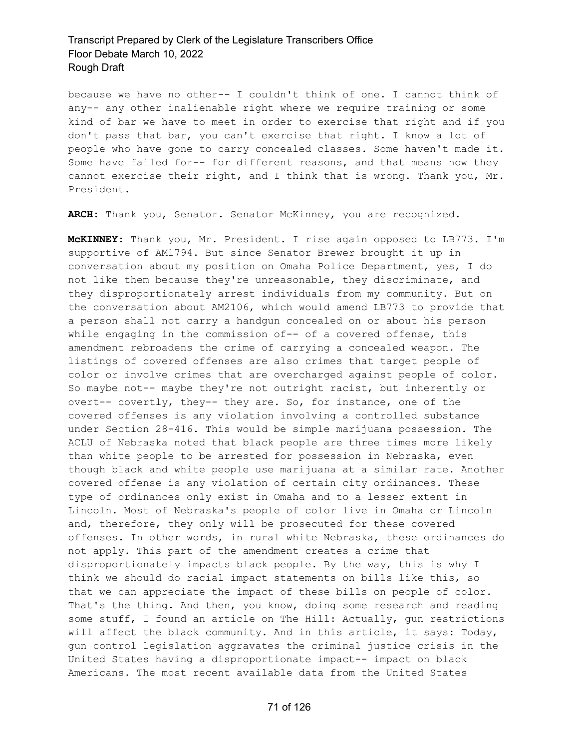because we have no other-- I couldn't think of one. I cannot think of any-- any other inalienable right where we require training or some kind of bar we have to meet in order to exercise that right and if you don't pass that bar, you can't exercise that right. I know a lot of people who have gone to carry concealed classes. Some haven't made it. Some have failed for-- for different reasons, and that means now they cannot exercise their right, and I think that is wrong. Thank you, Mr. President.

**ARCH:** Thank you, Senator. Senator McKinney, you are recognized.

**McKINNEY:** Thank you, Mr. President. I rise again opposed to LB773. I'm supportive of AM1794. But since Senator Brewer brought it up in conversation about my position on Omaha Police Department, yes, I do not like them because they're unreasonable, they discriminate, and they disproportionately arrest individuals from my community. But on the conversation about AM2106, which would amend LB773 to provide that a person shall not carry a handgun concealed on or about his person while engaging in the commission of-- of a covered offense, this amendment rebroadens the crime of carrying a concealed weapon. The listings of covered offenses are also crimes that target people of color or involve crimes that are overcharged against people of color. So maybe not-- maybe they're not outright racist, but inherently or overt-- covertly, they-- they are. So, for instance, one of the covered offenses is any violation involving a controlled substance under Section 28-416. This would be simple marijuana possession. The ACLU of Nebraska noted that black people are three times more likely than white people to be arrested for possession in Nebraska, even though black and white people use marijuana at a similar rate. Another covered offense is any violation of certain city ordinances. These type of ordinances only exist in Omaha and to a lesser extent in Lincoln. Most of Nebraska's people of color live in Omaha or Lincoln and, therefore, they only will be prosecuted for these covered offenses. In other words, in rural white Nebraska, these ordinances do not apply. This part of the amendment creates a crime that disproportionately impacts black people. By the way, this is why I think we should do racial impact statements on bills like this, so that we can appreciate the impact of these bills on people of color. That's the thing. And then, you know, doing some research and reading some stuff, I found an article on The Hill: Actually, gun restrictions will affect the black community. And in this article, it says: Today, gun control legislation aggravates the criminal justice crisis in the United States having a disproportionate impact-- impact on black Americans. The most recent available data from the United States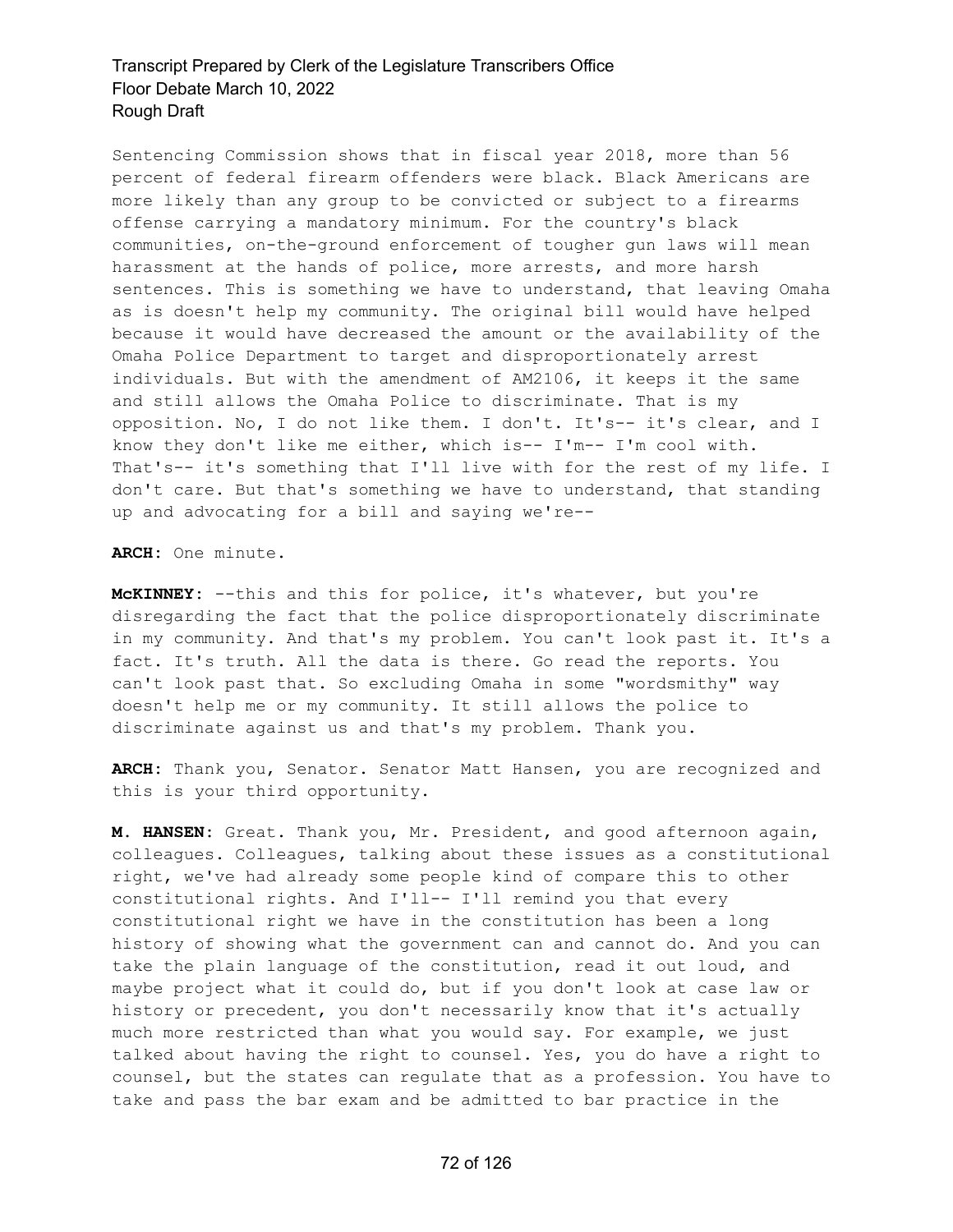Sentencing Commission shows that in fiscal year 2018, more than 56 percent of federal firearm offenders were black. Black Americans are more likely than any group to be convicted or subject to a firearms offense carrying a mandatory minimum. For the country's black communities, on-the-ground enforcement of tougher gun laws will mean harassment at the hands of police, more arrests, and more harsh sentences. This is something we have to understand, that leaving Omaha as is doesn't help my community. The original bill would have helped because it would have decreased the amount or the availability of the Omaha Police Department to target and disproportionately arrest individuals. But with the amendment of AM2106, it keeps it the same and still allows the Omaha Police to discriminate. That is my opposition. No, I do not like them. I don't. It's-- it's clear, and I know they don't like me either, which is-- I'm-- I'm cool with. That's-- it's something that I'll live with for the rest of my life. I don't care. But that's something we have to understand, that standing up and advocating for a bill and saying we're--

**ARCH:** One minute.

**McKINNEY:** --this and this for police, it's whatever, but you're disregarding the fact that the police disproportionately discriminate in my community. And that's my problem. You can't look past it. It's a fact. It's truth. All the data is there. Go read the reports. You can't look past that. So excluding Omaha in some "wordsmithy" way doesn't help me or my community. It still allows the police to discriminate against us and that's my problem. Thank you.

**ARCH:** Thank you, Senator. Senator Matt Hansen, you are recognized and this is your third opportunity.

**M. HANSEN:** Great. Thank you, Mr. President, and good afternoon again, colleagues. Colleagues, talking about these issues as a constitutional right, we've had already some people kind of compare this to other constitutional rights. And I'll-- I'll remind you that every constitutional right we have in the constitution has been a long history of showing what the government can and cannot do. And you can take the plain language of the constitution, read it out loud, and maybe project what it could do, but if you don't look at case law or history or precedent, you don't necessarily know that it's actually much more restricted than what you would say. For example, we just talked about having the right to counsel. Yes, you do have a right to counsel, but the states can regulate that as a profession. You have to take and pass the bar exam and be admitted to bar practice in the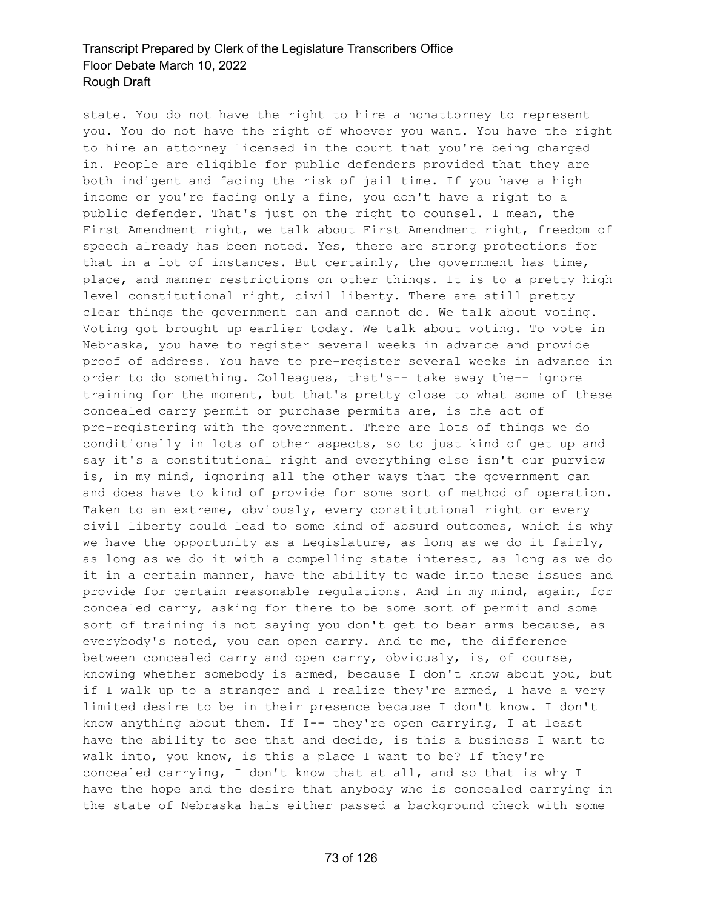state. You do not have the right to hire a nonattorney to represent you. You do not have the right of whoever you want. You have the right to hire an attorney licensed in the court that you're being charged in. People are eligible for public defenders provided that they are both indigent and facing the risk of jail time. If you have a high income or you're facing only a fine, you don't have a right to a public defender. That's just on the right to counsel. I mean, the First Amendment right, we talk about First Amendment right, freedom of speech already has been noted. Yes, there are strong protections for that in a lot of instances. But certainly, the government has time, place, and manner restrictions on other things. It is to a pretty high level constitutional right, civil liberty. There are still pretty clear things the government can and cannot do. We talk about voting. Voting got brought up earlier today. We talk about voting. To vote in Nebraska, you have to register several weeks in advance and provide proof of address. You have to pre-register several weeks in advance in order to do something. Colleagues, that's-- take away the-- ignore training for the moment, but that's pretty close to what some of these concealed carry permit or purchase permits are, is the act of pre-registering with the government. There are lots of things we do conditionally in lots of other aspects, so to just kind of get up and say it's a constitutional right and everything else isn't our purview is, in my mind, ignoring all the other ways that the government can and does have to kind of provide for some sort of method of operation. Taken to an extreme, obviously, every constitutional right or every civil liberty could lead to some kind of absurd outcomes, which is why we have the opportunity as a Legislature, as long as we do it fairly, as long as we do it with a compelling state interest, as long as we do it in a certain manner, have the ability to wade into these issues and provide for certain reasonable regulations. And in my mind, again, for concealed carry, asking for there to be some sort of permit and some sort of training is not saying you don't get to bear arms because, as everybody's noted, you can open carry. And to me, the difference between concealed carry and open carry, obviously, is, of course, knowing whether somebody is armed, because I don't know about you, but if I walk up to a stranger and I realize they're armed, I have a very limited desire to be in their presence because I don't know. I don't know anything about them. If I-- they're open carrying, I at least have the ability to see that and decide, is this a business I want to walk into, you know, is this a place I want to be? If they're concealed carrying, I don't know that at all, and so that is why I have the hope and the desire that anybody who is concealed carrying in the state of Nebraska hais either passed a background check with some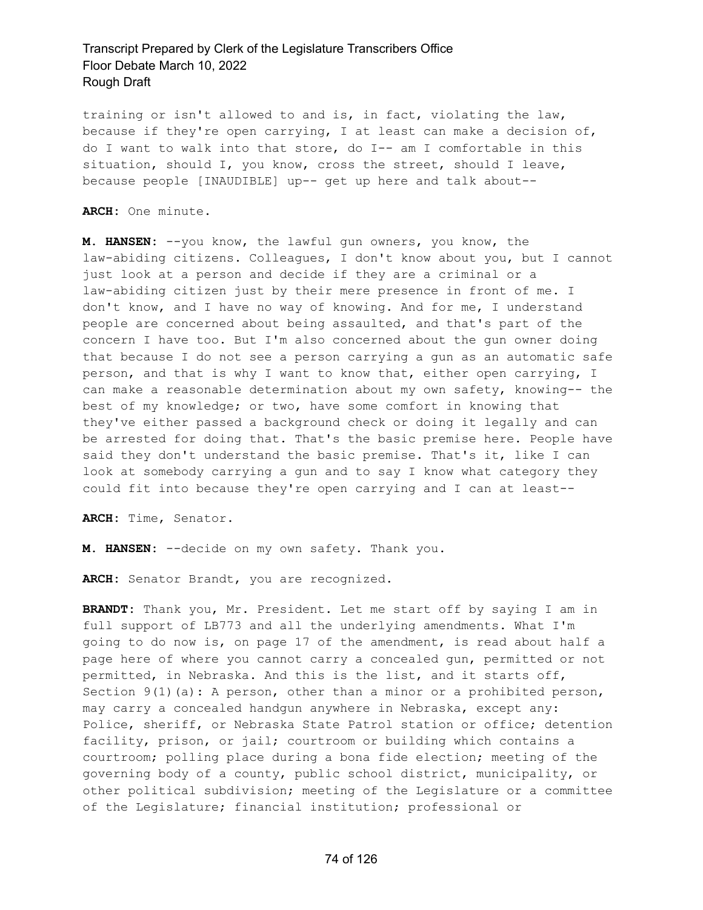training or isn't allowed to and is, in fact, violating the law, because if they're open carrying, I at least can make a decision of, do I want to walk into that store, do I-- am I comfortable in this situation, should I, you know, cross the street, should I leave, because people [INAUDIBLE] up-- get up here and talk about--

**ARCH:** One minute.

**M. HANSEN:** --you know, the lawful gun owners, you know, the law-abiding citizens. Colleagues, I don't know about you, but I cannot just look at a person and decide if they are a criminal or a law-abiding citizen just by their mere presence in front of me. I don't know, and I have no way of knowing. And for me, I understand people are concerned about being assaulted, and that's part of the concern I have too. But I'm also concerned about the gun owner doing that because I do not see a person carrying a gun as an automatic safe person, and that is why I want to know that, either open carrying, I can make a reasonable determination about my own safety, knowing-- the best of my knowledge; or two, have some comfort in knowing that they've either passed a background check or doing it legally and can be arrested for doing that. That's the basic premise here. People have said they don't understand the basic premise. That's it, like I can look at somebody carrying a gun and to say I know what category they could fit into because they're open carrying and I can at least--

**ARCH:** Time, Senator.

**M. HANSEN:** --decide on my own safety. Thank you.

**ARCH:** Senator Brandt, you are recognized.

**BRANDT:** Thank you, Mr. President. Let me start off by saying I am in full support of LB773 and all the underlying amendments. What I'm going to do now is, on page 17 of the amendment, is read about half a page here of where you cannot carry a concealed gun, permitted or not permitted, in Nebraska. And this is the list, and it starts off, Section 9(1)(a): A person, other than a minor or a prohibited person, may carry a concealed handgun anywhere in Nebraska, except any: Police, sheriff, or Nebraska State Patrol station or office; detention facility, prison, or jail; courtroom or building which contains a courtroom; polling place during a bona fide election; meeting of the governing body of a county, public school district, municipality, or other political subdivision; meeting of the Legislature or a committee of the Legislature; financial institution; professional or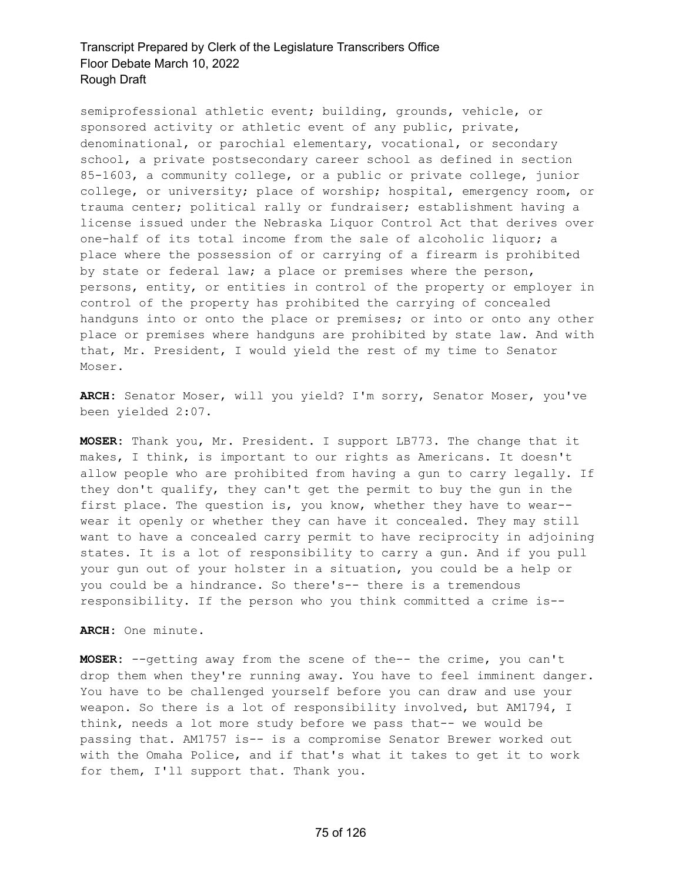semiprofessional athletic event; building, grounds, vehicle, or sponsored activity or athletic event of any public, private, denominational, or parochial elementary, vocational, or secondary school, a private postsecondary career school as defined in section 85-1603, a community college, or a public or private college, junior college, or university; place of worship; hospital, emergency room, or trauma center; political rally or fundraiser; establishment having a license issued under the Nebraska Liquor Control Act that derives over one-half of its total income from the sale of alcoholic liquor; a place where the possession of or carrying of a firearm is prohibited by state or federal law; a place or premises where the person, persons, entity, or entities in control of the property or employer in control of the property has prohibited the carrying of concealed handguns into or onto the place or premises; or into or onto any other place or premises where handguns are prohibited by state law. And with that, Mr. President, I would yield the rest of my time to Senator Moser.

**ARCH:** Senator Moser, will you yield? I'm sorry, Senator Moser, you've been yielded 2:07.

**MOSER:** Thank you, Mr. President. I support LB773. The change that it makes, I think, is important to our rights as Americans. It doesn't allow people who are prohibited from having a gun to carry legally. If they don't qualify, they can't get the permit to buy the gun in the first place. The question is, you know, whether they have to wear-- wear it openly or whether they can have it concealed. They may still want to have a concealed carry permit to have reciprocity in adjoining states. It is a lot of responsibility to carry a gun. And if you pull your gun out of your holster in a situation, you could be a help or you could be a hindrance. So there's-- there is a tremendous responsibility. If the person who you think committed a crime is--

**ARCH:** One minute.

**MOSER:** --getting away from the scene of the-- the crime, you can't drop them when they're running away. You have to feel imminent danger. You have to be challenged yourself before you can draw and use your weapon. So there is a lot of responsibility involved, but AM1794, I think, needs a lot more study before we pass that-- we would be passing that. AM1757 is-- is a compromise Senator Brewer worked out with the Omaha Police, and if that's what it takes to get it to work for them, I'll support that. Thank you.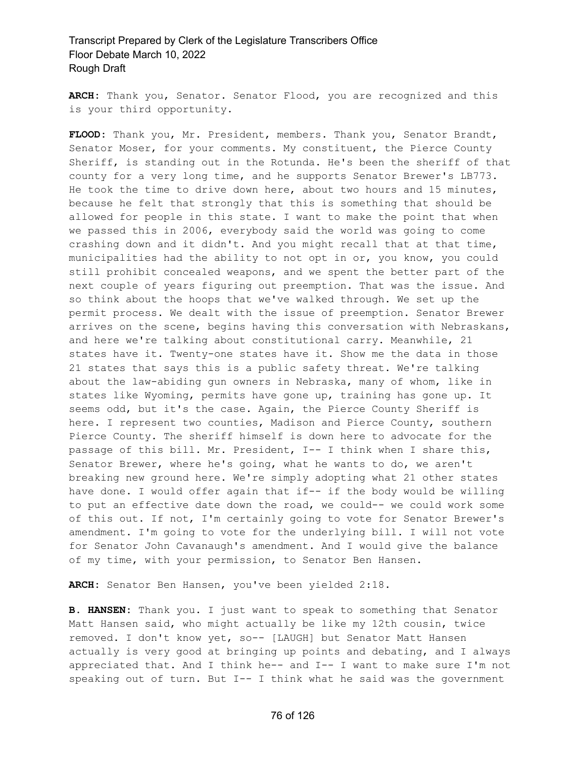**ARCH:** Thank you, Senator. Senator Flood, you are recognized and this is your third opportunity.

**FLOOD:** Thank you, Mr. President, members. Thank you, Senator Brandt, Senator Moser, for your comments. My constituent, the Pierce County Sheriff, is standing out in the Rotunda. He's been the sheriff of that county for a very long time, and he supports Senator Brewer's LB773. He took the time to drive down here, about two hours and 15 minutes, because he felt that strongly that this is something that should be allowed for people in this state. I want to make the point that when we passed this in 2006, everybody said the world was going to come crashing down and it didn't. And you might recall that at that time, municipalities had the ability to not opt in or, you know, you could still prohibit concealed weapons, and we spent the better part of the next couple of years figuring out preemption. That was the issue. And so think about the hoops that we've walked through. We set up the permit process. We dealt with the issue of preemption. Senator Brewer arrives on the scene, begins having this conversation with Nebraskans, and here we're talking about constitutional carry. Meanwhile, 21 states have it. Twenty-one states have it. Show me the data in those 21 states that says this is a public safety threat. We're talking about the law-abiding gun owners in Nebraska, many of whom, like in states like Wyoming, permits have gone up, training has gone up. It seems odd, but it's the case. Again, the Pierce County Sheriff is here. I represent two counties, Madison and Pierce County, southern Pierce County. The sheriff himself is down here to advocate for the passage of this bill. Mr. President, I-- I think when I share this, Senator Brewer, where he's going, what he wants to do, we aren't breaking new ground here. We're simply adopting what 21 other states have done. I would offer again that if-- if the body would be willing to put an effective date down the road, we could-- we could work some of this out. If not, I'm certainly going to vote for Senator Brewer's amendment. I'm going to vote for the underlying bill. I will not vote for Senator John Cavanaugh's amendment. And I would give the balance of my time, with your permission, to Senator Ben Hansen.

**ARCH:** Senator Ben Hansen, you've been yielded 2:18.

**B. HANSEN:** Thank you. I just want to speak to something that Senator Matt Hansen said, who might actually be like my 12th cousin, twice removed. I don't know yet, so-- [LAUGH] but Senator Matt Hansen actually is very good at bringing up points and debating, and I always appreciated that. And I think he-- and I-- I want to make sure I'm not speaking out of turn. But I-- I think what he said was the government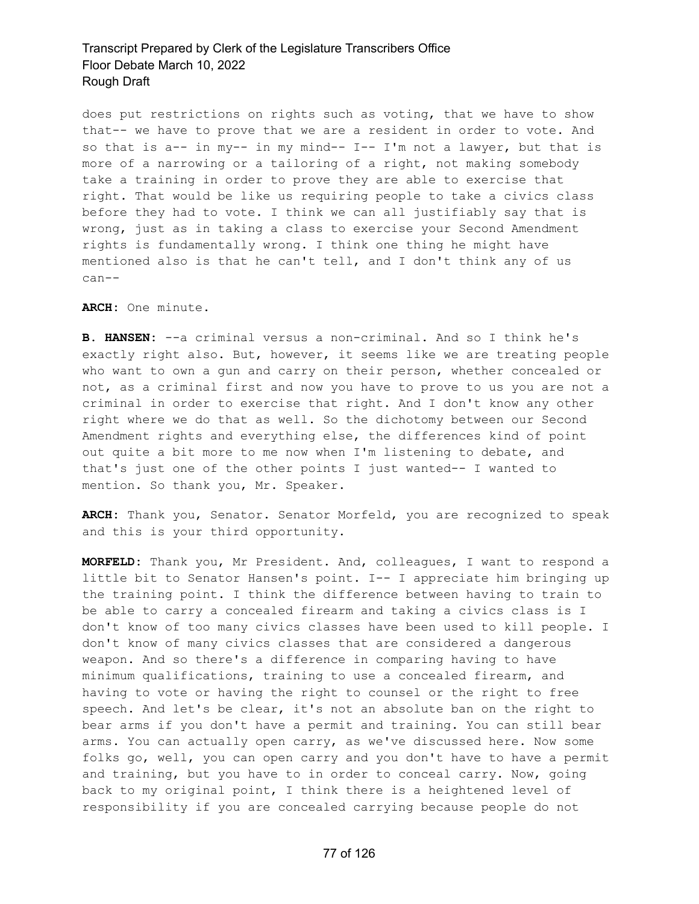does put restrictions on rights such as voting, that we have to show that-- we have to prove that we are a resident in order to vote. And so that is a-- in my-- in my mind-- I-- I'm not a lawyer, but that is more of a narrowing or a tailoring of a right, not making somebody take a training in order to prove they are able to exercise that right. That would be like us requiring people to take a civics class before they had to vote. I think we can all justifiably say that is wrong, just as in taking a class to exercise your Second Amendment rights is fundamentally wrong. I think one thing he might have mentioned also is that he can't tell, and I don't think any of us can--

**ARCH:** One minute.

**B. HANSEN:** --a criminal versus a non-criminal. And so I think he's exactly right also. But, however, it seems like we are treating people who want to own a gun and carry on their person, whether concealed or not, as a criminal first and now you have to prove to us you are not a criminal in order to exercise that right. And I don't know any other right where we do that as well. So the dichotomy between our Second Amendment rights and everything else, the differences kind of point out quite a bit more to me now when I'm listening to debate, and that's just one of the other points I just wanted-- I wanted to mention. So thank you, Mr. Speaker.

**ARCH:** Thank you, Senator. Senator Morfeld, you are recognized to speak and this is your third opportunity.

**MORFELD:** Thank you, Mr President. And, colleagues, I want to respond a little bit to Senator Hansen's point. I-- I appreciate him bringing up the training point. I think the difference between having to train to be able to carry a concealed firearm and taking a civics class is I don't know of too many civics classes have been used to kill people. I don't know of many civics classes that are considered a dangerous weapon. And so there's a difference in comparing having to have minimum qualifications, training to use a concealed firearm, and having to vote or having the right to counsel or the right to free speech. And let's be clear, it's not an absolute ban on the right to bear arms if you don't have a permit and training. You can still bear arms. You can actually open carry, as we've discussed here. Now some folks go, well, you can open carry and you don't have to have a permit and training, but you have to in order to conceal carry. Now, going back to my original point, I think there is a heightened level of responsibility if you are concealed carrying because people do not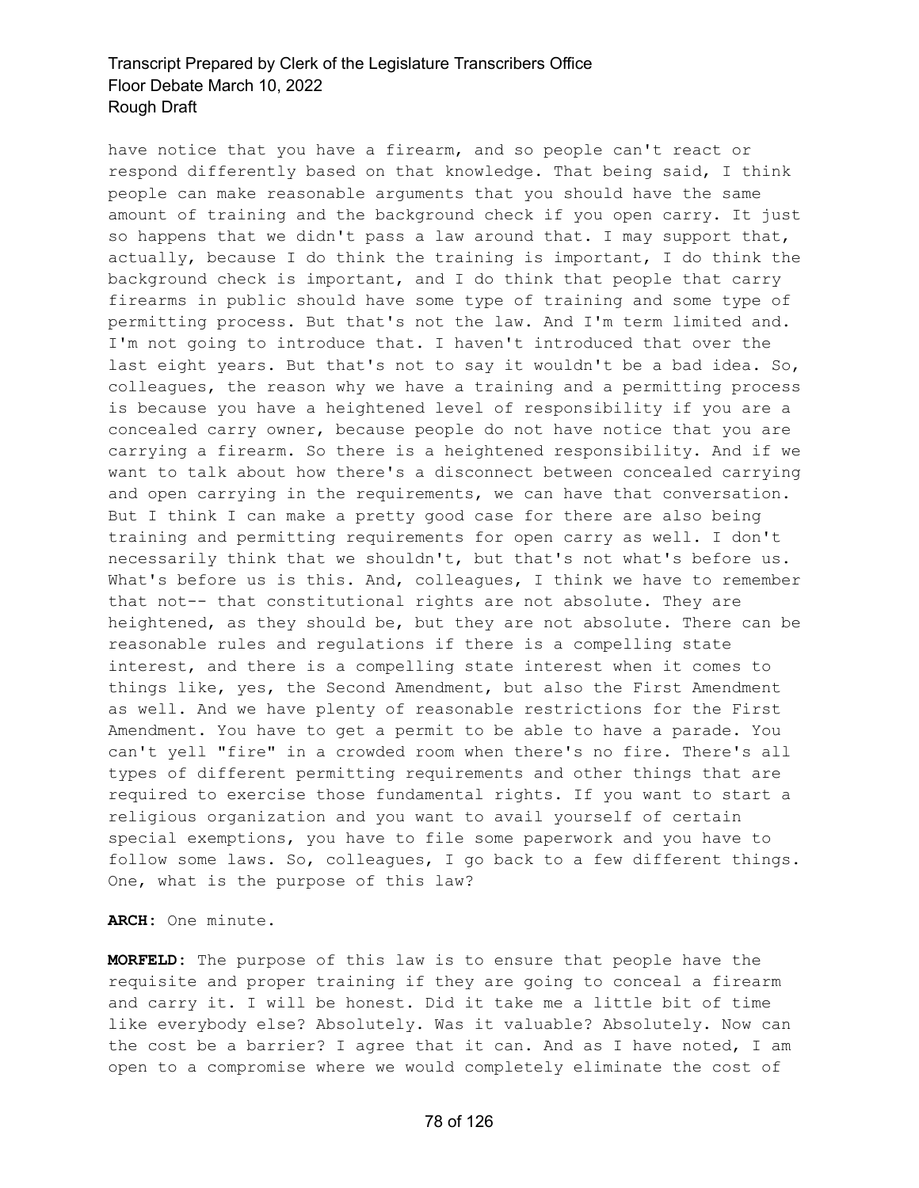have notice that you have a firearm, and so people can't react or respond differently based on that knowledge. That being said, I think people can make reasonable arguments that you should have the same amount of training and the background check if you open carry. It just so happens that we didn't pass a law around that. I may support that, actually, because I do think the training is important, I do think the background check is important, and I do think that people that carry firearms in public should have some type of training and some type of permitting process. But that's not the law. And I'm term limited and. I'm not going to introduce that. I haven't introduced that over the last eight years. But that's not to say it wouldn't be a bad idea. So, colleagues, the reason why we have a training and a permitting process is because you have a heightened level of responsibility if you are a concealed carry owner, because people do not have notice that you are carrying a firearm. So there is a heightened responsibility. And if we want to talk about how there's a disconnect between concealed carrying and open carrying in the requirements, we can have that conversation. But I think I can make a pretty good case for there are also being training and permitting requirements for open carry as well. I don't necessarily think that we shouldn't, but that's not what's before us. What's before us is this. And, colleagues, I think we have to remember that not-- that constitutional rights are not absolute. They are heightened, as they should be, but they are not absolute. There can be reasonable rules and regulations if there is a compelling state interest, and there is a compelling state interest when it comes to things like, yes, the Second Amendment, but also the First Amendment as well. And we have plenty of reasonable restrictions for the First Amendment. You have to get a permit to be able to have a parade. You can't yell "fire" in a crowded room when there's no fire. There's all types of different permitting requirements and other things that are required to exercise those fundamental rights. If you want to start a religious organization and you want to avail yourself of certain special exemptions, you have to file some paperwork and you have to follow some laws. So, colleagues, I go back to a few different things. One, what is the purpose of this law?

**ARCH:** One minute.

**MORFELD:** The purpose of this law is to ensure that people have the requisite and proper training if they are going to conceal a firearm and carry it. I will be honest. Did it take me a little bit of time like everybody else? Absolutely. Was it valuable? Absolutely. Now can the cost be a barrier? I agree that it can. And as I have noted, I am open to a compromise where we would completely eliminate the cost of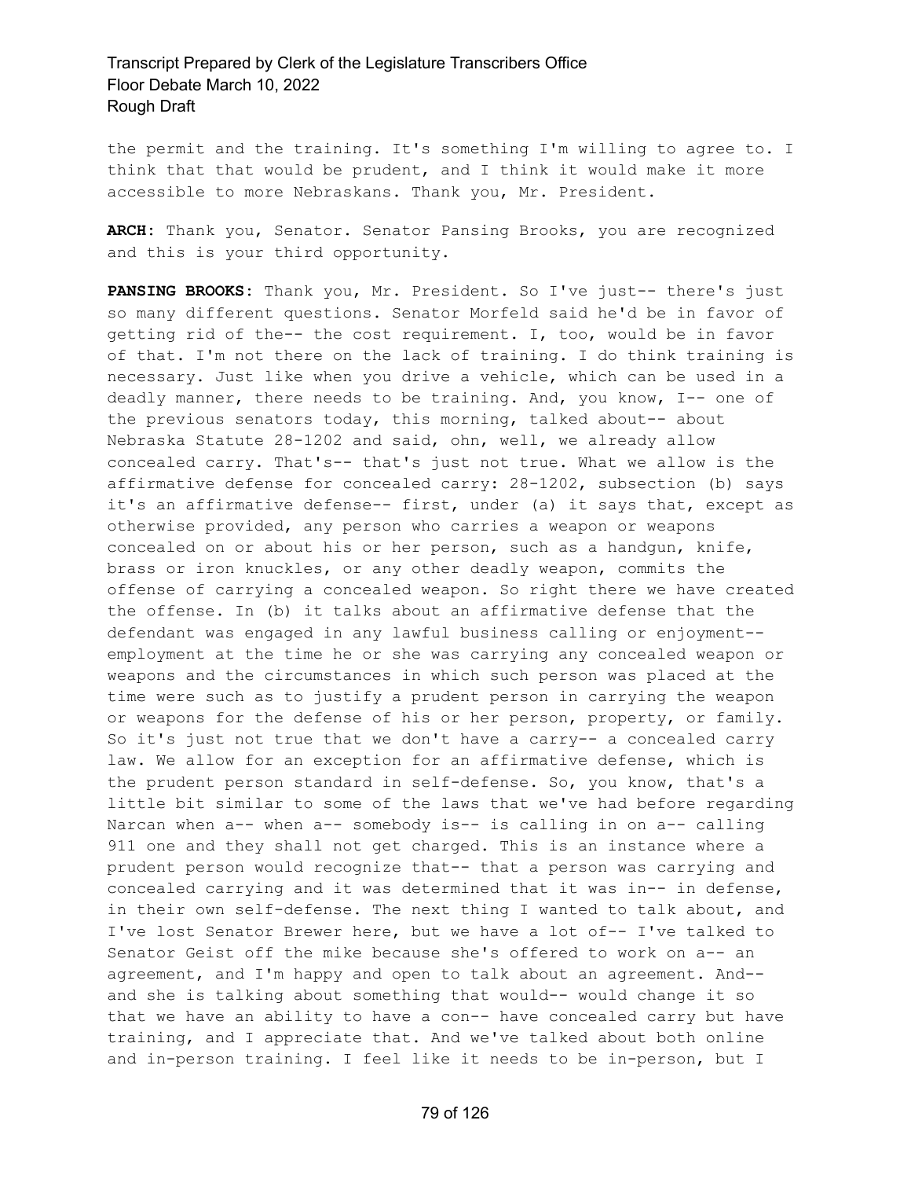the permit and the training. It's something I'm willing to agree to. I think that that would be prudent, and I think it would make it more accessible to more Nebraskans. Thank you, Mr. President.

**ARCH:** Thank you, Senator. Senator Pansing Brooks, you are recognized and this is your third opportunity.

**PANSING BROOKS:** Thank you, Mr. President. So I've just-- there's just so many different questions. Senator Morfeld said he'd be in favor of getting rid of the-- the cost requirement. I, too, would be in favor of that. I'm not there on the lack of training. I do think training is necessary. Just like when you drive a vehicle, which can be used in a deadly manner, there needs to be training. And, you know, I-- one of the previous senators today, this morning, talked about-- about Nebraska Statute 28-1202 and said, ohn, well, we already allow concealed carry. That's-- that's just not true. What we allow is the affirmative defense for concealed carry: 28-1202, subsection (b) says it's an affirmative defense-- first, under (a) it says that, except as otherwise provided, any person who carries a weapon or weapons concealed on or about his or her person, such as a handgun, knife, brass or iron knuckles, or any other deadly weapon, commits the offense of carrying a concealed weapon. So right there we have created the offense. In (b) it talks about an affirmative defense that the defendant was engaged in any lawful business calling or enjoyment-- employment at the time he or she was carrying any concealed weapon or weapons and the circumstances in which such person was placed at the time were such as to justify a prudent person in carrying the weapon or weapons for the defense of his or her person, property, or family. So it's just not true that we don't have a carry-- a concealed carry law. We allow for an exception for an affirmative defense, which is the prudent person standard in self-defense. So, you know, that's a little bit similar to some of the laws that we've had before regarding Narcan when a-- when a-- somebody is-- is calling in on a-- calling 911 one and they shall not get charged. This is an instance where a prudent person would recognize that-- that a person was carrying and concealed carrying and it was determined that it was in-- in defense, in their own self-defense. The next thing I wanted to talk about, and I've lost Senator Brewer here, but we have a lot of-- I've talked to Senator Geist off the mike because she's offered to work on a-- an agreement, and I'm happy and open to talk about an agreement. And-- and she is talking about something that would-- would change it so that we have an ability to have a con-- have concealed carry but have training, and I appreciate that. And we've talked about both online and in-person training. I feel like it needs to be in-person, but I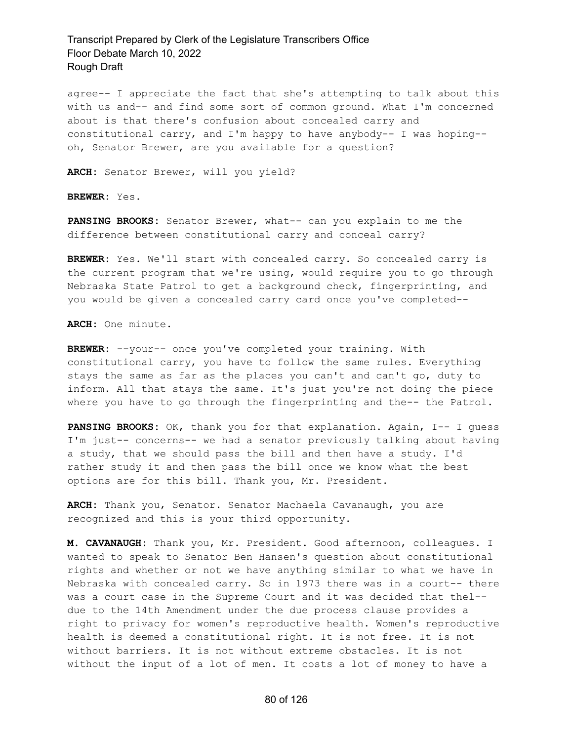agree-- I appreciate the fact that she's attempting to talk about this with us and-- and find some sort of common ground. What I'm concerned about is that there's confusion about concealed carry and constitutional carry, and I'm happy to have anybody-- I was hoping-- oh, Senator Brewer, are you available for a question?

**ARCH:** Senator Brewer, will you yield?

**BREWER:** Yes.

**PANSING BROOKS:** Senator Brewer, what-- can you explain to me the difference between constitutional carry and conceal carry?

**BREWER:** Yes. We'll start with concealed carry. So concealed carry is the current program that we're using, would require you to go through Nebraska State Patrol to get a background check, fingerprinting, and you would be given a concealed carry card once you've completed--

**ARCH:** One minute.

**BREWER:** --your-- once you've completed your training. With constitutional carry, you have to follow the same rules. Everything stays the same as far as the places you can't and can't go, duty to inform. All that stays the same. It's just you're not doing the piece where you have to go through the fingerprinting and the-- the Patrol.

**PANSING BROOKS:** OK, thank you for that explanation. Again, I-- I guess I'm just-- concerns-- we had a senator previously talking about having a study, that we should pass the bill and then have a study. I'd rather study it and then pass the bill once we know what the best options are for this bill. Thank you, Mr. President.

**ARCH:** Thank you, Senator. Senator Machaela Cavanaugh, you are recognized and this is your third opportunity.

**M. CAVANAUGH:** Thank you, Mr. President. Good afternoon, colleagues. I wanted to speak to Senator Ben Hansen's question about constitutional rights and whether or not we have anything similar to what we have in Nebraska with concealed carry. So in 1973 there was in a court-- there was a court case in the Supreme Court and it was decided that thel-- due to the 14th Amendment under the due process clause provides a right to privacy for women's reproductive health. Women's reproductive health is deemed a constitutional right. It is not free. It is not without barriers. It is not without extreme obstacles. It is not without the input of a lot of men. It costs a lot of money to have a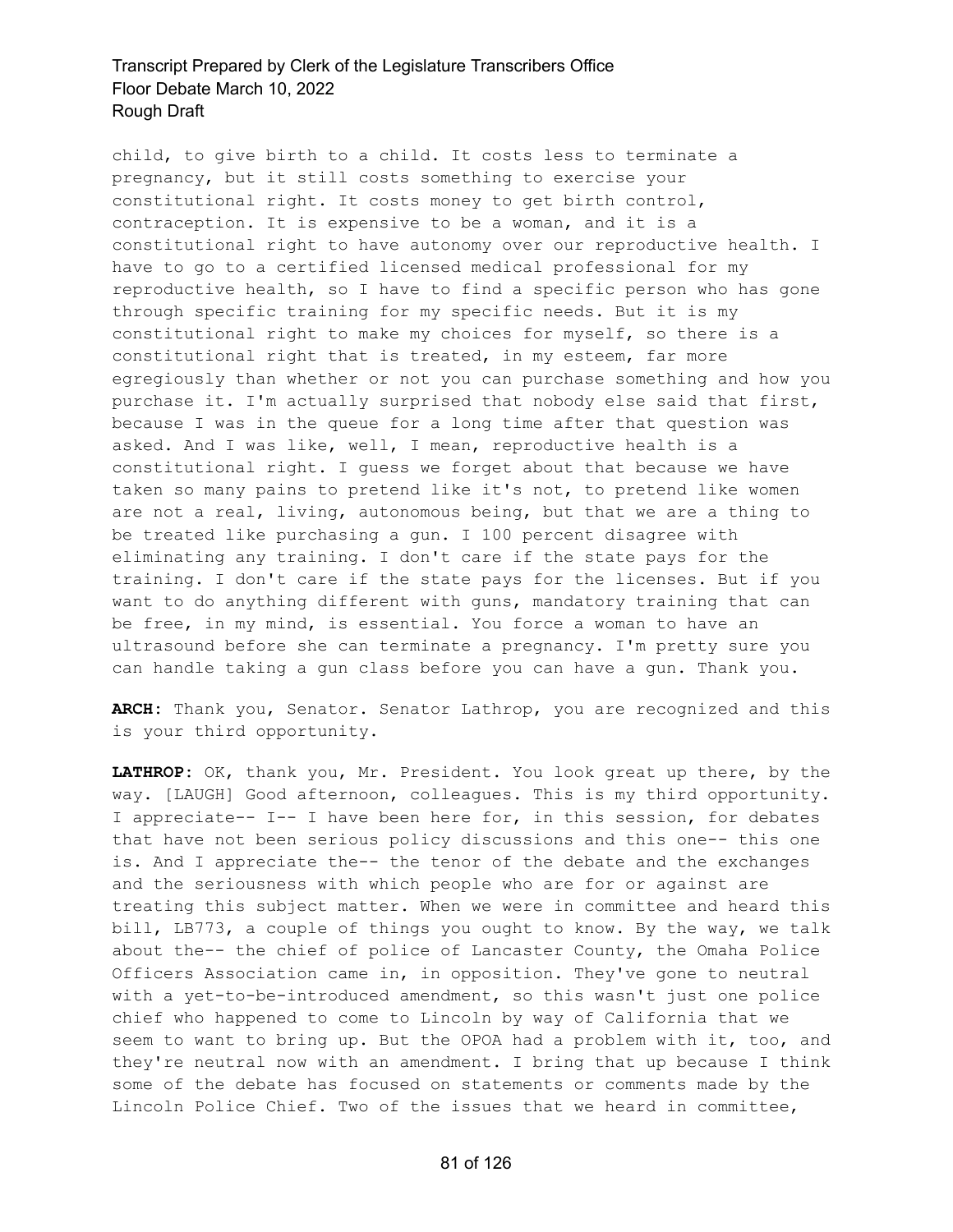child, to give birth to a child. It costs less to terminate a pregnancy, but it still costs something to exercise your constitutional right. It costs money to get birth control, contraception. It is expensive to be a woman, and it is a constitutional right to have autonomy over our reproductive health. I have to go to a certified licensed medical professional for my reproductive health, so I have to find a specific person who has gone through specific training for my specific needs. But it is my constitutional right to make my choices for myself, so there is a constitutional right that is treated, in my esteem, far more egregiously than whether or not you can purchase something and how you purchase it. I'm actually surprised that nobody else said that first, because I was in the queue for a long time after that question was asked. And I was like, well, I mean, reproductive health is a constitutional right. I guess we forget about that because we have taken so many pains to pretend like it's not, to pretend like women are not a real, living, autonomous being, but that we are a thing to be treated like purchasing a gun. I 100 percent disagree with eliminating any training. I don't care if the state pays for the training. I don't care if the state pays for the licenses. But if you want to do anything different with guns, mandatory training that can be free, in my mind, is essential. You force a woman to have an ultrasound before she can terminate a pregnancy. I'm pretty sure you can handle taking a gun class before you can have a gun. Thank you.

**ARCH:** Thank you, Senator. Senator Lathrop, you are recognized and this is your third opportunity.

**LATHROP:** OK, thank you, Mr. President. You look great up there, by the way. [LAUGH] Good afternoon, colleagues. This is my third opportunity. I appreciate-- I-- I have been here for, in this session, for debates that have not been serious policy discussions and this one-- this one is. And I appreciate the-- the tenor of the debate and the exchanges and the seriousness with which people who are for or against are treating this subject matter. When we were in committee and heard this bill, LB773, a couple of things you ought to know. By the way, we talk about the-- the chief of police of Lancaster County, the Omaha Police Officers Association came in, in opposition. They've gone to neutral with a yet-to-be-introduced amendment, so this wasn't just one police chief who happened to come to Lincoln by way of California that we seem to want to bring up. But the OPOA had a problem with it, too, and they're neutral now with an amendment. I bring that up because I think some of the debate has focused on statements or comments made by the Lincoln Police Chief. Two of the issues that we heard in committee,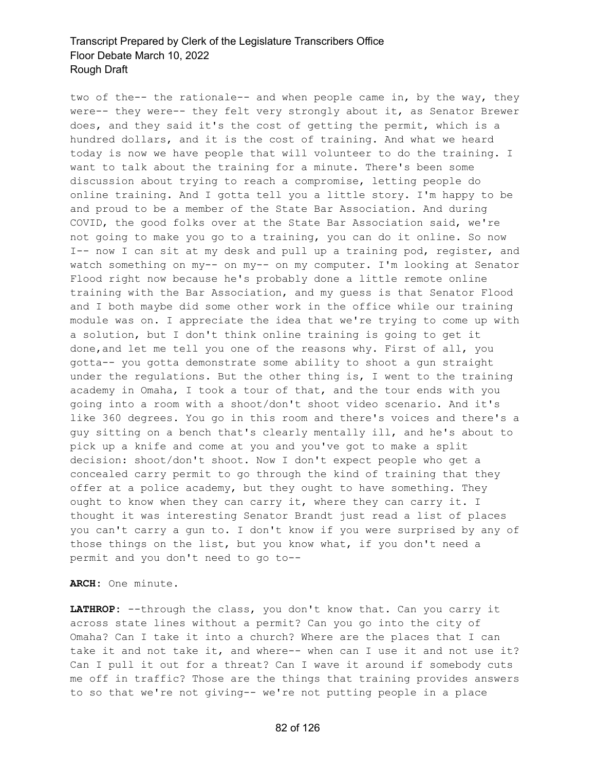two of the-- the rationale-- and when people came in, by the way, they were-- they were-- they felt very strongly about it, as Senator Brewer does, and they said it's the cost of getting the permit, which is a hundred dollars, and it is the cost of training. And what we heard today is now we have people that will volunteer to do the training. I want to talk about the training for a minute. There's been some discussion about trying to reach a compromise, letting people do online training. And I gotta tell you a little story. I'm happy to be and proud to be a member of the State Bar Association. And during COVID, the good folks over at the State Bar Association said, we're not going to make you go to a training, you can do it online. So now I-- now I can sit at my desk and pull up a training pod, register, and watch something on my-- on my-- on my computer. I'm looking at Senator Flood right now because he's probably done a little remote online training with the Bar Association, and my guess is that Senator Flood and I both maybe did some other work in the office while our training module was on. I appreciate the idea that we're trying to come up with a solution, but I don't think online training is going to get it done,and let me tell you one of the reasons why. First of all, you gotta-- you gotta demonstrate some ability to shoot a gun straight under the regulations. But the other thing is, I went to the training academy in Omaha, I took a tour of that, and the tour ends with you going into a room with a shoot/don't shoot video scenario. And it's like 360 degrees. You go in this room and there's voices and there's a guy sitting on a bench that's clearly mentally ill, and he's about to pick up a knife and come at you and you've got to make a split decision: shoot/don't shoot. Now I don't expect people who get a concealed carry permit to go through the kind of training that they offer at a police academy, but they ought to have something. They ought to know when they can carry it, where they can carry it. I thought it was interesting Senator Brandt just read a list of places you can't carry a gun to. I don't know if you were surprised by any of those things on the list, but you know what, if you don't need a permit and you don't need to go to--

**ARCH:** One minute.

**LATHROP:** --through the class, you don't know that. Can you carry it across state lines without a permit? Can you go into the city of Omaha? Can I take it into a church? Where are the places that I can take it and not take it, and where-- when can I use it and not use it? Can I pull it out for a threat? Can I wave it around if somebody cuts me off in traffic? Those are the things that training provides answers to so that we're not giving-- we're not putting people in a place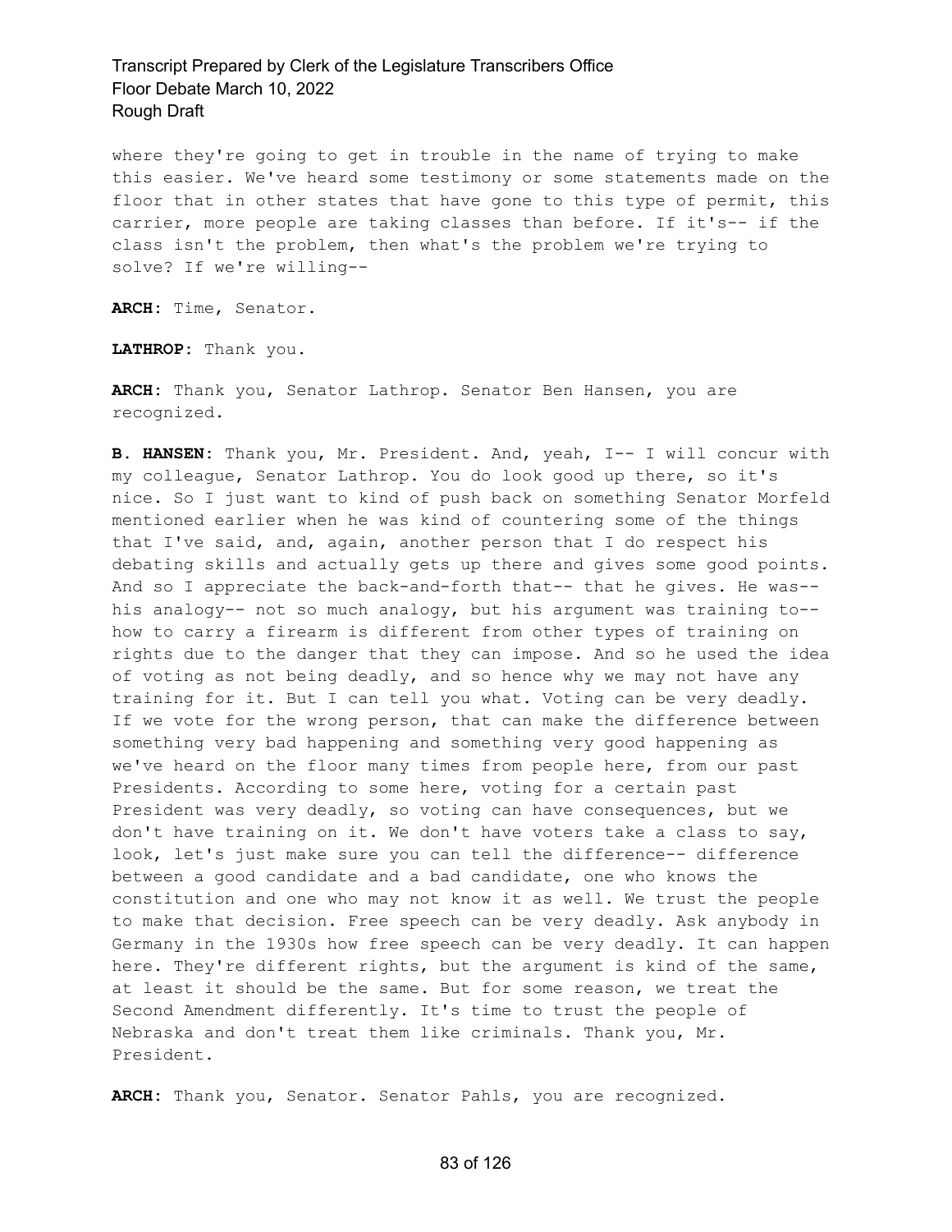where they're going to get in trouble in the name of trying to make this easier. We've heard some testimony or some statements made on the floor that in other states that have gone to this type of permit, this carrier, more people are taking classes than before. If it's-- if the class isn't the problem, then what's the problem we're trying to solve? If we're willing--

**ARCH:** Time, Senator.

**LATHROP:** Thank you.

**ARCH:** Thank you, Senator Lathrop. Senator Ben Hansen, you are recognized.

**B. HANSEN:** Thank you, Mr. President. And, yeah, I-- I will concur with my colleague, Senator Lathrop. You do look good up there, so it's nice. So I just want to kind of push back on something Senator Morfeld mentioned earlier when he was kind of countering some of the things that I've said, and, again, another person that I do respect his debating skills and actually gets up there and gives some good points. And so I appreciate the back-and-forth that-- that he gives. He was-- his analogy-- not so much analogy, but his argument was training to-- how to carry a firearm is different from other types of training on rights due to the danger that they can impose. And so he used the idea of voting as not being deadly, and so hence why we may not have any training for it. But I can tell you what. Voting can be very deadly. If we vote for the wrong person, that can make the difference between something very bad happening and something very good happening as we've heard on the floor many times from people here, from our past Presidents. According to some here, voting for a certain past President was very deadly, so voting can have consequences, but we don't have training on it. We don't have voters take a class to say, look, let's just make sure you can tell the difference-- difference between a good candidate and a bad candidate, one who knows the constitution and one who may not know it as well. We trust the people to make that decision. Free speech can be very deadly. Ask anybody in Germany in the 1930s how free speech can be very deadly. It can happen here. They're different rights, but the argument is kind of the same, at least it should be the same. But for some reason, we treat the Second Amendment differently. It's time to trust the people of Nebraska and don't treat them like criminals. Thank you, Mr. President.

**ARCH:** Thank you, Senator. Senator Pahls, you are recognized.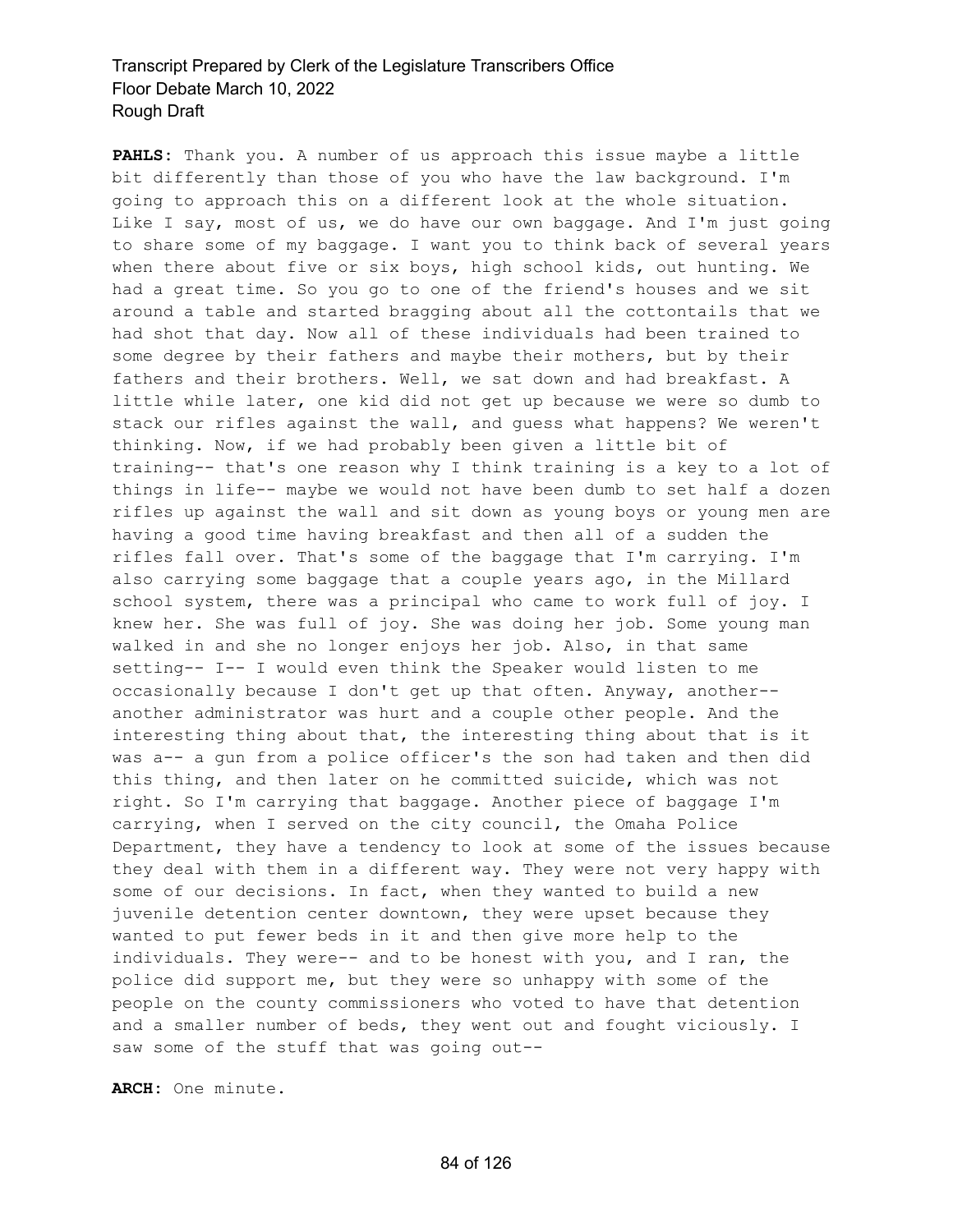**PAHLS:** Thank you. A number of us approach this issue maybe a little bit differently than those of you who have the law background. I'm going to approach this on a different look at the whole situation. Like I say, most of us, we do have our own baggage. And I'm just going to share some of my baggage. I want you to think back of several years when there about five or six boys, high school kids, out hunting. We had a great time. So you go to one of the friend's houses and we sit around a table and started bragging about all the cottontails that we had shot that day. Now all of these individuals had been trained to some degree by their fathers and maybe their mothers, but by their fathers and their brothers. Well, we sat down and had breakfast. A little while later, one kid did not get up because we were so dumb to stack our rifles against the wall, and guess what happens? We weren't thinking. Now, if we had probably been given a little bit of training-- that's one reason why I think training is a key to a lot of things in life-- maybe we would not have been dumb to set half a dozen rifles up against the wall and sit down as young boys or young men are having a good time having breakfast and then all of a sudden the rifles fall over. That's some of the baggage that I'm carrying. I'm also carrying some baggage that a couple years ago, in the Millard school system, there was a principal who came to work full of joy. I knew her. She was full of joy. She was doing her job. Some young man walked in and she no longer enjoys her job. Also, in that same setting-- I-- I would even think the Speaker would listen to me occasionally because I don't get up that often. Anyway, another-- another administrator was hurt and a couple other people. And the interesting thing about that, the interesting thing about that is it was a-- a gun from a police officer's the son had taken and then did this thing, and then later on he committed suicide, which was not right. So I'm carrying that baggage. Another piece of baggage I'm carrying, when I served on the city council, the Omaha Police Department, they have a tendency to look at some of the issues because they deal with them in a different way. They were not very happy with some of our decisions. In fact, when they wanted to build a new juvenile detention center downtown, they were upset because they wanted to put fewer beds in it and then give more help to the individuals. They were-- and to be honest with you, and I ran, the police did support me, but they were so unhappy with some of the people on the county commissioners who voted to have that detention and a smaller number of beds, they went out and fought viciously. I saw some of the stuff that was going out--

**ARCH:** One minute.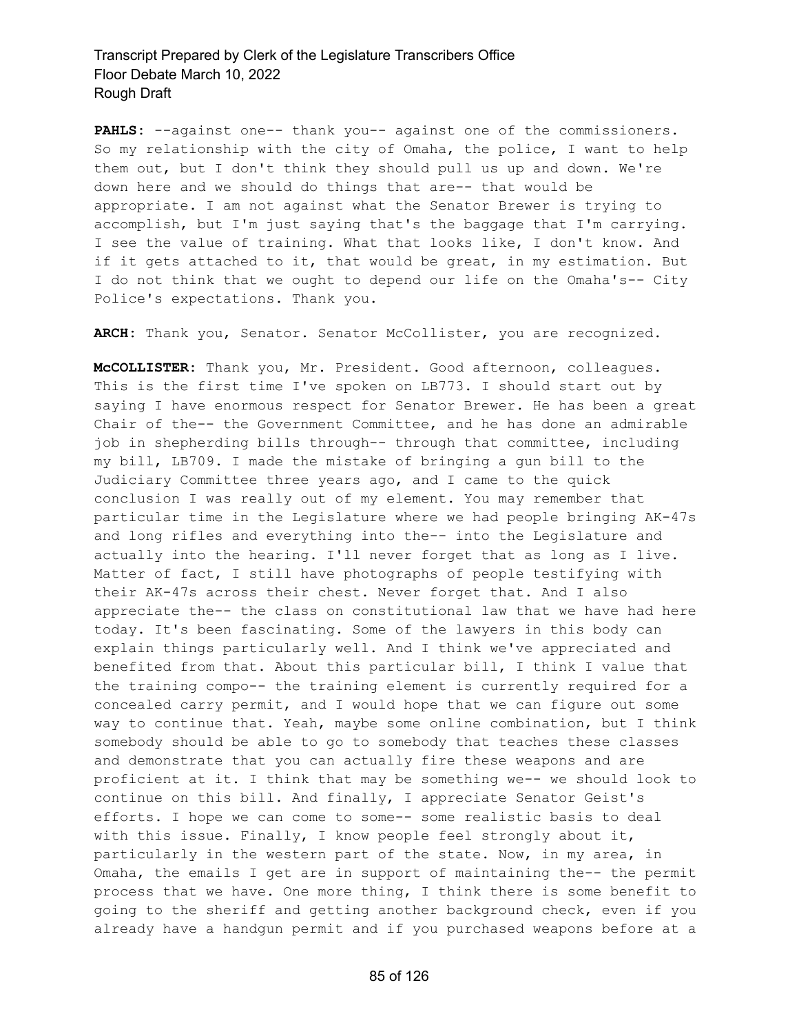**PAHLS:** --against one-- thank you-- against one of the commissioners. So my relationship with the city of Omaha, the police, I want to help them out, but I don't think they should pull us up and down. We're down here and we should do things that are-- that would be appropriate. I am not against what the Senator Brewer is trying to accomplish, but I'm just saying that's the baggage that I'm carrying. I see the value of training. What that looks like, I don't know. And if it gets attached to it, that would be great, in my estimation. But I do not think that we ought to depend our life on the Omaha's-- City Police's expectations. Thank you.

**ARCH:** Thank you, Senator. Senator McCollister, you are recognized.

**McCOLLISTER:** Thank you, Mr. President. Good afternoon, colleagues. This is the first time I've spoken on LB773. I should start out by saying I have enormous respect for Senator Brewer. He has been a great Chair of the-- the Government Committee, and he has done an admirable job in shepherding bills through-- through that committee, including my bill, LB709. I made the mistake of bringing a gun bill to the Judiciary Committee three years ago, and I came to the quick conclusion I was really out of my element. You may remember that particular time in the Legislature where we had people bringing AK-47s and long rifles and everything into the-- into the Legislature and actually into the hearing. I'll never forget that as long as I live. Matter of fact, I still have photographs of people testifying with their AK-47s across their chest. Never forget that. And I also appreciate the-- the class on constitutional law that we have had here today. It's been fascinating. Some of the lawyers in this body can explain things particularly well. And I think we've appreciated and benefited from that. About this particular bill, I think I value that the training compo-- the training element is currently required for a concealed carry permit, and I would hope that we can figure out some way to continue that. Yeah, maybe some online combination, but I think somebody should be able to go to somebody that teaches these classes and demonstrate that you can actually fire these weapons and are proficient at it. I think that may be something we-- we should look to continue on this bill. And finally, I appreciate Senator Geist's efforts. I hope we can come to some-- some realistic basis to deal with this issue. Finally, I know people feel strongly about it, particularly in the western part of the state. Now, in my area, in Omaha, the emails I get are in support of maintaining the-- the permit process that we have. One more thing, I think there is some benefit to going to the sheriff and getting another background check, even if you already have a handgun permit and if you purchased weapons before at a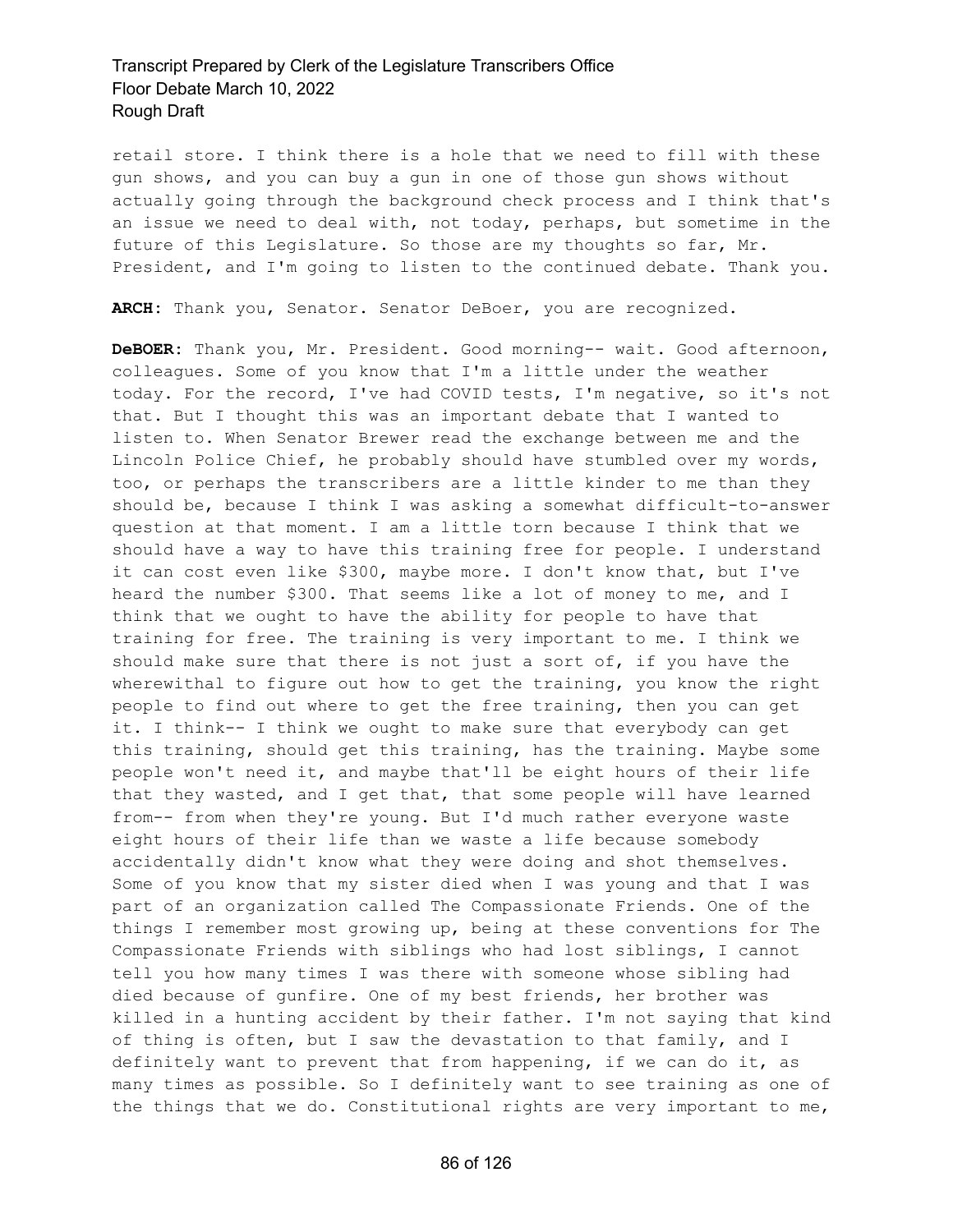retail store. I think there is a hole that we need to fill with these gun shows, and you can buy a gun in one of those gun shows without actually going through the background check process and I think that's an issue we need to deal with, not today, perhaps, but sometime in the future of this Legislature. So those are my thoughts so far, Mr. President, and I'm going to listen to the continued debate. Thank you.

**ARCH:** Thank you, Senator. Senator DeBoer, you are recognized.

**DeBOER:** Thank you, Mr. President. Good morning-- wait. Good afternoon, colleagues. Some of you know that I'm a little under the weather today. For the record, I've had COVID tests, I'm negative, so it's not that. But I thought this was an important debate that I wanted to listen to. When Senator Brewer read the exchange between me and the Lincoln Police Chief, he probably should have stumbled over my words, too, or perhaps the transcribers are a little kinder to me than they should be, because I think I was asking a somewhat difficult-to-answer question at that moment. I am a little torn because I think that we should have a way to have this training free for people. I understand it can cost even like $300, maybe more. I don't know that, but I've heard the number $300. That seems like a lot of money to me, and I think that we ought to have the ability for people to have that training for free. The training is very important to me. I think we should make sure that there is not just a sort of, if you have the wherewithal to figure out how to get the training, you know the right people to find out where to get the free training, then you can get it. I think-- I think we ought to make sure that everybody can get this training, should get this training, has the training. Maybe some people won't need it, and maybe that'll be eight hours of their life that they wasted, and I get that, that some people will have learned from-- from when they're young. But I'd much rather everyone waste eight hours of their life than we waste a life because somebody accidentally didn't know what they were doing and shot themselves. Some of you know that my sister died when I was young and that I was part of an organization called The Compassionate Friends. One of the things I remember most growing up, being at these conventions for The Compassionate Friends with siblings who had lost siblings, I cannot tell you how many times I was there with someone whose sibling had died because of gunfire. One of my best friends, her brother was killed in a hunting accident by their father. I'm not saying that kind of thing is often, but I saw the devastation to that family, and I definitely want to prevent that from happening, if we can do it, as many times as possible. So I definitely want to see training as one of the things that we do. Constitutional rights are very important to me,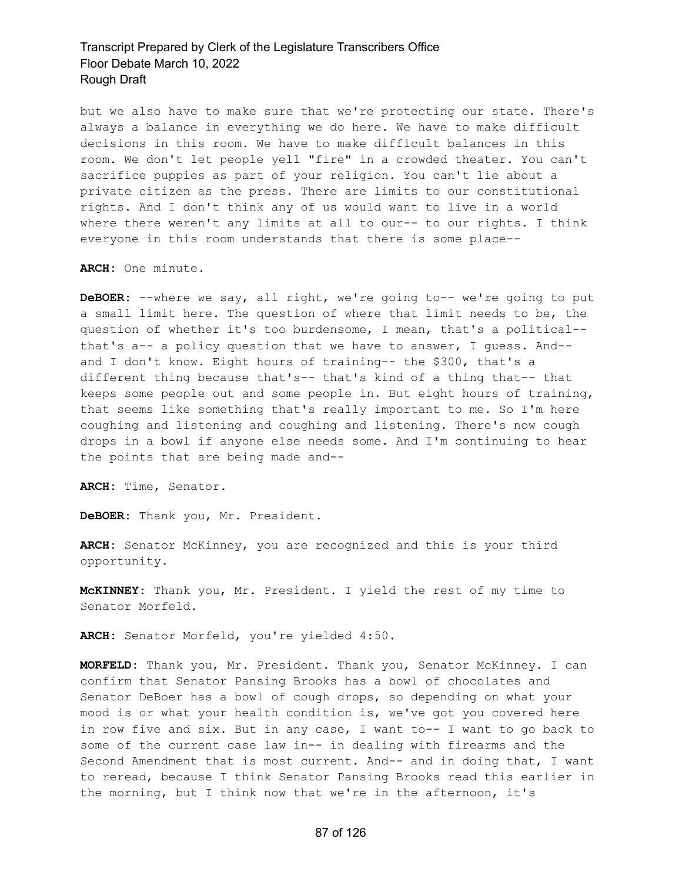but we also have to make sure that we're protecting our state. There's always a balance in everything we do here. We have to make difficult decisions in this room. We have to make difficult balances in this room. We don't let people yell "fire" in a crowded theater. You can't sacrifice puppies as part of your religion. You can't lie about a private citizen as the press. There are limits to our constitutional rights. And I don't think any of us would want to live in a world where there weren't any limits at all to our-- to our rights. I think everyone in this room understands that there is some place--

**ARCH:** One minute.

**DeBOER:** --where we say, all right, we're going to-- we're going to put a small limit here. The question of where that limit needs to be, the question of whether it's too burdensome, I mean, that's a political-- that's a-- a policy question that we have to answer, I guess. And-- and I don't know. Eight hours of training-- the $300, that's a different thing because that's-- that's kind of a thing that-- that keeps some people out and some people in. But eight hours of training, that seems like something that's really important to me. So I'm here coughing and listening and coughing and listening. There's now cough drops in a bowl if anyone else needs some. And I'm continuing to hear the points that are being made and--

**ARCH:** Time, Senator.

**DeBOER:** Thank you, Mr. President.

**ARCH:** Senator McKinney, you are recognized and this is your third opportunity.

**McKINNEY:** Thank you, Mr. President. I yield the rest of my time to Senator Morfeld.

**ARCH:** Senator Morfeld, you're yielded 4:50.

**MORFELD:** Thank you, Mr. President. Thank you, Senator McKinney. I can confirm that Senator Pansing Brooks has a bowl of chocolates and Senator DeBoer has a bowl of cough drops, so depending on what your mood is or what your health condition is, we've got you covered here in row five and six. But in any case, I want to-- I want to go back to some of the current case law in-- in dealing with firearms and the Second Amendment that is most current. And-- and in doing that, I want to reread, because I think Senator Pansing Brooks read this earlier in the morning, but I think now that we're in the afternoon, it's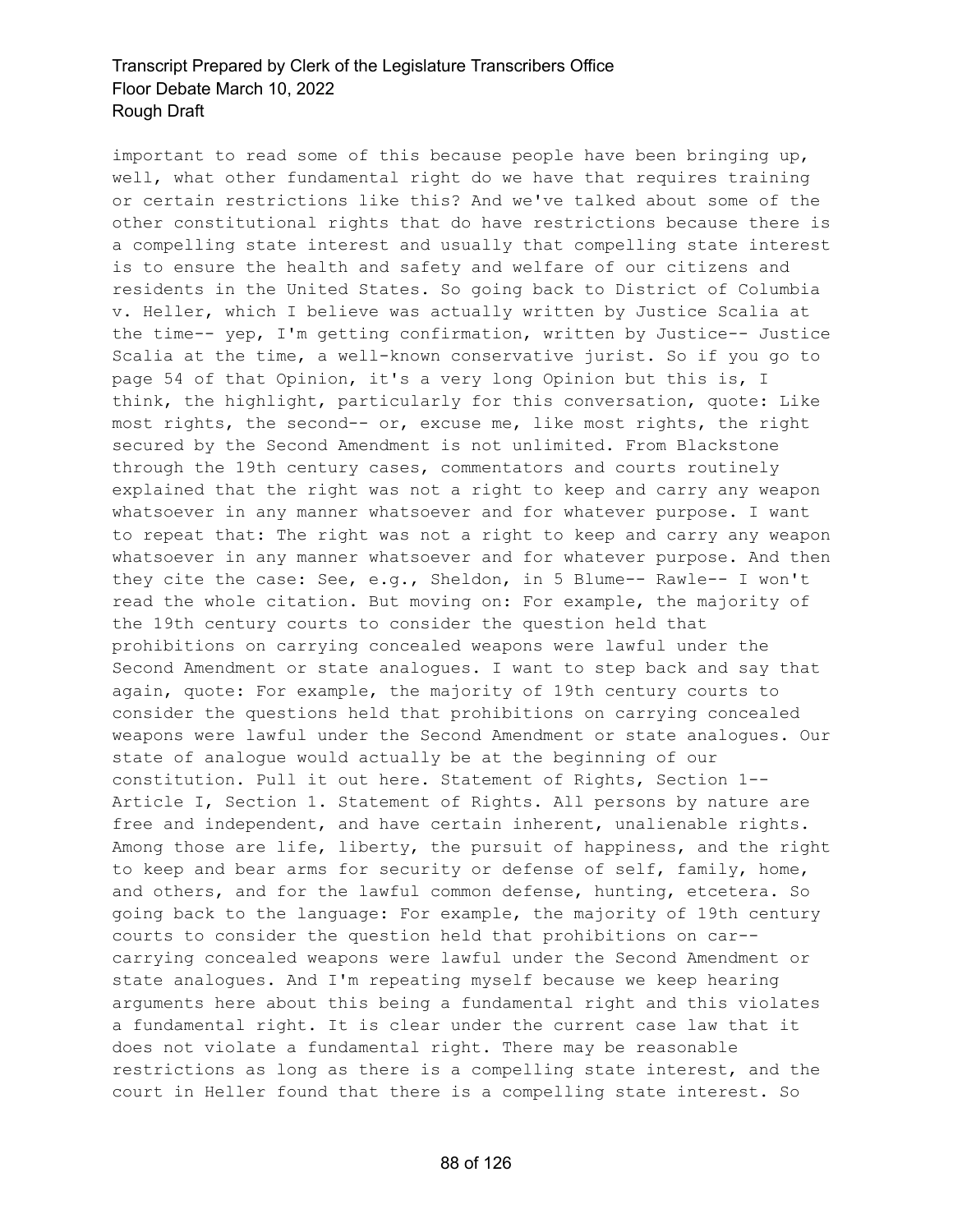important to read some of this because people have been bringing up, well, what other fundamental right do we have that requires training or certain restrictions like this? And we've talked about some of the other constitutional rights that do have restrictions because there is a compelling state interest and usually that compelling state interest is to ensure the health and safety and welfare of our citizens and residents in the United States. So going back to District of Columbia v. Heller, which I believe was actually written by Justice Scalia at the time-- yep, I'm getting confirmation, written by Justice-- Justice Scalia at the time, a well-known conservative jurist. So if you go to page 54 of that Opinion, it's a very long Opinion but this is, I think, the highlight, particularly for this conversation, quote: Like most rights, the second-- or, excuse me, like most rights, the right secured by the Second Amendment is not unlimited. From Blackstone through the 19th century cases, commentators and courts routinely explained that the right was not a right to keep and carry any weapon whatsoever in any manner whatsoever and for whatever purpose. I want to repeat that: The right was not a right to keep and carry any weapon whatsoever in any manner whatsoever and for whatever purpose. And then they cite the case: See, e.g., Sheldon, in 5 Blume-- Rawle-- I won't read the whole citation. But moving on: For example, the majority of the 19th century courts to consider the question held that prohibitions on carrying concealed weapons were lawful under the Second Amendment or state analogues. I want to step back and say that again, quote: For example, the majority of 19th century courts to consider the questions held that prohibitions on carrying concealed weapons were lawful under the Second Amendment or state analogues. Our state of analogue would actually be at the beginning of our constitution. Pull it out here. Statement of Rights, Section 1-- Article I, Section 1. Statement of Rights. All persons by nature are free and independent, and have certain inherent, unalienable rights. Among those are life, liberty, the pursuit of happiness, and the right to keep and bear arms for security or defense of self, family, home, and others, and for the lawful common defense, hunting, etcetera. So going back to the language: For example, the majority of 19th century courts to consider the question held that prohibitions on car-- carrying concealed weapons were lawful under the Second Amendment or state analogues. And I'm repeating myself because we keep hearing arguments here about this being a fundamental right and this violates a fundamental right. It is clear under the current case law that it does not violate a fundamental right. There may be reasonable restrictions as long as there is a compelling state interest, and the court in Heller found that there is a compelling state interest. So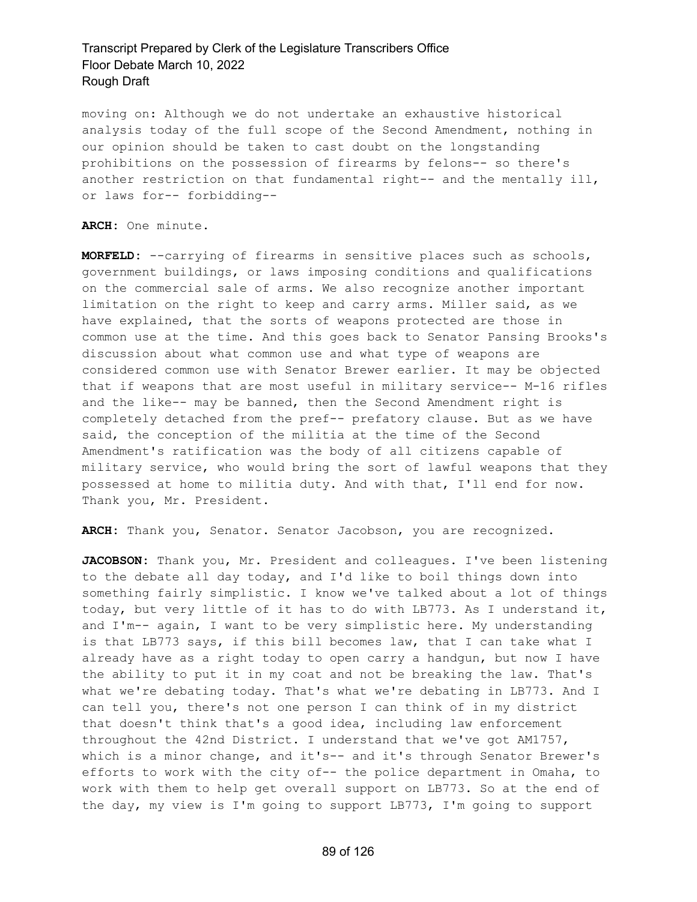moving on: Although we do not undertake an exhaustive historical analysis today of the full scope of the Second Amendment, nothing in our opinion should be taken to cast doubt on the longstanding prohibitions on the possession of firearms by felons-- so there's another restriction on that fundamental right-- and the mentally ill, or laws for-- forbidding--

**ARCH:** One minute.

**MORFELD:** --carrying of firearms in sensitive places such as schools, government buildings, or laws imposing conditions and qualifications on the commercial sale of arms. We also recognize another important limitation on the right to keep and carry arms. Miller said, as we have explained, that the sorts of weapons protected are those in common use at the time. And this goes back to Senator Pansing Brooks's discussion about what common use and what type of weapons are considered common use with Senator Brewer earlier. It may be objected that if weapons that are most useful in military service-- M-16 rifles and the like-- may be banned, then the Second Amendment right is completely detached from the pref-- prefatory clause. But as we have said, the conception of the militia at the time of the Second Amendment's ratification was the body of all citizens capable of military service, who would bring the sort of lawful weapons that they possessed at home to militia duty. And with that, I'll end for now. Thank you, Mr. President.

**ARCH:** Thank you, Senator. Senator Jacobson, you are recognized.

**JACOBSON:** Thank you, Mr. President and colleagues. I've been listening to the debate all day today, and I'd like to boil things down into something fairly simplistic. I know we've talked about a lot of things today, but very little of it has to do with LB773. As I understand it, and I'm-- again, I want to be very simplistic here. My understanding is that LB773 says, if this bill becomes law, that I can take what I already have as a right today to open carry a handgun, but now I have the ability to put it in my coat and not be breaking the law. That's what we're debating today. That's what we're debating in LB773. And I can tell you, there's not one person I can think of in my district that doesn't think that's a good idea, including law enforcement throughout the 42nd District. I understand that we've got AM1757, which is a minor change, and it's-- and it's through Senator Brewer's efforts to work with the city of-- the police department in Omaha, to work with them to help get overall support on LB773. So at the end of the day, my view is I'm going to support LB773, I'm going to support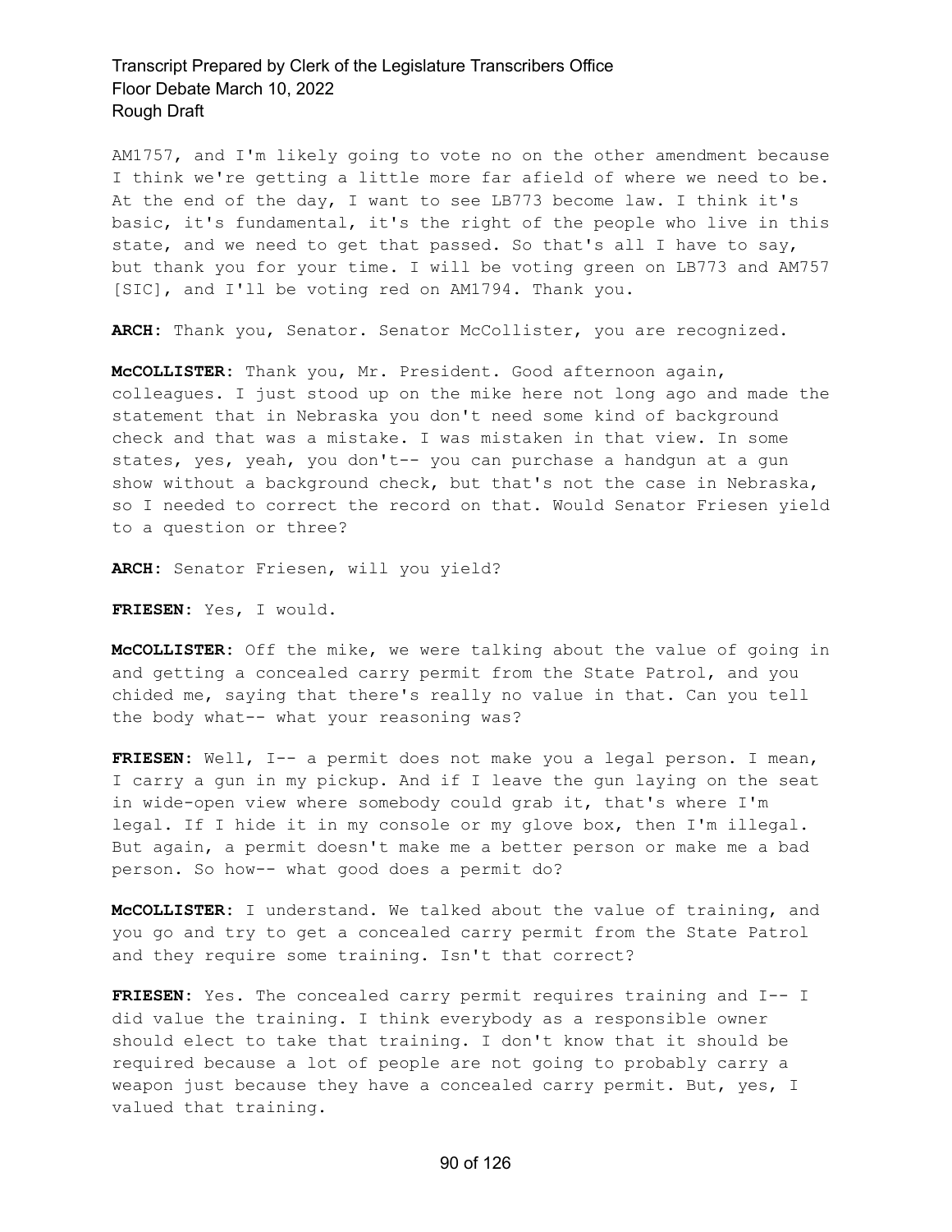AM1757, and I'm likely going to vote no on the other amendment because I think we're getting a little more far afield of where we need to be. At the end of the day, I want to see LB773 become law. I think it's basic, it's fundamental, it's the right of the people who live in this state, and we need to get that passed. So that's all I have to say, but thank you for your time. I will be voting green on LB773 and AM757 [SIC], and I'll be voting red on AM1794. Thank you.

**ARCH:** Thank you, Senator. Senator McCollister, you are recognized.

**McCOLLISTER:** Thank you, Mr. President. Good afternoon again, colleagues. I just stood up on the mike here not long ago and made the statement that in Nebraska you don't need some kind of background check and that was a mistake. I was mistaken in that view. In some states, yes, yeah, you don't-- you can purchase a handgun at a gun show without a background check, but that's not the case in Nebraska, so I needed to correct the record on that. Would Senator Friesen yield to a question or three?

**ARCH:** Senator Friesen, will you yield?

**FRIESEN:** Yes, I would.

**McCOLLISTER:** Off the mike, we were talking about the value of going in and getting a concealed carry permit from the State Patrol, and you chided me, saying that there's really no value in that. Can you tell the body what-- what your reasoning was?

**FRIESEN:** Well, I-- a permit does not make you a legal person. I mean, I carry a gun in my pickup. And if I leave the gun laying on the seat in wide-open view where somebody could grab it, that's where I'm legal. If I hide it in my console or my glove box, then I'm illegal. But again, a permit doesn't make me a better person or make me a bad person. So how-- what good does a permit do?

**McCOLLISTER:** I understand. We talked about the value of training, and you go and try to get a concealed carry permit from the State Patrol and they require some training. Isn't that correct?

**FRIESEN:** Yes. The concealed carry permit requires training and I-- I did value the training. I think everybody as a responsible owner should elect to take that training. I don't know that it should be required because a lot of people are not going to probably carry a weapon just because they have a concealed carry permit. But, yes, I valued that training.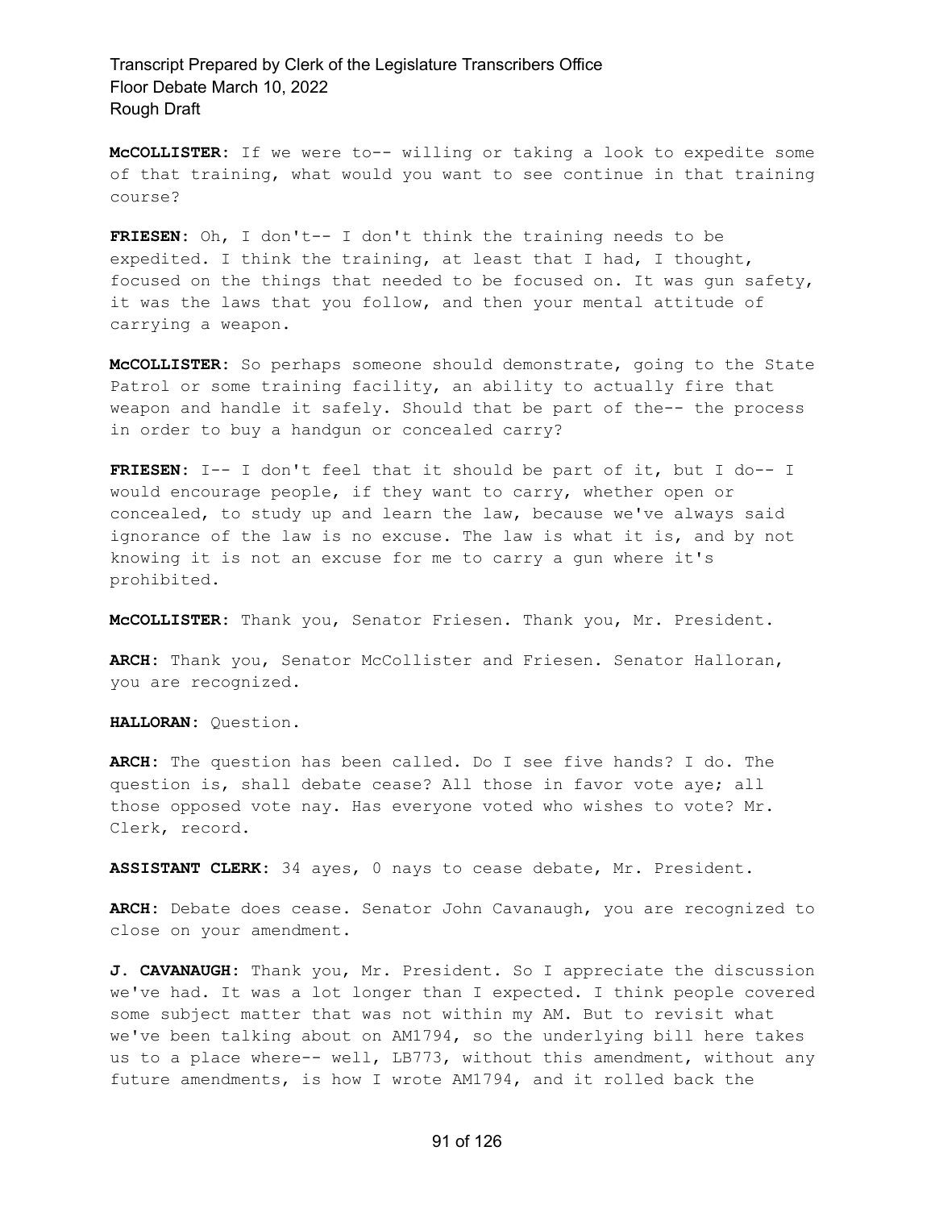**McCOLLISTER:** If we were to-- willing or taking a look to expedite some of that training, what would you want to see continue in that training course?

**FRIESEN:** Oh, I don't-- I don't think the training needs to be expedited. I think the training, at least that I had, I thought, focused on the things that needed to be focused on. It was gun safety, it was the laws that you follow, and then your mental attitude of carrying a weapon.

**McCOLLISTER:** So perhaps someone should demonstrate, going to the State Patrol or some training facility, an ability to actually fire that weapon and handle it safely. Should that be part of the-- the process in order to buy a handgun or concealed carry?

**FRIESEN:** I-- I don't feel that it should be part of it, but I do-- I would encourage people, if they want to carry, whether open or concealed, to study up and learn the law, because we've always said ignorance of the law is no excuse. The law is what it is, and by not knowing it is not an excuse for me to carry a gun where it's prohibited.

**McCOLLISTER:** Thank you, Senator Friesen. Thank you, Mr. President.

**ARCH:** Thank you, Senator McCollister and Friesen. Senator Halloran, you are recognized.

**HALLORAN:** Question.

**ARCH:** The question has been called. Do I see five hands? I do. The question is, shall debate cease? All those in favor vote aye; all those opposed vote nay. Has everyone voted who wishes to vote? Mr. Clerk, record.

**ASSISTANT CLERK:** 34 ayes, 0 nays to cease debate, Mr. President.

**ARCH:** Debate does cease. Senator John Cavanaugh, you are recognized to close on your amendment.

**J. CAVANAUGH:** Thank you, Mr. President. So I appreciate the discussion we've had. It was a lot longer than I expected. I think people covered some subject matter that was not within my AM. But to revisit what we've been talking about on AM1794, so the underlying bill here takes us to a place where-- well, LB773, without this amendment, without any future amendments, is how I wrote AM1794, and it rolled back the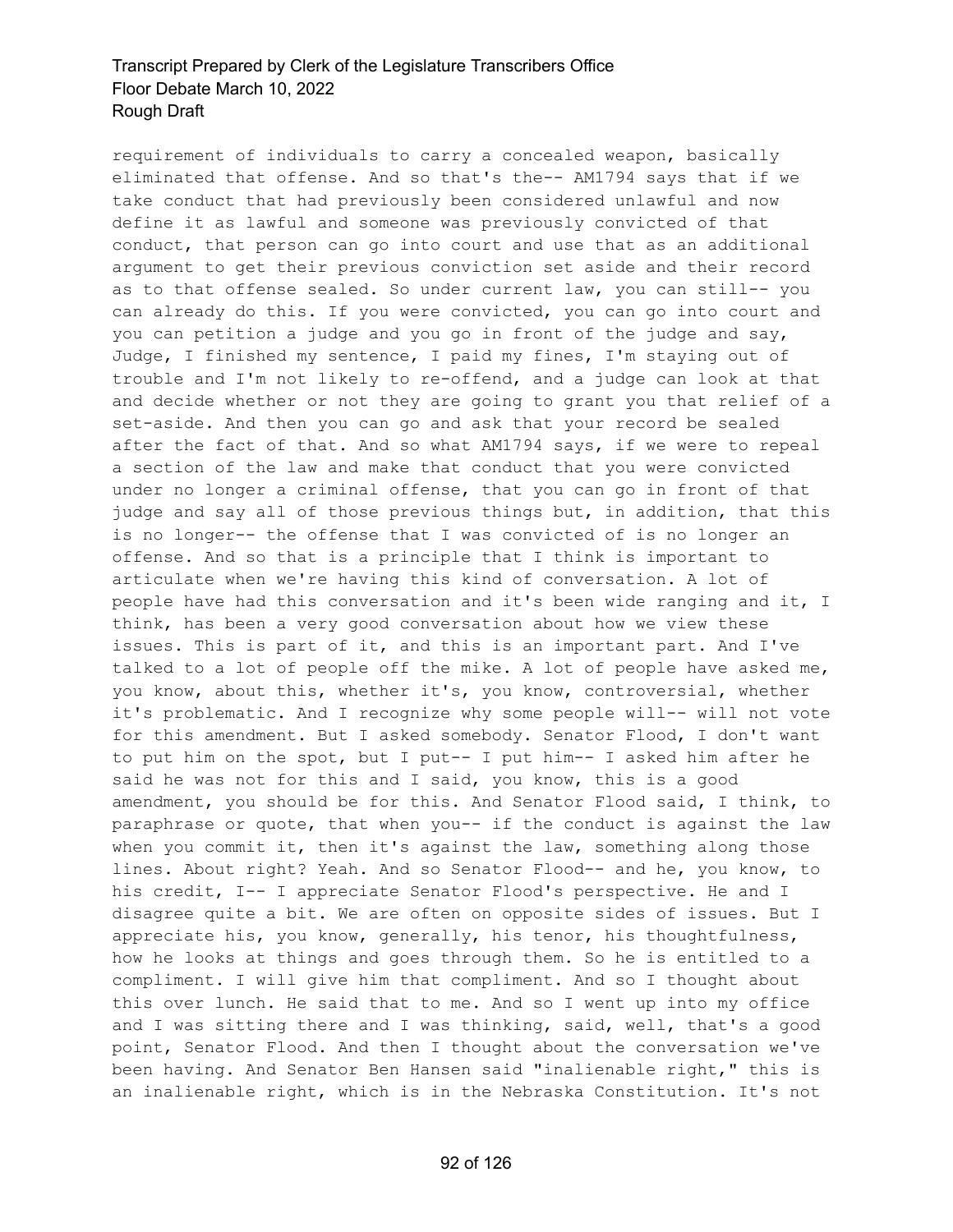requirement of individuals to carry a concealed weapon, basically eliminated that offense. And so that's the-- AM1794 says that if we take conduct that had previously been considered unlawful and now define it as lawful and someone was previously convicted of that conduct, that person can go into court and use that as an additional argument to get their previous conviction set aside and their record as to that offense sealed. So under current law, you can still-- you can already do this. If you were convicted, you can go into court and you can petition a judge and you go in front of the judge and say, Judge, I finished my sentence, I paid my fines, I'm staying out of trouble and I'm not likely to re-offend, and a judge can look at that and decide whether or not they are going to grant you that relief of a set-aside. And then you can go and ask that your record be sealed after the fact of that. And so what AM1794 says, if we were to repeal a section of the law and make that conduct that you were convicted under no longer a criminal offense, that you can go in front of that judge and say all of those previous things but, in addition, that this is no longer-- the offense that I was convicted of is no longer an offense. And so that is a principle that I think is important to articulate when we're having this kind of conversation. A lot of people have had this conversation and it's been wide ranging and it, I think, has been a very good conversation about how we view these issues. This is part of it, and this is an important part. And I've talked to a lot of people off the mike. A lot of people have asked me, you know, about this, whether it's, you know, controversial, whether it's problematic. And I recognize why some people will-- will not vote for this amendment. But I asked somebody. Senator Flood, I don't want to put him on the spot, but I put-- I put him-- I asked him after he said he was not for this and I said, you know, this is a good amendment, you should be for this. And Senator Flood said, I think, to paraphrase or quote, that when you-- if the conduct is against the law when you commit it, then it's against the law, something along those lines. About right? Yeah. And so Senator Flood-- and he, you know, to his credit, I-- I appreciate Senator Flood's perspective. He and I disagree quite a bit. We are often on opposite sides of issues. But I appreciate his, you know, generally, his tenor, his thoughtfulness, how he looks at things and goes through them. So he is entitled to a compliment. I will give him that compliment. And so I thought about this over lunch. He said that to me. And so I went up into my office and I was sitting there and I was thinking, said, well, that's a good point, Senator Flood. And then I thought about the conversation we've been having. And Senator Ben Hansen said "inalienable right," this is an inalienable right, which is in the Nebraska Constitution. It's not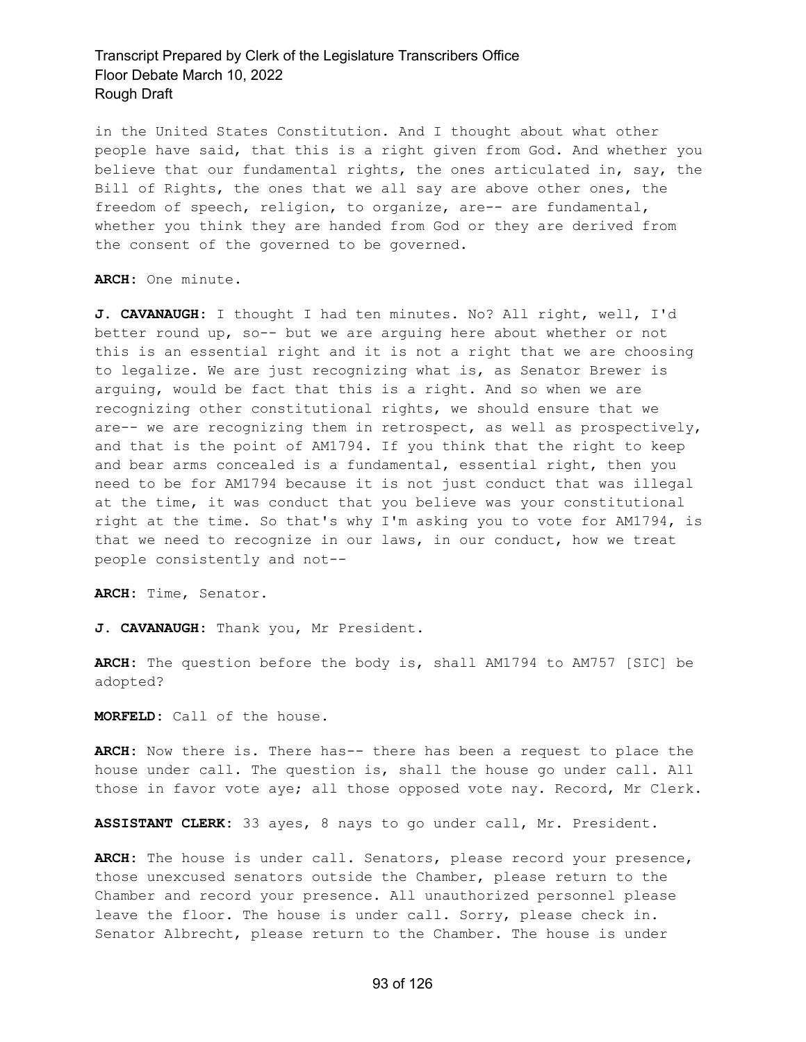in the United States Constitution. And I thought about what other people have said, that this is a right given from God. And whether you believe that our fundamental rights, the ones articulated in, say, the Bill of Rights, the ones that we all say are above other ones, the freedom of speech, religion, to organize, are-- are fundamental, whether you think they are handed from God or they are derived from the consent of the governed to be governed.

**ARCH:** One minute.

**J. CAVANAUGH:** I thought I had ten minutes. No? All right, well, I'd better round up, so-- but we are arguing here about whether or not this is an essential right and it is not a right that we are choosing to legalize. We are just recognizing what is, as Senator Brewer is arguing, would be fact that this is a right. And so when we are recognizing other constitutional rights, we should ensure that we are-- we are recognizing them in retrospect, as well as prospectively, and that is the point of AM1794. If you think that the right to keep and bear arms concealed is a fundamental, essential right, then you need to be for AM1794 because it is not just conduct that was illegal at the time, it was conduct that you believe was your constitutional right at the time. So that's why I'm asking you to vote for AM1794, is that we need to recognize in our laws, in our conduct, how we treat people consistently and not--

**ARCH:** Time, Senator.

**J. CAVANAUGH:** Thank you, Mr President.

**ARCH:** The question before the body is, shall AM1794 to AM757 [SIC] be adopted?

**MORFELD:** Call of the house.

**ARCH:** Now there is. There has-- there has been a request to place the house under call. The question is, shall the house go under call. All those in favor vote aye; all those opposed vote nay. Record, Mr Clerk.

**ASSISTANT CLERK:** 33 ayes, 8 nays to go under call, Mr. President.

**ARCH:** The house is under call. Senators, please record your presence, those unexcused senators outside the Chamber, please return to the Chamber and record your presence. All unauthorized personnel please leave the floor. The house is under call. Sorry, please check in. Senator Albrecht, please return to the Chamber. The house is under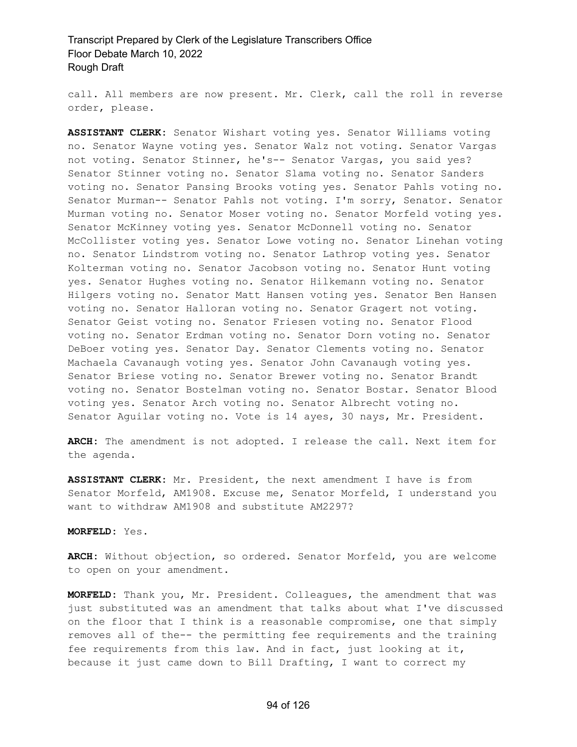call. All members are now present. Mr. Clerk, call the roll in reverse order, please.

**ASSISTANT CLERK:** Senator Wishart voting yes. Senator Williams voting no. Senator Wayne voting yes. Senator Walz not voting. Senator Vargas not voting. Senator Stinner, he's-- Senator Vargas, you said yes? Senator Stinner voting no. Senator Slama voting no. Senator Sanders voting no. Senator Pansing Brooks voting yes. Senator Pahls voting no. Senator Murman-- Senator Pahls not voting. I'm sorry, Senator. Senator Murman voting no. Senator Moser voting no. Senator Morfeld voting yes. Senator McKinney voting yes. Senator McDonnell voting no. Senator McCollister voting yes. Senator Lowe voting no. Senator Linehan voting no. Senator Lindstrom voting no. Senator Lathrop voting yes. Senator Kolterman voting no. Senator Jacobson voting no. Senator Hunt voting yes. Senator Hughes voting no. Senator Hilkemann voting no. Senator Hilgers voting no. Senator Matt Hansen voting yes. Senator Ben Hansen voting no. Senator Halloran voting no. Senator Gragert not voting. Senator Geist voting no. Senator Friesen voting no. Senator Flood voting no. Senator Erdman voting no. Senator Dorn voting no. Senator DeBoer voting yes. Senator Day. Senator Clements voting no. Senator Machaela Cavanaugh voting yes. Senator John Cavanaugh voting yes. Senator Briese voting no. Senator Brewer voting no. Senator Brandt voting no. Senator Bostelman voting no. Senator Bostar. Senator Blood voting yes. Senator Arch voting no. Senator Albrecht voting no. Senator Aguilar voting no. Vote is 14 ayes, 30 nays, Mr. President.

**ARCH:** The amendment is not adopted. I release the call. Next item for the agenda.

**ASSISTANT CLERK:** Mr. President, the next amendment I have is from Senator Morfeld, AM1908. Excuse me, Senator Morfeld, I understand you want to withdraw AM1908 and substitute AM2297?

**MORFELD:** Yes.

**ARCH:** Without objection, so ordered. Senator Morfeld, you are welcome to open on your amendment.

**MORFELD:** Thank you, Mr. President. Colleagues, the amendment that was just substituted was an amendment that talks about what I've discussed on the floor that I think is a reasonable compromise, one that simply removes all of the-- the permitting fee requirements and the training fee requirements from this law. And in fact, just looking at it, because it just came down to Bill Drafting, I want to correct my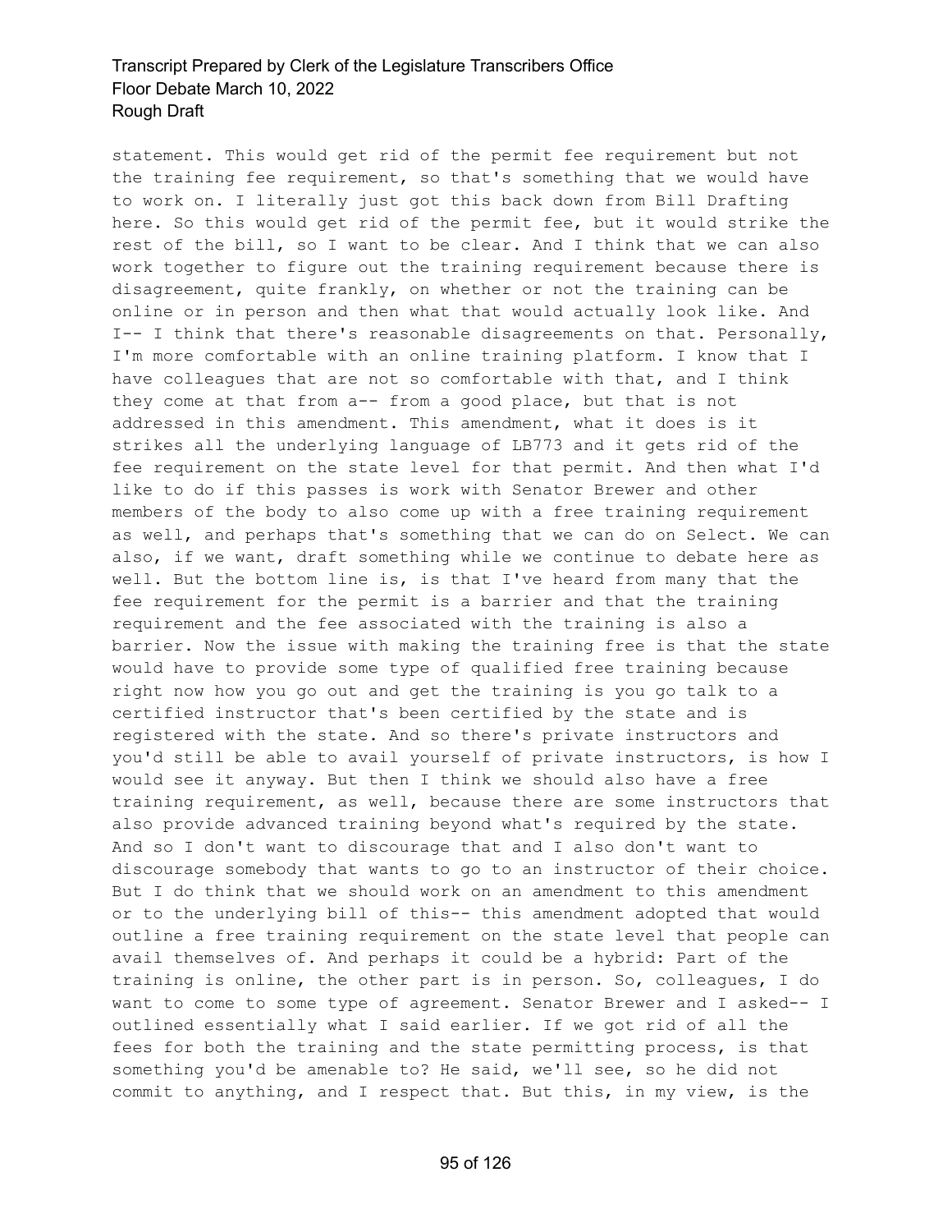statement. This would get rid of the permit fee requirement but not the training fee requirement, so that's something that we would have to work on. I literally just got this back down from Bill Drafting here. So this would get rid of the permit fee, but it would strike the rest of the bill, so I want to be clear. And I think that we can also work together to figure out the training requirement because there is disagreement, quite frankly, on whether or not the training can be online or in person and then what that would actually look like. And I-- I think that there's reasonable disagreements on that. Personally, I'm more comfortable with an online training platform. I know that I have colleagues that are not so comfortable with that, and I think they come at that from a-- from a good place, but that is not addressed in this amendment. This amendment, what it does is it strikes all the underlying language of LB773 and it gets rid of the fee requirement on the state level for that permit. And then what I'd like to do if this passes is work with Senator Brewer and other members of the body to also come up with a free training requirement as well, and perhaps that's something that we can do on Select. We can also, if we want, draft something while we continue to debate here as well. But the bottom line is, is that I've heard from many that the fee requirement for the permit is a barrier and that the training requirement and the fee associated with the training is also a barrier. Now the issue with making the training free is that the state would have to provide some type of qualified free training because right now how you go out and get the training is you go talk to a certified instructor that's been certified by the state and is registered with the state. And so there's private instructors and you'd still be able to avail yourself of private instructors, is how I would see it anyway. But then I think we should also have a free training requirement, as well, because there are some instructors that also provide advanced training beyond what's required by the state. And so I don't want to discourage that and I also don't want to discourage somebody that wants to go to an instructor of their choice. But I do think that we should work on an amendment to this amendment or to the underlying bill of this-- this amendment adopted that would outline a free training requirement on the state level that people can avail themselves of. And perhaps it could be a hybrid: Part of the training is online, the other part is in person. So, colleagues, I do want to come to some type of agreement. Senator Brewer and I asked-- I outlined essentially what I said earlier. If we got rid of all the fees for both the training and the state permitting process, is that something you'd be amenable to? He said, we'll see, so he did not commit to anything, and I respect that. But this, in my view, is the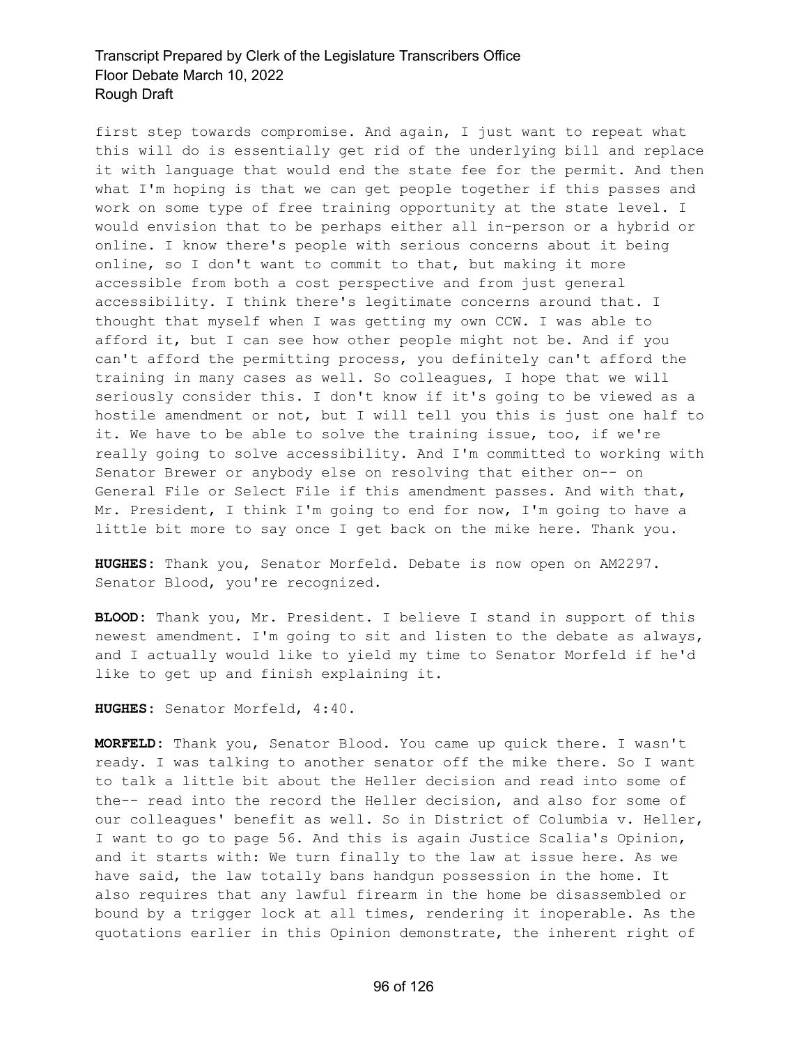first step towards compromise. And again, I just want to repeat what this will do is essentially get rid of the underlying bill and replace it with language that would end the state fee for the permit. And then what I'm hoping is that we can get people together if this passes and work on some type of free training opportunity at the state level. I would envision that to be perhaps either all in-person or a hybrid or online. I know there's people with serious concerns about it being online, so I don't want to commit to that, but making it more accessible from both a cost perspective and from just general accessibility. I think there's legitimate concerns around that. I thought that myself when I was getting my own CCW. I was able to afford it, but I can see how other people might not be. And if you can't afford the permitting process, you definitely can't afford the training in many cases as well. So colleagues, I hope that we will seriously consider this. I don't know if it's going to be viewed as a hostile amendment or not, but I will tell you this is just one half to it. We have to be able to solve the training issue, too, if we're really going to solve accessibility. And I'm committed to working with Senator Brewer or anybody else on resolving that either on-- on General File or Select File if this amendment passes. And with that, Mr. President, I think I'm going to end for now, I'm going to have a little bit more to say once I get back on the mike here. Thank you.

**HUGHES:** Thank you, Senator Morfeld. Debate is now open on AM2297. Senator Blood, you're recognized.

**BLOOD:** Thank you, Mr. President. I believe I stand in support of this newest amendment. I'm going to sit and listen to the debate as always, and I actually would like to yield my time to Senator Morfeld if he'd like to get up and finish explaining it.

**HUGHES:** Senator Morfeld, 4:40.

**MORFELD:** Thank you, Senator Blood. You came up quick there. I wasn't ready. I was talking to another senator off the mike there. So I want to talk a little bit about the Heller decision and read into some of the-- read into the record the Heller decision, and also for some of our colleagues' benefit as well. So in District of Columbia v. Heller, I want to go to page 56. And this is again Justice Scalia's Opinion, and it starts with: We turn finally to the law at issue here. As we have said, the law totally bans handgun possession in the home. It also requires that any lawful firearm in the home be disassembled or bound by a trigger lock at all times, rendering it inoperable. As the quotations earlier in this Opinion demonstrate, the inherent right of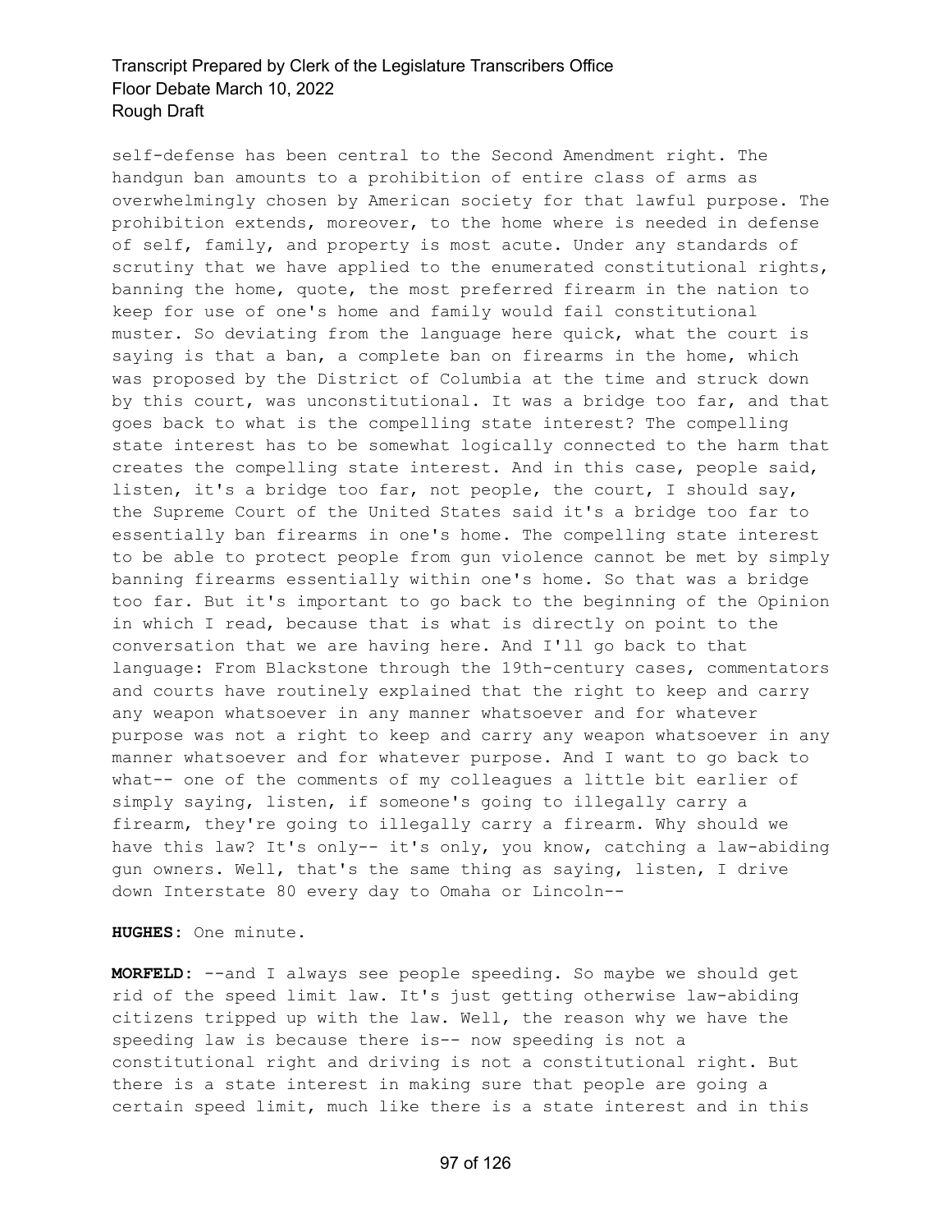self-defense has been central to the Second Amendment right. The handgun ban amounts to a prohibition of entire class of arms as overwhelmingly chosen by American society for that lawful purpose. The prohibition extends, moreover, to the home where is needed in defense of self, family, and property is most acute. Under any standards of scrutiny that we have applied to the enumerated constitutional rights, banning the home, quote, the most preferred firearm in the nation to keep for use of one's home and family would fail constitutional muster. So deviating from the language here quick, what the court is saying is that a ban, a complete ban on firearms in the home, which was proposed by the District of Columbia at the time and struck down by this court, was unconstitutional. It was a bridge too far, and that goes back to what is the compelling state interest? The compelling state interest has to be somewhat logically connected to the harm that creates the compelling state interest. And in this case, people said, listen, it's a bridge too far, not people, the court, I should say, the Supreme Court of the United States said it's a bridge too far to essentially ban firearms in one's home. The compelling state interest to be able to protect people from gun violence cannot be met by simply banning firearms essentially within one's home. So that was a bridge too far. But it's important to go back to the beginning of the Opinion in which I read, because that is what is directly on point to the conversation that we are having here. And I'll go back to that language: From Blackstone through the 19th-century cases, commentators and courts have routinely explained that the right to keep and carry any weapon whatsoever in any manner whatsoever and for whatever purpose was not a right to keep and carry any weapon whatsoever in any manner whatsoever and for whatever purpose. And I want to go back to what-- one of the comments of my colleagues a little bit earlier of simply saying, listen, if someone's going to illegally carry a firearm, they're going to illegally carry a firearm. Why should we have this law? It's only-- it's only, you know, catching a law-abiding gun owners. Well, that's the same thing as saying, listen, I drive down Interstate 80 every day to Omaha or Lincoln--

**HUGHES:** One minute.

**MORFELD:** --and I always see people speeding. So maybe we should get rid of the speed limit law. It's just getting otherwise law-abiding citizens tripped up with the law. Well, the reason why we have the speeding law is because there is-- now speeding is not a constitutional right and driving is not a constitutional right. But there is a state interest in making sure that people are going a certain speed limit, much like there is a state interest and in this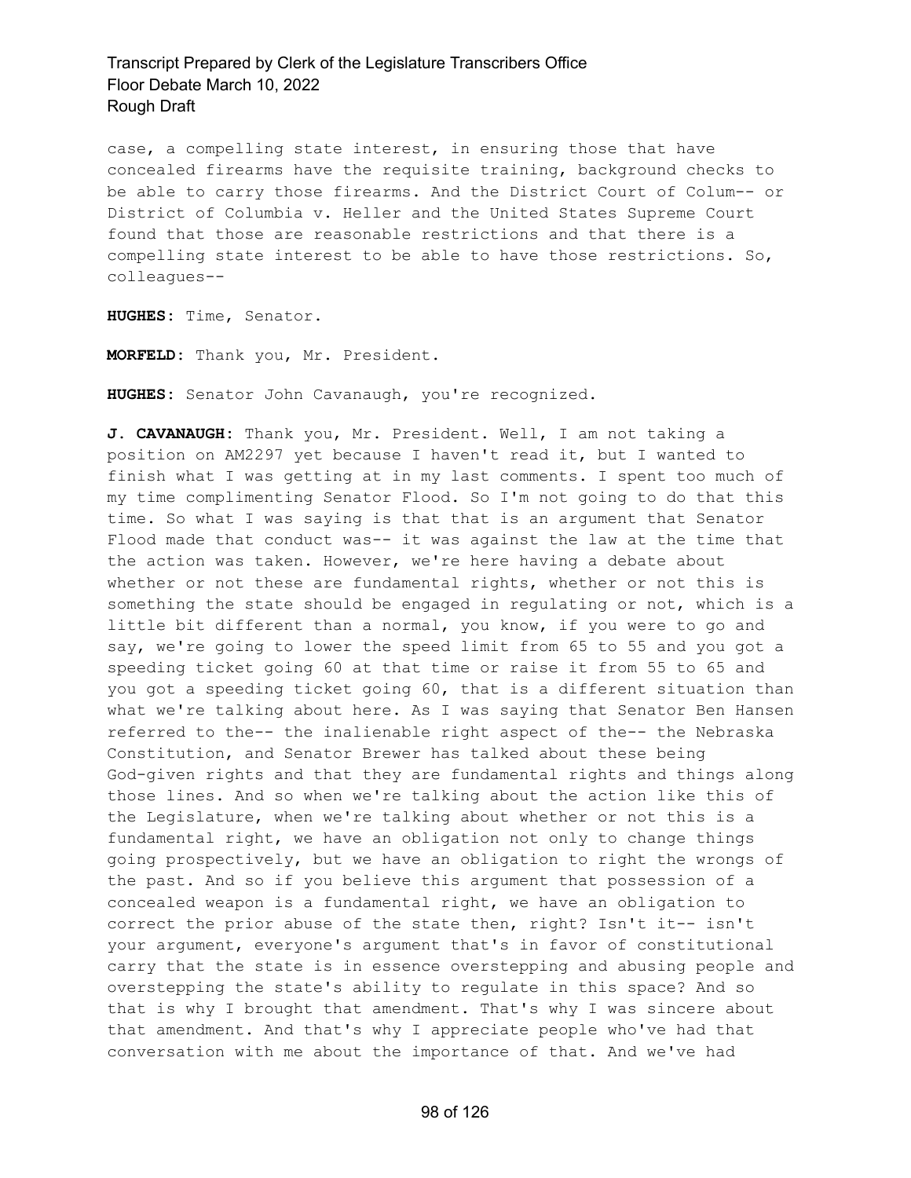case, a compelling state interest, in ensuring those that have concealed firearms have the requisite training, background checks to be able to carry those firearms. And the District Court of Colum-- or District of Columbia v. Heller and the United States Supreme Court found that those are reasonable restrictions and that there is a compelling state interest to be able to have those restrictions. So, colleagues--

**HUGHES:** Time, Senator.

**MORFELD:** Thank you, Mr. President.

**HUGHES:** Senator John Cavanaugh, you're recognized.

**J. CAVANAUGH:** Thank you, Mr. President. Well, I am not taking a position on AM2297 yet because I haven't read it, but I wanted to finish what I was getting at in my last comments. I spent too much of my time complimenting Senator Flood. So I'm not going to do that this time. So what I was saying is that that is an argument that Senator Flood made that conduct was-- it was against the law at the time that the action was taken. However, we're here having a debate about whether or not these are fundamental rights, whether or not this is something the state should be engaged in regulating or not, which is a little bit different than a normal, you know, if you were to go and say, we're going to lower the speed limit from 65 to 55 and you got a speeding ticket going 60 at that time or raise it from 55 to 65 and you got a speeding ticket going 60, that is a different situation than what we're talking about here. As I was saying that Senator Ben Hansen referred to the-- the inalienable right aspect of the-- the Nebraska Constitution, and Senator Brewer has talked about these being God-given rights and that they are fundamental rights and things along those lines. And so when we're talking about the action like this of the Legislature, when we're talking about whether or not this is a fundamental right, we have an obligation not only to change things going prospectively, but we have an obligation to right the wrongs of the past. And so if you believe this argument that possession of a concealed weapon is a fundamental right, we have an obligation to correct the prior abuse of the state then, right? Isn't it-- isn't your argument, everyone's argument that's in favor of constitutional carry that the state is in essence overstepping and abusing people and overstepping the state's ability to regulate in this space? And so that is why I brought that amendment. That's why I was sincere about that amendment. And that's why I appreciate people who've had that conversation with me about the importance of that. And we've had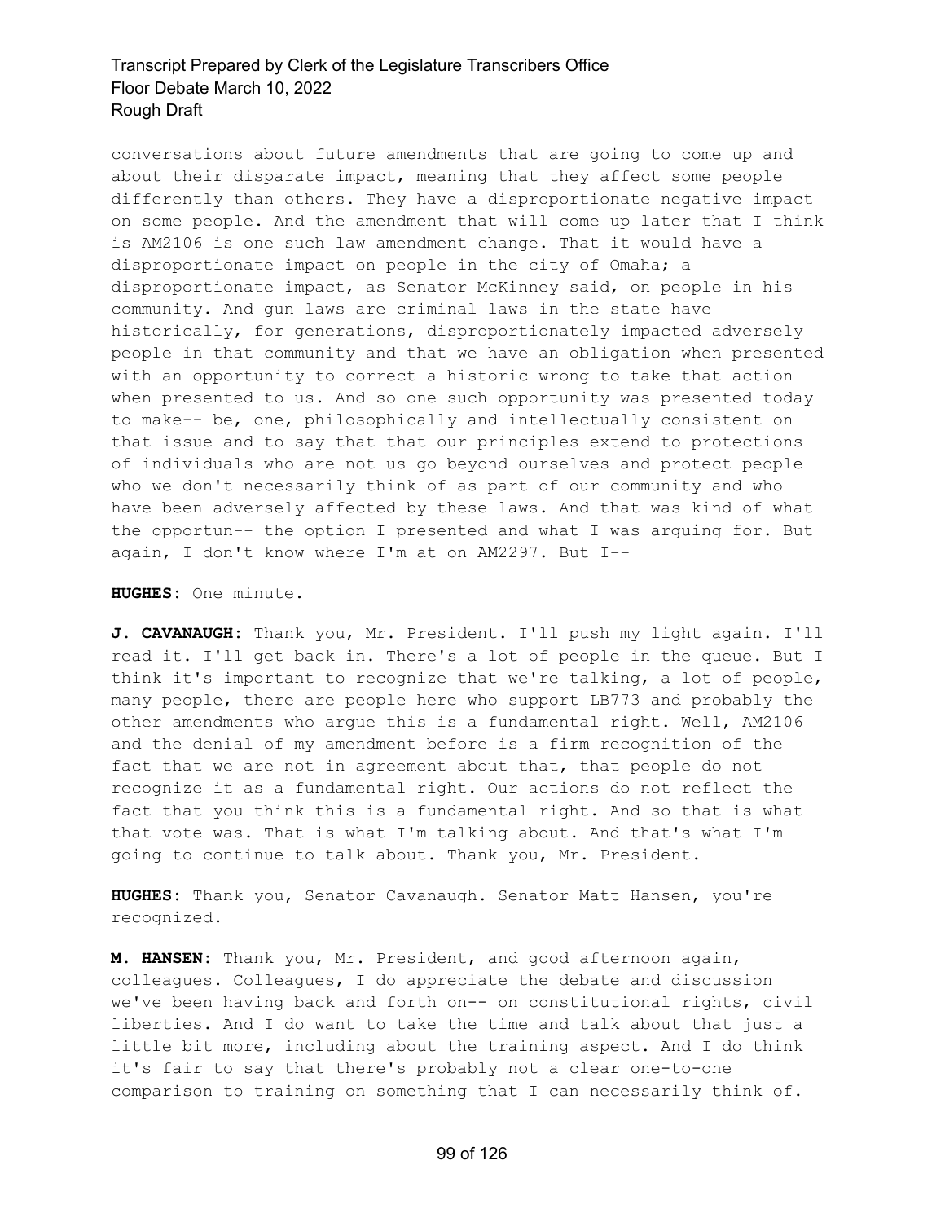conversations about future amendments that are going to come up and about their disparate impact, meaning that they affect some people differently than others. They have a disproportionate negative impact on some people. And the amendment that will come up later that I think is AM2106 is one such law amendment change. That it would have a disproportionate impact on people in the city of Omaha; a disproportionate impact, as Senator McKinney said, on people in his community. And gun laws are criminal laws in the state have historically, for generations, disproportionately impacted adversely people in that community and that we have an obligation when presented with an opportunity to correct a historic wrong to take that action when presented to us. And so one such opportunity was presented today to make-- be, one, philosophically and intellectually consistent on that issue and to say that that our principles extend to protections of individuals who are not us go beyond ourselves and protect people who we don't necessarily think of as part of our community and who have been adversely affected by these laws. And that was kind of what the opportun-- the option I presented and what I was arguing for. But again, I don't know where I'm at on AM2297. But I--

**HUGHES:** One minute.

**J. CAVANAUGH:** Thank you, Mr. President. I'll push my light again. I'll read it. I'll get back in. There's a lot of people in the queue. But I think it's important to recognize that we're talking, a lot of people, many people, there are people here who support LB773 and probably the other amendments who argue this is a fundamental right. Well, AM2106 and the denial of my amendment before is a firm recognition of the fact that we are not in agreement about that, that people do not recognize it as a fundamental right. Our actions do not reflect the fact that you think this is a fundamental right. And so that is what that vote was. That is what I'm talking about. And that's what I'm going to continue to talk about. Thank you, Mr. President.

**HUGHES:** Thank you, Senator Cavanaugh. Senator Matt Hansen, you're recognized.

**M. HANSEN:** Thank you, Mr. President, and good afternoon again, colleagues. Colleagues, I do appreciate the debate and discussion we've been having back and forth on-- on constitutional rights, civil liberties. And I do want to take the time and talk about that just a little bit more, including about the training aspect. And I do think it's fair to say that there's probably not a clear one-to-one comparison to training on something that I can necessarily think of.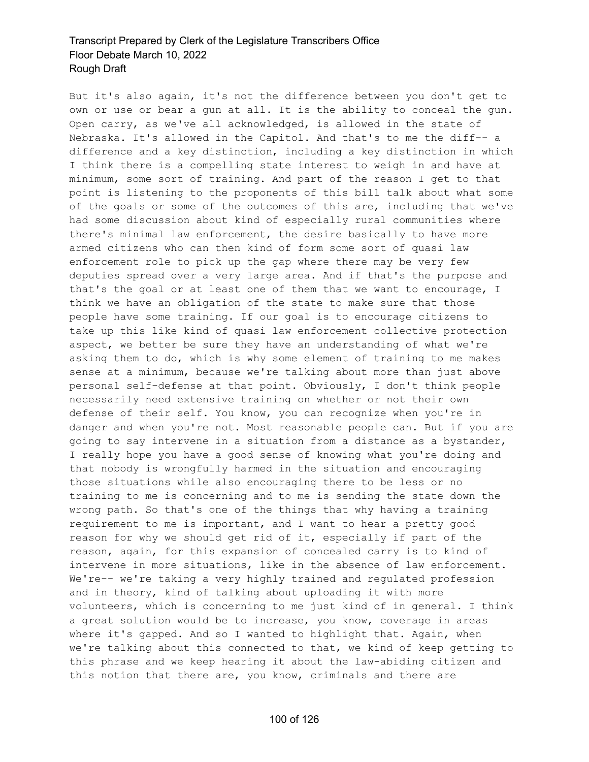But it's also again, it's not the difference between you don't get to own or use or bear a gun at all. It is the ability to conceal the gun. Open carry, as we've all acknowledged, is allowed in the state of Nebraska. It's allowed in the Capitol. And that's to me the diff-- a difference and a key distinction, including a key distinction in which I think there is a compelling state interest to weigh in and have at minimum, some sort of training. And part of the reason I get to that point is listening to the proponents of this bill talk about what some of the goals or some of the outcomes of this are, including that we've had some discussion about kind of especially rural communities where there's minimal law enforcement, the desire basically to have more armed citizens who can then kind of form some sort of quasi law enforcement role to pick up the gap where there may be very few deputies spread over a very large area. And if that's the purpose and that's the goal or at least one of them that we want to encourage, I think we have an obligation of the state to make sure that those people have some training. If our goal is to encourage citizens to take up this like kind of quasi law enforcement collective protection aspect, we better be sure they have an understanding of what we're asking them to do, which is why some element of training to me makes sense at a minimum, because we're talking about more than just above personal self-defense at that point. Obviously, I don't think people necessarily need extensive training on whether or not their own defense of their self. You know, you can recognize when you're in danger and when you're not. Most reasonable people can. But if you are going to say intervene in a situation from a distance as a bystander, I really hope you have a good sense of knowing what you're doing and that nobody is wrongfully harmed in the situation and encouraging those situations while also encouraging there to be less or no training to me is concerning and to me is sending the state down the wrong path. So that's one of the things that why having a training requirement to me is important, and I want to hear a pretty good reason for why we should get rid of it, especially if part of the reason, again, for this expansion of concealed carry is to kind of intervene in more situations, like in the absence of law enforcement. We're-- we're taking a very highly trained and regulated profession and in theory, kind of talking about uploading it with more volunteers, which is concerning to me just kind of in general. I think a great solution would be to increase, you know, coverage in areas where it's gapped. And so I wanted to highlight that. Again, when we're talking about this connected to that, we kind of keep getting to this phrase and we keep hearing it about the law-abiding citizen and this notion that there are, you know, criminals and there are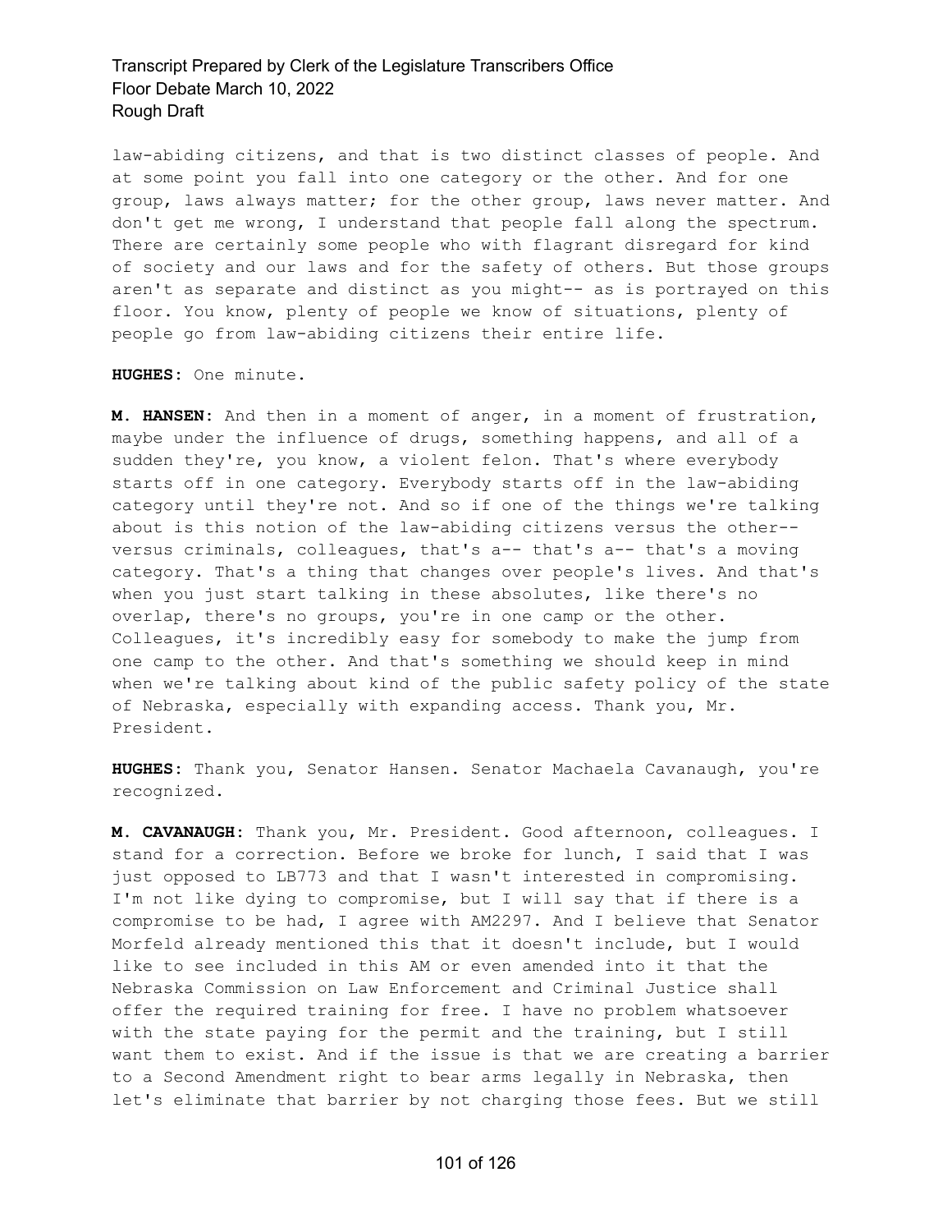law-abiding citizens, and that is two distinct classes of people. And at some point you fall into one category or the other. And for one group, laws always matter; for the other group, laws never matter. And don't get me wrong, I understand that people fall along the spectrum. There are certainly some people who with flagrant disregard for kind of society and our laws and for the safety of others. But those groups aren't as separate and distinct as you might-- as is portrayed on this floor. You know, plenty of people we know of situations, plenty of people go from law-abiding citizens their entire life.

**HUGHES:** One minute.

**M. HANSEN:** And then in a moment of anger, in a moment of frustration, maybe under the influence of drugs, something happens, and all of a sudden they're, you know, a violent felon. That's where everybody starts off in one category. Everybody starts off in the law-abiding category until they're not. And so if one of the things we're talking about is this notion of the law-abiding citizens versus the other-- versus criminals, colleagues, that's a-- that's a-- that's a moving category. That's a thing that changes over people's lives. And that's when you just start talking in these absolutes, like there's no overlap, there's no groups, you're in one camp or the other. Colleagues, it's incredibly easy for somebody to make the jump from one camp to the other. And that's something we should keep in mind when we're talking about kind of the public safety policy of the state of Nebraska, especially with expanding access. Thank you, Mr. President.

**HUGHES:** Thank you, Senator Hansen. Senator Machaela Cavanaugh, you're recognized.

**M. CAVANAUGH:** Thank you, Mr. President. Good afternoon, colleagues. I stand for a correction. Before we broke for lunch, I said that I was just opposed to LB773 and that I wasn't interested in compromising. I'm not like dying to compromise, but I will say that if there is a compromise to be had, I agree with AM2297. And I believe that Senator Morfeld already mentioned this that it doesn't include, but I would like to see included in this AM or even amended into it that the Nebraska Commission on Law Enforcement and Criminal Justice shall offer the required training for free. I have no problem whatsoever with the state paying for the permit and the training, but I still want them to exist. And if the issue is that we are creating a barrier to a Second Amendment right to bear arms legally in Nebraska, then let's eliminate that barrier by not charging those fees. But we still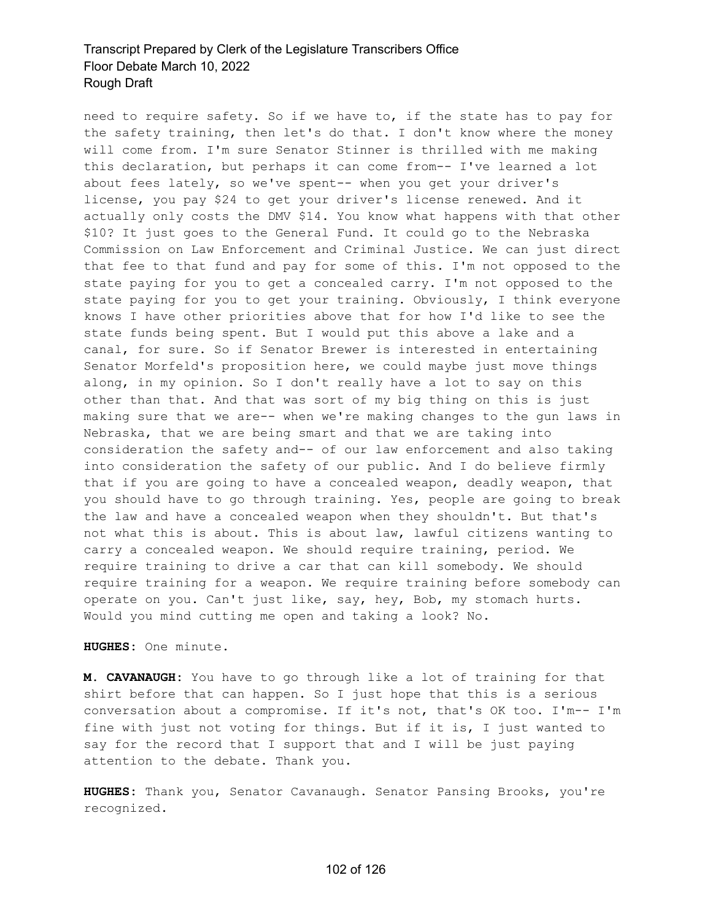need to require safety. So if we have to, if the state has to pay for the safety training, then let's do that. I don't know where the money will come from. I'm sure Senator Stinner is thrilled with me making this declaration, but perhaps it can come from-- I've learned a lot about fees lately, so we've spent-- when you get your driver's license, you pay $24 to get your driver's license renewed. And it actually only costs the DMV $14. You know what happens with that other $10? It just goes to the General Fund. It could go to the Nebraska Commission on Law Enforcement and Criminal Justice. We can just direct that fee to that fund and pay for some of this. I'm not opposed to the state paying for you to get a concealed carry. I'm not opposed to the state paying for you to get your training. Obviously, I think everyone knows I have other priorities above that for how I'd like to see the state funds being spent. But I would put this above a lake and a canal, for sure. So if Senator Brewer is interested in entertaining Senator Morfeld's proposition here, we could maybe just move things along, in my opinion. So I don't really have a lot to say on this other than that. And that was sort of my big thing on this is just making sure that we are-- when we're making changes to the gun laws in Nebraska, that we are being smart and that we are taking into consideration the safety and-- of our law enforcement and also taking into consideration the safety of our public. And I do believe firmly that if you are going to have a concealed weapon, deadly weapon, that you should have to go through training. Yes, people are going to break the law and have a concealed weapon when they shouldn't. But that's not what this is about. This is about law, lawful citizens wanting to carry a concealed weapon. We should require training, period. We require training to drive a car that can kill somebody. We should require training for a weapon. We require training before somebody can operate on you. Can't just like, say, hey, Bob, my stomach hurts. Would you mind cutting me open and taking a look? No.

**HUGHES:** One minute.

**M. CAVANAUGH:** You have to go through like a lot of training for that shirt before that can happen. So I just hope that this is a serious conversation about a compromise. If it's not, that's OK too. I'm-- I'm fine with just not voting for things. But if it is, I just wanted to say for the record that I support that and I will be just paying attention to the debate. Thank you.

**HUGHES:** Thank you, Senator Cavanaugh. Senator Pansing Brooks, you're recognized.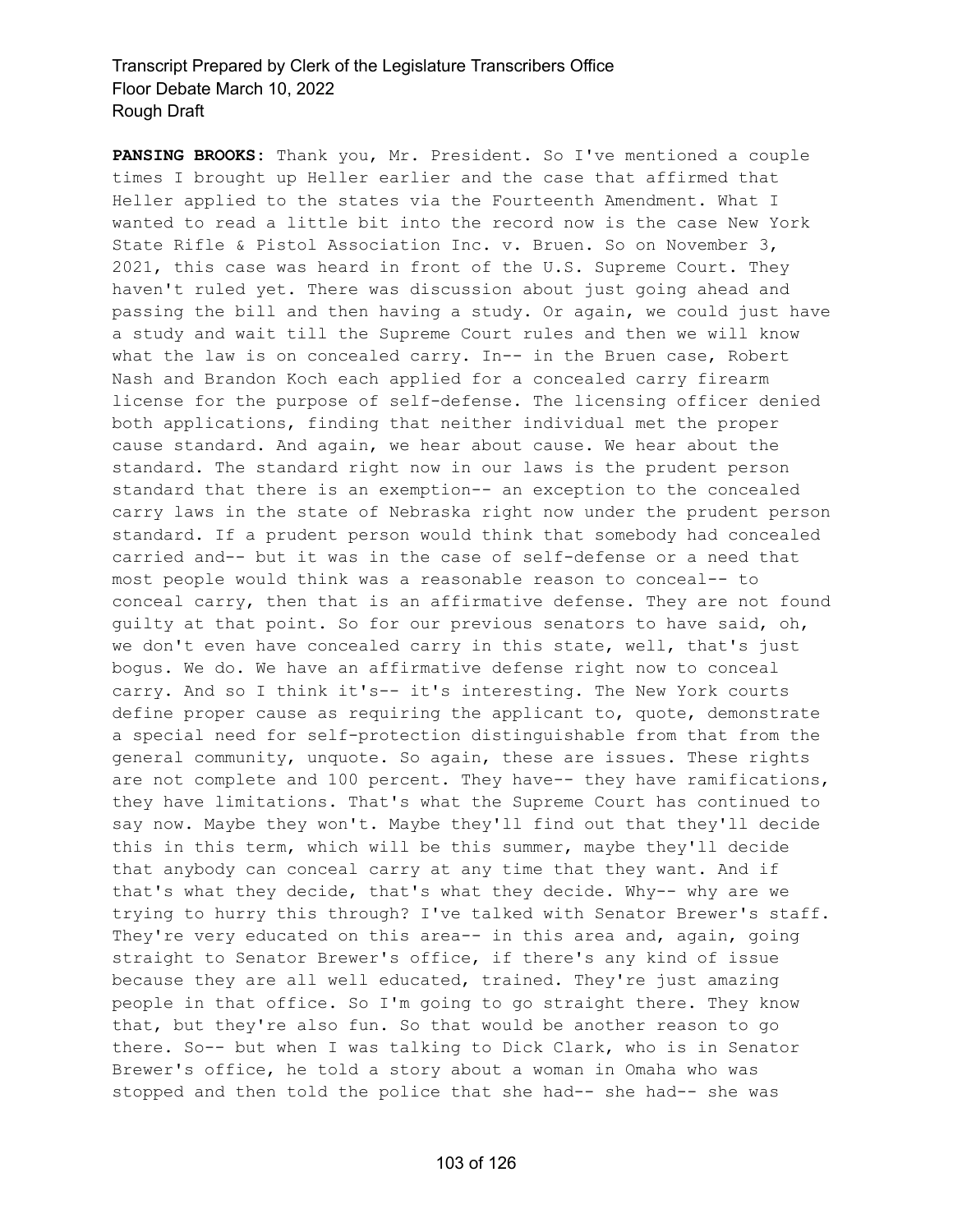**PANSING BROOKS:** Thank you, Mr. President. So I've mentioned a couple times I brought up Heller earlier and the case that affirmed that Heller applied to the states via the Fourteenth Amendment. What I wanted to read a little bit into the record now is the case New York State Rifle & Pistol Association Inc. v. Bruen. So on November 3, 2021, this case was heard in front of the U.S. Supreme Court. They haven't ruled yet. There was discussion about just going ahead and passing the bill and then having a study. Or again, we could just have a study and wait till the Supreme Court rules and then we will know what the law is on concealed carry. In-- in the Bruen case, Robert Nash and Brandon Koch each applied for a concealed carry firearm license for the purpose of self-defense. The licensing officer denied both applications, finding that neither individual met the proper cause standard. And again, we hear about cause. We hear about the standard. The standard right now in our laws is the prudent person standard that there is an exemption-- an exception to the concealed carry laws in the state of Nebraska right now under the prudent person standard. If a prudent person would think that somebody had concealed carried and-- but it was in the case of self-defense or a need that most people would think was a reasonable reason to conceal-- to conceal carry, then that is an affirmative defense. They are not found guilty at that point. So for our previous senators to have said, oh, we don't even have concealed carry in this state, well, that's just bogus. We do. We have an affirmative defense right now to conceal carry. And so I think it's-- it's interesting. The New York courts define proper cause as requiring the applicant to, quote, demonstrate a special need for self-protection distinguishable from that from the general community, unquote. So again, these are issues. These rights are not complete and 100 percent. They have-- they have ramifications, they have limitations. That's what the Supreme Court has continued to say now. Maybe they won't. Maybe they'll find out that they'll decide this in this term, which will be this summer, maybe they'll decide that anybody can conceal carry at any time that they want. And if that's what they decide, that's what they decide. Why-- why are we trying to hurry this through? I've talked with Senator Brewer's staff. They're very educated on this area-- in this area and, again, going straight to Senator Brewer's office, if there's any kind of issue because they are all well educated, trained. They're just amazing people in that office. So I'm going to go straight there. They know that, but they're also fun. So that would be another reason to go there. So-- but when I was talking to Dick Clark, who is in Senator Brewer's office, he told a story about a woman in Omaha who was stopped and then told the police that she had-- she had-- she was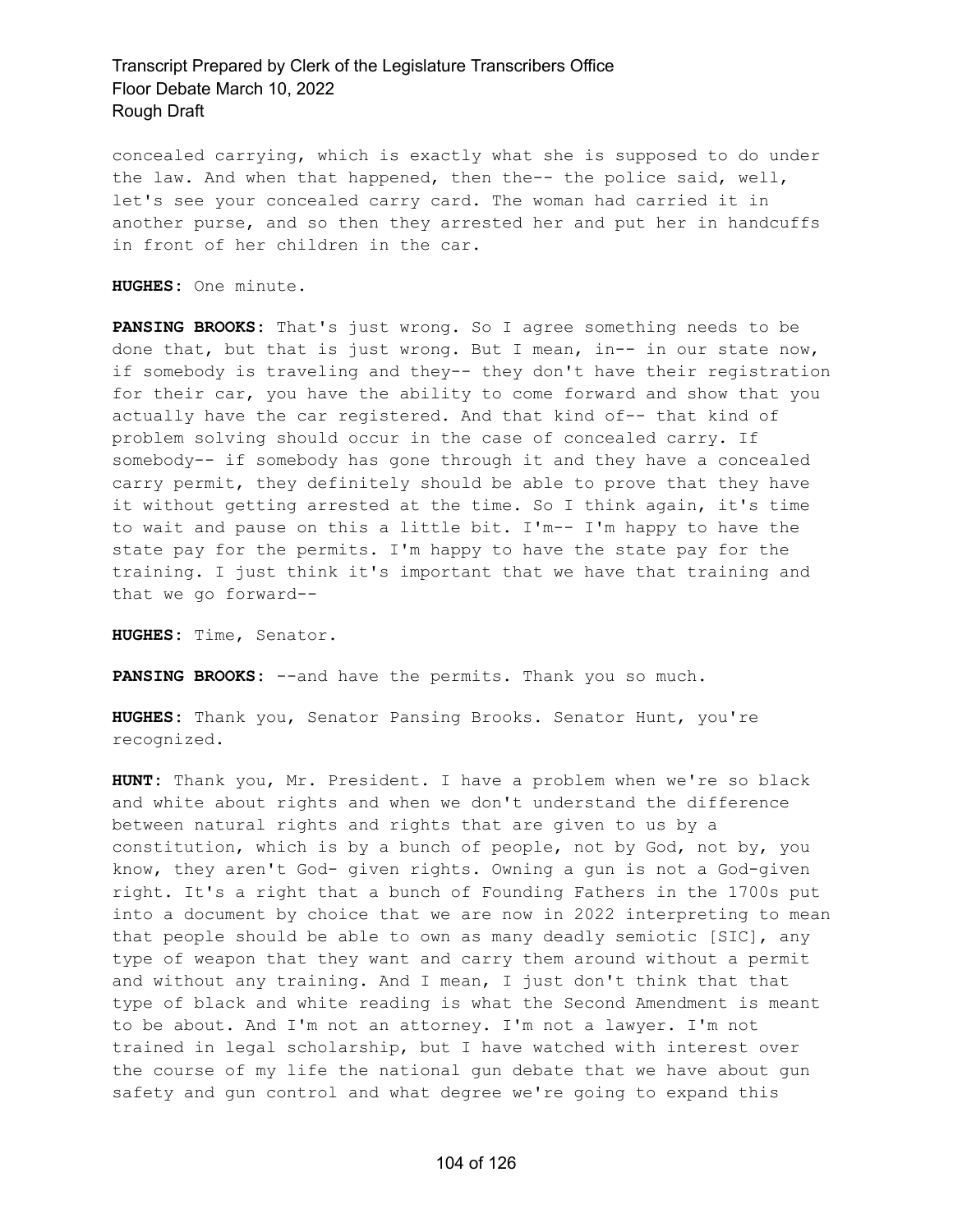concealed carrying, which is exactly what she is supposed to do under the law. And when that happened, then the-- the police said, well, let's see your concealed carry card. The woman had carried it in another purse, and so then they arrested her and put her in handcuffs in front of her children in the car.

**HUGHES:** One minute.

**PANSING BROOKS:** That's just wrong. So I agree something needs to be done that, but that is just wrong. But I mean, in-- in our state now, if somebody is traveling and they-- they don't have their registration for their car, you have the ability to come forward and show that you actually have the car registered. And that kind of-- that kind of problem solving should occur in the case of concealed carry. If somebody-- if somebody has gone through it and they have a concealed carry permit, they definitely should be able to prove that they have it without getting arrested at the time. So I think again, it's time to wait and pause on this a little bit. I'm-- I'm happy to have the state pay for the permits. I'm happy to have the state pay for the training. I just think it's important that we have that training and that we go forward--

**HUGHES:** Time, Senator.

**PANSING BROOKS:** --and have the permits. Thank you so much.

**HUGHES:** Thank you, Senator Pansing Brooks. Senator Hunt, you're recognized.

**HUNT:** Thank you, Mr. President. I have a problem when we're so black and white about rights and when we don't understand the difference between natural rights and rights that are given to us by a constitution, which is by a bunch of people, not by God, not by, you know, they aren't God- given rights. Owning a gun is not a God-given right. It's a right that a bunch of Founding Fathers in the 1700s put into a document by choice that we are now in 2022 interpreting to mean that people should be able to own as many deadly semiotic [SIC], any type of weapon that they want and carry them around without a permit and without any training. And I mean, I just don't think that that type of black and white reading is what the Second Amendment is meant to be about. And I'm not an attorney. I'm not a lawyer. I'm not trained in legal scholarship, but I have watched with interest over the course of my life the national gun debate that we have about gun safety and gun control and what degree we're going to expand this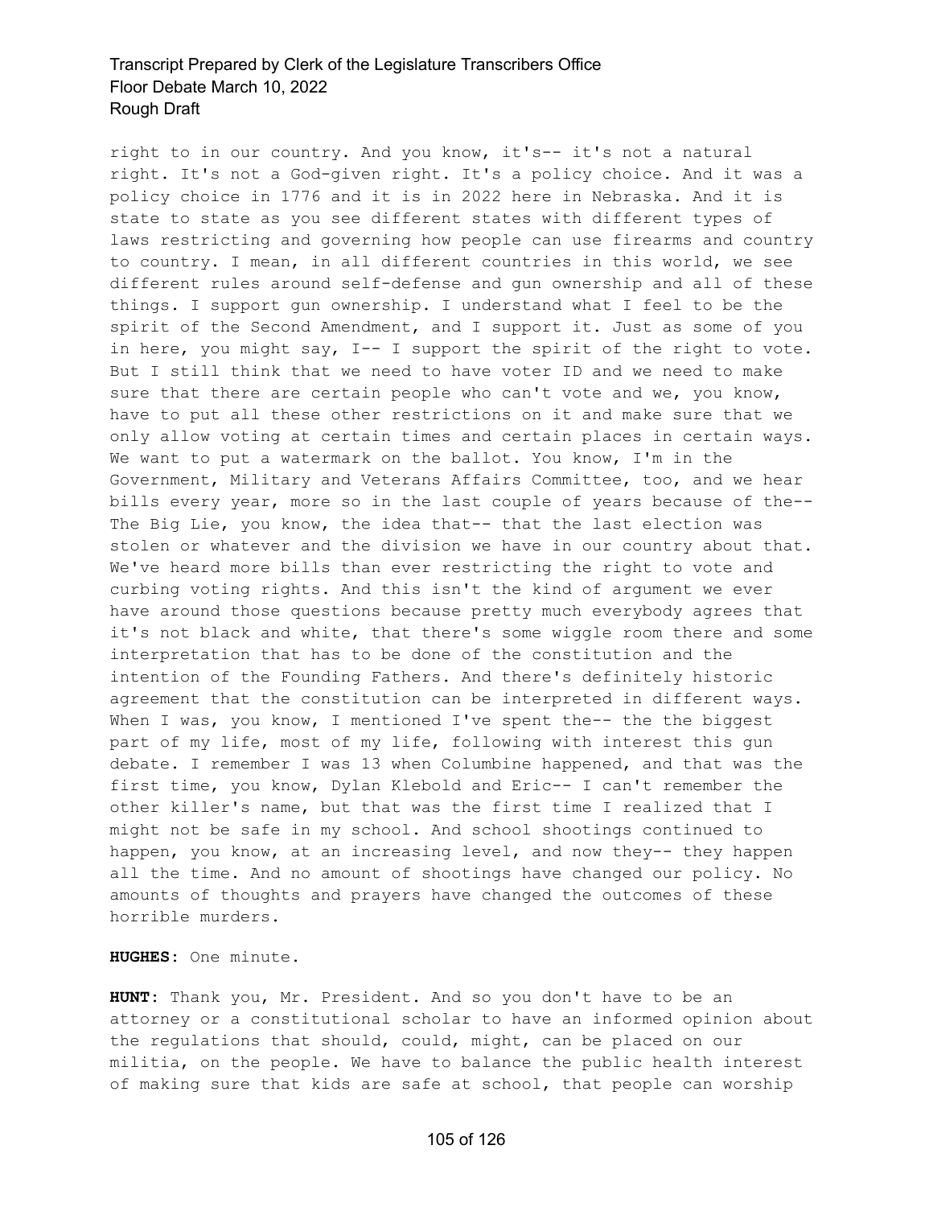right to in our country. And you know, it's-- it's not a natural right. It's not a God-given right. It's a policy choice. And it was a policy choice in 1776 and it is in 2022 here in Nebraska. And it is state to state as you see different states with different types of laws restricting and governing how people can use firearms and country to country. I mean, in all different countries in this world, we see different rules around self-defense and gun ownership and all of these things. I support gun ownership. I understand what I feel to be the spirit of the Second Amendment, and I support it. Just as some of you in here, you might say, I-- I support the spirit of the right to vote. But I still think that we need to have voter ID and we need to make sure that there are certain people who can't vote and we, you know, have to put all these other restrictions on it and make sure that we only allow voting at certain times and certain places in certain ways. We want to put a watermark on the ballot. You know, I'm in the Government, Military and Veterans Affairs Committee, too, and we hear bills every year, more so in the last couple of years because of the-- The Big Lie, you know, the idea that-- that the last election was stolen or whatever and the division we have in our country about that. We've heard more bills than ever restricting the right to vote and curbing voting rights. And this isn't the kind of argument we ever have around those questions because pretty much everybody agrees that it's not black and white, that there's some wiggle room there and some interpretation that has to be done of the constitution and the intention of the Founding Fathers. And there's definitely historic agreement that the constitution can be interpreted in different ways. When I was, you know, I mentioned I've spent the-- the the biggest part of my life, most of my life, following with interest this gun debate. I remember I was 13 when Columbine happened, and that was the first time, you know, Dylan Klebold and Eric-- I can't remember the other killer's name, but that was the first time I realized that I might not be safe in my school. And school shootings continued to happen, you know, at an increasing level, and now they-- they happen all the time. And no amount of shootings have changed our policy. No amounts of thoughts and prayers have changed the outcomes of these horrible murders.

**HUGHES:** One minute.

**HUNT:** Thank you, Mr. President. And so you don't have to be an attorney or a constitutional scholar to have an informed opinion about the regulations that should, could, might, can be placed on our militia, on the people. We have to balance the public health interest of making sure that kids are safe at school, that people can worship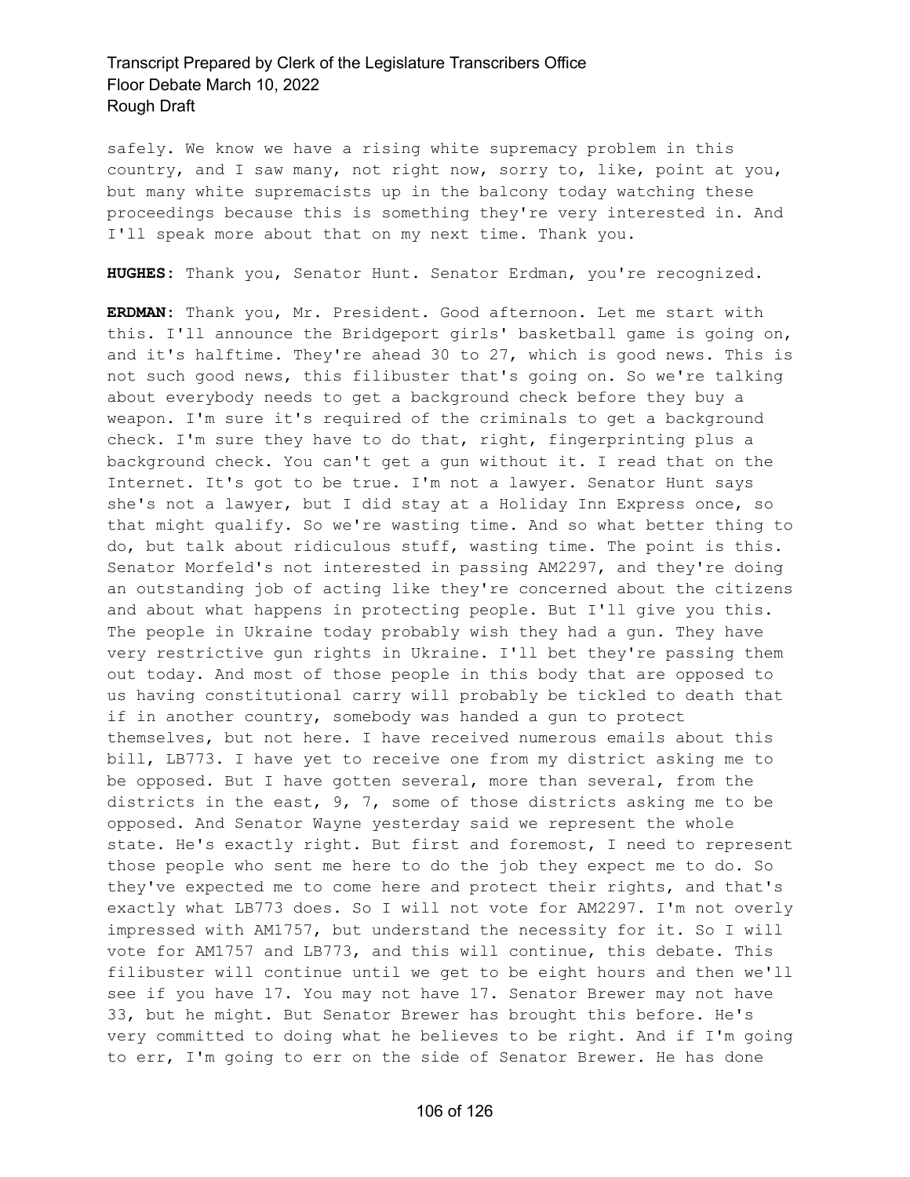safely. We know we have a rising white supremacy problem in this country, and I saw many, not right now, sorry to, like, point at you, but many white supremacists up in the balcony today watching these proceedings because this is something they're very interested in. And I'll speak more about that on my next time. Thank you.

**HUGHES:** Thank you, Senator Hunt. Senator Erdman, you're recognized.

**ERDMAN:** Thank you, Mr. President. Good afternoon. Let me start with this. I'll announce the Bridgeport girls' basketball game is going on, and it's halftime. They're ahead 30 to 27, which is good news. This is not such good news, this filibuster that's going on. So we're talking about everybody needs to get a background check before they buy a weapon. I'm sure it's required of the criminals to get a background check. I'm sure they have to do that, right, fingerprinting plus a background check. You can't get a gun without it. I read that on the Internet. It's got to be true. I'm not a lawyer. Senator Hunt says she's not a lawyer, but I did stay at a Holiday Inn Express once, so that might qualify. So we're wasting time. And so what better thing to do, but talk about ridiculous stuff, wasting time. The point is this. Senator Morfeld's not interested in passing AM2297, and they're doing an outstanding job of acting like they're concerned about the citizens and about what happens in protecting people. But I'll give you this. The people in Ukraine today probably wish they had a gun. They have very restrictive gun rights in Ukraine. I'll bet they're passing them out today. And most of those people in this body that are opposed to us having constitutional carry will probably be tickled to death that if in another country, somebody was handed a gun to protect themselves, but not here. I have received numerous emails about this bill, LB773. I have yet to receive one from my district asking me to be opposed. But I have gotten several, more than several, from the districts in the east, 9, 7, some of those districts asking me to be opposed. And Senator Wayne yesterday said we represent the whole state. He's exactly right. But first and foremost, I need to represent those people who sent me here to do the job they expect me to do. So they've expected me to come here and protect their rights, and that's exactly what LB773 does. So I will not vote for AM2297. I'm not overly impressed with AM1757, but understand the necessity for it. So I will vote for AM1757 and LB773, and this will continue, this debate. This filibuster will continue until we get to be eight hours and then we'll see if you have 17. You may not have 17. Senator Brewer may not have 33, but he might. But Senator Brewer has brought this before. He's very committed to doing what he believes to be right. And if I'm going to err, I'm going to err on the side of Senator Brewer. He has done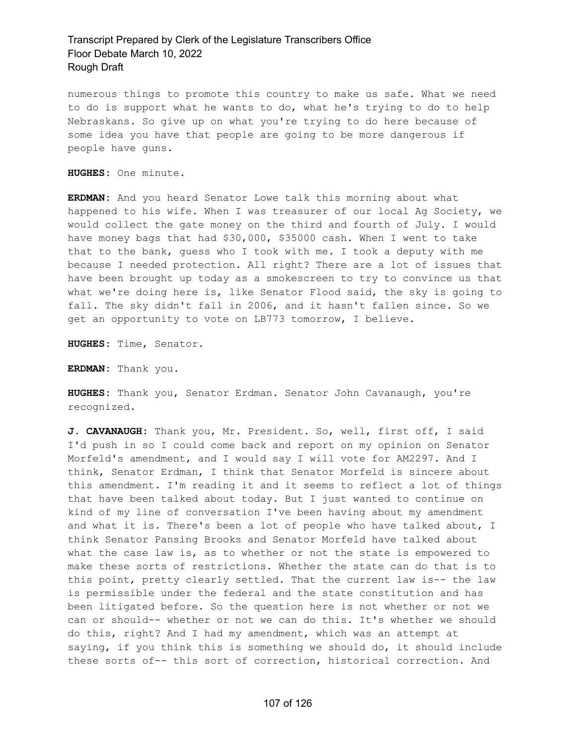numerous things to promote this country to make us safe. What we need to do is support what he wants to do, what he's trying to do to help Nebraskans. So give up on what you're trying to do here because of some idea you have that people are going to be more dangerous if people have guns.

**HUGHES:** One minute.

**ERDMAN:** And you heard Senator Lowe talk this morning about what happened to his wife. When I was treasurer of our local Ag Society, we would collect the gate money on the third and fourth of July. I would have money bags that had $30,000, $35000 cash. When I went to take that to the bank, guess who I took with me. I took a deputy with me because I needed protection. All right? There are a lot of issues that have been brought up today as a smokescreen to try to convince us that what we're doing here is, like Senator Flood said, the sky is going to fall. The sky didn't fall in 2006, and it hasn't fallen since. So we get an opportunity to vote on LB773 tomorrow, I believe.

**HUGHES:** Time, Senator.

**ERDMAN:** Thank you.

**HUGHES:** Thank you, Senator Erdman. Senator John Cavanaugh, you're recognized.

**J. CAVANAUGH:** Thank you, Mr. President. So, well, first off, I said I'd push in so I could come back and report on my opinion on Senator Morfeld's amendment, and I would say I will vote for AM2297. And I think, Senator Erdman, I think that Senator Morfeld is sincere about this amendment. I'm reading it and it seems to reflect a lot of things that have been talked about today. But I just wanted to continue on kind of my line of conversation I've been having about my amendment and what it is. There's been a lot of people who have talked about, I think Senator Pansing Brooks and Senator Morfeld have talked about what the case law is, as to whether or not the state is empowered to make these sorts of restrictions. Whether the state can do that is to this point, pretty clearly settled. That the current law is-- the law is permissible under the federal and the state constitution and has been litigated before. So the question here is not whether or not we can or should-- whether or not we can do this. It's whether we should do this, right? And I had my amendment, which was an attempt at saying, if you think this is something we should do, it should include these sorts of-- this sort of correction, historical correction. And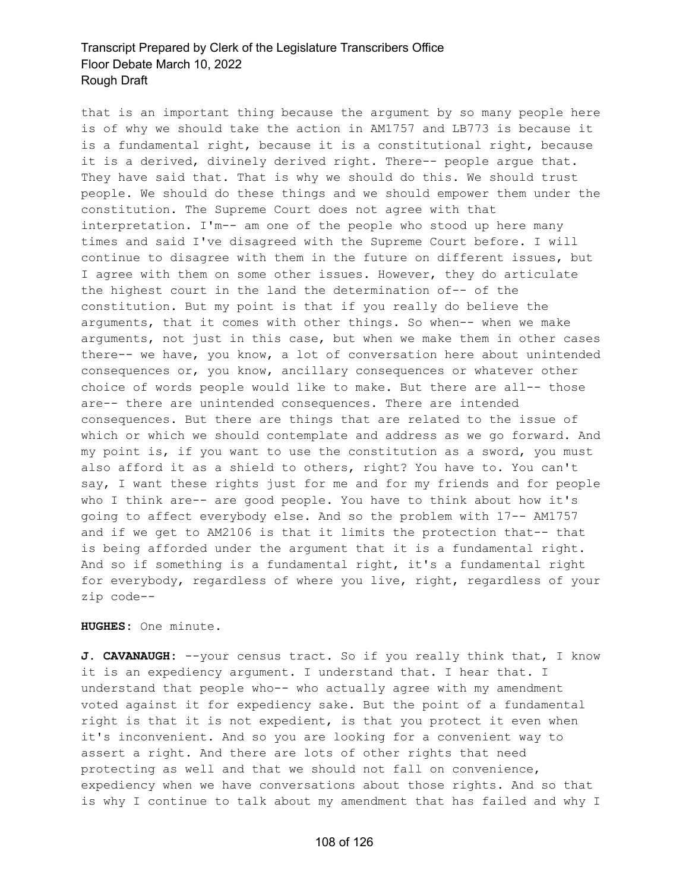that is an important thing because the argument by so many people here is of why we should take the action in AM1757 and LB773 is because it is a fundamental right, because it is a constitutional right, because it is a derived, divinely derived right. There-- people argue that. They have said that. That is why we should do this. We should trust people. We should do these things and we should empower them under the constitution. The Supreme Court does not agree with that interpretation. I'm-- am one of the people who stood up here many times and said I've disagreed with the Supreme Court before. I will continue to disagree with them in the future on different issues, but I agree with them on some other issues. However, they do articulate the highest court in the land the determination of-- of the constitution. But my point is that if you really do believe the arguments, that it comes with other things. So when-- when we make arguments, not just in this case, but when we make them in other cases there-- we have, you know, a lot of conversation here about unintended consequences or, you know, ancillary consequences or whatever other choice of words people would like to make. But there are all-- those are-- there are unintended consequences. There are intended consequences. But there are things that are related to the issue of which or which we should contemplate and address as we go forward. And my point is, if you want to use the constitution as a sword, you must also afford it as a shield to others, right? You have to. You can't say, I want these rights just for me and for my friends and for people who I think are-- are good people. You have to think about how it's going to affect everybody else. And so the problem with 17-- AM1757 and if we get to AM2106 is that it limits the protection that-- that is being afforded under the argument that it is a fundamental right. And so if something is a fundamental right, it's a fundamental right for everybody, regardless of where you live, right, regardless of your zip code--

**HUGHES:** One minute.

**J. CAVANAUGH:** --your census tract. So if you really think that, I know it is an expediency argument. I understand that. I hear that. I understand that people who-- who actually agree with my amendment voted against it for expediency sake. But the point of a fundamental right is that it is not expedient, is that you protect it even when it's inconvenient. And so you are looking for a convenient way to assert a right. And there are lots of other rights that need protecting as well and that we should not fall on convenience, expediency when we have conversations about those rights. And so that is why I continue to talk about my amendment that has failed and why I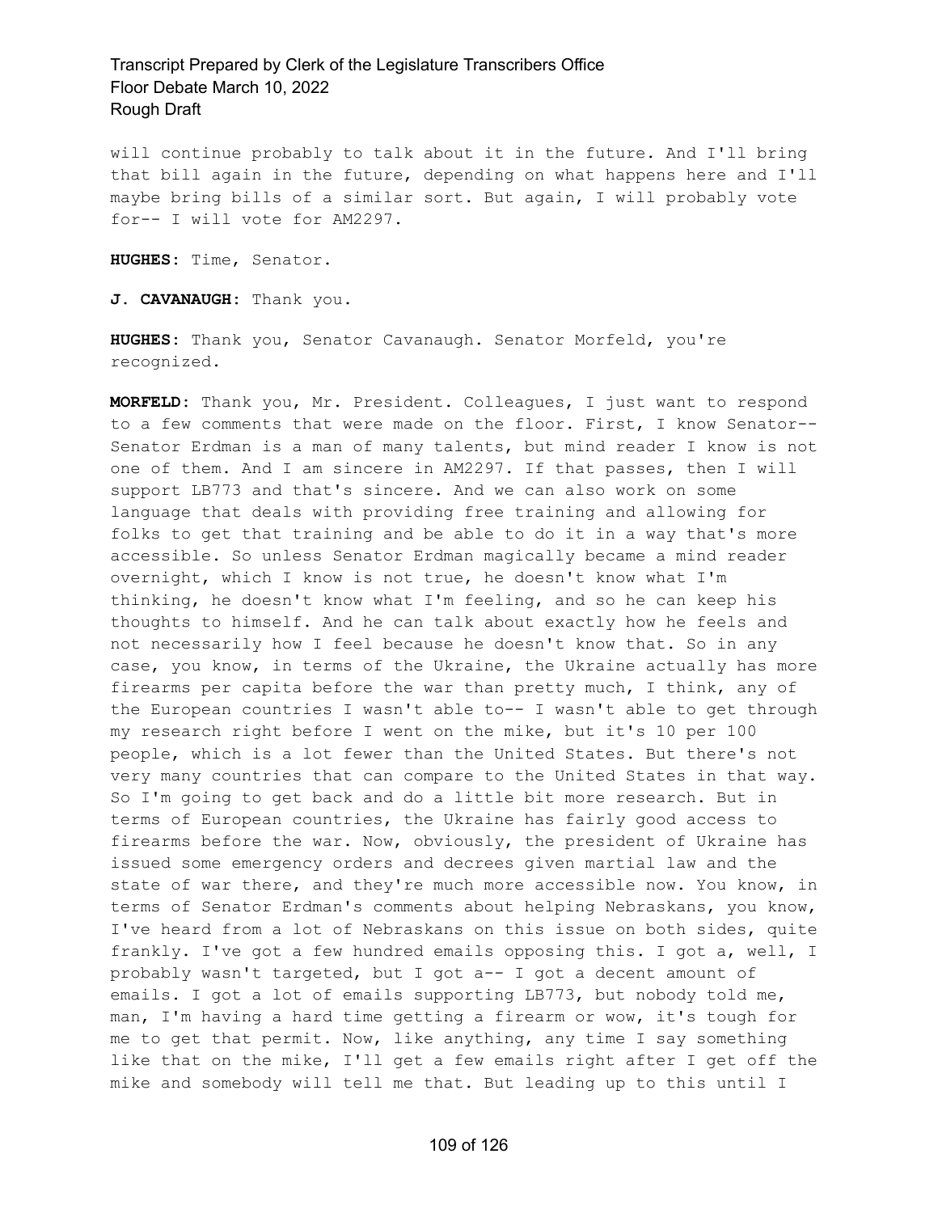will continue probably to talk about it in the future. And I'll bring that bill again in the future, depending on what happens here and I'll maybe bring bills of a similar sort. But again, I will probably vote for-- I will vote for AM2297.

**HUGHES:** Time, Senator.

**J. CAVANAUGH:** Thank you.

**HUGHES:** Thank you, Senator Cavanaugh. Senator Morfeld, you're recognized.

**MORFELD:** Thank you, Mr. President. Colleagues, I just want to respond to a few comments that were made on the floor. First, I know Senator-- Senator Erdman is a man of many talents, but mind reader I know is not one of them. And I am sincere in AM2297. If that passes, then I will support LB773 and that's sincere. And we can also work on some language that deals with providing free training and allowing for folks to get that training and be able to do it in a way that's more accessible. So unless Senator Erdman magically became a mind reader overnight, which I know is not true, he doesn't know what I'm thinking, he doesn't know what I'm feeling, and so he can keep his thoughts to himself. And he can talk about exactly how he feels and not necessarily how I feel because he doesn't know that. So in any case, you know, in terms of the Ukraine, the Ukraine actually has more firearms per capita before the war than pretty much, I think, any of the European countries I wasn't able to-- I wasn't able to get through my research right before I went on the mike, but it's 10 per 100 people, which is a lot fewer than the United States. But there's not very many countries that can compare to the United States in that way. So I'm going to get back and do a little bit more research. But in terms of European countries, the Ukraine has fairly good access to firearms before the war. Now, obviously, the president of Ukraine has issued some emergency orders and decrees given martial law and the state of war there, and they're much more accessible now. You know, in terms of Senator Erdman's comments about helping Nebraskans, you know, I've heard from a lot of Nebraskans on this issue on both sides, quite frankly. I've got a few hundred emails opposing this. I got a, well, I probably wasn't targeted, but I got a-- I got a decent amount of emails. I got a lot of emails supporting LB773, but nobody told me, man, I'm having a hard time getting a firearm or wow, it's tough for me to get that permit. Now, like anything, any time I say something like that on the mike, I'll get a few emails right after I get off the mike and somebody will tell me that. But leading up to this until I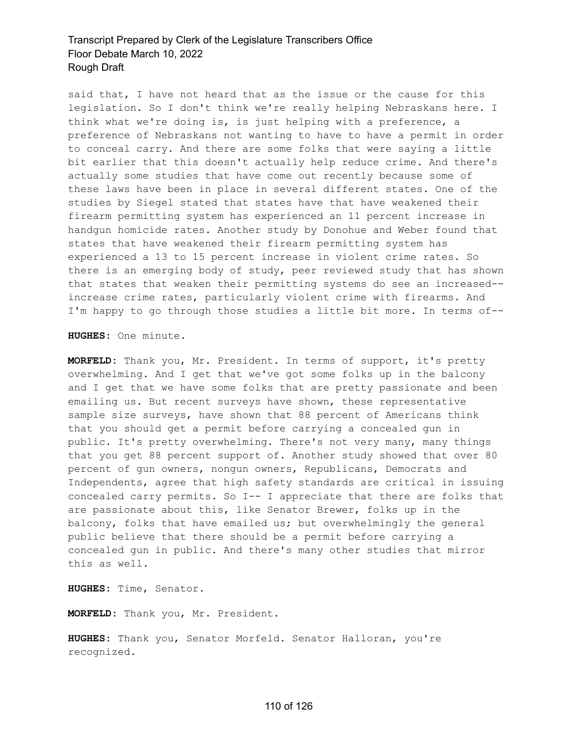said that, I have not heard that as the issue or the cause for this legislation. So I don't think we're really helping Nebraskans here. I think what we're doing is, is just helping with a preference, a preference of Nebraskans not wanting to have to have a permit in order to conceal carry. And there are some folks that were saying a little bit earlier that this doesn't actually help reduce crime. And there's actually some studies that have come out recently because some of these laws have been in place in several different states. One of the studies by Siegel stated that states have that have weakened their firearm permitting system has experienced an 11 percent increase in handgun homicide rates. Another study by Donohue and Weber found that states that have weakened their firearm permitting system has experienced a 13 to 15 percent increase in violent crime rates. So there is an emerging body of study, peer reviewed study that has shown that states that weaken their permitting systems do see an increased-- increase crime rates, particularly violent crime with firearms. And I'm happy to go through those studies a little bit more. In terms of--

**HUGHES:** One minute.

**MORFELD:** Thank you, Mr. President. In terms of support, it's pretty overwhelming. And I get that we've got some folks up in the balcony and I get that we have some folks that are pretty passionate and been emailing us. But recent surveys have shown, these representative sample size surveys, have shown that 88 percent of Americans think that you should get a permit before carrying a concealed gun in public. It's pretty overwhelming. There's not very many, many things that you get 88 percent support of. Another study showed that over 80 percent of gun owners, nongun owners, Republicans, Democrats and Independents, agree that high safety standards are critical in issuing concealed carry permits. So I-- I appreciate that there are folks that are passionate about this, like Senator Brewer, folks up in the balcony, folks that have emailed us; but overwhelmingly the general public believe that there should be a permit before carrying a concealed gun in public. And there's many other studies that mirror this as well.

**HUGHES:** Time, Senator.

**MORFELD:** Thank you, Mr. President.

**HUGHES:** Thank you, Senator Morfeld. Senator Halloran, you're recognized.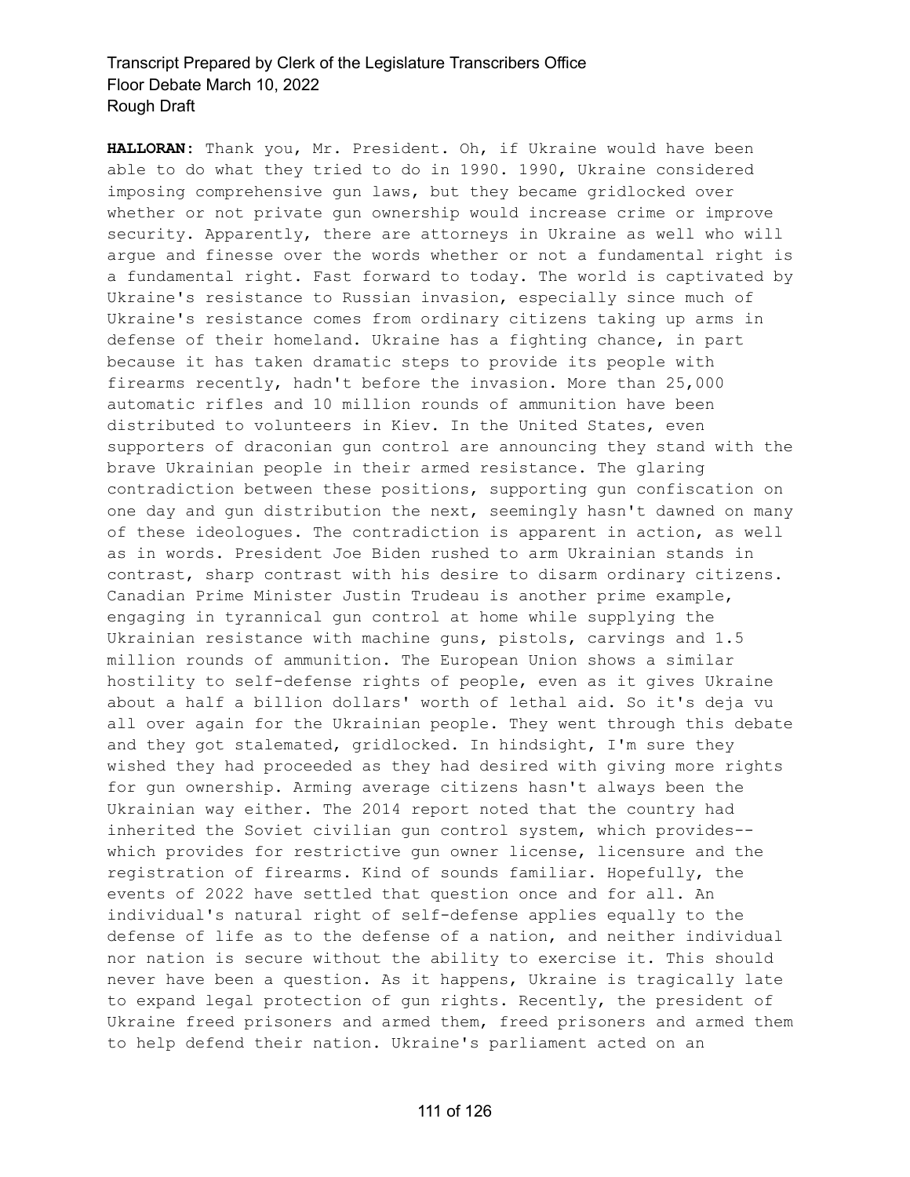**HALLORAN:** Thank you, Mr. President. Oh, if Ukraine would have been able to do what they tried to do in 1990. 1990, Ukraine considered imposing comprehensive gun laws, but they became gridlocked over whether or not private gun ownership would increase crime or improve security. Apparently, there are attorneys in Ukraine as well who will argue and finesse over the words whether or not a fundamental right is a fundamental right. Fast forward to today. The world is captivated by Ukraine's resistance to Russian invasion, especially since much of Ukraine's resistance comes from ordinary citizens taking up arms in defense of their homeland. Ukraine has a fighting chance, in part because it has taken dramatic steps to provide its people with firearms recently, hadn't before the invasion. More than 25,000 automatic rifles and 10 million rounds of ammunition have been distributed to volunteers in Kiev. In the United States, even supporters of draconian gun control are announcing they stand with the brave Ukrainian people in their armed resistance. The glaring contradiction between these positions, supporting gun confiscation on one day and gun distribution the next, seemingly hasn't dawned on many of these ideologues. The contradiction is apparent in action, as well as in words. President Joe Biden rushed to arm Ukrainian stands in contrast, sharp contrast with his desire to disarm ordinary citizens. Canadian Prime Minister Justin Trudeau is another prime example, engaging in tyrannical gun control at home while supplying the Ukrainian resistance with machine guns, pistols, carvings and 1.5 million rounds of ammunition. The European Union shows a similar hostility to self-defense rights of people, even as it gives Ukraine about a half a billion dollars' worth of lethal aid. So it's deja vu all over again for the Ukrainian people. They went through this debate and they got stalemated, gridlocked. In hindsight, I'm sure they wished they had proceeded as they had desired with giving more rights for gun ownership. Arming average citizens hasn't always been the Ukrainian way either. The 2014 report noted that the country had inherited the Soviet civilian gun control system, which provides-- which provides for restrictive gun owner license, licensure and the registration of firearms. Kind of sounds familiar. Hopefully, the events of 2022 have settled that question once and for all. An individual's natural right of self-defense applies equally to the defense of life as to the defense of a nation, and neither individual nor nation is secure without the ability to exercise it. This should never have been a question. As it happens, Ukraine is tragically late to expand legal protection of gun rights. Recently, the president of Ukraine freed prisoners and armed them, freed prisoners and armed them to help defend their nation. Ukraine's parliament acted on an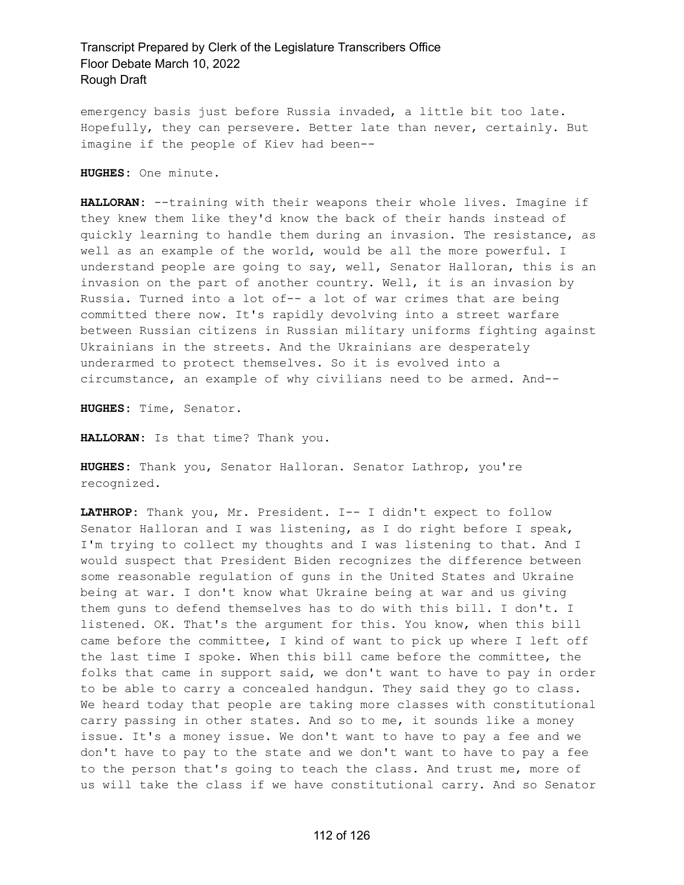emergency basis just before Russia invaded, a little bit too late. Hopefully, they can persevere. Better late than never, certainly. But imagine if the people of Kiev had been--

**HUGHES:** One minute.

**HALLORAN:** --training with their weapons their whole lives. Imagine if they knew them like they'd know the back of their hands instead of quickly learning to handle them during an invasion. The resistance, as well as an example of the world, would be all the more powerful. I understand people are going to say, well, Senator Halloran, this is an invasion on the part of another country. Well, it is an invasion by Russia. Turned into a lot of-- a lot of war crimes that are being committed there now. It's rapidly devolving into a street warfare between Russian citizens in Russian military uniforms fighting against Ukrainians in the streets. And the Ukrainians are desperately underarmed to protect themselves. So it is evolved into a circumstance, an example of why civilians need to be armed. And--

**HUGHES:** Time, Senator.

**HALLORAN:** Is that time? Thank you.

**HUGHES:** Thank you, Senator Halloran. Senator Lathrop, you're recognized.

**LATHROP:** Thank you, Mr. President. I-- I didn't expect to follow Senator Halloran and I was listening, as I do right before I speak, I'm trying to collect my thoughts and I was listening to that. And I would suspect that President Biden recognizes the difference between some reasonable regulation of guns in the United States and Ukraine being at war. I don't know what Ukraine being at war and us giving them guns to defend themselves has to do with this bill. I don't. I listened. OK. That's the argument for this. You know, when this bill came before the committee, I kind of want to pick up where I left off the last time I spoke. When this bill came before the committee, the folks that came in support said, we don't want to have to pay in order to be able to carry a concealed handgun. They said they go to class. We heard today that people are taking more classes with constitutional carry passing in other states. And so to me, it sounds like a money issue. It's a money issue. We don't want to have to pay a fee and we don't have to pay to the state and we don't want to have to pay a fee to the person that's going to teach the class. And trust me, more of us will take the class if we have constitutional carry. And so Senator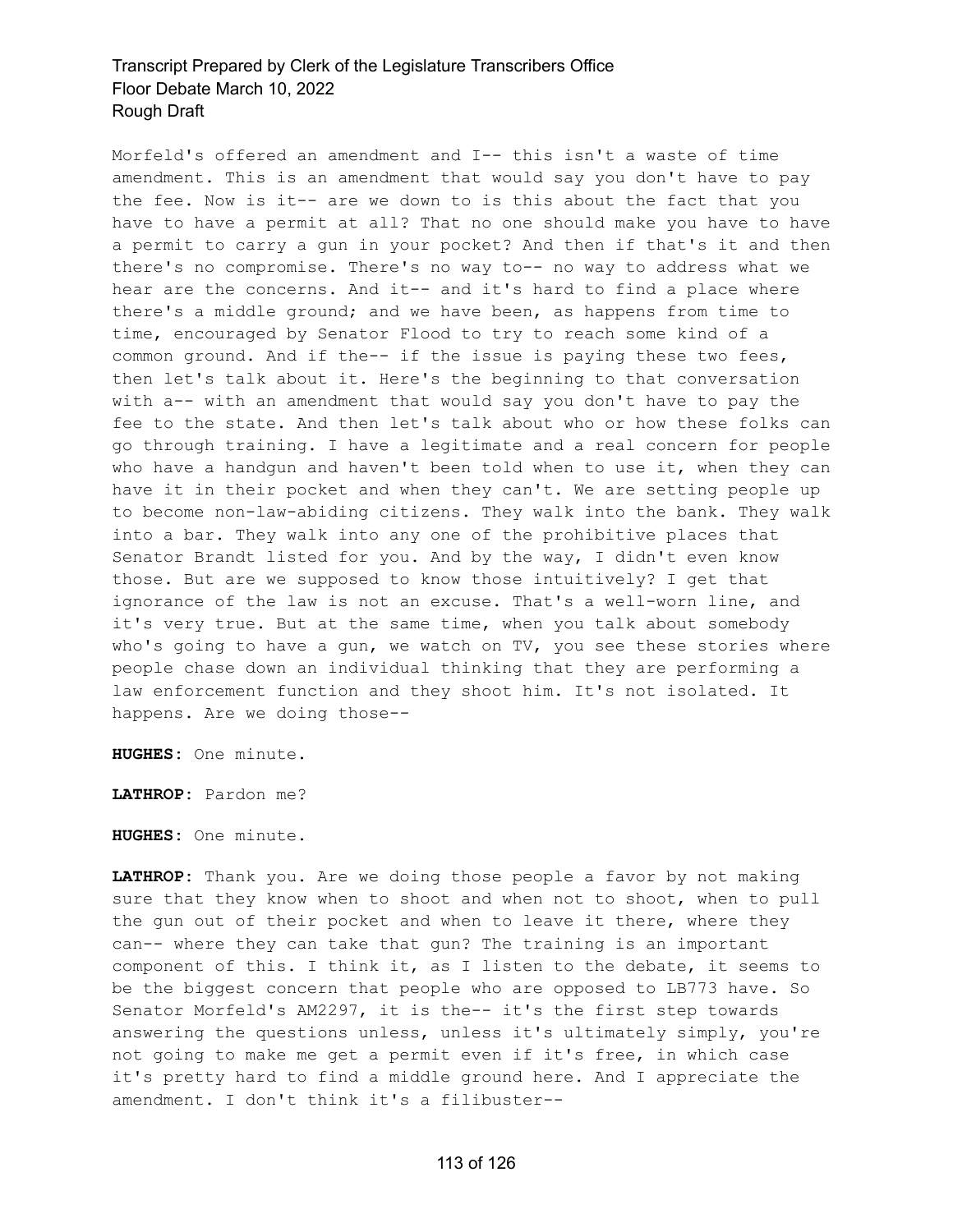Morfeld's offered an amendment and I-- this isn't a waste of time amendment. This is an amendment that would say you don't have to pay the fee. Now is it-- are we down to is this about the fact that you have to have a permit at all? That no one should make you have to have a permit to carry a gun in your pocket? And then if that's it and then there's no compromise. There's no way to-- no way to address what we hear are the concerns. And it-- and it's hard to find a place where there's a middle ground; and we have been, as happens from time to time, encouraged by Senator Flood to try to reach some kind of a common ground. And if the-- if the issue is paying these two fees, then let's talk about it. Here's the beginning to that conversation with a-- with an amendment that would say you don't have to pay the fee to the state. And then let's talk about who or how these folks can go through training. I have a legitimate and a real concern for people who have a handgun and haven't been told when to use it, when they can have it in their pocket and when they can't. We are setting people up to become non-law-abiding citizens. They walk into the bank. They walk into a bar. They walk into any one of the prohibitive places that Senator Brandt listed for you. And by the way, I didn't even know those. But are we supposed to know those intuitively? I get that ignorance of the law is not an excuse. That's a well-worn line, and it's very true. But at the same time, when you talk about somebody who's going to have a gun, we watch on TV, you see these stories where people chase down an individual thinking that they are performing a law enforcement function and they shoot him. It's not isolated. It happens. Are we doing those--

**HUGHES:** One minute.

**LATHROP:** Pardon me?

**HUGHES:** One minute.

**LATHROP:** Thank you. Are we doing those people a favor by not making sure that they know when to shoot and when not to shoot, when to pull the gun out of their pocket and when to leave it there, where they can-- where they can take that gun? The training is an important component of this. I think it, as I listen to the debate, it seems to be the biggest concern that people who are opposed to LB773 have. So Senator Morfeld's AM2297, it is the-- it's the first step towards answering the questions unless, unless it's ultimately simply, you're not going to make me get a permit even if it's free, in which case it's pretty hard to find a middle ground here. And I appreciate the amendment. I don't think it's a filibuster--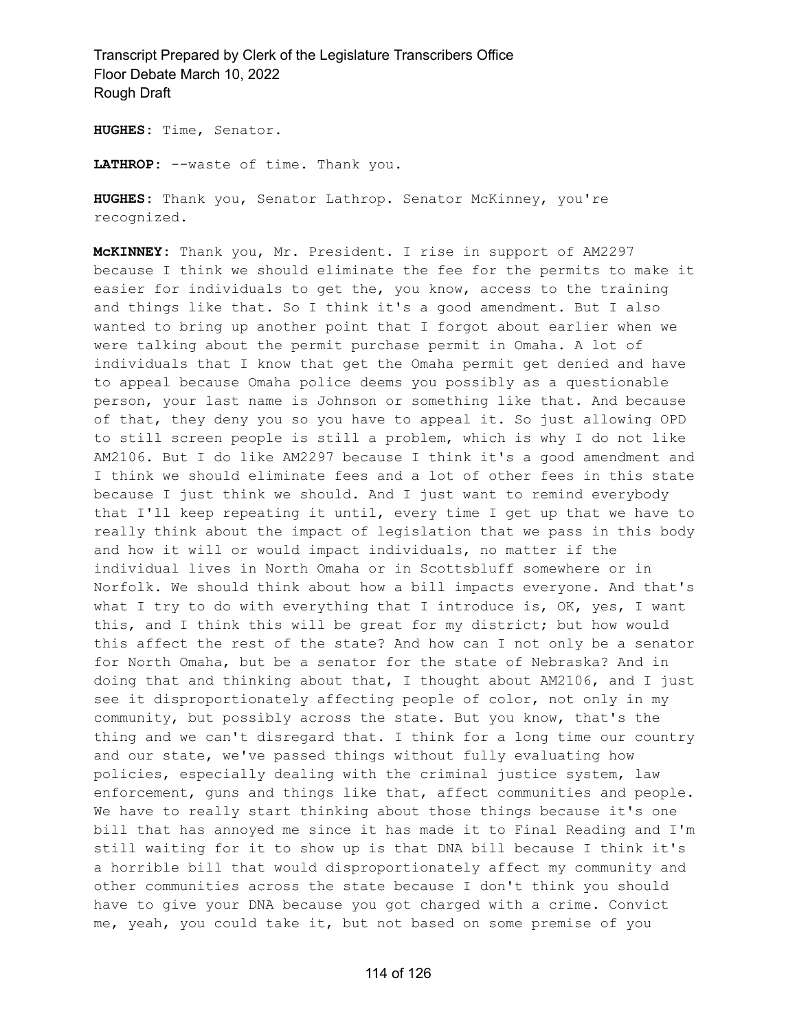**HUGHES:** Time, Senator.

**LATHROP:** --waste of time. Thank you.

**HUGHES:** Thank you, Senator Lathrop. Senator McKinney, you're recognized.

**McKINNEY:** Thank you, Mr. President. I rise in support of AM2297 because I think we should eliminate the fee for the permits to make it easier for individuals to get the, you know, access to the training and things like that. So I think it's a good amendment. But I also wanted to bring up another point that I forgot about earlier when we were talking about the permit purchase permit in Omaha. A lot of individuals that I know that get the Omaha permit get denied and have to appeal because Omaha police deems you possibly as a questionable person, your last name is Johnson or something like that. And because of that, they deny you so you have to appeal it. So just allowing OPD to still screen people is still a problem, which is why I do not like AM2106. But I do like AM2297 because I think it's a good amendment and I think we should eliminate fees and a lot of other fees in this state because I just think we should. And I just want to remind everybody that I'll keep repeating it until, every time I get up that we have to really think about the impact of legislation that we pass in this body and how it will or would impact individuals, no matter if the individual lives in North Omaha or in Scottsbluff somewhere or in Norfolk. We should think about how a bill impacts everyone. And that's what I try to do with everything that I introduce is, OK, yes, I want this, and I think this will be great for my district; but how would this affect the rest of the state? And how can I not only be a senator for North Omaha, but be a senator for the state of Nebraska? And in doing that and thinking about that, I thought about AM2106, and I just see it disproportionately affecting people of color, not only in my community, but possibly across the state. But you know, that's the thing and we can't disregard that. I think for a long time our country and our state, we've passed things without fully evaluating how policies, especially dealing with the criminal justice system, law enforcement, guns and things like that, affect communities and people. We have to really start thinking about those things because it's one bill that has annoyed me since it has made it to Final Reading and I'm still waiting for it to show up is that DNA bill because I think it's a horrible bill that would disproportionately affect my community and other communities across the state because I don't think you should have to give your DNA because you got charged with a crime. Convict me, yeah, you could take it, but not based on some premise of you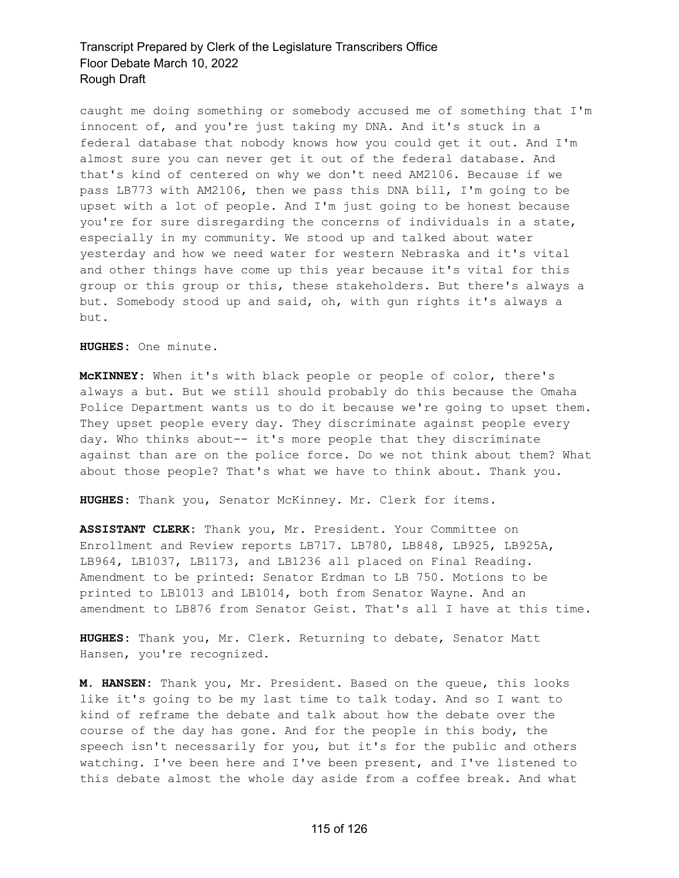caught me doing something or somebody accused me of something that I'm innocent of, and you're just taking my DNA. And it's stuck in a federal database that nobody knows how you could get it out. And I'm almost sure you can never get it out of the federal database. And that's kind of centered on why we don't need AM2106. Because if we pass LB773 with AM2106, then we pass this DNA bill, I'm going to be upset with a lot of people. And I'm just going to be honest because you're for sure disregarding the concerns of individuals in a state, especially in my community. We stood up and talked about water yesterday and how we need water for western Nebraska and it's vital and other things have come up this year because it's vital for this group or this group or this, these stakeholders. But there's always a but. Somebody stood up and said, oh, with gun rights it's always a but.

**HUGHES:** One minute.

**McKINNEY:** When it's with black people or people of color, there's always a but. But we still should probably do this because the Omaha Police Department wants us to do it because we're going to upset them. They upset people every day. They discriminate against people every day. Who thinks about-- it's more people that they discriminate against than are on the police force. Do we not think about them? What about those people? That's what we have to think about. Thank you.

**HUGHES:** Thank you, Senator McKinney. Mr. Clerk for items.

**ASSISTANT CLERK:** Thank you, Mr. President. Your Committee on Enrollment and Review reports LB717. LB780, LB848, LB925, LB925A, LB964, LB1037, LB1173, and LB1236 all placed on Final Reading. Amendment to be printed: Senator Erdman to LB 750. Motions to be printed to LB1013 and LB1014, both from Senator Wayne. And an amendment to LB876 from Senator Geist. That's all I have at this time.

**HUGHES:** Thank you, Mr. Clerk. Returning to debate, Senator Matt Hansen, you're recognized.

**M. HANSEN:** Thank you, Mr. President. Based on the queue, this looks like it's going to be my last time to talk today. And so I want to kind of reframe the debate and talk about how the debate over the course of the day has gone. And for the people in this body, the speech isn't necessarily for you, but it's for the public and others watching. I've been here and I've been present, and I've listened to this debate almost the whole day aside from a coffee break. And what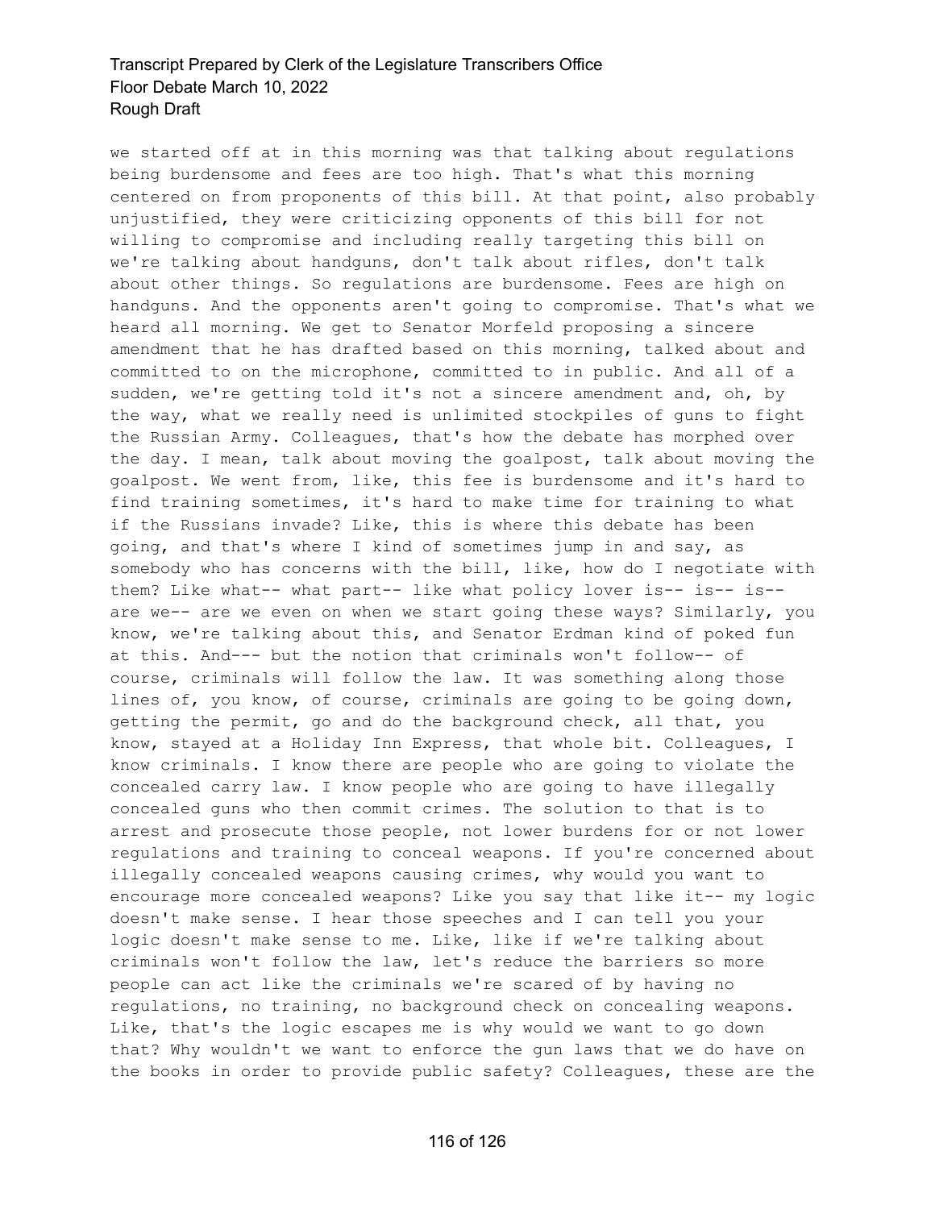we started off at in this morning was that talking about regulations being burdensome and fees are too high. That's what this morning centered on from proponents of this bill. At that point, also probably unjustified, they were criticizing opponents of this bill for not willing to compromise and including really targeting this bill on we're talking about handguns, don't talk about rifles, don't talk about other things. So regulations are burdensome. Fees are high on handguns. And the opponents aren't going to compromise. That's what we heard all morning. We get to Senator Morfeld proposing a sincere amendment that he has drafted based on this morning, talked about and committed to on the microphone, committed to in public. And all of a sudden, we're getting told it's not a sincere amendment and, oh, by the way, what we really need is unlimited stockpiles of guns to fight the Russian Army. Colleagues, that's how the debate has morphed over the day. I mean, talk about moving the goalpost, talk about moving the goalpost. We went from, like, this fee is burdensome and it's hard to find training sometimes, it's hard to make time for training to what if the Russians invade? Like, this is where this debate has been going, and that's where I kind of sometimes jump in and say, as somebody who has concerns with the bill, like, how do I negotiate with them? Like what-- what part-- like what policy lover is-- is-- is-- are we-- are we even on when we start going these ways? Similarly, you know, we're talking about this, and Senator Erdman kind of poked fun at this. And--- but the notion that criminals won't follow-- of course, criminals will follow the law. It was something along those lines of, you know, of course, criminals are going to be going down, getting the permit, go and do the background check, all that, you know, stayed at a Holiday Inn Express, that whole bit. Colleagues, I know criminals. I know there are people who are going to violate the concealed carry law. I know people who are going to have illegally concealed guns who then commit crimes. The solution to that is to arrest and prosecute those people, not lower burdens for or not lower regulations and training to conceal weapons. If you're concerned about illegally concealed weapons causing crimes, why would you want to encourage more concealed weapons? Like you say that like it-- my logic doesn't make sense. I hear those speeches and I can tell you your logic doesn't make sense to me. Like, like if we're talking about criminals won't follow the law, let's reduce the barriers so more people can act like the criminals we're scared of by having no regulations, no training, no background check on concealing weapons. Like, that's the logic escapes me is why would we want to go down that? Why wouldn't we want to enforce the gun laws that we do have on the books in order to provide public safety? Colleagues, these are the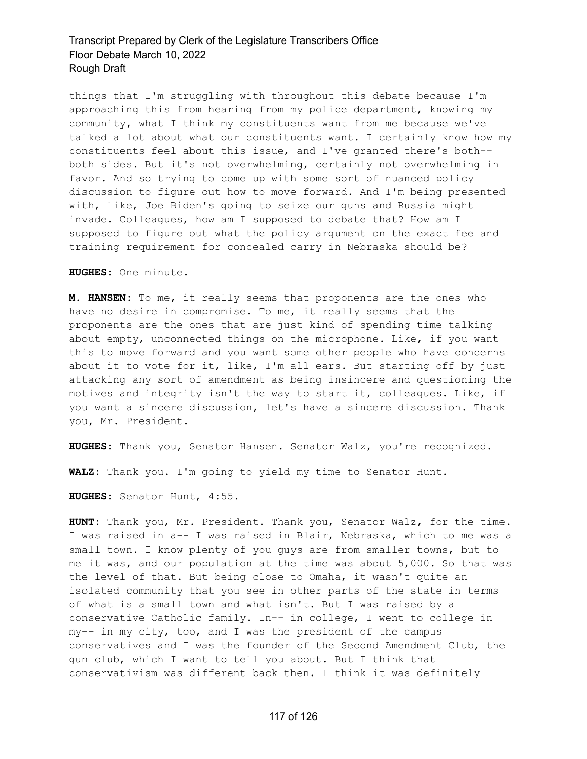things that I'm struggling with throughout this debate because I'm approaching this from hearing from my police department, knowing my community, what I think my constituents want from me because we've talked a lot about what our constituents want. I certainly know how my constituents feel about this issue, and I've granted there's both-- both sides. But it's not overwhelming, certainly not overwhelming in favor. And so trying to come up with some sort of nuanced policy discussion to figure out how to move forward. And I'm being presented with, like, Joe Biden's going to seize our guns and Russia might invade. Colleagues, how am I supposed to debate that? How am I supposed to figure out what the policy argument on the exact fee and training requirement for concealed carry in Nebraska should be?

**HUGHES:** One minute.

**M. HANSEN:** To me, it really seems that proponents are the ones who have no desire in compromise. To me, it really seems that the proponents are the ones that are just kind of spending time talking about empty, unconnected things on the microphone. Like, if you want this to move forward and you want some other people who have concerns about it to vote for it, like, I'm all ears. But starting off by just attacking any sort of amendment as being insincere and questioning the motives and integrity isn't the way to start it, colleagues. Like, if you want a sincere discussion, let's have a sincere discussion. Thank you, Mr. President.

**HUGHES:** Thank you, Senator Hansen. Senator Walz, you're recognized.

**WALZ:** Thank you. I'm going to yield my time to Senator Hunt.

**HUGHES:** Senator Hunt, 4:55.

**HUNT:** Thank you, Mr. President. Thank you, Senator Walz, for the time. I was raised in a-- I was raised in Blair, Nebraska, which to me was a small town. I know plenty of you guys are from smaller towns, but to me it was, and our population at the time was about 5,000. So that was the level of that. But being close to Omaha, it wasn't quite an isolated community that you see in other parts of the state in terms of what is a small town and what isn't. But I was raised by a conservative Catholic family. In-- in college, I went to college in my-- in my city, too, and I was the president of the campus conservatives and I was the founder of the Second Amendment Club, the gun club, which I want to tell you about. But I think that conservativism was different back then. I think it was definitely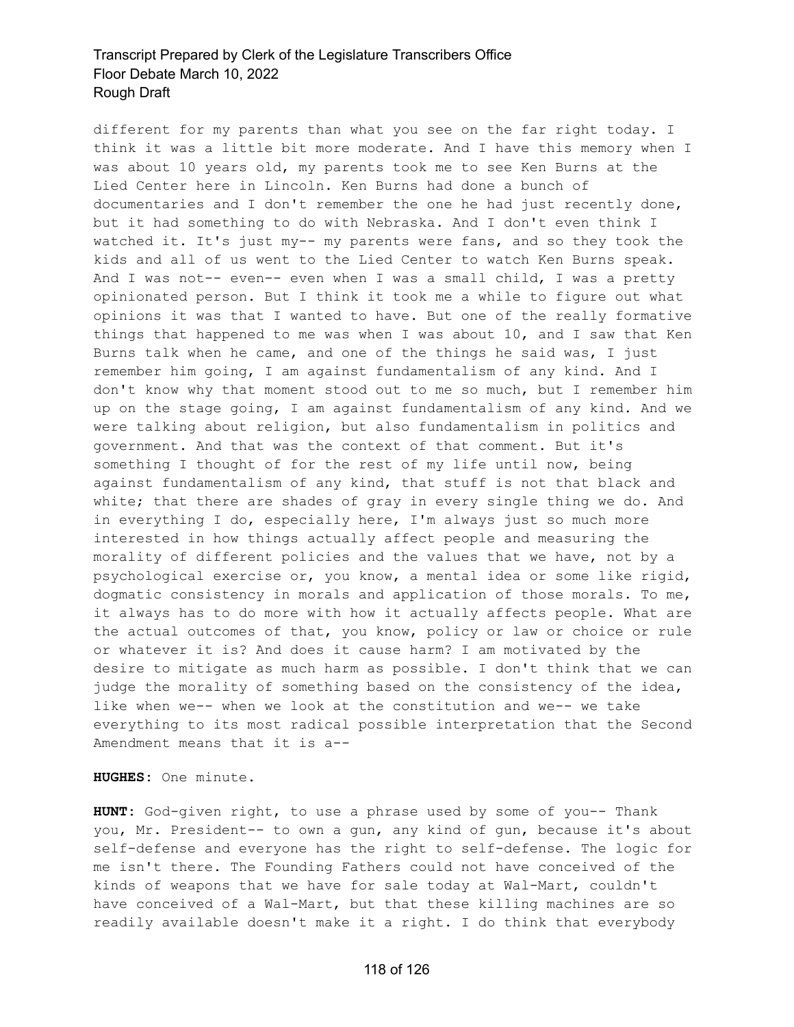different for my parents than what you see on the far right today. I think it was a little bit more moderate. And I have this memory when I was about 10 years old, my parents took me to see Ken Burns at the Lied Center here in Lincoln. Ken Burns had done a bunch of documentaries and I don't remember the one he had just recently done, but it had something to do with Nebraska. And I don't even think I watched it. It's just my-- my parents were fans, and so they took the kids and all of us went to the Lied Center to watch Ken Burns speak. And I was not-- even-- even when I was a small child, I was a pretty opinionated person. But I think it took me a while to figure out what opinions it was that I wanted to have. But one of the really formative things that happened to me was when I was about 10, and I saw that Ken Burns talk when he came, and one of the things he said was, I just remember him going, I am against fundamentalism of any kind. And I don't know why that moment stood out to me so much, but I remember him up on the stage going, I am against fundamentalism of any kind. And we were talking about religion, but also fundamentalism in politics and government. And that was the context of that comment. But it's something I thought of for the rest of my life until now, being against fundamentalism of any kind, that stuff is not that black and white; that there are shades of gray in every single thing we do. And in everything I do, especially here, I'm always just so much more interested in how things actually affect people and measuring the morality of different policies and the values that we have, not by a psychological exercise or, you know, a mental idea or some like rigid, dogmatic consistency in morals and application of those morals. To me, it always has to do more with how it actually affects people. What are the actual outcomes of that, you know, policy or law or choice or rule or whatever it is? And does it cause harm? I am motivated by the desire to mitigate as much harm as possible. I don't think that we can judge the morality of something based on the consistency of the idea, like when we-- when we look at the constitution and we-- we take everything to its most radical possible interpretation that the Second Amendment means that it is a--

**HUGHES:** One minute.

**HUNT:** God-given right, to use a phrase used by some of you-- Thank you, Mr. President-- to own a gun, any kind of gun, because it's about self-defense and everyone has the right to self-defense. The logic for me isn't there. The Founding Fathers could not have conceived of the kinds of weapons that we have for sale today at Wal-Mart, couldn't have conceived of a Wal-Mart, but that these killing machines are so readily available doesn't make it a right. I do think that everybody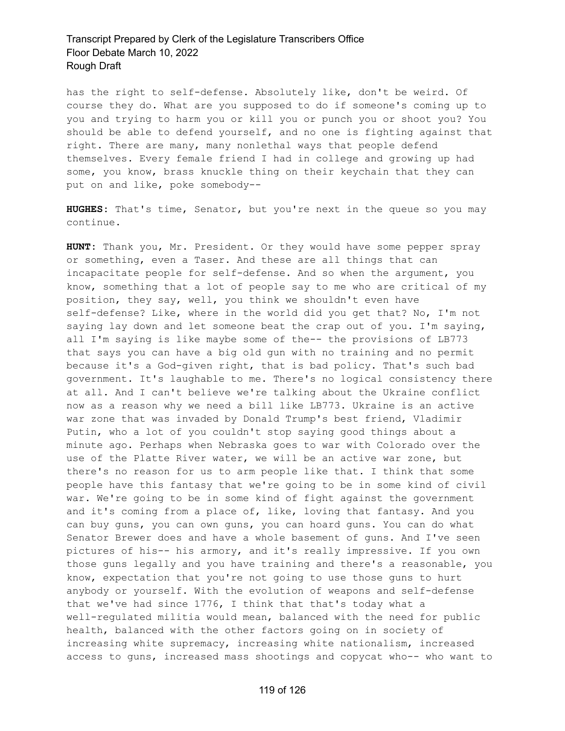has the right to self-defense. Absolutely like, don't be weird. Of course they do. What are you supposed to do if someone's coming up to you and trying to harm you or kill you or punch you or shoot you? You should be able to defend yourself, and no one is fighting against that right. There are many, many nonlethal ways that people defend themselves. Every female friend I had in college and growing up had some, you know, brass knuckle thing on their keychain that they can put on and like, poke somebody--

**HUGHES:** That's time, Senator, but you're next in the queue so you may continue.

**HUNT:** Thank you, Mr. President. Or they would have some pepper spray or something, even a Taser. And these are all things that can incapacitate people for self-defense. And so when the argument, you know, something that a lot of people say to me who are critical of my position, they say, well, you think we shouldn't even have self-defense? Like, where in the world did you get that? No, I'm not saying lay down and let someone beat the crap out of you. I'm saying, all I'm saying is like maybe some of the-- the provisions of LB773 that says you can have a big old gun with no training and no permit because it's a God-given right, that is bad policy. That's such bad government. It's laughable to me. There's no logical consistency there at all. And I can't believe we're talking about the Ukraine conflict now as a reason why we need a bill like LB773. Ukraine is an active war zone that was invaded by Donald Trump's best friend, Vladimir Putin, who a lot of you couldn't stop saying good things about a minute ago. Perhaps when Nebraska goes to war with Colorado over the use of the Platte River water, we will be an active war zone, but there's no reason for us to arm people like that. I think that some people have this fantasy that we're going to be in some kind of civil war. We're going to be in some kind of fight against the government and it's coming from a place of, like, loving that fantasy. And you can buy guns, you can own guns, you can hoard guns. You can do what Senator Brewer does and have a whole basement of guns. And I've seen pictures of his-- his armory, and it's really impressive. If you own those guns legally and you have training and there's a reasonable, you know, expectation that you're not going to use those guns to hurt anybody or yourself. With the evolution of weapons and self-defense that we've had since 1776, I think that that's today what a well-regulated militia would mean, balanced with the need for public health, balanced with the other factors going on in society of increasing white supremacy, increasing white nationalism, increased access to guns, increased mass shootings and copycat who-- who want to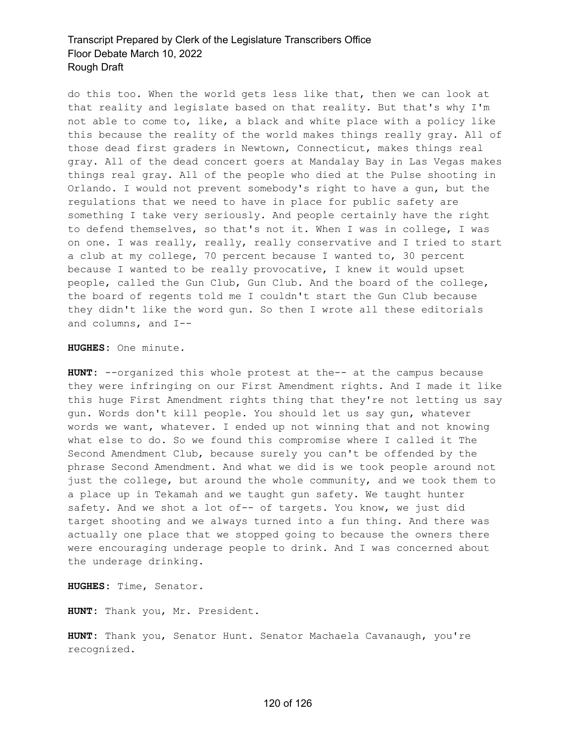do this too. When the world gets less like that, then we can look at that reality and legislate based on that reality. But that's why I'm not able to come to, like, a black and white place with a policy like this because the reality of the world makes things really gray. All of those dead first graders in Newtown, Connecticut, makes things real gray. All of the dead concert goers at Mandalay Bay in Las Vegas makes things real gray. All of the people who died at the Pulse shooting in Orlando. I would not prevent somebody's right to have a gun, but the regulations that we need to have in place for public safety are something I take very seriously. And people certainly have the right to defend themselves, so that's not it. When I was in college, I was on one. I was really, really, really conservative and I tried to start a club at my college, 70 percent because I wanted to, 30 percent because I wanted to be really provocative, I knew it would upset people, called the Gun Club, Gun Club. And the board of the college, the board of regents told me I couldn't start the Gun Club because they didn't like the word gun. So then I wrote all these editorials and columns, and I--

**HUGHES:** One minute.

**HUNT:** --organized this whole protest at the-- at the campus because they were infringing on our First Amendment rights. And I made it like this huge First Amendment rights thing that they're not letting us say gun. Words don't kill people. You should let us say gun, whatever words we want, whatever. I ended up not winning that and not knowing what else to do. So we found this compromise where I called it The Second Amendment Club, because surely you can't be offended by the phrase Second Amendment. And what we did is we took people around not just the college, but around the whole community, and we took them to a place up in Tekamah and we taught gun safety. We taught hunter safety. And we shot a lot of-- of targets. You know, we just did target shooting and we always turned into a fun thing. And there was actually one place that we stopped going to because the owners there were encouraging underage people to drink. And I was concerned about the underage drinking.

**HUGHES:** Time, Senator.

**HUNT:** Thank you, Mr. President.

**HUNT:** Thank you, Senator Hunt. Senator Machaela Cavanaugh, you're recognized.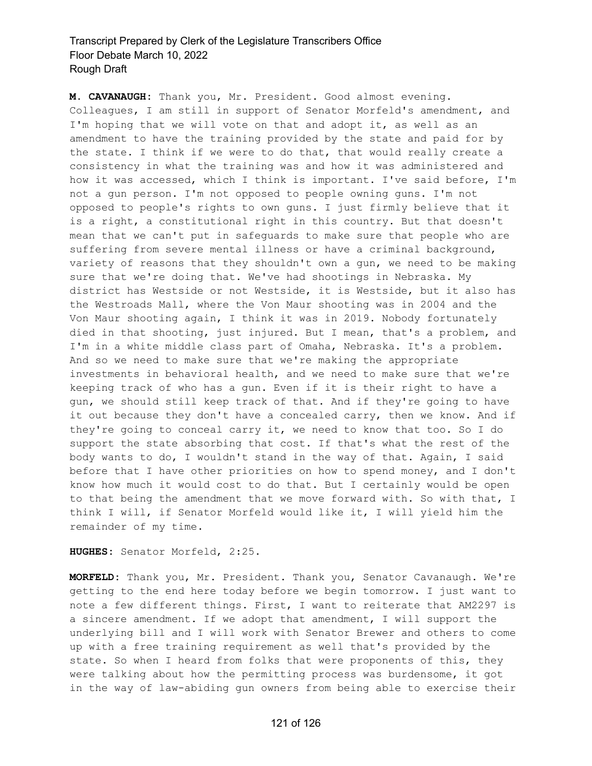**M. CAVANAUGH:** Thank you, Mr. President. Good almost evening. Colleagues, I am still in support of Senator Morfeld's amendment, and I'm hoping that we will vote on that and adopt it, as well as an amendment to have the training provided by the state and paid for by the state. I think if we were to do that, that would really create a consistency in what the training was and how it was administered and how it was accessed, which I think is important. I've said before, I'm not a gun person. I'm not opposed to people owning guns. I'm not opposed to people's rights to own guns. I just firmly believe that it is a right, a constitutional right in this country. But that doesn't mean that we can't put in safeguards to make sure that people who are suffering from severe mental illness or have a criminal background, variety of reasons that they shouldn't own a gun, we need to be making sure that we're doing that. We've had shootings in Nebraska. My district has Westside or not Westside, it is Westside, but it also has the Westroads Mall, where the Von Maur shooting was in 2004 and the Von Maur shooting again, I think it was in 2019. Nobody fortunately died in that shooting, just injured. But I mean, that's a problem, and I'm in a white middle class part of Omaha, Nebraska. It's a problem. And so we need to make sure that we're making the appropriate investments in behavioral health, and we need to make sure that we're keeping track of who has a gun. Even if it is their right to have a gun, we should still keep track of that. And if they're going to have it out because they don't have a concealed carry, then we know. And if they're going to conceal carry it, we need to know that too. So I do support the state absorbing that cost. If that's what the rest of the body wants to do, I wouldn't stand in the way of that. Again, I said before that I have other priorities on how to spend money, and I don't know how much it would cost to do that. But I certainly would be open to that being the amendment that we move forward with. So with that, I think I will, if Senator Morfeld would like it, I will yield him the remainder of my time.

**HUGHES:** Senator Morfeld, 2:25.

**MORFELD:** Thank you, Mr. President. Thank you, Senator Cavanaugh. We're getting to the end here today before we begin tomorrow. I just want to note a few different things. First, I want to reiterate that AM2297 is a sincere amendment. If we adopt that amendment, I will support the underlying bill and I will work with Senator Brewer and others to come up with a free training requirement as well that's provided by the state. So when I heard from folks that were proponents of this, they were talking about how the permitting process was burdensome, it got in the way of law-abiding gun owners from being able to exercise their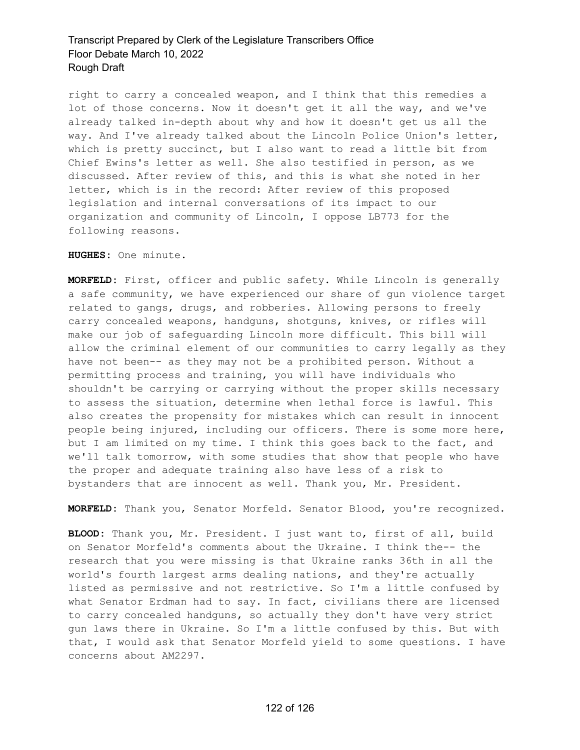right to carry a concealed weapon, and I think that this remedies a lot of those concerns. Now it doesn't get it all the way, and we've already talked in-depth about why and how it doesn't get us all the way. And I've already talked about the Lincoln Police Union's letter, which is pretty succinct, but I also want to read a little bit from Chief Ewins's letter as well. She also testified in person, as we discussed. After review of this, and this is what she noted in her letter, which is in the record: After review of this proposed legislation and internal conversations of its impact to our organization and community of Lincoln, I oppose LB773 for the following reasons.

**HUGHES:** One minute.

**MORFELD:** First, officer and public safety. While Lincoln is generally a safe community, we have experienced our share of gun violence target related to gangs, drugs, and robberies. Allowing persons to freely carry concealed weapons, handguns, shotguns, knives, or rifles will make our job of safeguarding Lincoln more difficult. This bill will allow the criminal element of our communities to carry legally as they have not been-- as they may not be a prohibited person. Without a permitting process and training, you will have individuals who shouldn't be carrying or carrying without the proper skills necessary to assess the situation, determine when lethal force is lawful. This also creates the propensity for mistakes which can result in innocent people being injured, including our officers. There is some more here, but I am limited on my time. I think this goes back to the fact, and we'll talk tomorrow, with some studies that show that people who have the proper and adequate training also have less of a risk to bystanders that are innocent as well. Thank you, Mr. President.

**MORFELD:** Thank you, Senator Morfeld. Senator Blood, you're recognized.

**BLOOD:** Thank you, Mr. President. I just want to, first of all, build on Senator Morfeld's comments about the Ukraine. I think the-- the research that you were missing is that Ukraine ranks 36th in all the world's fourth largest arms dealing nations, and they're actually listed as permissive and not restrictive. So I'm a little confused by what Senator Erdman had to say. In fact, civilians there are licensed to carry concealed handguns, so actually they don't have very strict gun laws there in Ukraine. So I'm a little confused by this. But with that, I would ask that Senator Morfeld yield to some questions. I have concerns about AM2297.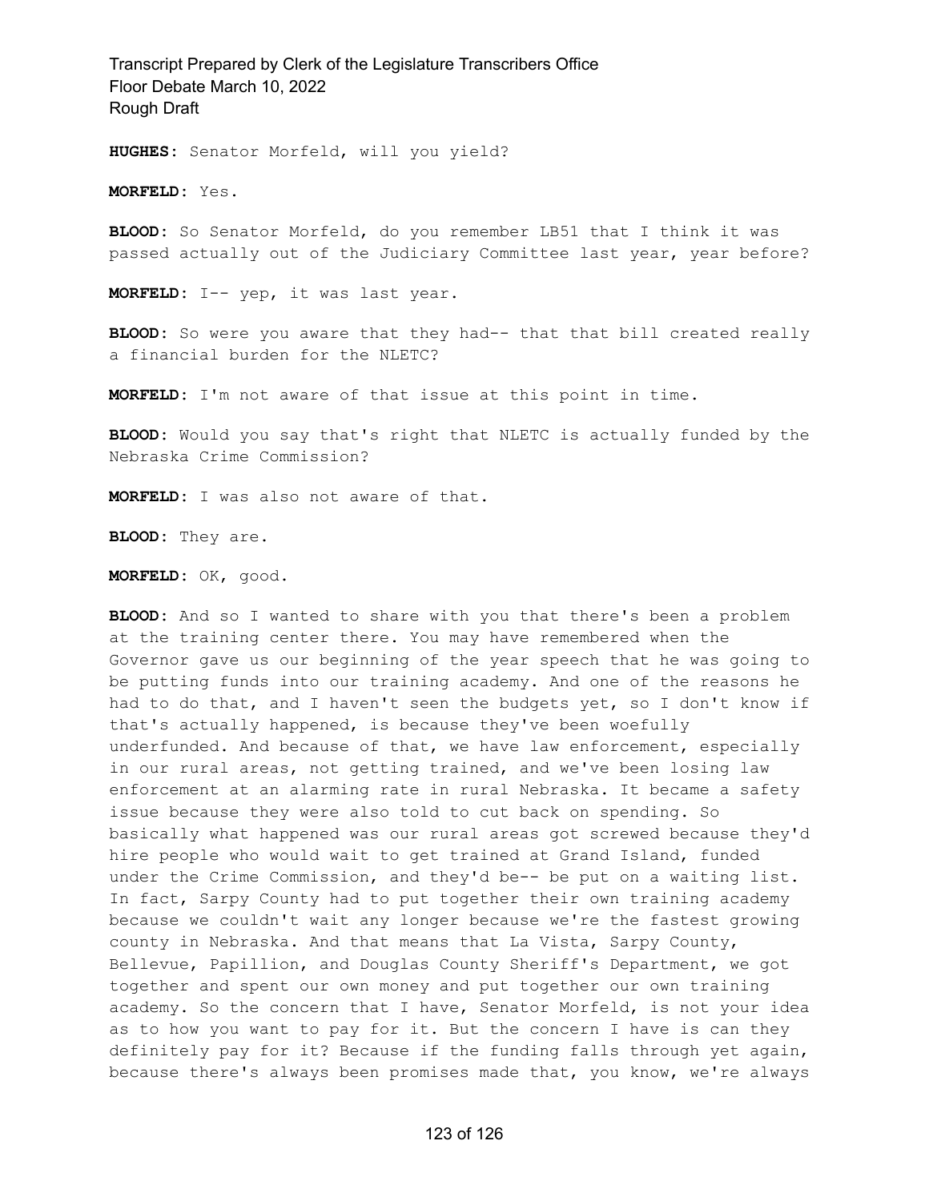**HUGHES:** Senator Morfeld, will you yield?

**MORFELD:** Yes.

**BLOOD:** So Senator Morfeld, do you remember LB51 that I think it was passed actually out of the Judiciary Committee last year, year before?

**MORFELD:** I-- yep, it was last year.

**BLOOD:** So were you aware that they had-- that that bill created really a financial burden for the NLETC?

**MORFELD:** I'm not aware of that issue at this point in time.

**BLOOD:** Would you say that's right that NLETC is actually funded by the Nebraska Crime Commission?

**MORFELD:** I was also not aware of that.

**BLOOD:** They are.

**MORFELD:** OK, good.

**BLOOD:** And so I wanted to share with you that there's been a problem at the training center there. You may have remembered when the Governor gave us our beginning of the year speech that he was going to be putting funds into our training academy. And one of the reasons he had to do that, and I haven't seen the budgets yet, so I don't know if that's actually happened, is because they've been woefully underfunded. And because of that, we have law enforcement, especially in our rural areas, not getting trained, and we've been losing law enforcement at an alarming rate in rural Nebraska. It became a safety issue because they were also told to cut back on spending. So basically what happened was our rural areas got screwed because they'd hire people who would wait to get trained at Grand Island, funded under the Crime Commission, and they'd be-- be put on a waiting list. In fact, Sarpy County had to put together their own training academy because we couldn't wait any longer because we're the fastest growing county in Nebraska. And that means that La Vista, Sarpy County, Bellevue, Papillion, and Douglas County Sheriff's Department, we got together and spent our own money and put together our own training academy. So the concern that I have, Senator Morfeld, is not your idea as to how you want to pay for it. But the concern I have is can they definitely pay for it? Because if the funding falls through yet again, because there's always been promises made that, you know, we're always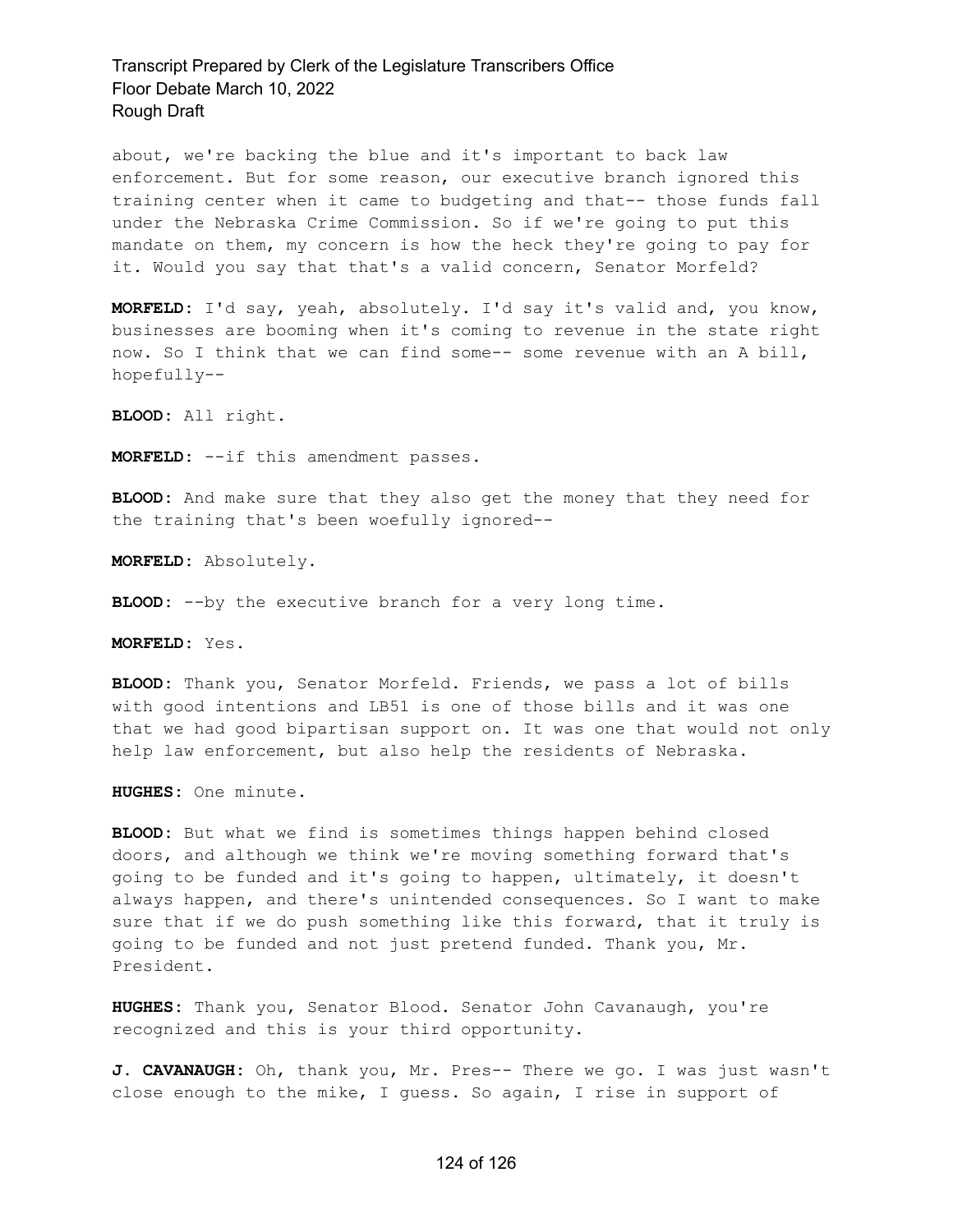about, we're backing the blue and it's important to back law enforcement. But for some reason, our executive branch ignored this training center when it came to budgeting and that-- those funds fall under the Nebraska Crime Commission. So if we're going to put this mandate on them, my concern is how the heck they're going to pay for it. Would you say that that's a valid concern, Senator Morfeld?

**MORFELD:** I'd say, yeah, absolutely. I'd say it's valid and, you know, businesses are booming when it's coming to revenue in the state right now. So I think that we can find some-- some revenue with an A bill, hopefully--

**BLOOD:** All right.

**MORFELD:** --if this amendment passes.

**BLOOD:** And make sure that they also get the money that they need for the training that's been woefully ignored--

**MORFELD:** Absolutely.

**BLOOD:** --by the executive branch for a very long time.

**MORFELD:** Yes.

**BLOOD:** Thank you, Senator Morfeld. Friends, we pass a lot of bills with good intentions and LB51 is one of those bills and it was one that we had good bipartisan support on. It was one that would not only help law enforcement, but also help the residents of Nebraska.

**HUGHES:** One minute.

**BLOOD:** But what we find is sometimes things happen behind closed doors, and although we think we're moving something forward that's going to be funded and it's going to happen, ultimately, it doesn't always happen, and there's unintended consequences. So I want to make sure that if we do push something like this forward, that it truly is going to be funded and not just pretend funded. Thank you, Mr. President.

**HUGHES:** Thank you, Senator Blood. Senator John Cavanaugh, you're recognized and this is your third opportunity.

**J. CAVANAUGH:** Oh, thank you, Mr. Pres-- There we go. I was just wasn't close enough to the mike, I guess. So again, I rise in support of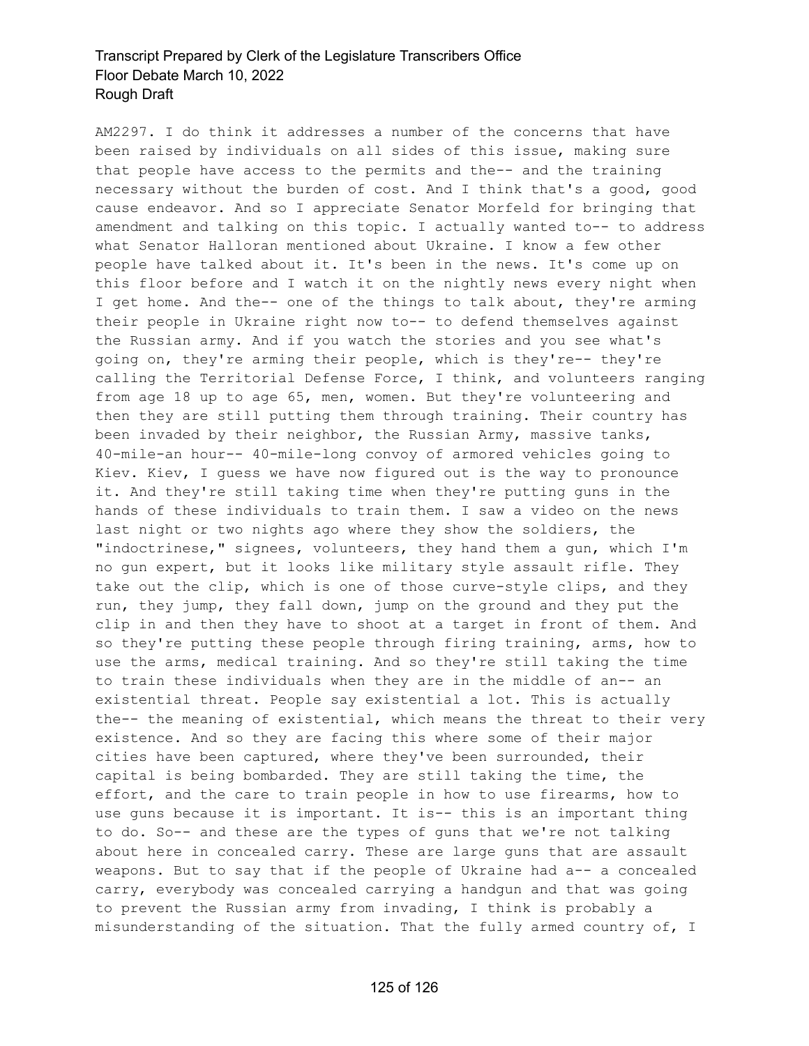AM2297. I do think it addresses a number of the concerns that have been raised by individuals on all sides of this issue, making sure that people have access to the permits and the-- and the training necessary without the burden of cost. And I think that's a good, good cause endeavor. And so I appreciate Senator Morfeld for bringing that amendment and talking on this topic. I actually wanted to-- to address what Senator Halloran mentioned about Ukraine. I know a few other people have talked about it. It's been in the news. It's come up on this floor before and I watch it on the nightly news every night when I get home. And the-- one of the things to talk about, they're arming their people in Ukraine right now to-- to defend themselves against the Russian army. And if you watch the stories and you see what's going on, they're arming their people, which is they're-- they're calling the Territorial Defense Force, I think, and volunteers ranging from age 18 up to age 65, men, women. But they're volunteering and then they are still putting them through training. Their country has been invaded by their neighbor, the Russian Army, massive tanks, 40-mile-an hour-- 40-mile-long convoy of armored vehicles going to Kiev. Kiev, I guess we have now figured out is the way to pronounce it. And they're still taking time when they're putting guns in the hands of these individuals to train them. I saw a video on the news last night or two nights ago where they show the soldiers, the "indoctrinese," signees, volunteers, they hand them a gun, which I'm no gun expert, but it looks like military style assault rifle. They take out the clip, which is one of those curve-style clips, and they run, they jump, they fall down, jump on the ground and they put the clip in and then they have to shoot at a target in front of them. And so they're putting these people through firing training, arms, how to use the arms, medical training. And so they're still taking the time to train these individuals when they are in the middle of an-- an existential threat. People say existential a lot. This is actually the-- the meaning of existential, which means the threat to their very existence. And so they are facing this where some of their major cities have been captured, where they've been surrounded, their capital is being bombarded. They are still taking the time, the effort, and the care to train people in how to use firearms, how to use guns because it is important. It is-- this is an important thing to do. So-- and these are the types of guns that we're not talking about here in concealed carry. These are large guns that are assault weapons. But to say that if the people of Ukraine had a-- a concealed carry, everybody was concealed carrying a handgun and that was going to prevent the Russian army from invading, I think is probably a misunderstanding of the situation. That the fully armed country of, I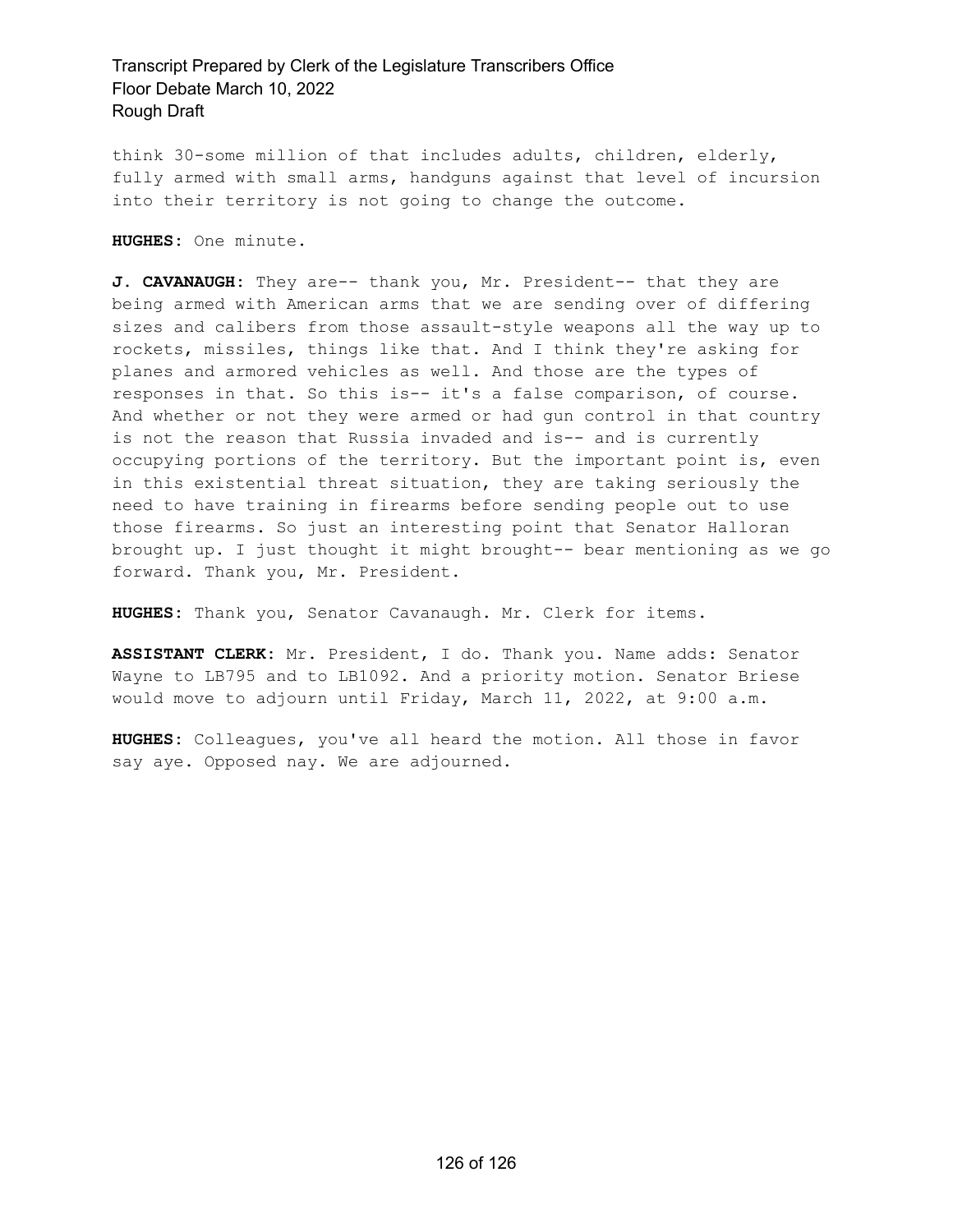think 30-some million of that includes adults, children, elderly, fully armed with small arms, handguns against that level of incursion into their territory is not going to change the outcome.

**HUGHES:** One minute.

**J. CAVANAUGH:** They are-- thank you, Mr. President-- that they are being armed with American arms that we are sending over of differing sizes and calibers from those assault-style weapons all the way up to rockets, missiles, things like that. And I think they're asking for planes and armored vehicles as well. And those are the types of responses in that. So this is-- it's a false comparison, of course. And whether or not they were armed or had gun control in that country is not the reason that Russia invaded and is-- and is currently occupying portions of the territory. But the important point is, even in this existential threat situation, they are taking seriously the need to have training in firearms before sending people out to use those firearms. So just an interesting point that Senator Halloran brought up. I just thought it might brought-- bear mentioning as we go forward. Thank you, Mr. President.

**HUGHES:** Thank you, Senator Cavanaugh. Mr. Clerk for items.

**ASSISTANT CLERK:** Mr. President, I do. Thank you. Name adds: Senator Wayne to LB795 and to LB1092. And a priority motion. Senator Briese would move to adjourn until Friday, March 11, 2022, at 9:00 a.m.

**HUGHES:** Colleagues, you've all heard the motion. All those in favor say aye. Opposed nay. We are adjourned.